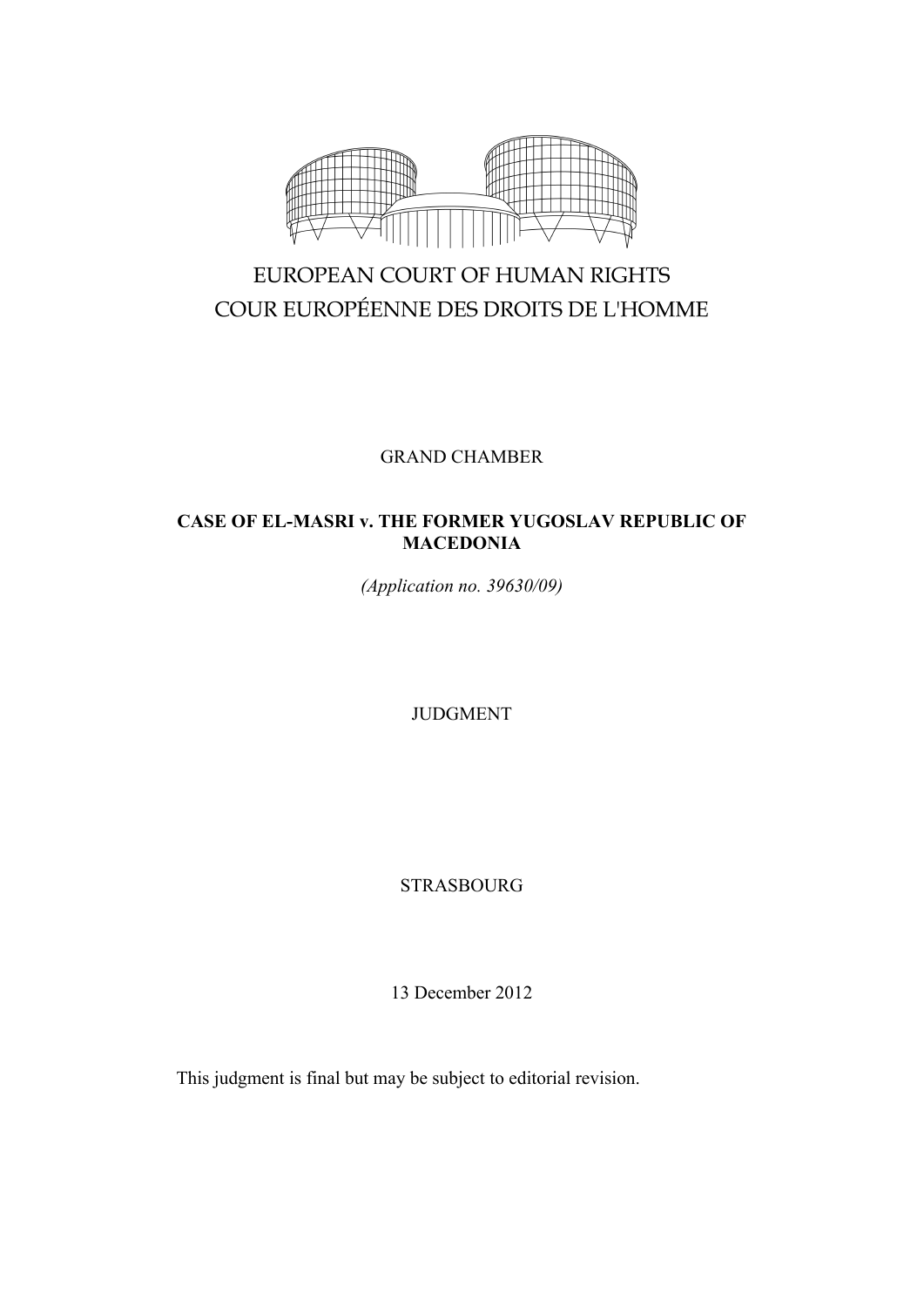EUROPEAN COURT OF HUMAN RIGHTS

COUR EUROPÉENNE DES DROITS DE L'HOMME

GRAND CHAMBER

**CASE OF EL-MASRI v. THE FORMER YUGOSLAV REPUBLIC OF MACEDONIA**

*(Application no. 39630/09)*

JUDGMENT

STRASBOURG

13 December 2012

This judgment is final but may be subject to editorial revision.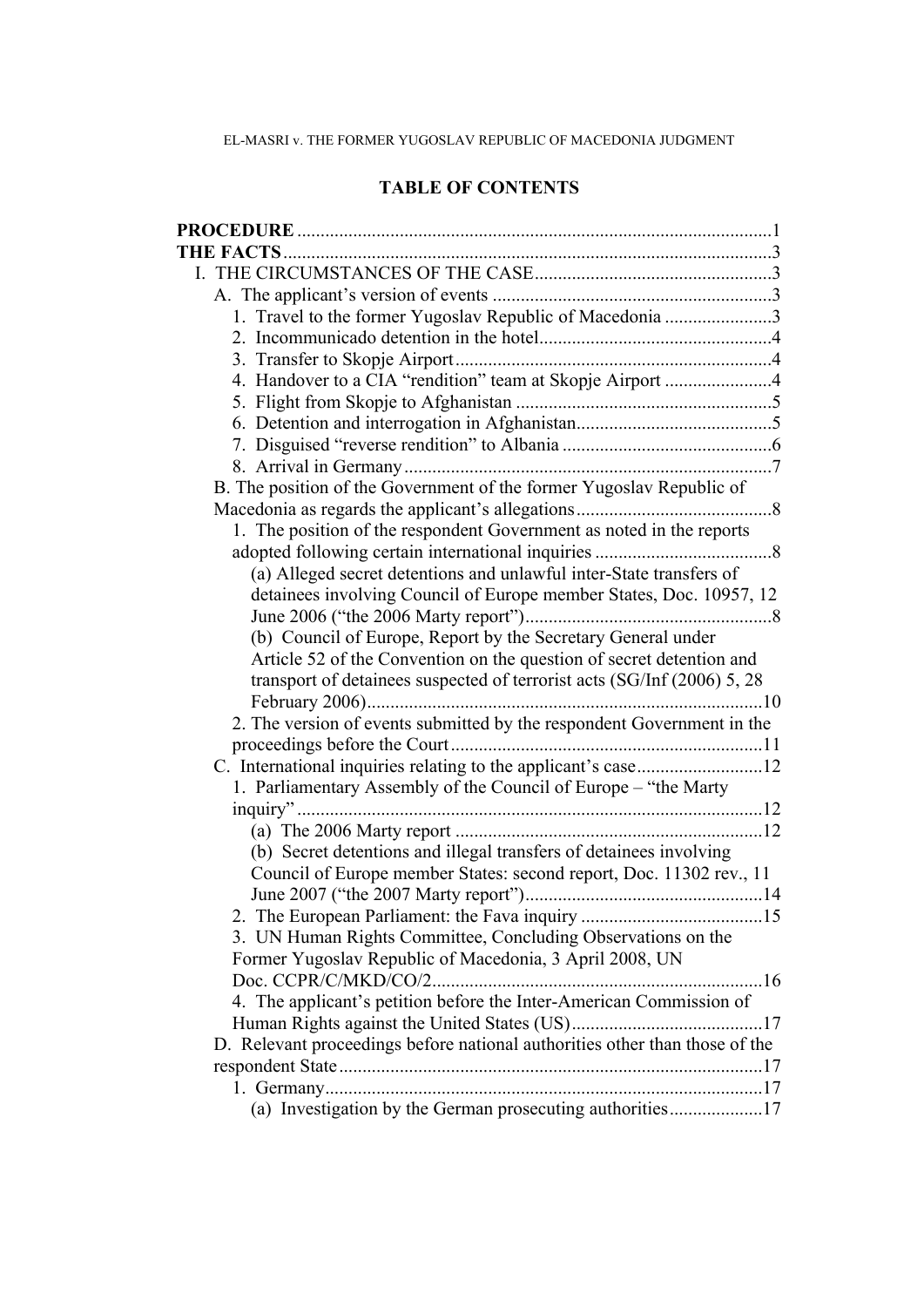## TABLE OF CONTENTS

**PROCEDURE** .......................................................................................................1

**THE FACTS** .........................................................................................................3

I. THE CIRCUMSTANCES OF THE CASE ...................................................3

A. The applicant's version of events ............................................................3

1. Travel to the former Yugoslav Republic of Macedonia .......................3

2. Incommunicado detention in the hotel..................................................4

3. Transfer to Skopje Airport ....................................................................4

4. Handover to a CIA "rendition" team at Skopje Airport .......................4

5. Flight from Skopje to Afghanistan .......................................................5

6. Detention and interrogation in Afghanistan..........................................5

7. Disguised "reverse rendition" to Albania .............................................6

8. Arrival in Germany ...............................................................................7

B. The position of the Government of the former Yugoslav Republic of Macedonia as regards the applicant's allegations..........................................8

1. The position of the respondent Government as noted in the reports adopted following certain international inquiries ......................................8

(a) Alleged secret detentions and unlawful inter-State transfers of detainees involving Council of Europe member States, Doc. 10957, 12 June 2006 ("the 2006 Marty report").....................................................8

(b) Council of Europe, Report by the Secretary General under Article 52 of the Convention on the question of secret detention and transport of detainees suspected of terrorist acts (SG/Inf (2006) 5, 28 February 2006).....................................................................................10

2. The version of events submitted by the respondent Government in the proceedings before the Court ...................................................................11

C. International inquiries relating to the applicant's case...........................12

1. Parliamentary Assembly of the Council of Europe – "the Marty inquiry" ....................................................................................................12

(a) The 2006 Marty report ..................................................................12

(b) Secret detentions and illegal transfers of detainees involving Council of Europe member States: second report, Doc. 11302 rev., 11 June 2007 ("the 2007 Marty report")...................................................14

2. The European Parliament: the Fava inquiry .......................................15

3. UN Human Rights Committee, Concluding Observations on the Former Yugoslav Republic of Macedonia, 3 April 2008, UN Doc. CCPR/C/MKD/CO/2.......................................................................16

4. The applicant's petition before the Inter-American Commission of Human Rights against the United States (US).........................................17

D. Relevant proceedings before national authorities other than those of the respondent State ...........................................................................................17

1. Germany..............................................................................................17

(a) Investigation by the German prosecuting authorities....................17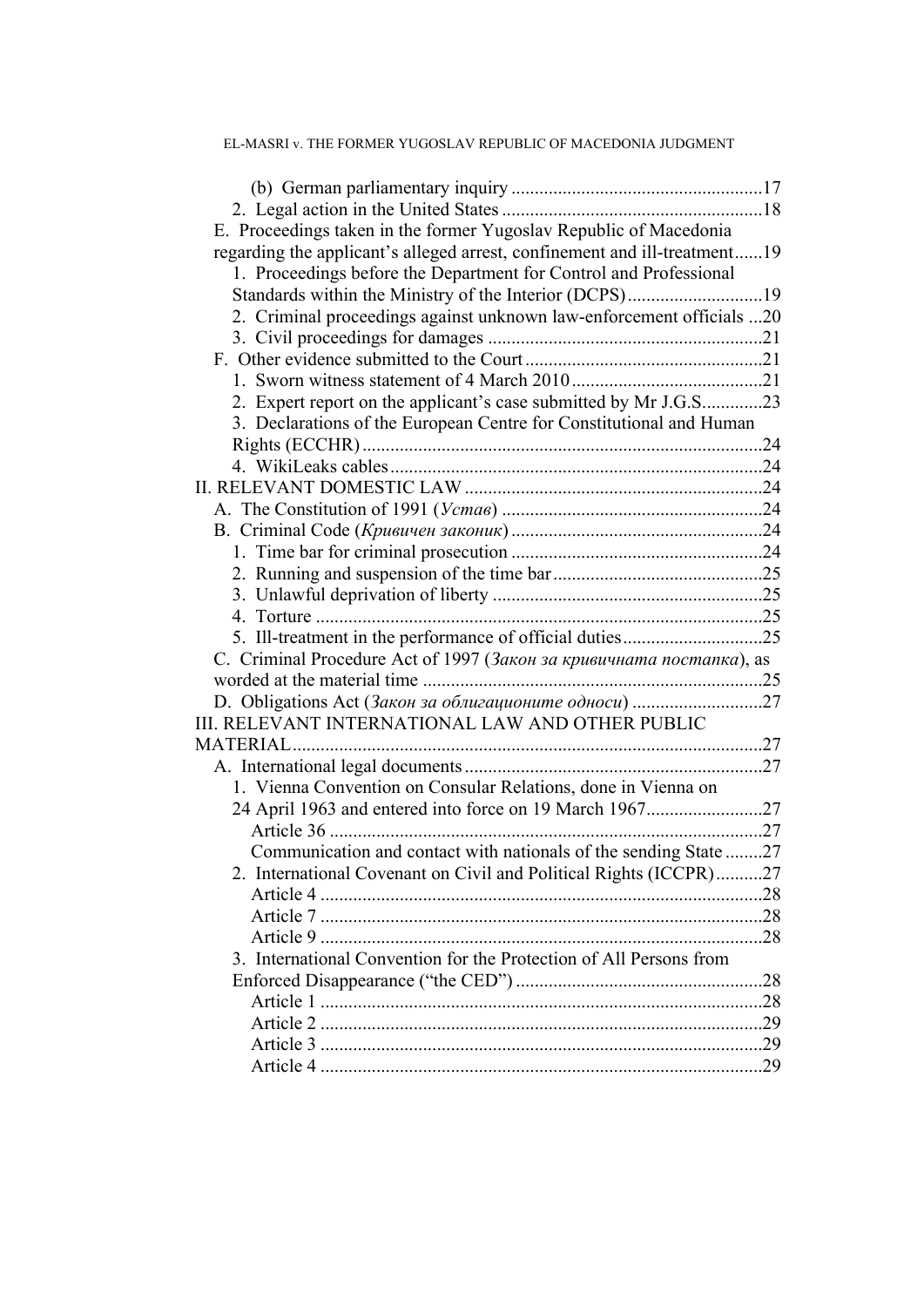(b) German parliamentary inquiry ......................................................17
2. Legal action in the United States ........................................................18
E. Proceedings taken in the former Yugoslav Republic of Macedonia regarding the applicant's alleged arrest, confinement and ill-treatment......19
1. Proceedings before the Department for Control and Professional Standards within the Ministry of the Interior (DCPS)............................19
2. Criminal proceedings against unknown law-enforcement officials ...20
3. Civil proceedings for damages ..........................................................21
F. Other evidence submitted to the Court...................................................21
1. Sworn witness statement of 4 March 2010.........................................21
2. Expert report on the applicant's case submitted by Mr J.G.S............23
3. Declarations of the European Centre for Constitutional and Human Rights (ECCHR) .....................................................................................24
4. WikiLeaks cables ...............................................................................24
II. RELEVANT DOMESTIC LAW ..............................................................24
A. The Constitution of 1991 (*Устав*) .......................................................24
B. Criminal Code (*Кривичен законик*) ......................................................24
1. Time bar for criminal prosecution ......................................................24
2. Running and suspension of the time bar............................................25
3. Unlawful deprivation of liberty .........................................................25
4. Torture ...............................................................................................25
5. Ill-treatment in the performance of official duties..............................25
C. Criminal Procedure Act of 1997 (*Закон за кривичната постапка*), as worded at the material time ........................................................................25
D. Obligations Act (*Закон за облигационите односи*) ...........................27
III. RELEVANT INTERNATIONAL LAW AND OTHER PUBLIC MATERIAL....................................................................................................27
A. International legal documents...............................................................27
1. Vienna Convention on Consular Relations, done in Vienna on 24 April 1963 and entered into force on 19 March 1967.........................27
Article 36 ............................................................................................27
Communication and contact with nationals of the sending State ........27
2. International Covenant on Civil and Political Rights (ICCPR)..........27
Article 4 ..............................................................................................28
Article 7 ..............................................................................................28
Article 9 ..............................................................................................28
3. International Convention for the Protection of All Persons from Enforced Disappearance ("the CED") ....................................................28
Article 1 ..............................................................................................28
Article 2 ..............................................................................................29
Article 3 ..............................................................................................29
Article 4 ..............................................................................................29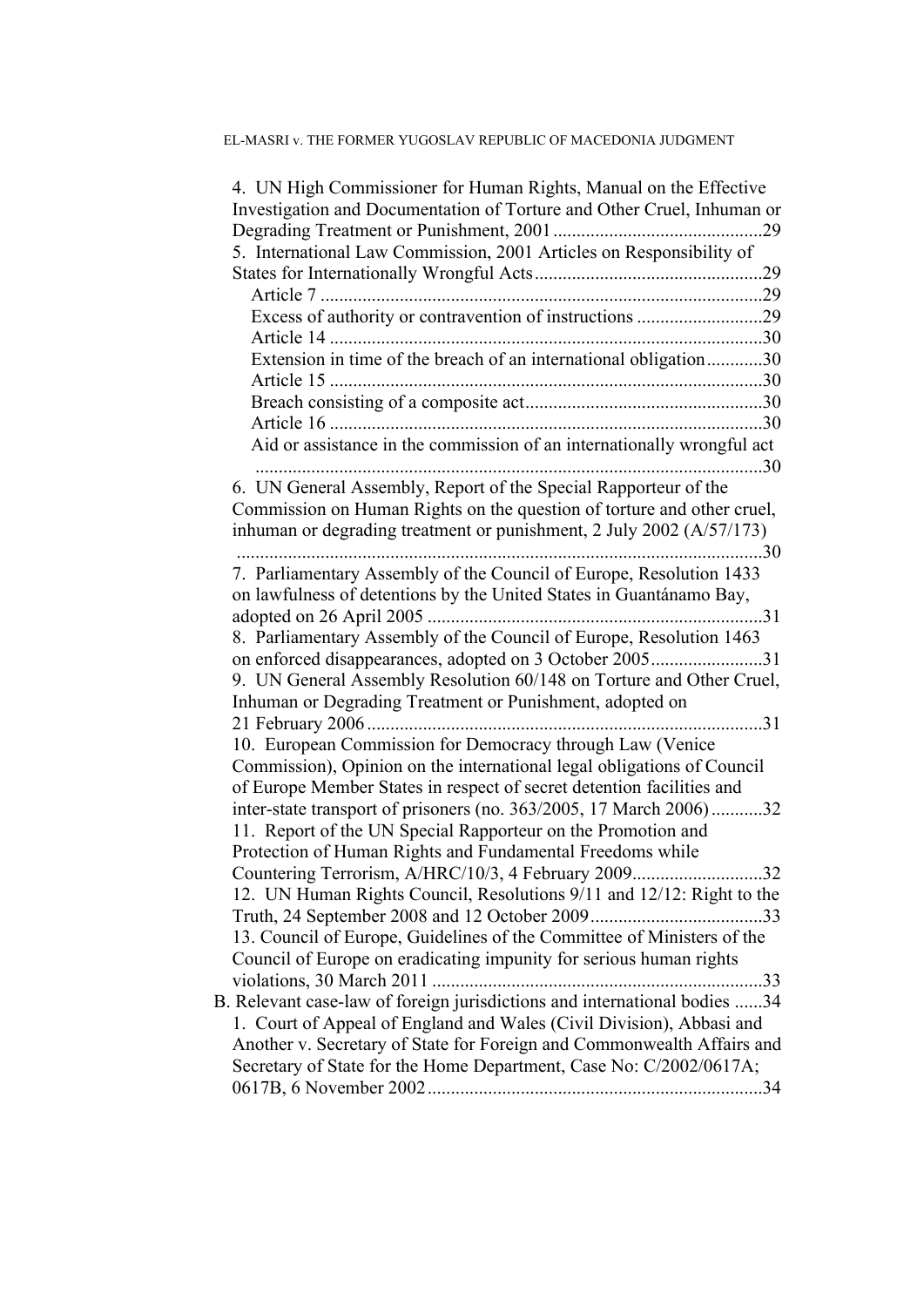4. UN High Commissioner for Human Rights, Manual on the Effective Investigation and Documentation of Torture and Other Cruel, Inhuman or Degrading Treatment or Punishment, 2001 .............................................29

5. International Law Commission, 2001 Articles on Responsibility of States for Internationally Wrongful Acts.................................................29

- Article 7 ..............................................................................................29
- Excess of authority or contravention of instructions ...........................29
- Article 14 ............................................................................................30
- Extension in time of the breach of an international obligation............30
- Article 15 ............................................................................................30
- Breach consisting of a composite act...................................................30
- Article 16 ............................................................................................30
- Aid or assistance in the commission of an internationally wrongful act .............................................................................................................30

6. UN General Assembly, Report of the Special Rapporteur of the Commission on Human Rights on the question of torture and other cruel, inhuman or degrading treatment or punishment, 2 July 2002 (A/57/173) .................................................................................................................30

7. Parliamentary Assembly of the Council of Europe, Resolution 1433 on lawfulness of detentions by the United States in Guantánamo Bay, adopted on 26 April 2005 ........................................................................31

8. Parliamentary Assembly of the Council of Europe, Resolution 1463 on enforced disappearances, adopted on 3 October 2005........................31

9. UN General Assembly Resolution 60/148 on Torture and Other Cruel, Inhuman or Degrading Treatment or Punishment, adopted on 21 February 2006 .....................................................................................31

10. European Commission for Democracy through Law (Venice Commission), Opinion on the international legal obligations of Council of Europe Member States in respect of secret detention facilities and inter-state transport of prisoners (no. 363/2005, 17 March 2006) ...........32

11. Report of the UN Special Rapporteur on the Promotion and Protection of Human Rights and Fundamental Freedoms while Countering Terrorism, A/HRC/10/3, 4 February 2009............................32

12. UN Human Rights Council, Resolutions 9/11 and 12/12: Right to the Truth, 24 September 2008 and 12 October 2009.....................................33

13. Council of Europe, Guidelines of the Committee of Ministers of the Council of Europe on eradicating impunity for serious human rights violations, 30 March 2011 .......................................................................33

B. Relevant case-law of foreign jurisdictions and international bodies ......34

1. Court of Appeal of England and Wales (Civil Division), Abbasi and Another v. Secretary of State for Foreign and Commonwealth Affairs and Secretary of State for the Home Department, Case No: C/2002/0617A; 0617B, 6 November 2002 ........................................................................34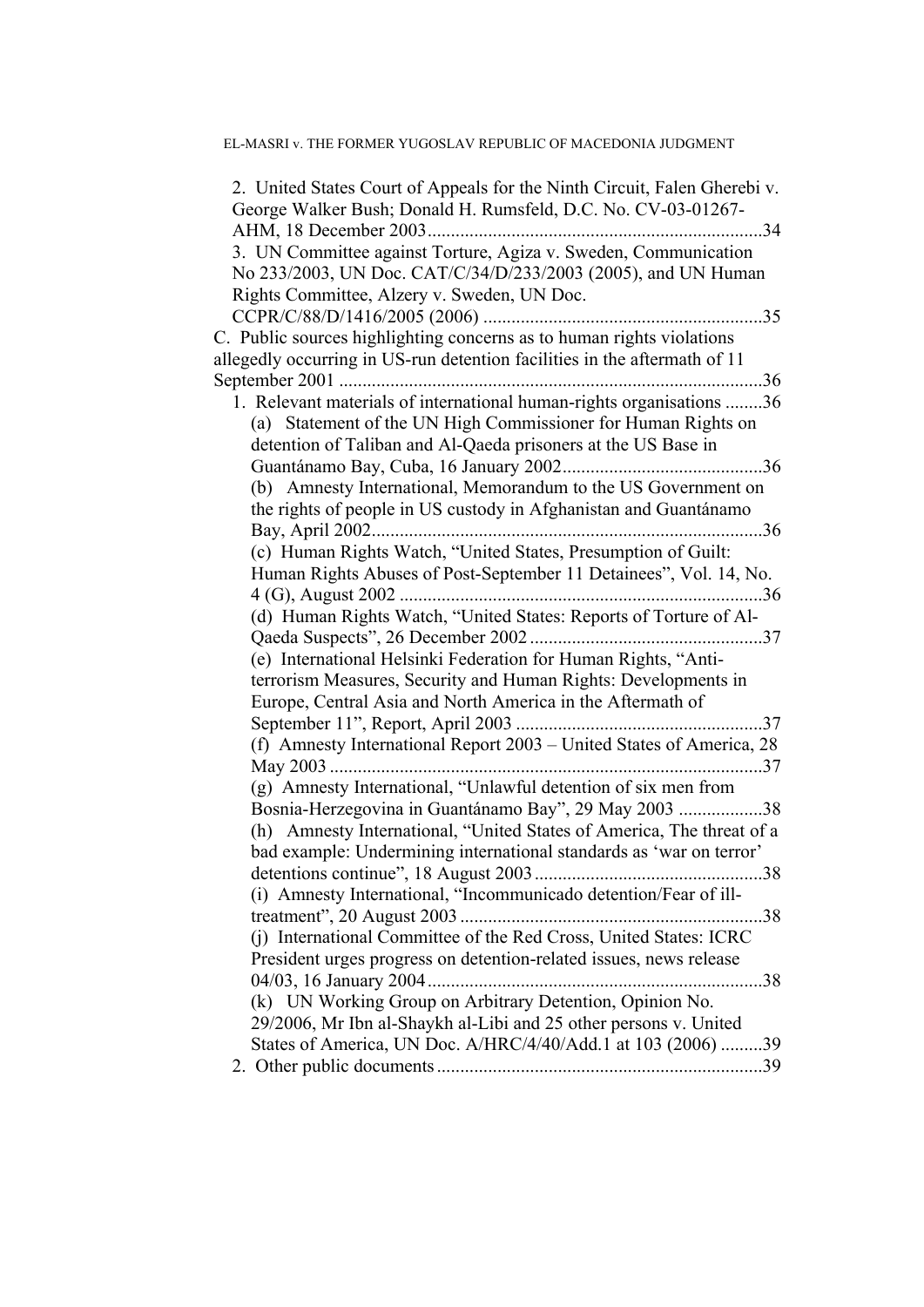2. United States Court of Appeals for the Ninth Circuit, Falen Gherebi v. George Walker Bush; Donald H. Rumsfeld, D.C. No. CV-03-01267-AHM, 18 December 2003........................................................................34

3. UN Committee against Torture, Agiza v. Sweden, Communication No 233/2003, UN Doc. CAT/C/34/D/233/2003 (2005), and UN Human Rights Committee, Alzery v. Sweden, UN Doc. CCPR/C/88/D/1416/2005 (2006) ............................................................35

C. Public sources highlighting concerns as to human rights violations allegedly occurring in US-run detention facilities in the aftermath of 11 September 2001 ...........................................................................................36

1. Relevant materials of international human-rights organisations ........36

(a) Statement of the UN High Commissioner for Human Rights on detention of Taliban and Al-Qaeda prisoners at the US Base in Guantánamo Bay, Cuba, 16 January 2002...........................................36

(b) Amnesty International, Memorandum to the US Government on the rights of people in US custody in Afghanistan and Guantánamo Bay, April 2002....................................................................................36

(c) Human Rights Watch, "United States, Presumption of Guilt: Human Rights Abuses of Post-September 11 Detainees", Vol. 14, No. 4 (G), August 2002 ..............................................................................36

(d) Human Rights Watch, "United States: Reports of Torture of Al-Qaeda Suspects", 26 December 2002 ..................................................37

(e) International Helsinki Federation for Human Rights, "Anti-terrorism Measures, Security and Human Rights: Developments in Europe, Central Asia and North America in the Aftermath of September 11", Report, April 2003 .....................................................37

(f) Amnesty International Report 2003 – United States of America, 28 May 2003 .............................................................................................37

(g) Amnesty International, "Unlawful detention of six men from Bosnia-Herzegovina in Guantánamo Bay", 29 May 2003 ..................38

(h) Amnesty International, "United States of America, The threat of a bad example: Undermining international standards as 'war on terror' detentions continue", 18 August 2003 .................................................38

(i) Amnesty International, "Incommunicado detention/Fear of ill-treatment", 20 August 2003 .................................................................38

(j) International Committee of the Red Cross, United States: ICRC President urges progress on detention-related issues, news release 04/03, 16 January 2004........................................................................38

(k) UN Working Group on Arbitrary Detention, Opinion No. 29/2006, Mr Ibn al-Shaykh al-Libi and 25 other persons v. United States of America, UN Doc. A/HRC/4/40/Add.1 at 103 (2006) .........39

2. Other public documents ......................................................................39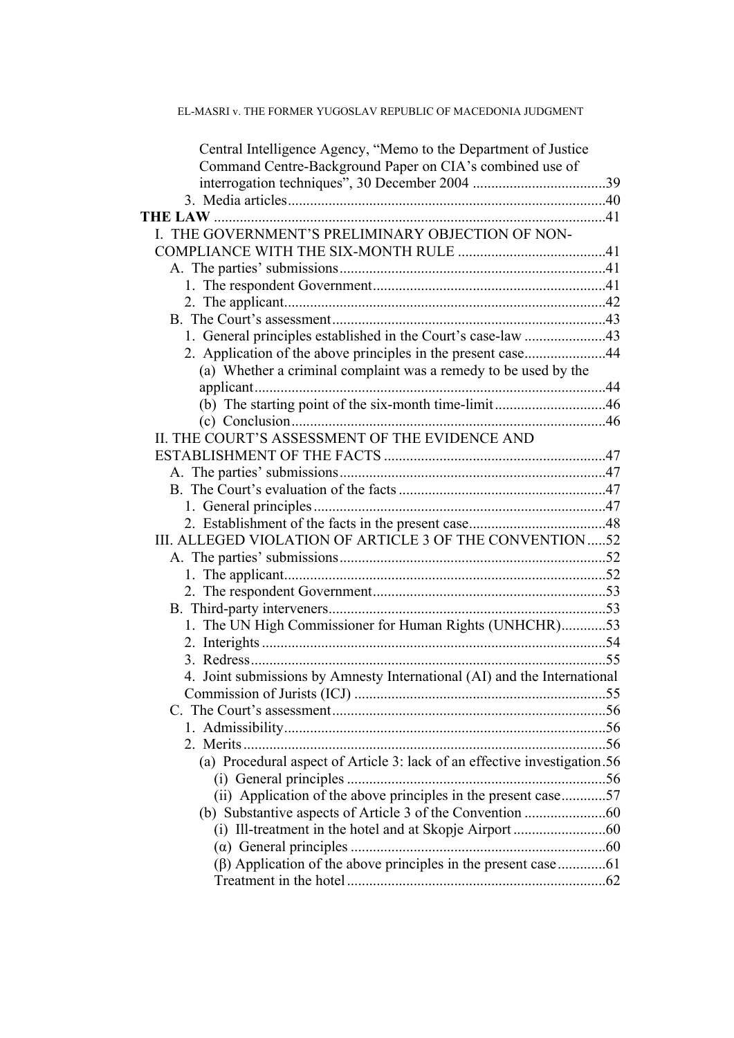Central Intelligence Agency, "Memo to the Department of Justice Command Centre-Background Paper on CIA's combined use of interrogation techniques", 30 December 2004 ....................................39

3. Media articles......................................................................................40

**THE LAW** ..........................................................................................................41

I. THE GOVERNMENT'S PRELIMINARY OBJECTION OF NON-COMPLIANCE WITH THE SIX-MONTH RULE ........................................41

A. The parties' submissions........................................................................41

1. The respondent Government...............................................................41

2. The applicant.......................................................................................42

B. The Court's assessment..........................................................................43

1. General principles established in the Court's case-law ......................43

2. Application of the above principles in the present case......................44

(a) Whether a criminal complaint was a remedy to be used by the applicant...............................................................................................44

(b) The starting point of the six-month time-limit..............................46

(c) Conclusion.....................................................................................46

II. THE COURT'S ASSESSMENT OF THE EVIDENCE AND ESTABLISHMENT OF THE FACTS ............................................................47

A. The parties' submissions........................................................................47

B. The Court's evaluation of the facts ........................................................47

1. General principles ...............................................................................47

2. Establishment of the facts in the present case.....................................48

III. ALLEGED VIOLATION OF ARTICLE 3 OF THE CONVENTION .....52

A. The parties' submissions........................................................................52

1. The applicant.......................................................................................52

2. The respondent Government...............................................................53

B. Third-party interveners...........................................................................53

1. The UN High Commissioner for Human Rights (UNHCHR)............53

2. Interights .............................................................................................54

3. Redress................................................................................................55

4. Joint submissions by Amnesty International (AI) and the International Commission of Jurists (ICJ) ....................................................................55

C. The Court's assessment..........................................................................56

1. Admissibility.......................................................................................56

2. Merits..................................................................................................56

(a) Procedural aspect of Article 3: lack of an effective investigation.56

(i) General principles ......................................................................56

(ii) Application of the above principles in the present case............57

(b) Substantive aspects of Article 3 of the Convention ......................60

(i) Ill-treatment in the hotel and at Skopje Airport .........................60

(α) General principles .....................................................................60

(β) Application of the above principles in the present case.............61

Treatment in the hotel ......................................................................62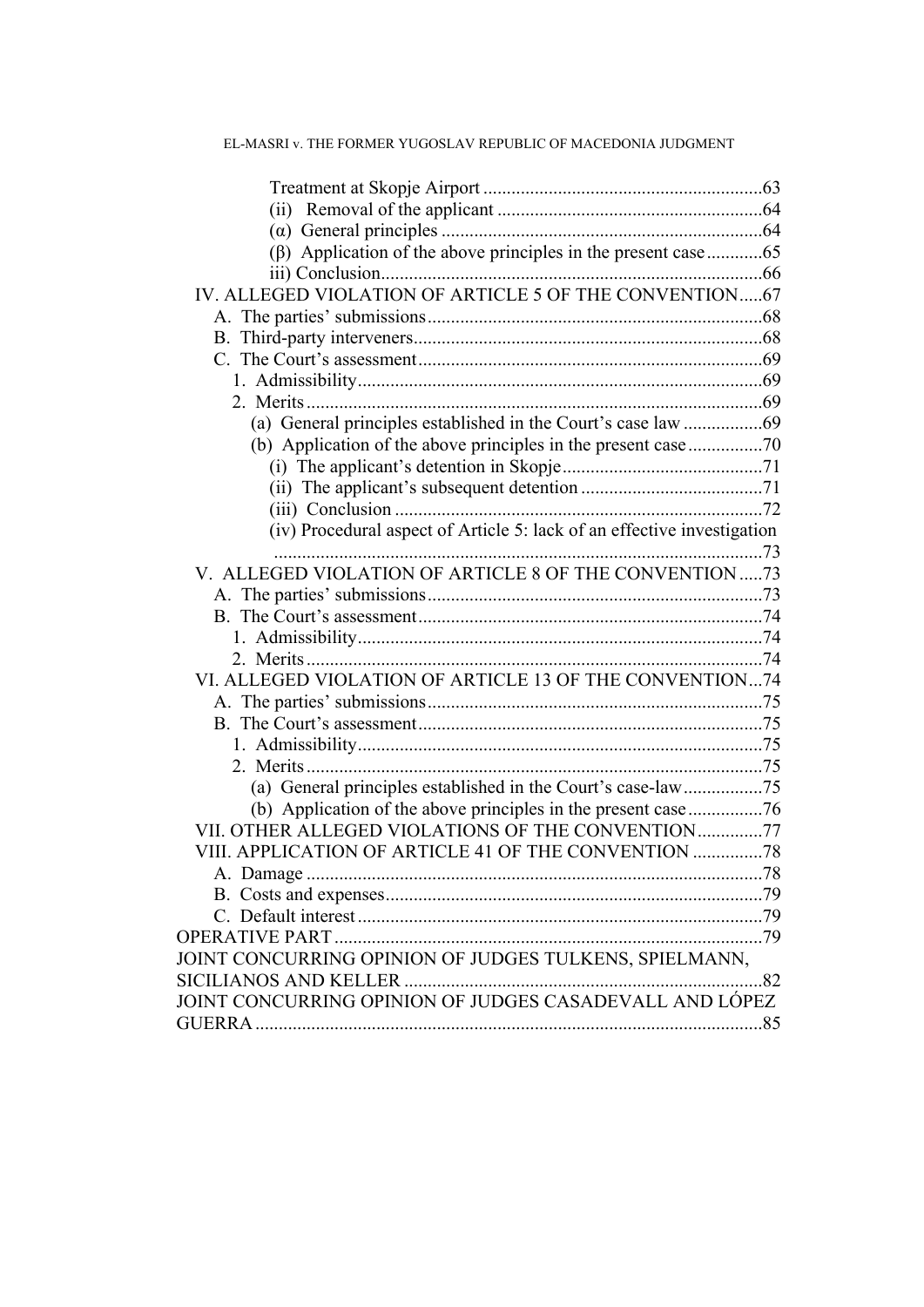Treatment at Skopje Airport ............................................................63
(ii) Removal of the applicant .........................................................64
(α) General principles .....................................................................64
(β) Application of the above principles in the present case ............65
iii) Conclusion..................................................................................66

IV. ALLEGED VIOLATION OF ARTICLE 5 OF THE CONVENTION.....67
A. The parties' submissions........................................................................68
B. Third-party interveners...........................................................................68
C. The Court's assessment..........................................................................69
1. Admissibility.......................................................................................69
2. Merits..................................................................................................69
(a) General principles established in the Court's case law .................69
(b) Application of the above principles in the present case................70
(i) The applicant's detention in Skopje...........................................71
(ii) The applicant's subsequent detention .......................................71
(iii) Conclusion ...............................................................................72
(iv) Procedural aspect of Article 5: lack of an effective investigation .........................................................................................................73

V. ALLEGED VIOLATION OF ARTICLE 8 OF THE CONVENTION .....73
A. The parties' submissions........................................................................73
B. The Court's assessment..........................................................................74
1. Admissibility.......................................................................................74
2. Merits..................................................................................................74

VI. ALLEGED VIOLATION OF ARTICLE 13 OF THE CONVENTION...74
A. The parties' submissions........................................................................75
B. The Court's assessment..........................................................................75
1. Admissibility.......................................................................................75
2. Merits..................................................................................................75
(a) General principles established in the Court's case-law.................75
(b) Application of the above principles in the present case................76

VII. OTHER ALLEGED VIOLATIONS OF THE CONVENTION..............77

VIII. APPLICATION OF ARTICLE 41 OF THE CONVENTION ...............78
A. Damage ..................................................................................................78
B. Costs and expenses.................................................................................79
C. Default interest.......................................................................................79

OPERATIVE PART...........................................................................................79

JOINT CONCURRING OPINION OF JUDGES TULKENS, SPIELMANN, SICILIANOS AND KELLER .............................................................................82

JOINT CONCURRING OPINION OF JUDGES CASADEVALL AND LÓPEZ GUERRA............................................................................................................85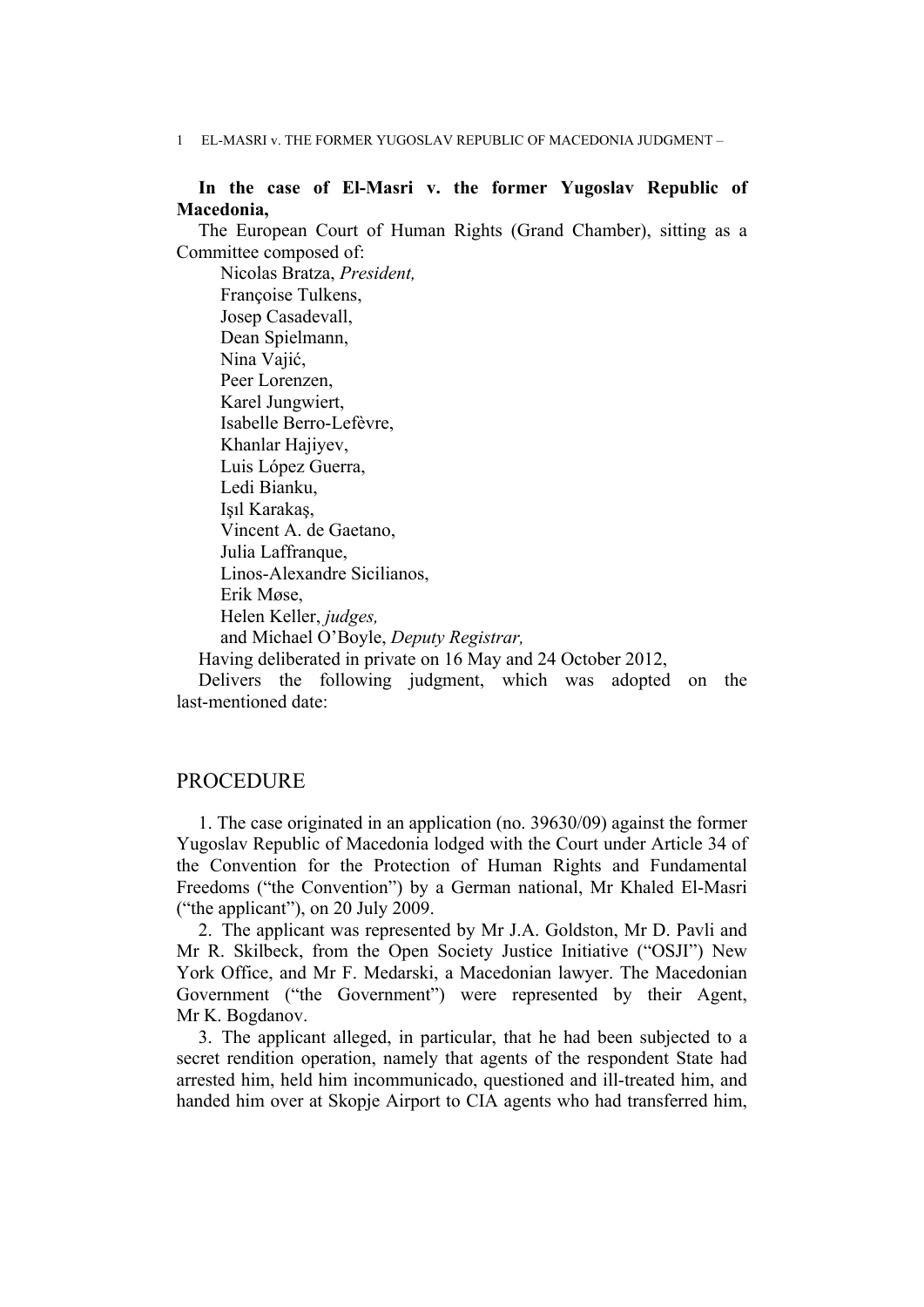**In the case of El-Masri v. the former Yugoslav Republic of Macedonia,**

The European Court of Human Rights (Grand Chamber), sitting as a Committee composed of:

Nicolas Bratza, *President,*
Françoise Tulkens,
Josep Casadevall,
Dean Spielmann,
Nina Vajić,
Peer Lorenzen,
Karel Jungwiert,
Isabelle Berro-Lefèvre,
Khanlar Hajiyev,
Luis López Guerra,
Ledi Bianku,
Işıl Karakaş,
Vincent A. de Gaetano,
Julia Laffranque,
Linos-Alexandre Sicilianos,
Erik Møse,
Helen Keller, *judges,*
and Michael O'Boyle, *Deputy Registrar,*

Having deliberated in private on 16 May and 24 October 2012,

Delivers the following judgment, which was adopted on the last-mentioned date:

## PROCEDURE

1. The case originated in an application (no. 39630/09) against the former Yugoslav Republic of Macedonia lodged with the Court under Article 34 of the Convention for the Protection of Human Rights and Fundamental Freedoms ("the Convention") by a German national, Mr Khaled El-Masri ("the applicant"), on 20 July 2009.

2. The applicant was represented by Mr J.A. Goldston, Mr D. Pavli and Mr R. Skilbeck, from the Open Society Justice Initiative ("OSJI") New York Office, and Mr F. Medarski, a Macedonian lawyer. The Macedonian Government ("the Government") were represented by their Agent, Mr K. Bogdanov.

3. The applicant alleged, in particular, that he had been subjected to a secret rendition operation, namely that agents of the respondent State had arrested him, held him incommunicado, questioned and ill-treated him, and handed him over at Skopje Airport to CIA agents who had transferred him,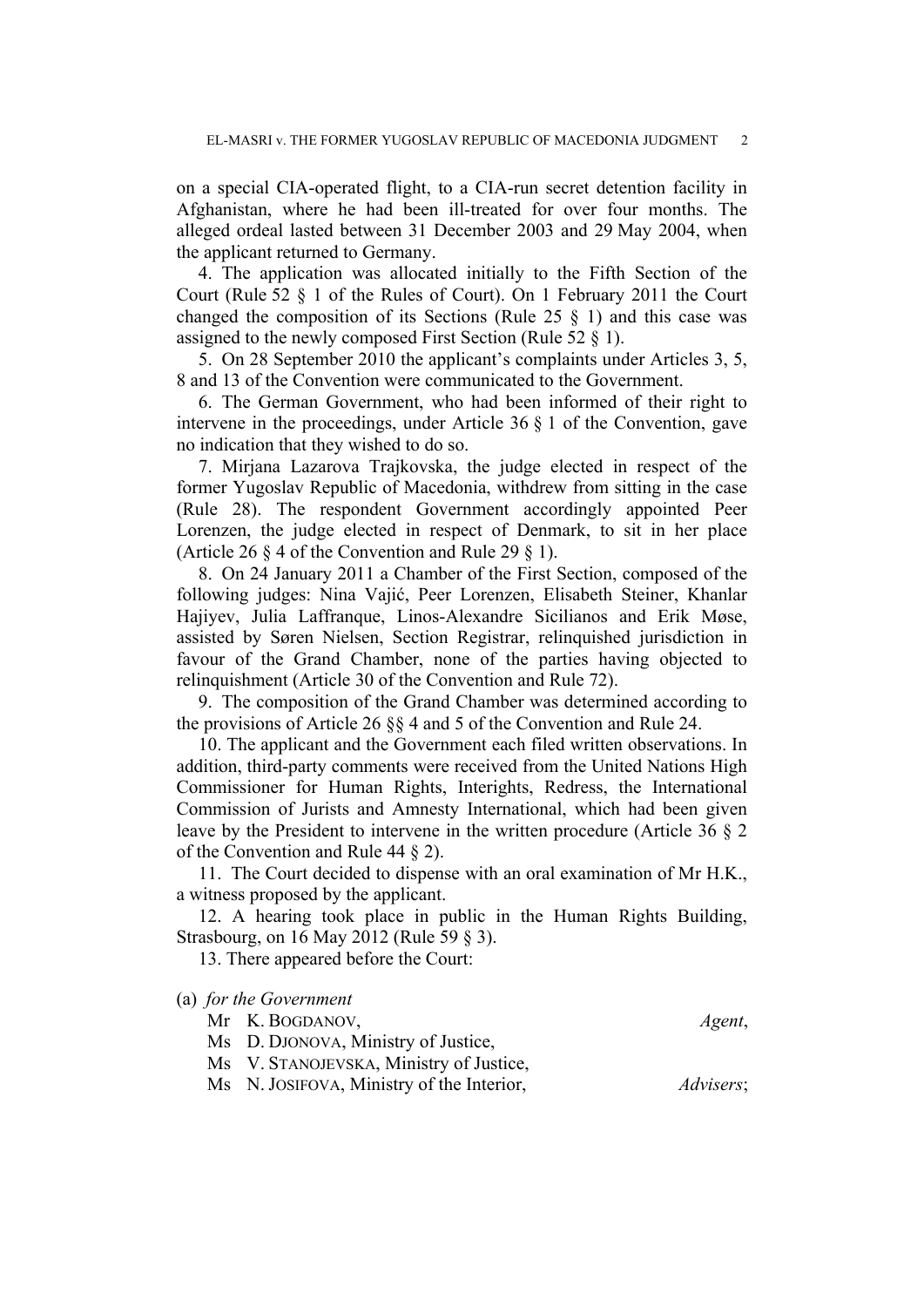on a special CIA-operated flight, to a CIA-run secret detention facility in Afghanistan, where he had been ill-treated for over four months. The alleged ordeal lasted between 31 December 2003 and 29 May 2004, when the applicant returned to Germany.

4. The application was allocated initially to the Fifth Section of the Court (Rule 52 § 1 of the Rules of Court). On 1 February 2011 the Court changed the composition of its Sections (Rule 25 § 1) and this case was assigned to the newly composed First Section (Rule 52 § 1).

5. On 28 September 2010 the applicant's complaints under Articles 3, 5, 8 and 13 of the Convention were communicated to the Government.

6. The German Government, who had been informed of their right to intervene in the proceedings, under Article 36 § 1 of the Convention, gave no indication that they wished to do so.

7. Mirjana Lazarova Trajkovska, the judge elected in respect of the former Yugoslav Republic of Macedonia, withdrew from sitting in the case (Rule 28). The respondent Government accordingly appointed Peer Lorenzen, the judge elected in respect of Denmark, to sit in her place (Article 26 § 4 of the Convention and Rule 29 § 1).

8. On 24 January 2011 a Chamber of the First Section, composed of the following judges: Nina Vajić, Peer Lorenzen, Elisabeth Steiner, Khanlar Hajiyev, Julia Laffranque, Linos-Alexandre Sicilianos and Erik Møse, assisted by Søren Nielsen, Section Registrar, relinquished jurisdiction in favour of the Grand Chamber, none of the parties having objected to relinquishment (Article 30 of the Convention and Rule 72).

9. The composition of the Grand Chamber was determined according to the provisions of Article 26 §§ 4 and 5 of the Convention and Rule 24.

10. The applicant and the Government each filed written observations. In addition, third-party comments were received from the United Nations High Commissioner for Human Rights, Interights, Redress, the International Commission of Jurists and Amnesty International, which had been given leave by the President to intervene in the written procedure (Article 36 § 2 of the Convention and Rule 44 § 2).

11. The Court decided to dispense with an oral examination of Mr H.K., a witness proposed by the applicant.

12. A hearing took place in public in the Human Rights Building, Strasbourg, on 16 May 2012 (Rule 59 § 3).

13. There appeared before the Court:

(a) *for the Government*

Mr K. Bogdanov, *Agent*,
Ms D. Djonova, Ministry of Justice,
Ms V. Stanojevska, Ministry of Justice,
Ms N. Josifova, Ministry of the Interior, *Advisers*;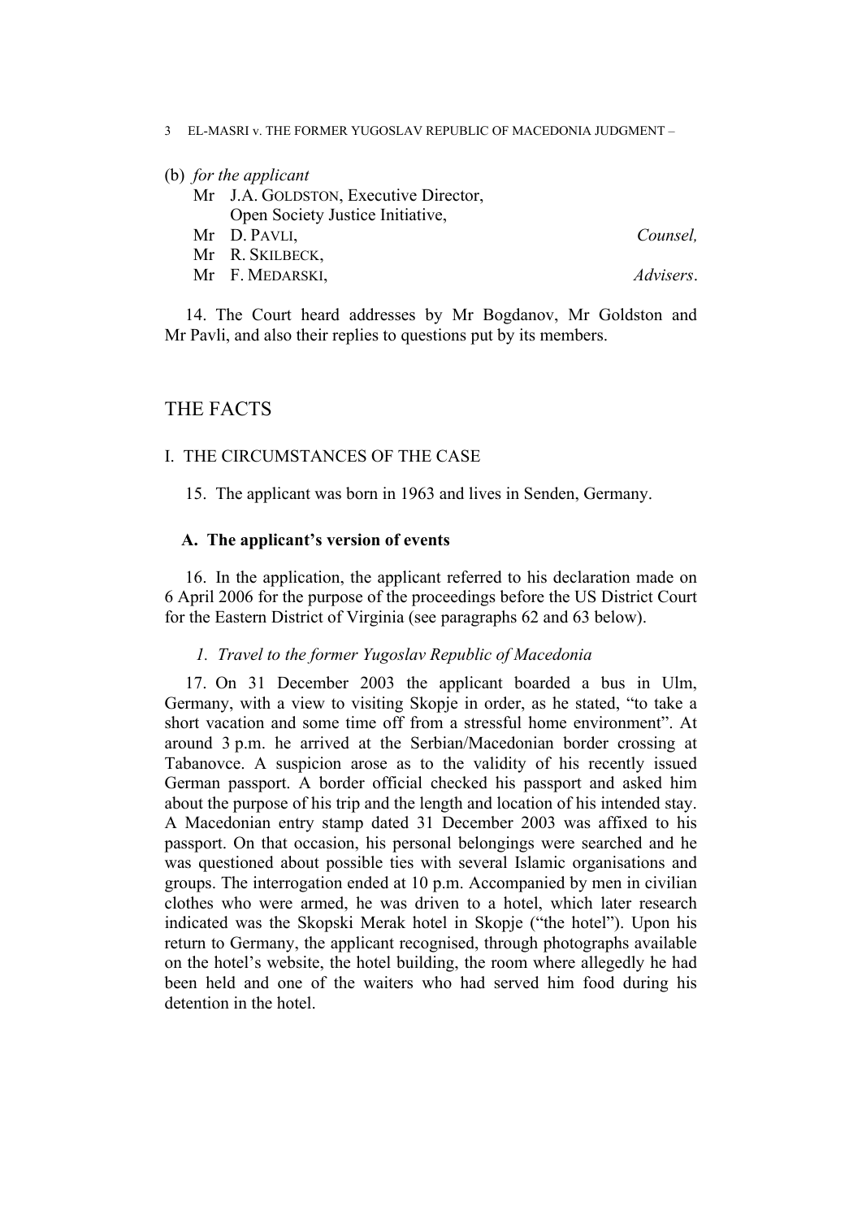(b) *for the applicant*

Mr J.A. GOLDSTON, Executive Director,
Open Society Justice Initiative,
Mr D. PAVLI, *Counsel,*
Mr R. SKILBECK,
Mr F. MEDARSKI, *Advisers*.

14. The Court heard addresses by Mr Bogdanov, Mr Goldston and Mr Pavli, and also their replies to questions put by its members.

## THE FACTS

### I. THE CIRCUMSTANCES OF THE CASE

15. The applicant was born in 1963 and lives in Senden, Germany.

#### A. The applicant's version of events

16. In the application, the applicant referred to his declaration made on 6 April 2006 for the purpose of the proceedings before the US District Court for the Eastern District of Virginia (see paragraphs 62 and 63 below).

##### *1. Travel to the former Yugoslav Republic of Macedonia*

17. On 31 December 2003 the applicant boarded a bus in Ulm, Germany, with a view to visiting Skopje in order, as he stated, "to take a short vacation and some time off from a stressful home environment". At around 3 p.m. he arrived at the Serbian/Macedonian border crossing at Tabanovce. A suspicion arose as to the validity of his recently issued German passport. A border official checked his passport and asked him about the purpose of his trip and the length and location of his intended stay. A Macedonian entry stamp dated 31 December 2003 was affixed to his passport. On that occasion, his personal belongings were searched and he was questioned about possible ties with several Islamic organisations and groups. The interrogation ended at 10 p.m. Accompanied by men in civilian clothes who were armed, he was driven to a hotel, which later research indicated was the Skopski Merak hotel in Skopje ("the hotel"). Upon his return to Germany, the applicant recognised, through photographs available on the hotel's website, the hotel building, the room where allegedly he had been held and one of the waiters who had served him food during his detention in the hotel.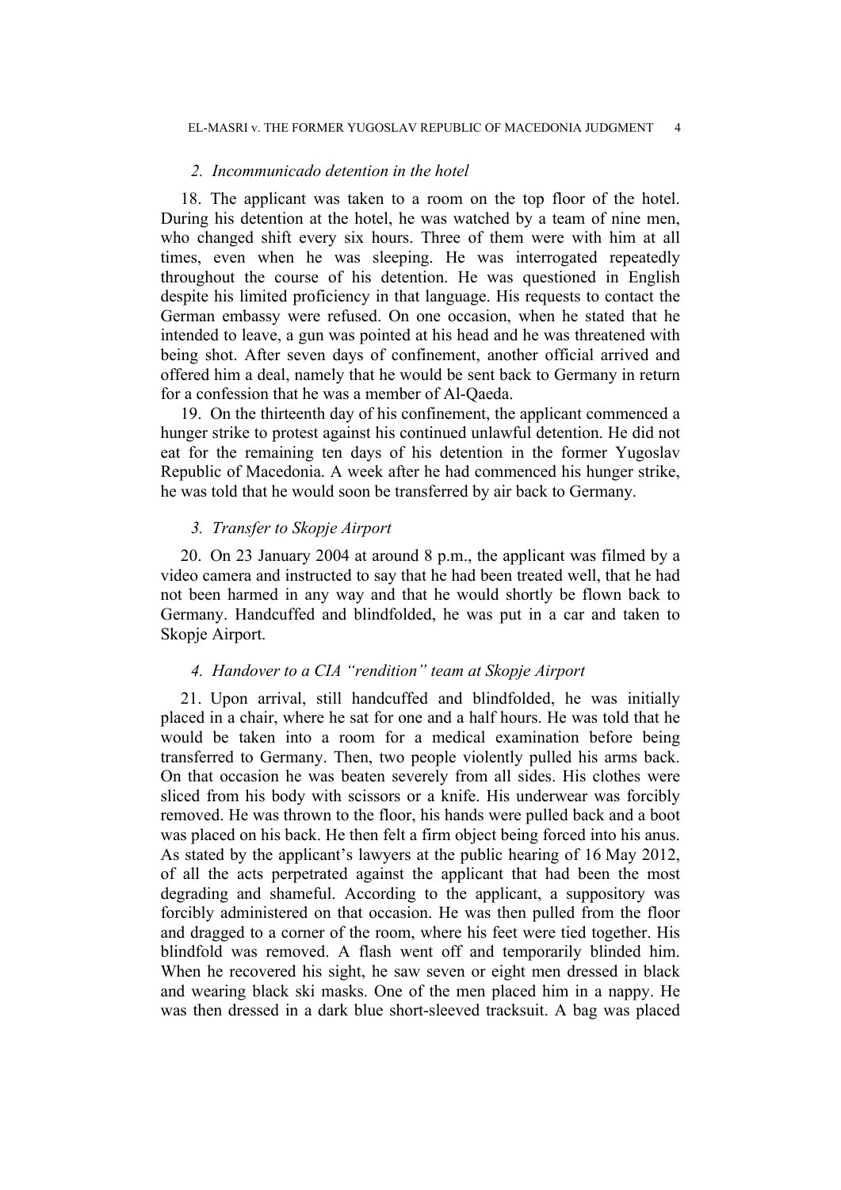### 2. *Incommunicado detention in the hotel*

18. The applicant was taken to a room on the top floor of the hotel. During his detention at the hotel, he was watched by a team of nine men, who changed shift every six hours. Three of them were with him at all times, even when he was sleeping. He was interrogated repeatedly throughout the course of his detention. He was questioned in English despite his limited proficiency in that language. His requests to contact the German embassy were refused. On one occasion, when he stated that he intended to leave, a gun was pointed at his head and he was threatened with being shot. After seven days of confinement, another official arrived and offered him a deal, namely that he would be sent back to Germany in return for a confession that he was a member of Al-Qaeda.

19. On the thirteenth day of his confinement, the applicant commenced a hunger strike to protest against his continued unlawful detention. He did not eat for the remaining ten days of his detention in the former Yugoslav Republic of Macedonia. A week after he had commenced his hunger strike, he was told that he would soon be transferred by air back to Germany.

### 3. *Transfer to Skopje Airport*

20. On 23 January 2004 at around 8 p.m., the applicant was filmed by a video camera and instructed to say that he had been treated well, that he had not been harmed in any way and that he would shortly be flown back to Germany. Handcuffed and blindfolded, he was put in a car and taken to Skopje Airport.

### 4. *Handover to a CIA "rendition" team at Skopje Airport*

21. Upon arrival, still handcuffed and blindfolded, he was initially placed in a chair, where he sat for one and a half hours. He was told that he would be taken into a room for a medical examination before being transferred to Germany. Then, two people violently pulled his arms back. On that occasion he was beaten severely from all sides. His clothes were sliced from his body with scissors or a knife. His underwear was forcibly removed. He was thrown to the floor, his hands were pulled back and a boot was placed on his back. He then felt a firm object being forced into his anus. As stated by the applicant's lawyers at the public hearing of 16 May 2012, of all the acts perpetrated against the applicant that had been the most degrading and shameful. According to the applicant, a suppository was forcibly administered on that occasion. He was then pulled from the floor and dragged to a corner of the room, where his feet were tied together. His blindfold was removed. A flash went off and temporarily blinded him. When he recovered his sight, he saw seven or eight men dressed in black and wearing black ski masks. One of the men placed him in a nappy. He was then dressed in a dark blue short-sleeved tracksuit. A bag was placed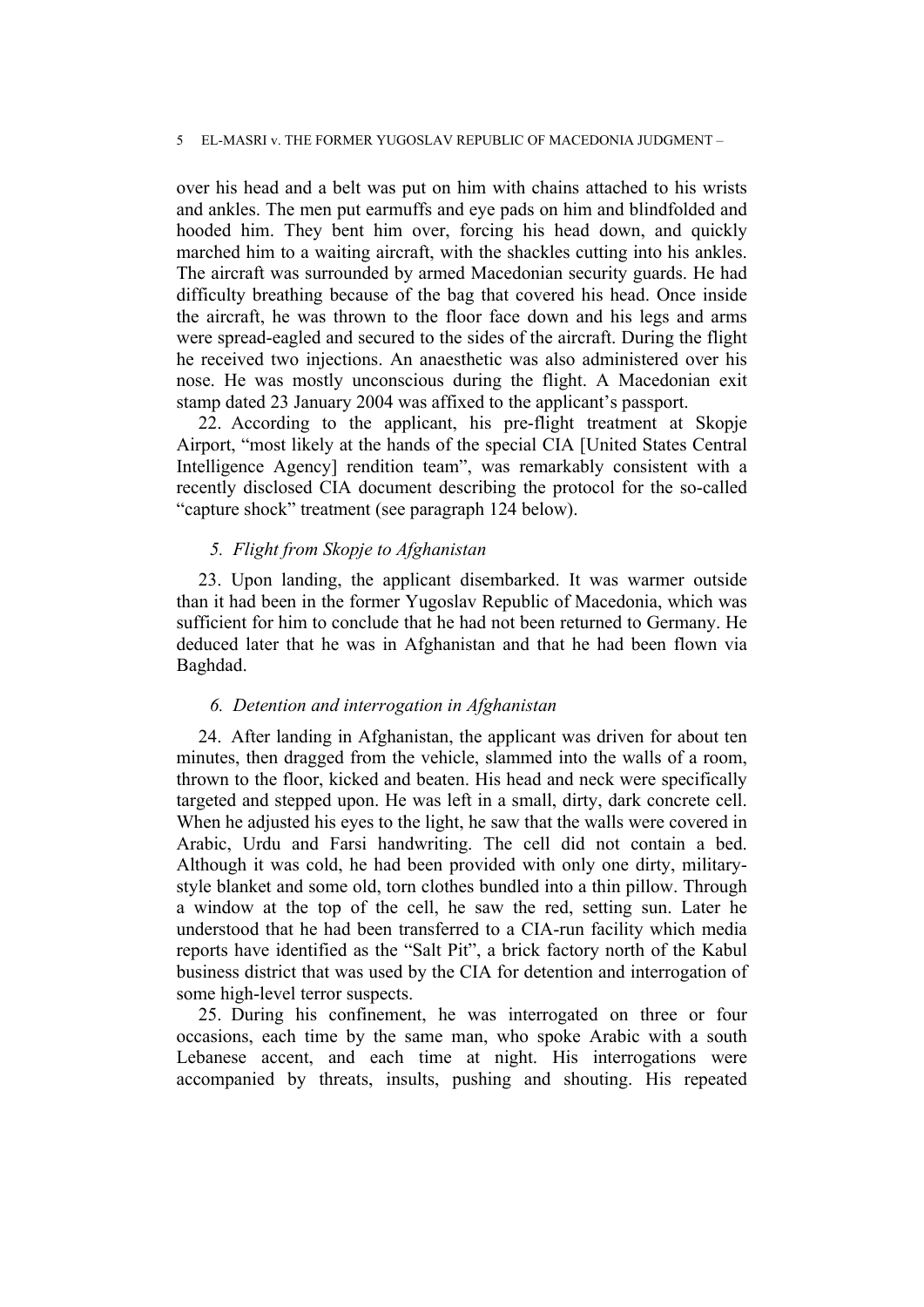over his head and a belt was put on him with chains attached to his wrists and ankles. The men put earmuffs and eye pads on him and blindfolded and hooded him. They bent him over, forcing his head down, and quickly marched him to a waiting aircraft, with the shackles cutting into his ankles. The aircraft was surrounded by armed Macedonian security guards. He had difficulty breathing because of the bag that covered his head. Once inside the aircraft, he was thrown to the floor face down and his legs and arms were spread-eagled and secured to the sides of the aircraft. During the flight he received two injections. An anaesthetic was also administered over his nose. He was mostly unconscious during the flight. A Macedonian exit stamp dated 23 January 2004 was affixed to the applicant's passport.

22. According to the applicant, his pre-flight treatment at Skopje Airport, "most likely at the hands of the special CIA [United States Central Intelligence Agency] rendition team", was remarkably consistent with a recently disclosed CIA document describing the protocol for the so-called "capture shock" treatment (see paragraph 124 below).

### *5. Flight from Skopje to Afghanistan*

23. Upon landing, the applicant disembarked. It was warmer outside than it had been in the former Yugoslav Republic of Macedonia, which was sufficient for him to conclude that he had not been returned to Germany. He deduced later that he was in Afghanistan and that he had been flown via Baghdad.

### *6. Detention and interrogation in Afghanistan*

24. After landing in Afghanistan, the applicant was driven for about ten minutes, then dragged from the vehicle, slammed into the walls of a room, thrown to the floor, kicked and beaten. His head and neck were specifically targeted and stepped upon. He was left in a small, dirty, dark concrete cell. When he adjusted his eyes to the light, he saw that the walls were covered in Arabic, Urdu and Farsi handwriting. The cell did not contain a bed. Although it was cold, he had been provided with only one dirty, military-style blanket and some old, torn clothes bundled into a thin pillow. Through a window at the top of the cell, he saw the red, setting sun. Later he understood that he had been transferred to a CIA-run facility which media reports have identified as the "Salt Pit", a brick factory north of the Kabul business district that was used by the CIA for detention and interrogation of some high-level terror suspects.

25. During his confinement, he was interrogated on three or four occasions, each time by the same man, who spoke Arabic with a south Lebanese accent, and each time at night. His interrogations were accompanied by threats, insults, pushing and shouting. His repeated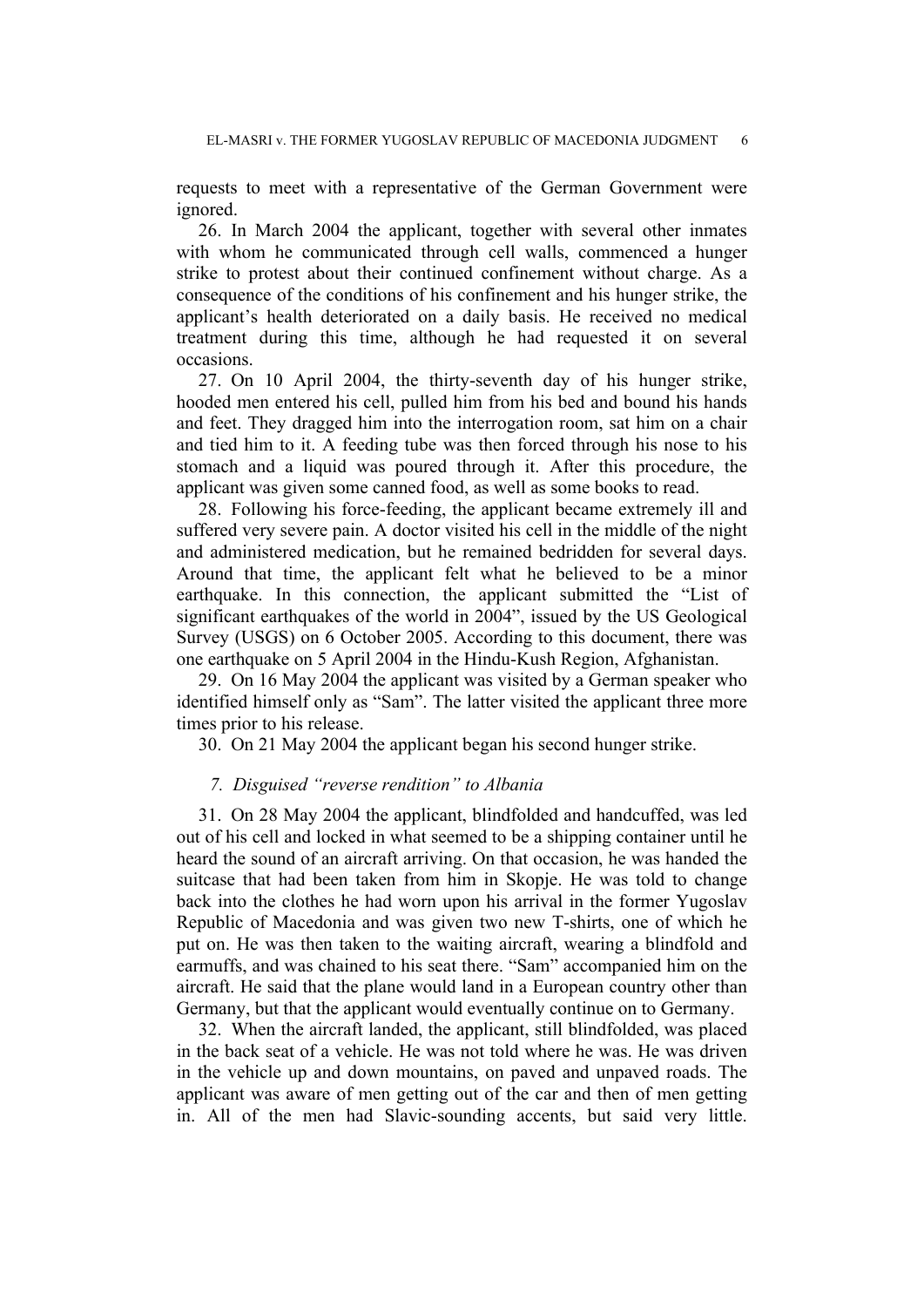requests to meet with a representative of the German Government were ignored.

26. In March 2004 the applicant, together with several other inmates with whom he communicated through cell walls, commenced a hunger strike to protest about their continued confinement without charge. As a consequence of the conditions of his confinement and his hunger strike, the applicant's health deteriorated on a daily basis. He received no medical treatment during this time, although he had requested it on several occasions.

27. On 10 April 2004, the thirty-seventh day of his hunger strike, hooded men entered his cell, pulled him from his bed and bound his hands and feet. They dragged him into the interrogation room, sat him on a chair and tied him to it. A feeding tube was then forced through his nose to his stomach and a liquid was poured through it. After this procedure, the applicant was given some canned food, as well as some books to read.

28. Following his force-feeding, the applicant became extremely ill and suffered very severe pain. A doctor visited his cell in the middle of the night and administered medication, but he remained bedridden for several days. Around that time, the applicant felt what he believed to be a minor earthquake. In this connection, the applicant submitted the "List of significant earthquakes of the world in 2004", issued by the US Geological Survey (USGS) on 6 October 2005. According to this document, there was one earthquake on 5 April 2004 in the Hindu-Kush Region, Afghanistan.

29. On 16 May 2004 the applicant was visited by a German speaker who identified himself only as "Sam". The latter visited the applicant three more times prior to his release.

30. On 21 May 2004 the applicant began his second hunger strike.

*7. Disguised "reverse rendition" to Albania*

31. On 28 May 2004 the applicant, blindfolded and handcuffed, was led out of his cell and locked in what seemed to be a shipping container until he heard the sound of an aircraft arriving. On that occasion, he was handed the suitcase that had been taken from him in Skopje. He was told to change back into the clothes he had worn upon his arrival in the former Yugoslav Republic of Macedonia and was given two new T-shirts, one of which he put on. He was then taken to the waiting aircraft, wearing a blindfold and earmuffs, and was chained to his seat there. "Sam" accompanied him on the aircraft. He said that the plane would land in a European country other than Germany, but that the applicant would eventually continue on to Germany.

32. When the aircraft landed, the applicant, still blindfolded, was placed in the back seat of a vehicle. He was not told where he was. He was driven in the vehicle up and down mountains, on paved and unpaved roads. The applicant was aware of men getting out of the car and then of men getting in. All of the men had Slavic-sounding accents, but said very little.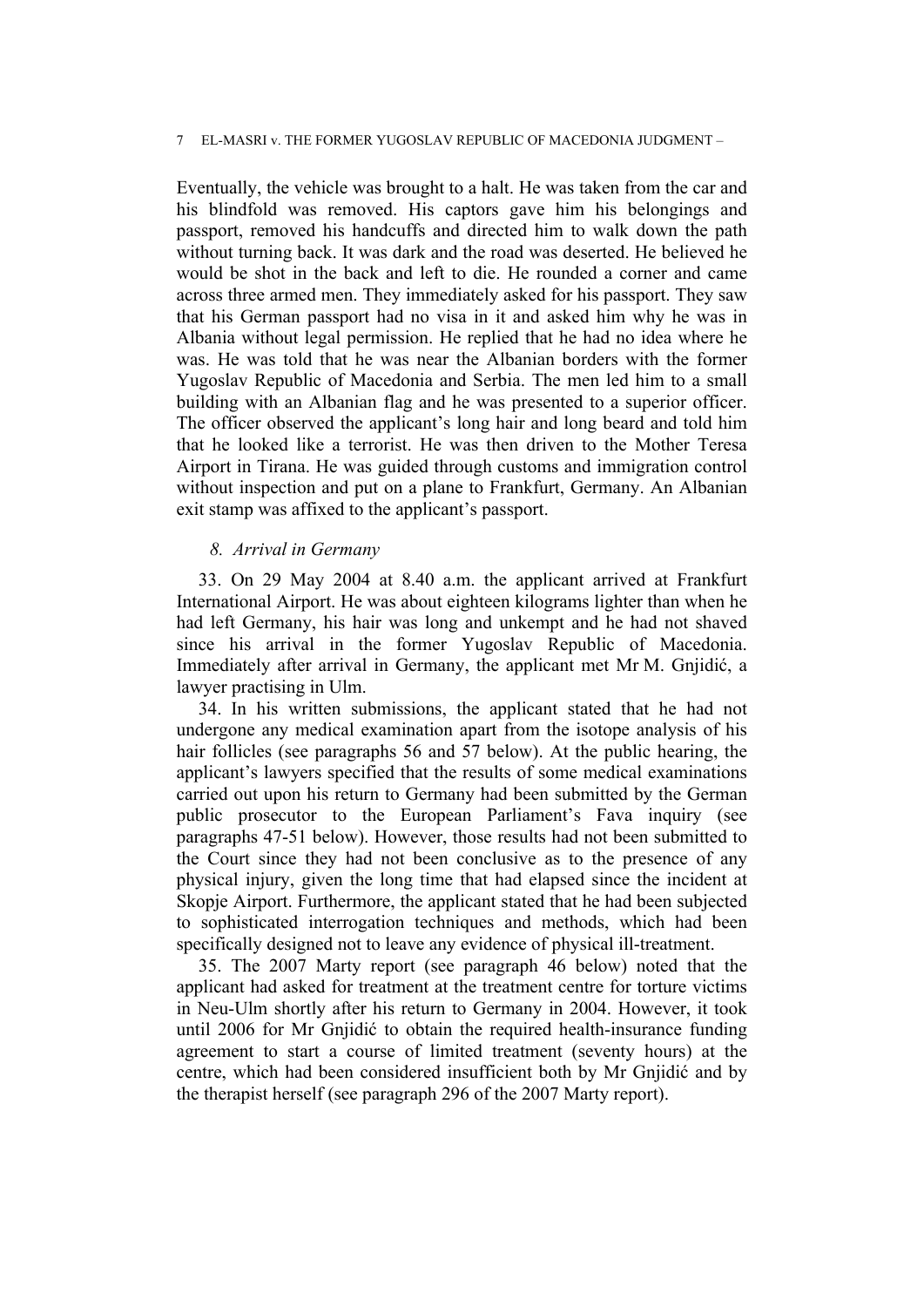Eventually, the vehicle was brought to a halt. He was taken from the car and his blindfold was removed. His captors gave him his belongings and passport, removed his handcuffs and directed him to walk down the path without turning back. It was dark and the road was deserted. He believed he would be shot in the back and left to die. He rounded a corner and came across three armed men. They immediately asked for his passport. They saw that his German passport had no visa in it and asked him why he was in Albania without legal permission. He replied that he had no idea where he was. He was told that he was near the Albanian borders with the former Yugoslav Republic of Macedonia and Serbia. The men led him to a small building with an Albanian flag and he was presented to a superior officer. The officer observed the applicant's long hair and long beard and told him that he looked like a terrorist. He was then driven to the Mother Teresa Airport in Tirana. He was guided through customs and immigration control without inspection and put on a plane to Frankfurt, Germany. An Albanian exit stamp was affixed to the applicant's passport.

### *8. Arrival in Germany*

33. On 29 May 2004 at 8.40 a.m. the applicant arrived at Frankfurt International Airport. He was about eighteen kilograms lighter than when he had left Germany, his hair was long and unkempt and he had not shaved since his arrival in the former Yugoslav Republic of Macedonia. Immediately after arrival in Germany, the applicant met Mr M. Gnjidić, a lawyer practising in Ulm.

34. In his written submissions, the applicant stated that he had not undergone any medical examination apart from the isotope analysis of his hair follicles (see paragraphs 56 and 57 below). At the public hearing, the applicant's lawyers specified that the results of some medical examinations carried out upon his return to Germany had been submitted by the German public prosecutor to the European Parliament's Fava inquiry (see paragraphs 47-51 below). However, those results had not been submitted to the Court since they had not been conclusive as to the presence of any physical injury, given the long time that had elapsed since the incident at Skopje Airport. Furthermore, the applicant stated that he had been subjected to sophisticated interrogation techniques and methods, which had been specifically designed not to leave any evidence of physical ill-treatment.

35. The 2007 Marty report (see paragraph 46 below) noted that the applicant had asked for treatment at the treatment centre for torture victims in Neu-Ulm shortly after his return to Germany in 2004. However, it took until 2006 for Mr Gnjidić to obtain the required health-insurance funding agreement to start a course of limited treatment (seventy hours) at the centre, which had been considered insufficient both by Mr Gnjidić and by the therapist herself (see paragraph 296 of the 2007 Marty report).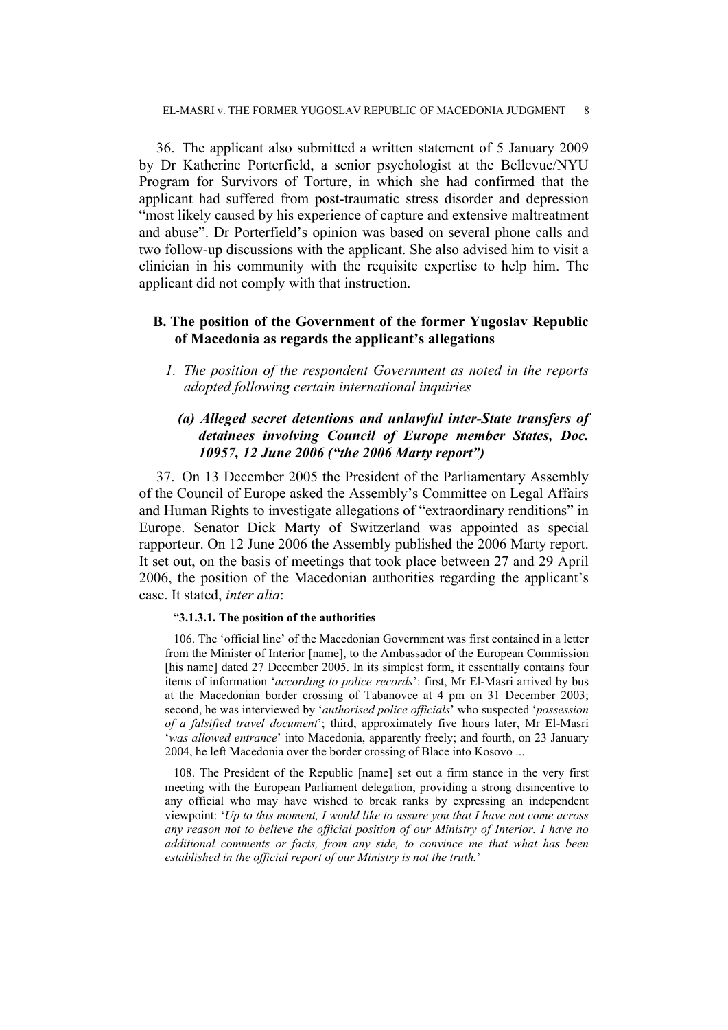36. The applicant also submitted a written statement of 5 January 2009 by Dr Katherine Porterfield, a senior psychologist at the Bellevue/NYU Program for Survivors of Torture, in which she had confirmed that the applicant had suffered from post-traumatic stress disorder and depression "most likely caused by his experience of capture and extensive maltreatment and abuse". Dr Porterfield's opinion was based on several phone calls and two follow-up discussions with the applicant. She also advised him to visit a clinician in his community with the requisite expertise to help him. The applicant did not comply with that instruction.

## B. The position of the Government of the former Yugoslav Republic of Macedonia as regards the applicant's allegations

### *1. The position of the respondent Government as noted in the reports adopted following certain international inquiries*

#### *(a) Alleged secret detentions and unlawful inter-State transfers of detainees involving Council of Europe member States, Doc. 10957, 12 June 2006 ("the 2006 Marty report")*

37. On 13 December 2005 the President of the Parliamentary Assembly of the Council of Europe asked the Assembly's Committee on Legal Affairs and Human Rights to investigate allegations of "extraordinary renditions" in Europe. Senator Dick Marty of Switzerland was appointed as special rapporteur. On 12 June 2006 the Assembly published the 2006 Marty report. It set out, on the basis of meetings that took place between 27 and 29 April 2006, the position of the Macedonian authorities regarding the applicant's case. It stated, *inter alia*:

> "**3.1.3.1. The position of the authorities**
>
> 106. The 'official line' of the Macedonian Government was first contained in a letter from the Minister of Interior [name], to the Ambassador of the European Commission [his name] dated 27 December 2005. In its simplest form, it essentially contains four items of information '*according to police records*': first, Mr El-Masri arrived by bus at the Macedonian border crossing of Tabanovce at 4 pm on 31 December 2003; second, he was interviewed by '*authorised police officials*' who suspected '*possession of a falsified travel document*'; third, approximately five hours later, Mr El-Masri '*was allowed entrance*' into Macedonia, apparently freely; and fourth, on 23 January 2004, he left Macedonia over the border crossing of Blace into Kosovo ...
>
> 108. The President of the Republic [name] set out a firm stance in the very first meeting with the European Parliament delegation, providing a strong disincentive to any official who may have wished to break ranks by expressing an independent viewpoint: '*Up to this moment, I would like to assure you that I have not come across any reason not to believe the official position of our Ministry of Interior. I have no additional comments or facts, from any side, to convince me that what has been established in the official report of our Ministry is not the truth.*'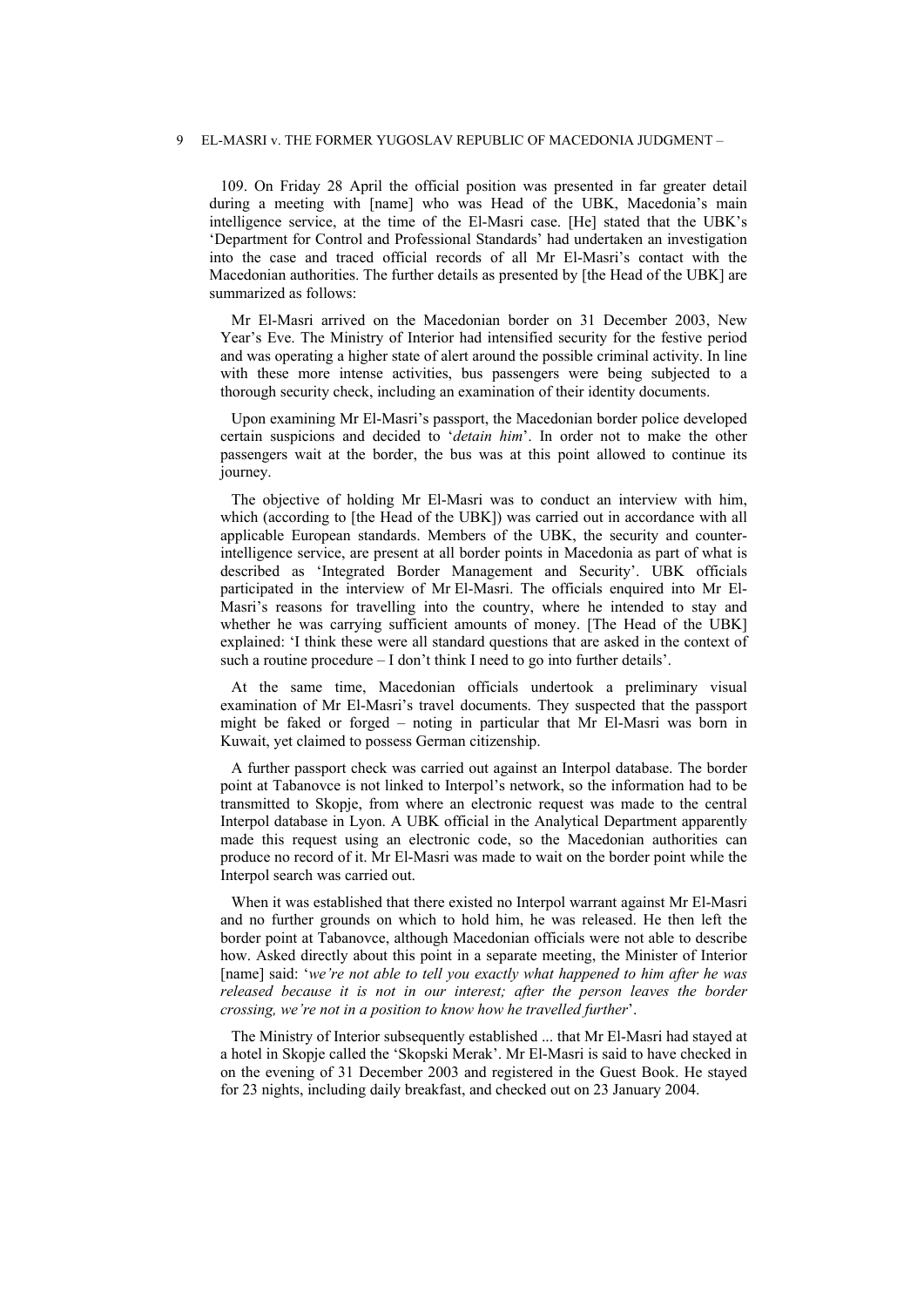109. On Friday 28 April the official position was presented in far greater detail during a meeting with [name] who was Head of the UBK, Macedonia's main intelligence service, at the time of the El-Masri case. [He] stated that the UBK's 'Department for Control and Professional Standards' had undertaken an investigation into the case and traced official records of all Mr El-Masri's contact with the Macedonian authorities. The further details as presented by [the Head of the UBK] are summarized as follows:

> Mr El-Masri arrived on the Macedonian border on 31 December 2003, New Year's Eve. The Ministry of Interior had intensified security for the festive period and was operating a higher state of alert around the possible criminal activity. In line with these more intense activities, bus passengers were being subjected to a thorough security check, including an examination of their identity documents.
>
> Upon examining Mr El-Masri's passport, the Macedonian border police developed certain suspicions and decided to '*detain him*'. In order not to make the other passengers wait at the border, the bus was at this point allowed to continue its journey.
>
> The objective of holding Mr El-Masri was to conduct an interview with him, which (according to [the Head of the UBK]) was carried out in accordance with all applicable European standards. Members of the UBK, the security and counter-intelligence service, are present at all border points in Macedonia as part of what is described as 'Integrated Border Management and Security'. UBK officials participated in the interview of Mr El-Masri. The officials enquired into Mr El-Masri's reasons for travelling into the country, where he intended to stay and whether he was carrying sufficient amounts of money. [The Head of the UBK] explained: 'I think these were all standard questions that are asked in the context of such a routine procedure – I don't think I need to go into further details'.
>
> At the same time, Macedonian officials undertook a preliminary visual examination of Mr El-Masri's travel documents. They suspected that the passport might be faked or forged – noting in particular that Mr El-Masri was born in Kuwait, yet claimed to possess German citizenship.
>
> A further passport check was carried out against an Interpol database. The border point at Tabanovce is not linked to Interpol's network, so the information had to be transmitted to Skopje, from where an electronic request was made to the central Interpol database in Lyon. A UBK official in the Analytical Department apparently made this request using an electronic code, so the Macedonian authorities can produce no record of it. Mr El-Masri was made to wait on the border point while the Interpol search was carried out.
>
> When it was established that there existed no Interpol warrant against Mr El-Masri and no further grounds on which to hold him, he was released. He then left the border point at Tabanovce, although Macedonian officials were not able to describe how. Asked directly about this point in a separate meeting, the Minister of Interior [name] said: '*we're not able to tell you exactly what happened to him after he was released because it is not in our interest; after the person leaves the border crossing, we're not in a position to know how he travelled further*'.
>
> The Ministry of Interior subsequently established ... that Mr El-Masri had stayed at a hotel in Skopje called the 'Skopski Merak'. Mr El-Masri is said to have checked in on the evening of 31 December 2003 and registered in the Guest Book. He stayed for 23 nights, including daily breakfast, and checked out on 23 January 2004.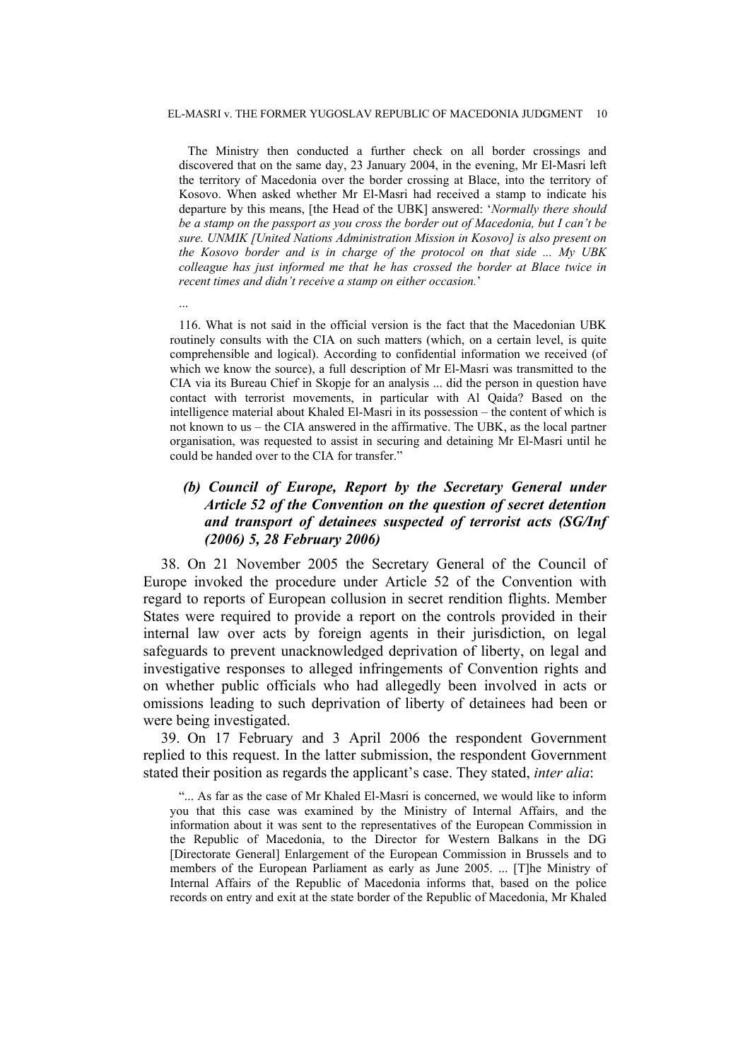The Ministry then conducted a further check on all border crossings and discovered that on the same day, 23 January 2004, in the evening, Mr El-Masri left the territory of Macedonia over the border crossing at Blace, into the territory of Kosovo. When asked whether Mr El-Masri had received a stamp to indicate his departure by this means, [the Head of the UBK] answered: '*Normally there should be a stamp on the passport as you cross the border out of Macedonia, but I can't be sure. UNMIK [United Nations Administration Mission in Kosovo] is also present on the Kosovo border and is in charge of the protocol on that side ... My UBK colleague has just informed me that he has crossed the border at Blace twice in recent times and didn't receive a stamp on either occasion.*'

...

116. What is not said in the official version is the fact that the Macedonian UBK routinely consults with the CIA on such matters (which, on a certain level, is quite comprehensible and logical). According to confidential information we received (of which we know the source), a full description of Mr El-Masri was transmitted to the CIA via its Bureau Chief in Skopje for an analysis ... did the person in question have contact with terrorist movements, in particular with Al Qaida? Based on the intelligence material about Khaled El-Masri in its possession – the content of which is not known to us – the CIA answered in the affirmative. The UBK, as the local partner organisation, was requested to assist in securing and detaining Mr El-Masri until he could be handed over to the CIA for transfer."

### *(b) Council of Europe, Report by the Secretary General under Article 52 of the Convention on the question of secret detention and transport of detainees suspected of terrorist acts (SG/Inf (2006) 5, 28 February 2006)*

38. On 21 November 2005 the Secretary General of the Council of Europe invoked the procedure under Article 52 of the Convention with regard to reports of European collusion in secret rendition flights. Member States were required to provide a report on the controls provided in their internal law over acts by foreign agents in their jurisdiction, on legal safeguards to prevent unacknowledged deprivation of liberty, on legal and investigative responses to alleged infringements of Convention rights and on whether public officials who had allegedly been involved in acts or omissions leading to such deprivation of liberty of detainees had been or were being investigated.

39. On 17 February and 3 April 2006 the respondent Government replied to this request. In the latter submission, the respondent Government stated their position as regards the applicant's case. They stated, *inter alia*:

"... As far as the case of Mr Khaled El-Masri is concerned, we would like to inform you that this case was examined by the Ministry of Internal Affairs, and the information about it was sent to the representatives of the European Commission in the Republic of Macedonia, to the Director for Western Balkans in the DG [Directorate General] Enlargement of the European Commission in Brussels and to members of the European Parliament as early as June 2005. ... [T]he Ministry of Internal Affairs of the Republic of Macedonia informs that, based on the police records on entry and exit at the state border of the Republic of Macedonia, Mr Khaled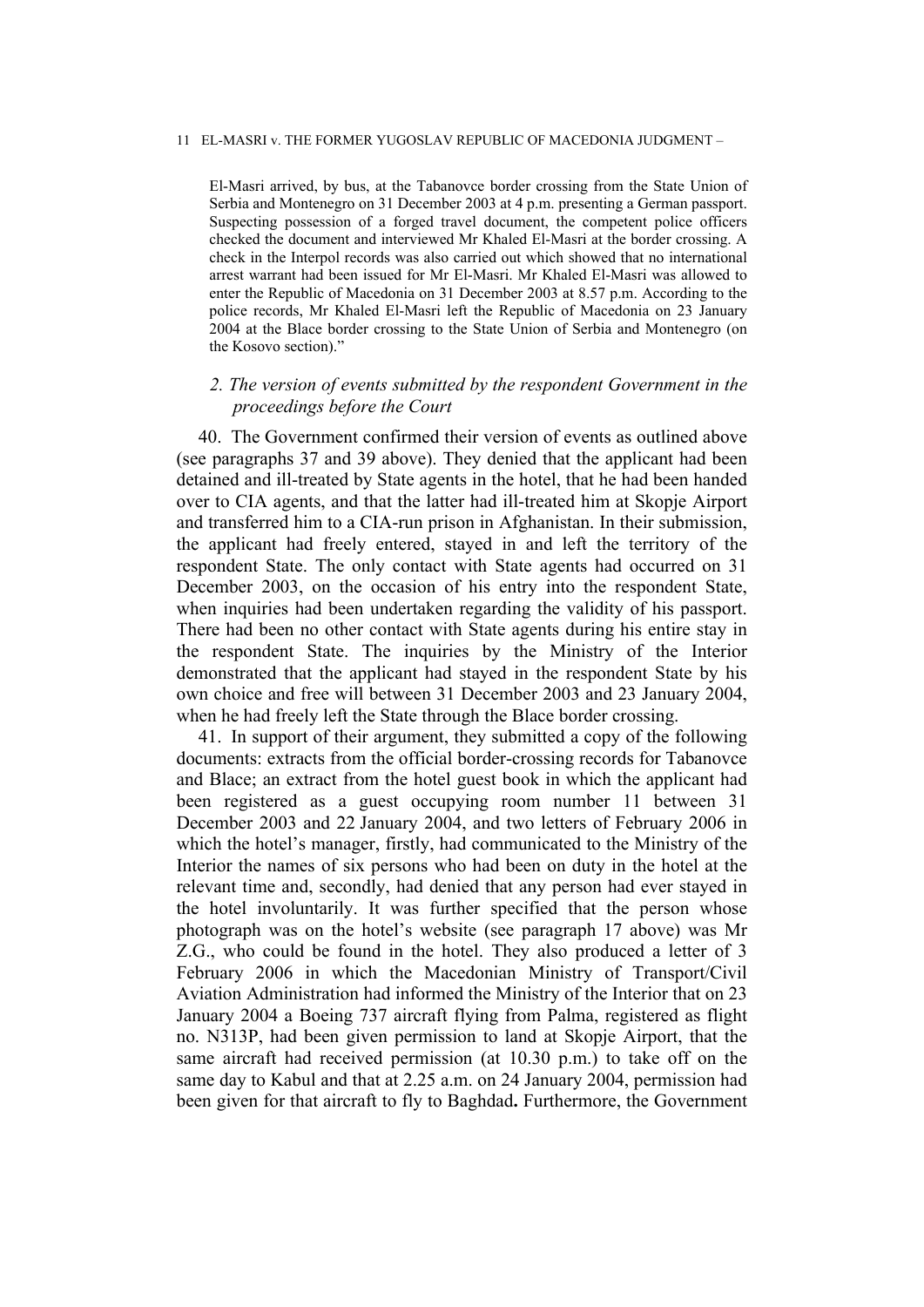El-Masri arrived, by bus, at the Tabanovce border crossing from the State Union of Serbia and Montenegro on 31 December 2003 at 4 p.m. presenting a German passport. Suspecting possession of a forged travel document, the competent police officers checked the document and interviewed Mr Khaled El-Masri at the border crossing. A check in the Interpol records was also carried out which showed that no international arrest warrant had been issued for Mr El-Masri. Mr Khaled El-Masri was allowed to enter the Republic of Macedonia on 31 December 2003 at 8.57 p.m. According to the police records, Mr Khaled El-Masri left the Republic of Macedonia on 23 January 2004 at the Blace border crossing to the State Union of Serbia and Montenegro (on the Kosovo section)."

### *2. The version of events submitted by the respondent Government in the proceedings before the Court*

40. The Government confirmed their version of events as outlined above (see paragraphs 37 and 39 above). They denied that the applicant had been detained and ill-treated by State agents in the hotel, that he had been handed over to CIA agents, and that the latter had ill-treated him at Skopje Airport and transferred him to a CIA-run prison in Afghanistan. In their submission, the applicant had freely entered, stayed in and left the territory of the respondent State. The only contact with State agents had occurred on 31 December 2003, on the occasion of his entry into the respondent State, when inquiries had been undertaken regarding the validity of his passport. There had been no other contact with State agents during his entire stay in the respondent State. The inquiries by the Ministry of the Interior demonstrated that the applicant had stayed in the respondent State by his own choice and free will between 31 December 2003 and 23 January 2004, when he had freely left the State through the Blace border crossing.

41. In support of their argument, they submitted a copy of the following documents: extracts from the official border-crossing records for Tabanovce and Blace; an extract from the hotel guest book in which the applicant had been registered as a guest occupying room number 11 between 31 December 2003 and 22 January 2004, and two letters of February 2006 in which the hotel's manager, firstly, had communicated to the Ministry of the Interior the names of six persons who had been on duty in the hotel at the relevant time and, secondly, had denied that any person had ever stayed in the hotel involuntarily. It was further specified that the person whose photograph was on the hotel's website (see paragraph 17 above) was Mr Z.G., who could be found in the hotel. They also produced a letter of 3 February 2006 in which the Macedonian Ministry of Transport/Civil Aviation Administration had informed the Ministry of the Interior that on 23 January 2004 a Boeing 737 aircraft flying from Palma, registered as flight no. N313P, had been given permission to land at Skopje Airport, that the same aircraft had received permission (at 10.30 p.m.) to take off on the same day to Kabul and that at 2.25 a.m. on 24 January 2004, permission had been given for that aircraft to fly to Baghdad**.** Furthermore, the Government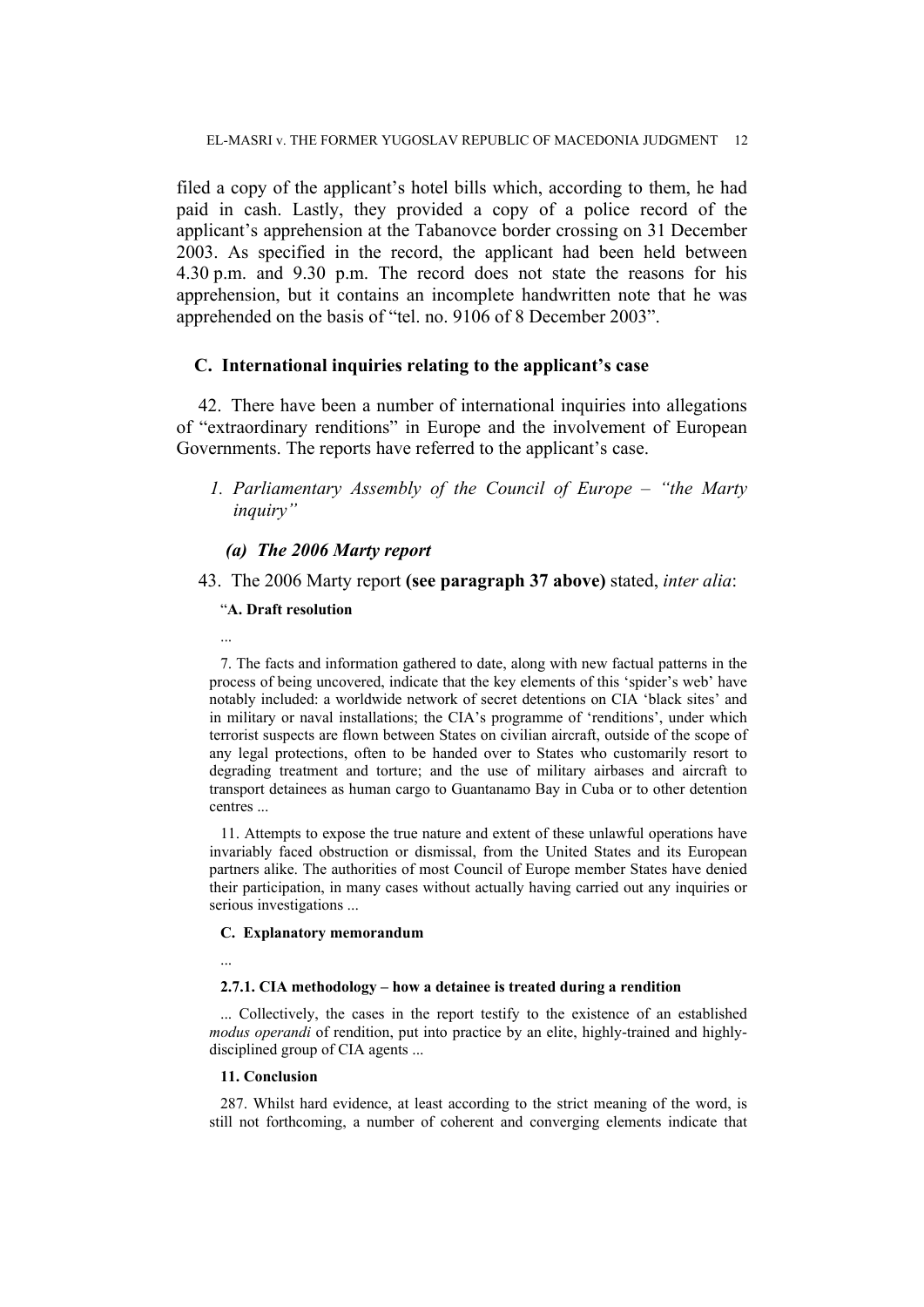filed a copy of the applicant's hotel bills which, according to them, he had paid in cash. Lastly, they provided a copy of a police record of the applicant's apprehension at the Tabanovce border crossing on 31 December 2003. As specified in the record, the applicant had been held between 4.30 p.m. and 9.30 p.m. The record does not state the reasons for his apprehension, but it contains an incomplete handwritten note that he was apprehended on the basis of "tel. no. 9106 of 8 December 2003".

## C. International inquiries relating to the applicant's case

42. There have been a number of international inquiries into allegations of "extraordinary renditions" in Europe and the involvement of European Governments. The reports have referred to the applicant's case.

### *1. Parliamentary Assembly of the Council of Europe – "the Marty inquiry"*

#### *(a) The 2006 Marty report*

43. The 2006 Marty report **(see paragraph 37 above)** stated, *inter alia*:

"**A. Draft resolution**

...

7. The facts and information gathered to date, along with new factual patterns in the process of being uncovered, indicate that the key elements of this 'spider's web' have notably included: a worldwide network of secret detentions on CIA 'black sites' and in military or naval installations; the CIA's programme of 'renditions', under which terrorist suspects are flown between States on civilian aircraft, outside of the scope of any legal protections, often to be handed over to States who customarily resort to degrading treatment and torture; and the use of military airbases and aircraft to transport detainees as human cargo to Guantanamo Bay in Cuba or to other detention centres ...

11. Attempts to expose the true nature and extent of these unlawful operations have invariably faced obstruction or dismissal, from the United States and its European partners alike. The authorities of most Council of Europe member States have denied their participation, in many cases without actually having carried out any inquiries or serious investigations ...

**C. Explanatory memorandum**

...

**2.7.1. CIA methodology – how a detainee is treated during a rendition**

... Collectively, the cases in the report testify to the existence of an established *modus operandi* of rendition, put into practice by an elite, highly-trained and highly-disciplined group of CIA agents ...

**11. Conclusion**

287. Whilst hard evidence, at least according to the strict meaning of the word, is still not forthcoming, a number of coherent and converging elements indicate that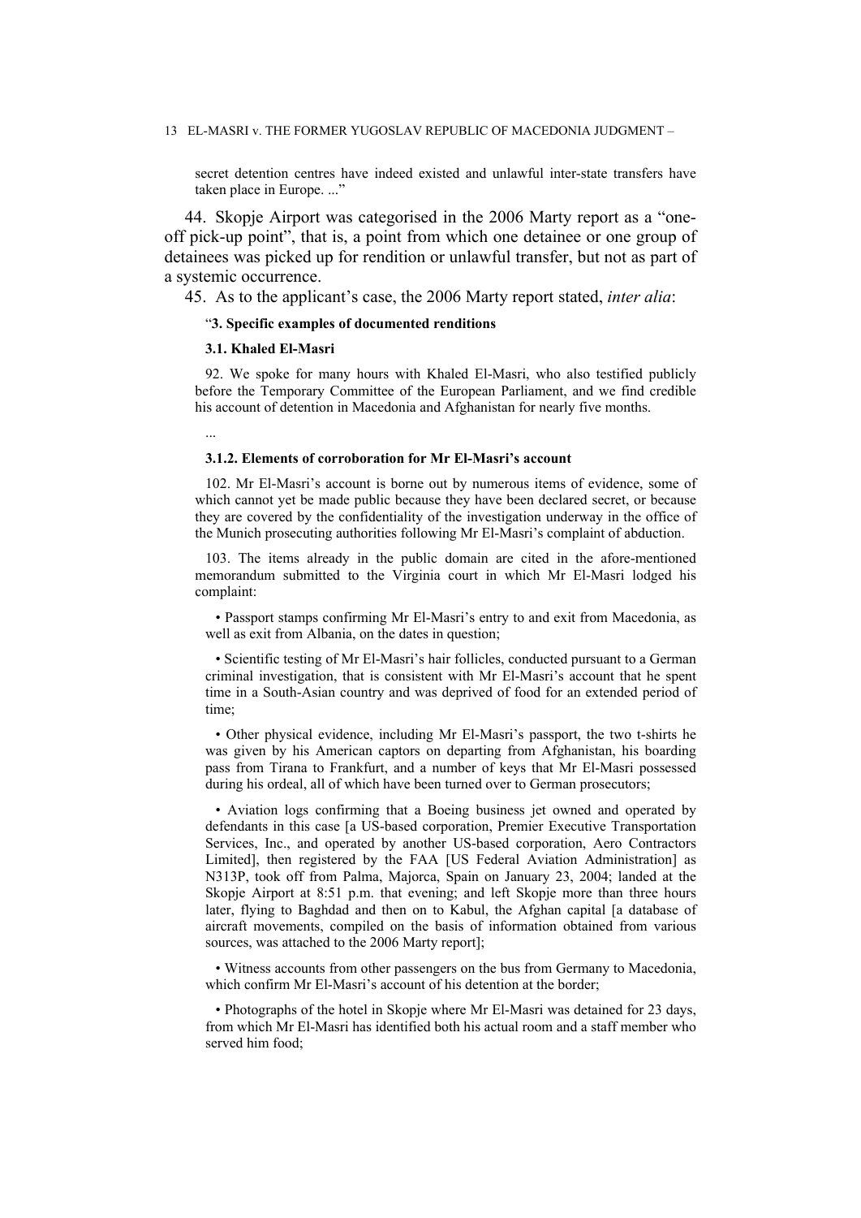secret detention centres have indeed existed and unlawful inter-state transfers have taken place in Europe. ...”

44. Skopje Airport was categorised in the 2006 Marty report as a “one-off pick-up point”, that is, a point from which one detainee or one group of detainees was picked up for rendition or unlawful transfer, but not as part of a systemic occurrence.

45. As to the applicant’s case, the 2006 Marty report stated, *inter alia*:

> “**3. Specific examples of documented renditions**
>
> **3.1. Khaled El-Masri**
>
> 92. We spoke for many hours with Khaled El-Masri, who also testified publicly before the Temporary Committee of the European Parliament, and we find credible his account of detention in Macedonia and Afghanistan for nearly five months.
>
> ...
>
> **3.1.2. Elements of corroboration for Mr El-Masri’s account**
>
> 102. Mr El-Masri’s account is borne out by numerous items of evidence, some of which cannot yet be made public because they have been declared secret, or because they are covered by the confidentiality of the investigation underway in the office of the Munich prosecuting authorities following Mr El-Masri’s complaint of abduction.
>
> 103. The items already in the public domain are cited in the afore-mentioned memorandum submitted to the Virginia court in which Mr El-Masri lodged his complaint:
>
> • Passport stamps confirming Mr El-Masri’s entry to and exit from Macedonia, as well as exit from Albania, on the dates in question;
>
> • Scientific testing of Mr El-Masri’s hair follicles, conducted pursuant to a German criminal investigation, that is consistent with Mr El-Masri’s account that he spent time in a South-Asian country and was deprived of food for an extended period of time;
>
> • Other physical evidence, including Mr El-Masri’s passport, the two t-shirts he was given by his American captors on departing from Afghanistan, his boarding pass from Tirana to Frankfurt, and a number of keys that Mr El-Masri possessed during his ordeal, all of which have been turned over to German prosecutors;
>
> • Aviation logs confirming that a Boeing business jet owned and operated by defendants in this case [a US-based corporation, Premier Executive Transportation Services, Inc., and operated by another US-based corporation, Aero Contractors Limited], then registered by the FAA [US Federal Aviation Administration] as N313P, took off from Palma, Majorca, Spain on January 23, 2004; landed at the Skopje Airport at 8:51 p.m. that evening; and left Skopje more than three hours later, flying to Baghdad and then on to Kabul, the Afghan capital [a database of aircraft movements, compiled on the basis of information obtained from various sources, was attached to the 2006 Marty report];
>
> • Witness accounts from other passengers on the bus from Germany to Macedonia, which confirm Mr El-Masri’s account of his detention at the border;
>
> • Photographs of the hotel in Skopje where Mr El-Masri was detained for 23 days, from which Mr El-Masri has identified both his actual room and a staff member who served him food;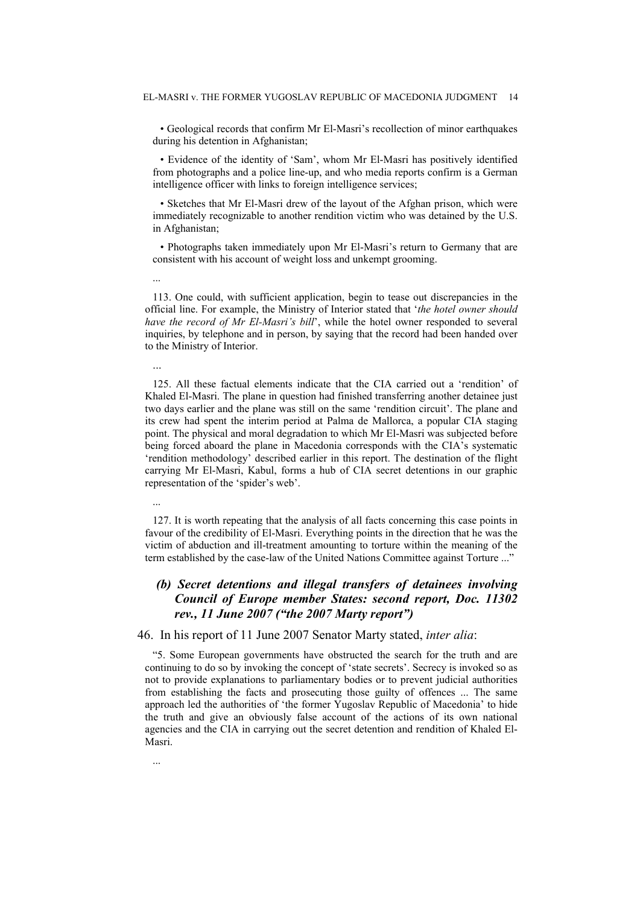• Geological records that confirm Mr El-Masri's recollection of minor earthquakes during his detention in Afghanistan;

• Evidence of the identity of 'Sam', whom Mr El-Masri has positively identified from photographs and a police line-up, and who media reports confirm is a German intelligence officer with links to foreign intelligence services;

• Sketches that Mr El-Masri drew of the layout of the Afghan prison, which were immediately recognizable to another rendition victim who was detained by the U.S. in Afghanistan;

• Photographs taken immediately upon Mr El-Masri's return to Germany that are consistent with his account of weight loss and unkempt grooming.

...

113. One could, with sufficient application, begin to tease out discrepancies in the official line. For example, the Ministry of Interior stated that '*the hotel owner should have the record of Mr El-Masri's bill*', while the hotel owner responded to several inquiries, by telephone and in person, by saying that the record had been handed over to the Ministry of Interior.

...

125. All these factual elements indicate that the CIA carried out a 'rendition' of Khaled El-Masri. The plane in question had finished transferring another detainee just two days earlier and the plane was still on the same 'rendition circuit'. The plane and its crew had spent the interim period at Palma de Mallorca, a popular CIA staging point. The physical and moral degradation to which Mr El-Masri was subjected before being forced aboard the plane in Macedonia corresponds with the CIA's systematic 'rendition methodology' described earlier in this report. The destination of the flight carrying Mr El-Masri, Kabul, forms a hub of CIA secret detentions in our graphic representation of the 'spider's web'.

...

127. It is worth repeating that the analysis of all facts concerning this case points in favour of the credibility of El-Masri. Everything points in the direction that he was the victim of abduction and ill-treatment amounting to torture within the meaning of the term established by the case-law of the United Nations Committee against Torture ..."

### *(b) Secret detentions and illegal transfers of detainees involving Council of Europe member States: second report, Doc. 11302 rev., 11 June 2007 ("the 2007 Marty report")*

46. In his report of 11 June 2007 Senator Marty stated, *inter alia*:

"5. Some European governments have obstructed the search for the truth and are continuing to do so by invoking the concept of 'state secrets'. Secrecy is invoked so as not to provide explanations to parliamentary bodies or to prevent judicial authorities from establishing the facts and prosecuting those guilty of offences ... The same approach led the authorities of 'the former Yugoslav Republic of Macedonia' to hide the truth and give an obviously false account of the actions of its own national agencies and the CIA in carrying out the secret detention and rendition of Khaled El-Masri.

...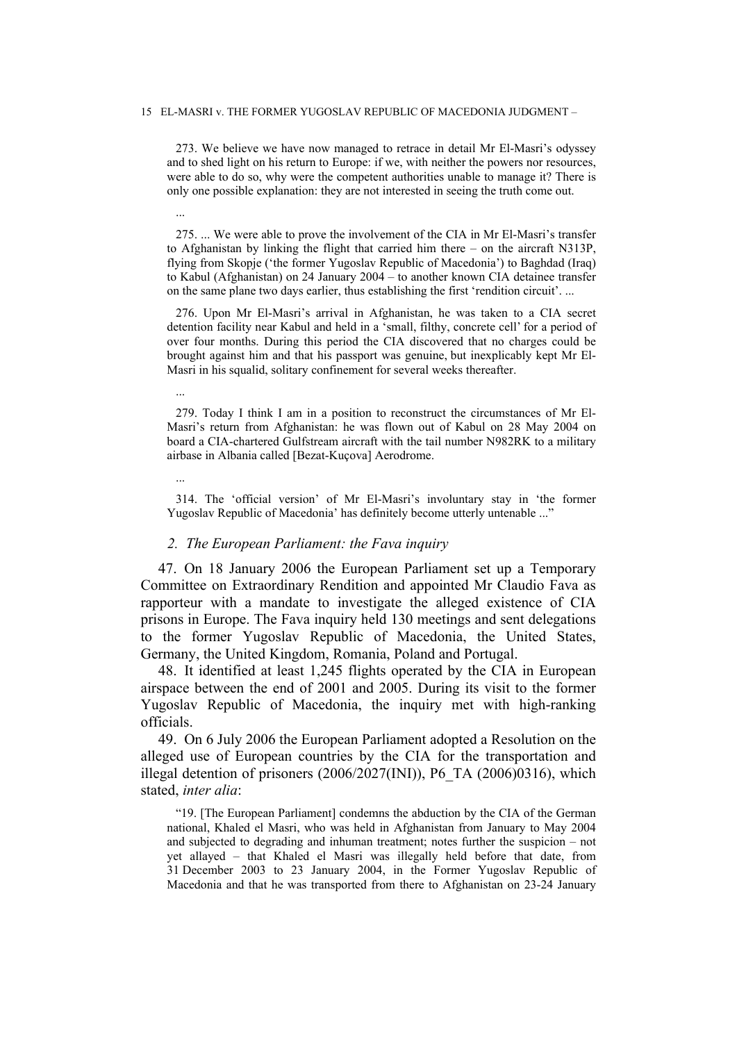273. We believe we have now managed to retrace in detail Mr El-Masri's odyssey and to shed light on his return to Europe: if we, with neither the powers nor resources, were able to do so, why were the competent authorities unable to manage it? There is only one possible explanation: they are not interested in seeing the truth come out.

...

275. ... We were able to prove the involvement of the CIA in Mr El-Masri's transfer to Afghanistan by linking the flight that carried him there – on the aircraft N313P, flying from Skopje ('the former Yugoslav Republic of Macedonia') to Baghdad (Iraq) to Kabul (Afghanistan) on 24 January 2004 – to another known CIA detainee transfer on the same plane two days earlier, thus establishing the first 'rendition circuit'. ...

276. Upon Mr El-Masri's arrival in Afghanistan, he was taken to a CIA secret detention facility near Kabul and held in a 'small, filthy, concrete cell' for a period of over four months. During this period the CIA discovered that no charges could be brought against him and that his passport was genuine, but inexplicably kept Mr El-Masri in his squalid, solitary confinement for several weeks thereafter.

...

279. Today I think I am in a position to reconstruct the circumstances of Mr El-Masri's return from Afghanistan: he was flown out of Kabul on 28 May 2004 on board a CIA-chartered Gulfstream aircraft with the tail number N982RK to a military airbase in Albania called [Bezat-Kuçova] Aerodrome.

...

314. The 'official version' of Mr El-Masri's involuntary stay in 'the former Yugoslav Republic of Macedonia' has definitely become utterly untenable ..."

### *2. The European Parliament: the Fava inquiry*

47. On 18 January 2006 the European Parliament set up a Temporary Committee on Extraordinary Rendition and appointed Mr Claudio Fava as rapporteur with a mandate to investigate the alleged existence of CIA prisons in Europe. The Fava inquiry held 130 meetings and sent delegations to the former Yugoslav Republic of Macedonia, the United States, Germany, the United Kingdom, Romania, Poland and Portugal.

48. It identified at least 1,245 flights operated by the CIA in European airspace between the end of 2001 and 2005. During its visit to the former Yugoslav Republic of Macedonia, the inquiry met with high-ranking officials.

49. On 6 July 2006 the European Parliament adopted a Resolution on the alleged use of European countries by the CIA for the transportation and illegal detention of prisoners (2006/2027(INI)), P6_TA (2006)0316), which stated, *inter alia*:

"19. [The European Parliament] condemns the abduction by the CIA of the German national, Khaled el Masri, who was held in Afghanistan from January to May 2004 and subjected to degrading and inhuman treatment; notes further the suspicion – not yet allayed – that Khaled el Masri was illegally held before that date, from 31 December 2003 to 23 January 2004, in the Former Yugoslav Republic of Macedonia and that he was transported from there to Afghanistan on 23-24 January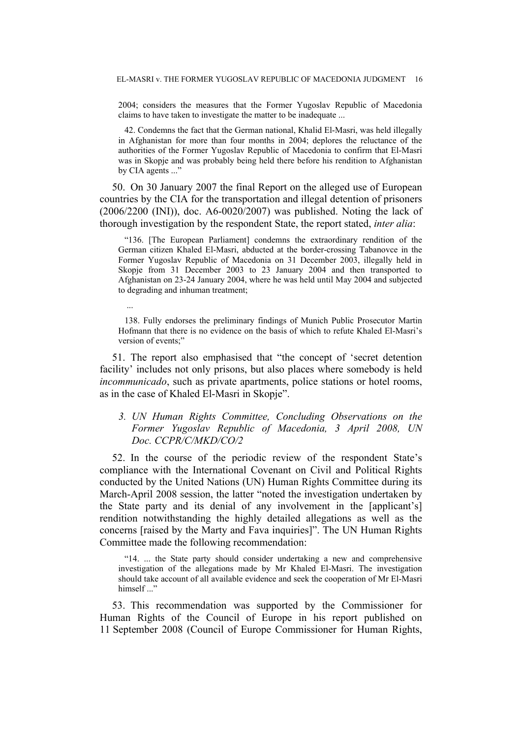2004; considers the measures that the Former Yugoslav Republic of Macedonia claims to have taken to investigate the matter to be inadequate ...

> 42. Condemns the fact that the German national, Khalid El-Masri, was held illegally in Afghanistan for more than four months in 2004; deplores the reluctance of the authorities of the Former Yugoslav Republic of Macedonia to confirm that El-Masri was in Skopje and was probably being held there before his rendition to Afghanistan by CIA agents ..."

50. On 30 January 2007 the final Report on the alleged use of European countries by the CIA for the transportation and illegal detention of prisoners (2006/2200 (INI)), doc. A6-0020/2007) was published. Noting the lack of thorough investigation by the respondent State, the report stated, *inter alia*:

> "136. [The European Parliament] condemns the extraordinary rendition of the German citizen Khaled El-Masri, abducted at the border-crossing Tabanovce in the Former Yugoslav Republic of Macedonia on 31 December 2003, illegally held in Skopje from 31 December 2003 to 23 January 2004 and then transported to Afghanistan on 23-24 January 2004, where he was held until May 2004 and subjected to degrading and inhuman treatment;
>
> ...
>
> 138. Fully endorses the preliminary findings of Munich Public Prosecutor Martin Hofmann that there is no evidence on the basis of which to refute Khaled El-Masri's version of events;"

51. The report also emphasised that "the concept of 'secret detention facility' includes not only prisons, but also places where somebody is held *incommunicado*, such as private apartments, police stations or hotel rooms, as in the case of Khaled El-Masri in Skopje".

### *3. UN Human Rights Committee, Concluding Observations on the Former Yugoslav Republic of Macedonia, 3 April 2008, UN Doc. CCPR/C/MKD/CO/2*

52. In the course of the periodic review of the respondent State's compliance with the International Covenant on Civil and Political Rights conducted by the United Nations (UN) Human Rights Committee during its March-April 2008 session, the latter "noted the investigation undertaken by the State party and its denial of any involvement in the [applicant's] rendition notwithstanding the highly detailed allegations as well as the concerns [raised by the Marty and Fava inquiries]". The UN Human Rights Committee made the following recommendation:

> "14. ... the State party should consider undertaking a new and comprehensive investigation of the allegations made by Mr Khaled El-Masri. The investigation should take account of all available evidence and seek the cooperation of Mr El-Masri himself ..."

53. This recommendation was supported by the Commissioner for Human Rights of the Council of Europe in his report published on 11 September 2008 (Council of Europe Commissioner for Human Rights,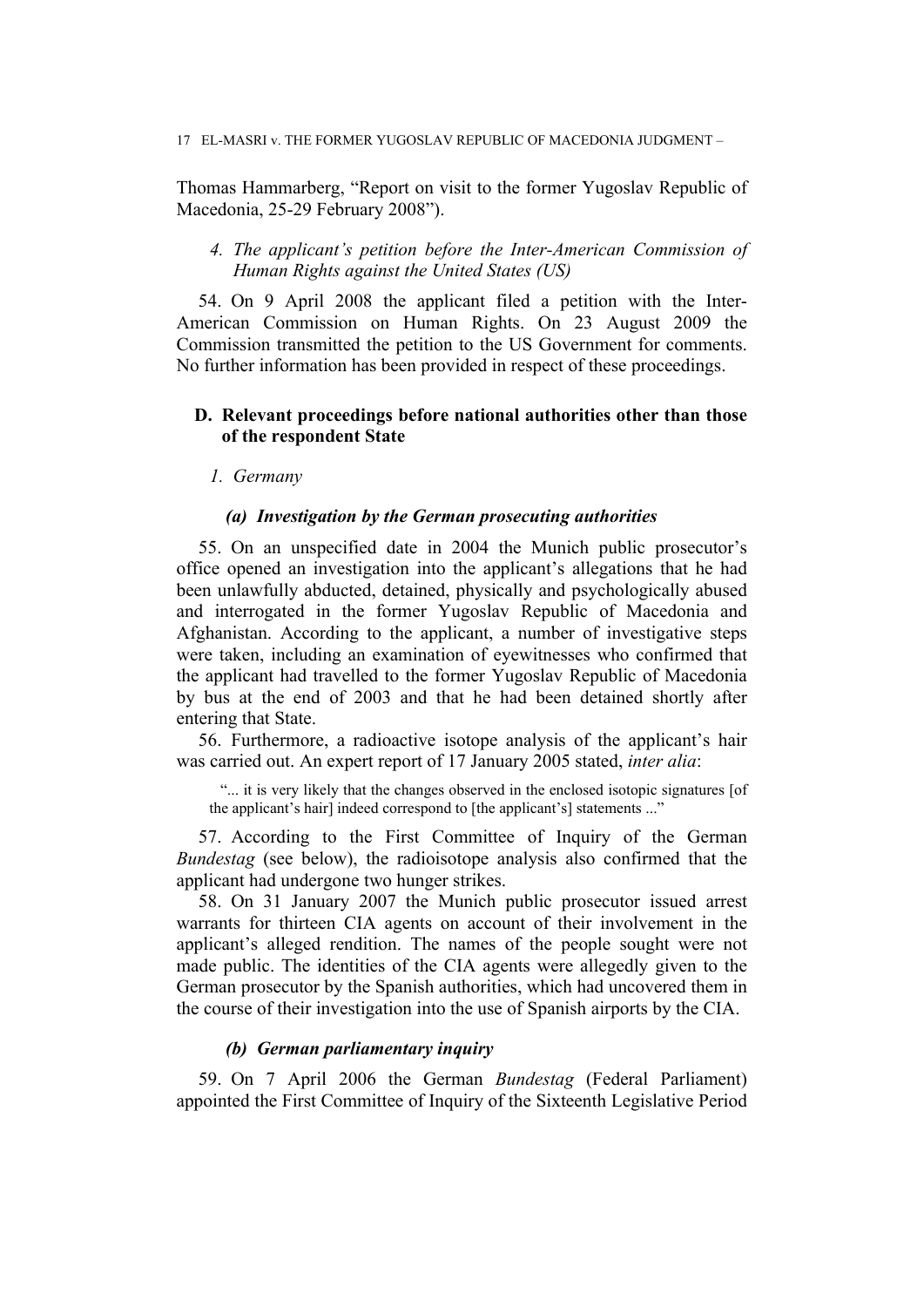Thomas Hammarberg, "Report on visit to the former Yugoslav Republic of Macedonia, 25-29 February 2008").

#### *4. The applicant's petition before the Inter-American Commission of Human Rights against the United States (US)*

54. On 9 April 2008 the applicant filed a petition with the Inter-American Commission on Human Rights. On 23 August 2009 the Commission transmitted the petition to the US Government for comments. No further information has been provided in respect of these proceedings.

### D. Relevant proceedings before national authorities other than those of the respondent State

#### *1. Germany*

##### *(a) Investigation by the German prosecuting authorities*

55. On an unspecified date in 2004 the Munich public prosecutor's office opened an investigation into the applicant's allegations that he had been unlawfully abducted, detained, physically and psychologically abused and interrogated in the former Yugoslav Republic of Macedonia and Afghanistan. According to the applicant, a number of investigative steps were taken, including an examination of eyewitnesses who confirmed that the applicant had travelled to the former Yugoslav Republic of Macedonia by bus at the end of 2003 and that he had been detained shortly after entering that State.

56. Furthermore, a radioactive isotope analysis of the applicant's hair was carried out. An expert report of 17 January 2005 stated, *inter alia*:

> "... it is very likely that the changes observed in the enclosed isotopic signatures [of the applicant's hair] indeed correspond to [the applicant's] statements ..."

57. According to the First Committee of Inquiry of the German *Bundestag* (see below), the radioisotope analysis also confirmed that the applicant had undergone two hunger strikes.

58. On 31 January 2007 the Munich public prosecutor issued arrest warrants for thirteen CIA agents on account of their involvement in the applicant's alleged rendition. The names of the people sought were not made public. The identities of the CIA agents were allegedly given to the German prosecutor by the Spanish authorities, which had uncovered them in the course of their investigation into the use of Spanish airports by the CIA.

##### *(b) German parliamentary inquiry*

59. On 7 April 2006 the German *Bundestag* (Federal Parliament) appointed the First Committee of Inquiry of the Sixteenth Legislative Period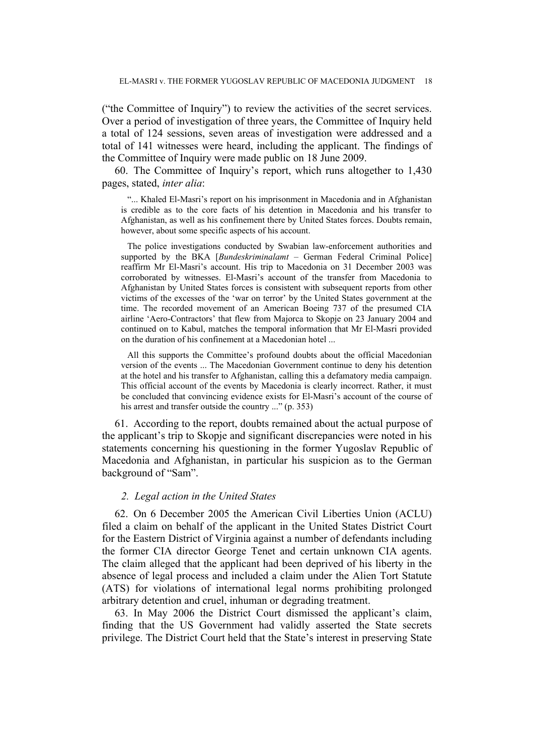("the Committee of Inquiry") to review the activities of the secret services. Over a period of investigation of three years, the Committee of Inquiry held a total of 124 sessions, seven areas of investigation were addressed and a total of 141 witnesses were heard, including the applicant. The findings of the Committee of Inquiry were made public on 18 June 2009.

60. The Committee of Inquiry's report, which runs altogether to 1,430 pages, stated, *inter alia*:

> "... Khaled El-Masri's report on his imprisonment in Macedonia and in Afghanistan is credible as to the core facts of his detention in Macedonia and his transfer to Afghanistan, as well as his confinement there by United States forces. Doubts remain, however, about some specific aspects of his account.
>
> The police investigations conducted by Swabian law-enforcement authorities and supported by the BKA [*Bundeskriminalamt* – German Federal Criminal Police] reaffirm Mr El-Masri's account. His trip to Macedonia on 31 December 2003 was corroborated by witnesses. El-Masri's account of the transfer from Macedonia to Afghanistan by United States forces is consistent with subsequent reports from other victims of the excesses of the 'war on terror' by the United States government at the time. The recorded movement of an American Boeing 737 of the presumed CIA airline 'Aero-Contractors' that flew from Majorca to Skopje on 23 January 2004 and continued on to Kabul, matches the temporal information that Mr El-Masri provided on the duration of his confinement at a Macedonian hotel ...
>
> All this supports the Committee's profound doubts about the official Macedonian version of the events ... The Macedonian Government continue to deny his detention at the hotel and his transfer to Afghanistan, calling this a defamatory media campaign. This official account of the events by Macedonia is clearly incorrect. Rather, it must be concluded that convincing evidence exists for El-Masri's account of the course of his arrest and transfer outside the country ..." (p. 353)

61. According to the report, doubts remained about the actual purpose of the applicant's trip to Skopje and significant discrepancies were noted in his statements concerning his questioning in the former Yugoslav Republic of Macedonia and Afghanistan, in particular his suspicion as to the German background of "Sam".

### *2. Legal action in the United States*

62. On 6 December 2005 the American Civil Liberties Union (ACLU) filed a claim on behalf of the applicant in the United States District Court for the Eastern District of Virginia against a number of defendants including the former CIA director George Tenet and certain unknown CIA agents. The claim alleged that the applicant had been deprived of his liberty in the absence of legal process and included a claim under the Alien Tort Statute (ATS) for violations of international legal norms prohibiting prolonged arbitrary detention and cruel, inhuman or degrading treatment.

63. In May 2006 the District Court dismissed the applicant's claim, finding that the US Government had validly asserted the State secrets privilege. The District Court held that the State's interest in preserving State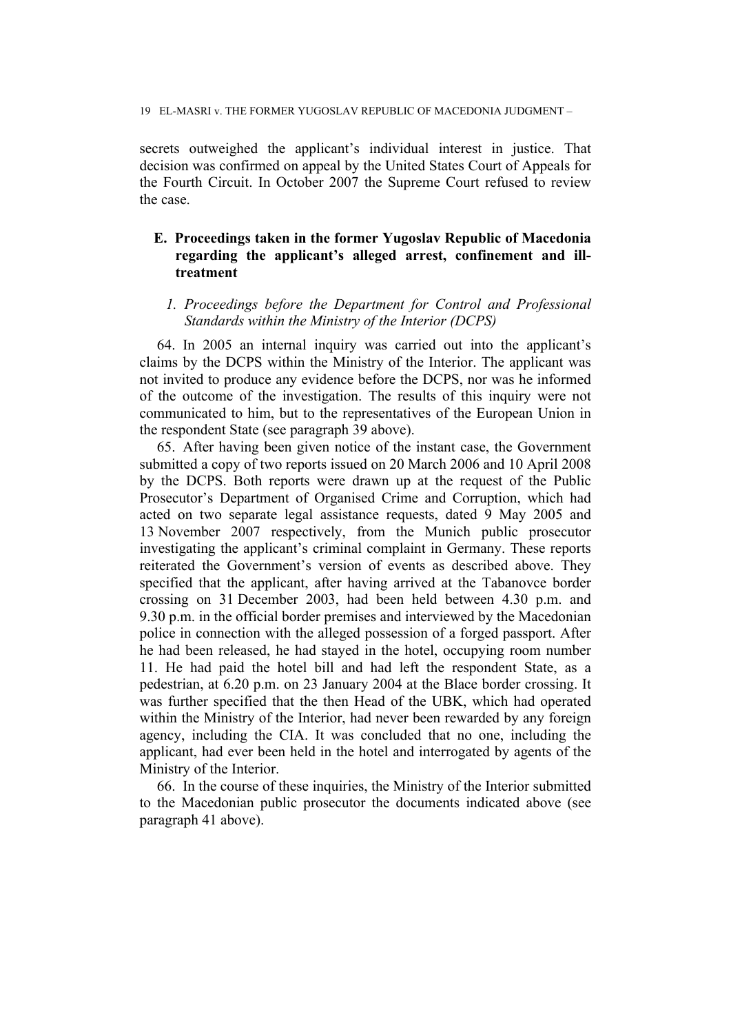secrets outweighed the applicant's individual interest in justice. That decision was confirmed on appeal by the United States Court of Appeals for the Fourth Circuit. In October 2007 the Supreme Court refused to review the case.

## E. Proceedings taken in the former Yugoslav Republic of Macedonia regarding the applicant's alleged arrest, confinement and ill-treatment

### *1. Proceedings before the Department for Control and Professional Standards within the Ministry of the Interior (DCPS)*

64. In 2005 an internal inquiry was carried out into the applicant's claims by the DCPS within the Ministry of the Interior. The applicant was not invited to produce any evidence before the DCPS, nor was he informed of the outcome of the investigation. The results of this inquiry were not communicated to him, but to the representatives of the European Union in the respondent State (see paragraph 39 above).

65. After having been given notice of the instant case, the Government submitted a copy of two reports issued on 20 March 2006 and 10 April 2008 by the DCPS. Both reports were drawn up at the request of the Public Prosecutor's Department of Organised Crime and Corruption, which had acted on two separate legal assistance requests, dated 9 May 2005 and 13 November 2007 respectively, from the Munich public prosecutor investigating the applicant's criminal complaint in Germany. These reports reiterated the Government's version of events as described above. They specified that the applicant, after having arrived at the Tabanovce border crossing on 31 December 2003, had been held between 4.30 p.m. and 9.30 p.m. in the official border premises and interviewed by the Macedonian police in connection with the alleged possession of a forged passport. After he had been released, he had stayed in the hotel, occupying room number 11. He had paid the hotel bill and had left the respondent State, as a pedestrian, at 6.20 p.m. on 23 January 2004 at the Blace border crossing. It was further specified that the then Head of the UBK, which had operated within the Ministry of the Interior, had never been rewarded by any foreign agency, including the CIA. It was concluded that no one, including the applicant, had ever been held in the hotel and interrogated by agents of the Ministry of the Interior.

66. In the course of these inquiries, the Ministry of the Interior submitted to the Macedonian public prosecutor the documents indicated above (see paragraph 41 above).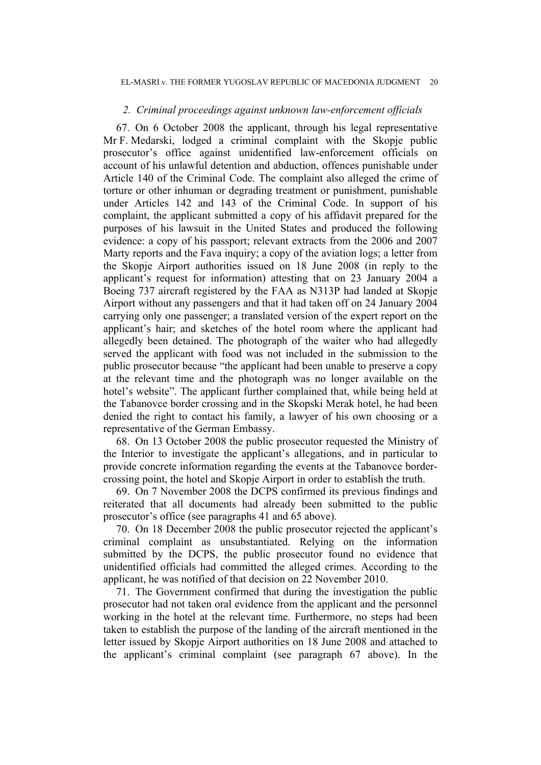### *2. Criminal proceedings against unknown law-enforcement officials*

67. On 6 October 2008 the applicant, through his legal representative Mr F. Medarski, lodged a criminal complaint with the Skopje public prosecutor's office against unidentified law-enforcement officials on account of his unlawful detention and abduction, offences punishable under Article 140 of the Criminal Code. The complaint also alleged the crime of torture or other inhuman or degrading treatment or punishment, punishable under Articles 142 and 143 of the Criminal Code. In support of his complaint, the applicant submitted a copy of his affidavit prepared for the purposes of his lawsuit in the United States and produced the following evidence: a copy of his passport; relevant extracts from the 2006 and 2007 Marty reports and the Fava inquiry; a copy of the aviation logs; a letter from the Skopje Airport authorities issued on 18 June 2008 (in reply to the applicant's request for information) attesting that on 23 January 2004 a Boeing 737 aircraft registered by the FAA as N313P had landed at Skopje Airport without any passengers and that it had taken off on 24 January 2004 carrying only one passenger; a translated version of the expert report on the applicant's hair; and sketches of the hotel room where the applicant had allegedly been detained. The photograph of the waiter who had allegedly served the applicant with food was not included in the submission to the public prosecutor because "the applicant had been unable to preserve a copy at the relevant time and the photograph was no longer available on the hotel's website". The applicant further complained that, while being held at the Tabanovce border crossing and in the Skopski Merak hotel, he had been denied the right to contact his family, a lawyer of his own choosing or a representative of the German Embassy.

68. On 13 October 2008 the public prosecutor requested the Ministry of the Interior to investigate the applicant's allegations, and in particular to provide concrete information regarding the events at the Tabanovce border-crossing point, the hotel and Skopje Airport in order to establish the truth.

69. On 7 November 2008 the DCPS confirmed its previous findings and reiterated that all documents had already been submitted to the public prosecutor's office (see paragraphs 41 and 65 above).

70. On 18 December 2008 the public prosecutor rejected the applicant's criminal complaint as unsubstantiated. Relying on the information submitted by the DCPS, the public prosecutor found no evidence that unidentified officials had committed the alleged crimes. According to the applicant, he was notified of that decision on 22 November 2010.

71. The Government confirmed that during the investigation the public prosecutor had not taken oral evidence from the applicant and the personnel working in the hotel at the relevant time. Furthermore, no steps had been taken to establish the purpose of the landing of the aircraft mentioned in the letter issued by Skopje Airport authorities on 18 June 2008 and attached to the applicant's criminal complaint (see paragraph 67 above). In the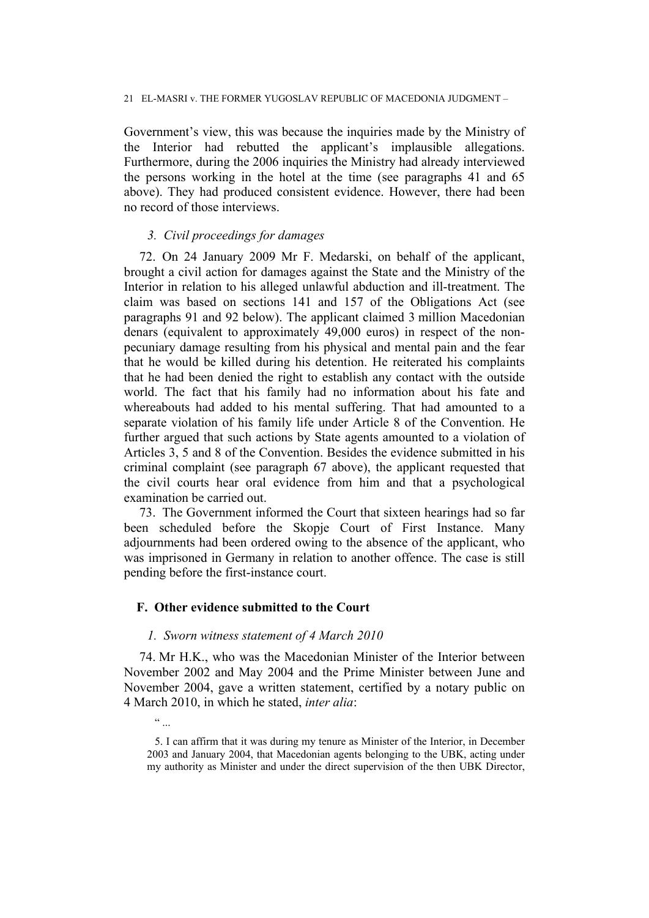Government's view, this was because the inquiries made by the Ministry of the Interior had rebutted the applicant's implausible allegations. Furthermore, during the 2006 inquiries the Ministry had already interviewed the persons working in the hotel at the time (see paragraphs 41 and 65 above). They had produced consistent evidence. However, there had been no record of those interviews.

### *3. Civil proceedings for damages*

72. On 24 January 2009 Mr F. Medarski, on behalf of the applicant, brought a civil action for damages against the State and the Ministry of the Interior in relation to his alleged unlawful abduction and ill-treatment. The claim was based on sections 141 and 157 of the Obligations Act (see paragraphs 91 and 92 below). The applicant claimed 3 million Macedonian denars (equivalent to approximately 49,000 euros) in respect of the non-pecuniary damage resulting from his physical and mental pain and the fear that he would be killed during his detention. He reiterated his complaints that he had been denied the right to establish any contact with the outside world. The fact that his family had no information about his fate and whereabouts had added to his mental suffering. That had amounted to a separate violation of his family life under Article 8 of the Convention. He further argued that such actions by State agents amounted to a violation of Articles 3, 5 and 8 of the Convention. Besides the evidence submitted in his criminal complaint (see paragraph 67 above), the applicant requested that the civil courts hear oral evidence from him and that a psychological examination be carried out.

73. The Government informed the Court that sixteen hearings had so far been scheduled before the Skopje Court of First Instance. Many adjournments had been ordered owing to the absence of the applicant, who was imprisoned in Germany in relation to another offence. The case is still pending before the first-instance court.

## F. Other evidence submitted to the Court

### *1. Sworn witness statement of 4 March 2010*

74. Mr H.K., who was the Macedonian Minister of the Interior between November 2002 and May 2004 and the Prime Minister between June and November 2004, gave a written statement, certified by a notary public on 4 March 2010, in which he stated, *inter alia*:

> " ...
>
> 5. I can affirm that it was during my tenure as Minister of the Interior, in December 2003 and January 2004, that Macedonian agents belonging to the UBK, acting under my authority as Minister and under the direct supervision of the then UBK Director,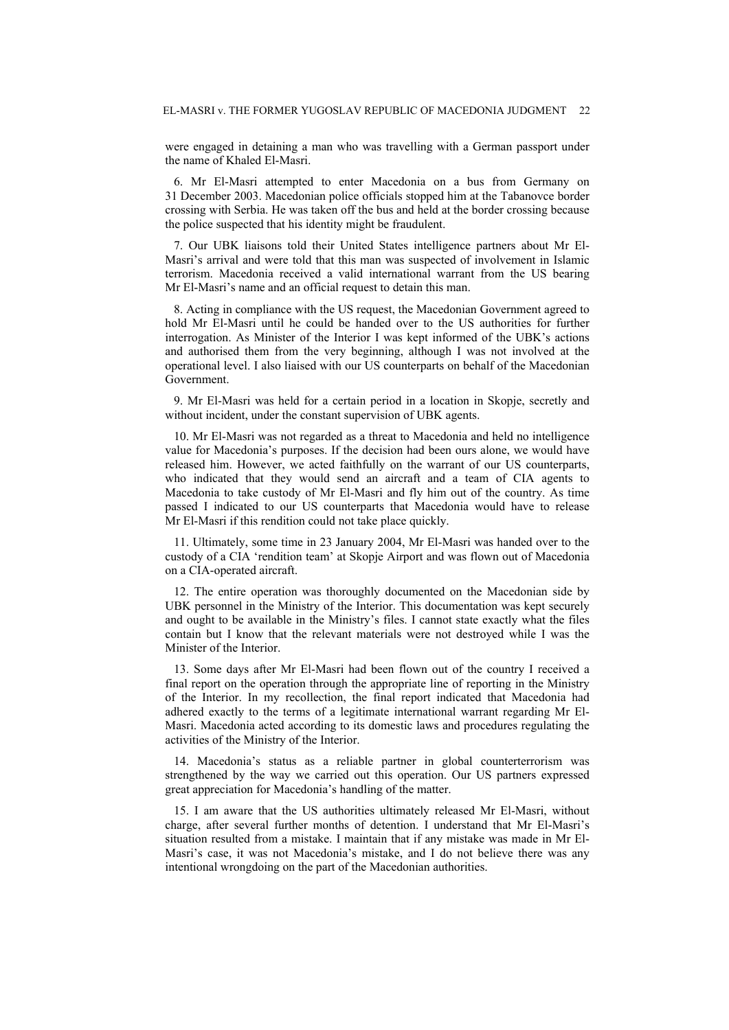were engaged in detaining a man who was travelling with a German passport under the name of Khaled El-Masri.

6. Mr El-Masri attempted to enter Macedonia on a bus from Germany on 31 December 2003. Macedonian police officials stopped him at the Tabanovce border crossing with Serbia. He was taken off the bus and held at the border crossing because the police suspected that his identity might be fraudulent.

7. Our UBK liaisons told their United States intelligence partners about Mr El-Masri's arrival and were told that this man was suspected of involvement in Islamic terrorism. Macedonia received a valid international warrant from the US bearing Mr El-Masri's name and an official request to detain this man.

8. Acting in compliance with the US request, the Macedonian Government agreed to hold Mr El-Masri until he could be handed over to the US authorities for further interrogation. As Minister of the Interior I was kept informed of the UBK's actions and authorised them from the very beginning, although I was not involved at the operational level. I also liaised with our US counterparts on behalf of the Macedonian Government.

9. Mr El-Masri was held for a certain period in a location in Skopje, secretly and without incident, under the constant supervision of UBK agents.

10. Mr El-Masri was not regarded as a threat to Macedonia and held no intelligence value for Macedonia's purposes. If the decision had been ours alone, we would have released him. However, we acted faithfully on the warrant of our US counterparts, who indicated that they would send an aircraft and a team of CIA agents to Macedonia to take custody of Mr El-Masri and fly him out of the country. As time passed I indicated to our US counterparts that Macedonia would have to release Mr El-Masri if this rendition could not take place quickly.

11. Ultimately, some time in 23 January 2004, Mr El-Masri was handed over to the custody of a CIA 'rendition team' at Skopje Airport and was flown out of Macedonia on a CIA-operated aircraft.

12. The entire operation was thoroughly documented on the Macedonian side by UBK personnel in the Ministry of the Interior. This documentation was kept securely and ought to be available in the Ministry's files. I cannot state exactly what the files contain but I know that the relevant materials were not destroyed while I was the Minister of the Interior.

13. Some days after Mr El-Masri had been flown out of the country I received a final report on the operation through the appropriate line of reporting in the Ministry of the Interior. In my recollection, the final report indicated that Macedonia had adhered exactly to the terms of a legitimate international warrant regarding Mr El-Masri. Macedonia acted according to its domestic laws and procedures regulating the activities of the Ministry of the Interior.

14. Macedonia's status as a reliable partner in global counterterrorism was strengthened by the way we carried out this operation. Our US partners expressed great appreciation for Macedonia's handling of the matter.

15. I am aware that the US authorities ultimately released Mr El-Masri, without charge, after several further months of detention. I understand that Mr El-Masri's situation resulted from a mistake. I maintain that if any mistake was made in Mr El-Masri's case, it was not Macedonia's mistake, and I do not believe there was any intentional wrongdoing on the part of the Macedonian authorities.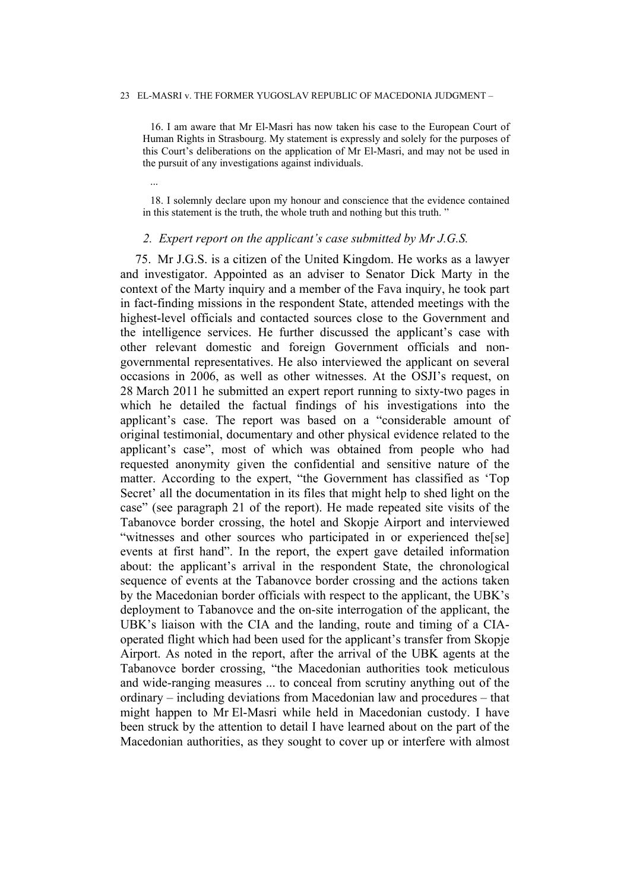16. I am aware that Mr El-Masri has now taken his case to the European Court of Human Rights in Strasbourg. My statement is expressly and solely for the purposes of this Court's deliberations on the application of Mr El-Masri, and may not be used in the pursuit of any investigations against individuals.

...

18. I solemnly declare upon my honour and conscience that the evidence contained in this statement is the truth, the whole truth and nothing but this truth. "

### *2. Expert report on the applicant's case submitted by Mr J.G.S.*

75. Mr J.G.S. is a citizen of the United Kingdom. He works as a lawyer and investigator. Appointed as an adviser to Senator Dick Marty in the context of the Marty inquiry and a member of the Fava inquiry, he took part in fact-finding missions in the respondent State, attended meetings with the highest-level officials and contacted sources close to the Government and the intelligence services. He further discussed the applicant's case with other relevant domestic and foreign Government officials and non-governmental representatives. He also interviewed the applicant on several occasions in 2006, as well as other witnesses. At the OSJI's request, on 28 March 2011 he submitted an expert report running to sixty-two pages in which he detailed the factual findings of his investigations into the applicant's case. The report was based on a "considerable amount of original testimonial, documentary and other physical evidence related to the applicant's case", most of which was obtained from people who had requested anonymity given the confidential and sensitive nature of the matter. According to the expert, "the Government has classified as 'Top Secret' all the documentation in its files that might help to shed light on the case" (see paragraph 21 of the report). He made repeated site visits of the Tabanovce border crossing, the hotel and Skopje Airport and interviewed "witnesses and other sources who participated in or experienced the[se] events at first hand". In the report, the expert gave detailed information about: the applicant's arrival in the respondent State, the chronological sequence of events at the Tabanovce border crossing and the actions taken by the Macedonian border officials with respect to the applicant, the UBK's deployment to Tabanovce and the on-site interrogation of the applicant, the UBK's liaison with the CIA and the landing, route and timing of a CIA-operated flight which had been used for the applicant's transfer from Skopje Airport. As noted in the report, after the arrival of the UBK agents at the Tabanovce border crossing, "the Macedonian authorities took meticulous and wide-ranging measures ... to conceal from scrutiny anything out of the ordinary – including deviations from Macedonian law and procedures – that might happen to Mr El-Masri while held in Macedonian custody. I have been struck by the attention to detail I have learned about on the part of the Macedonian authorities, as they sought to cover up or interfere with almost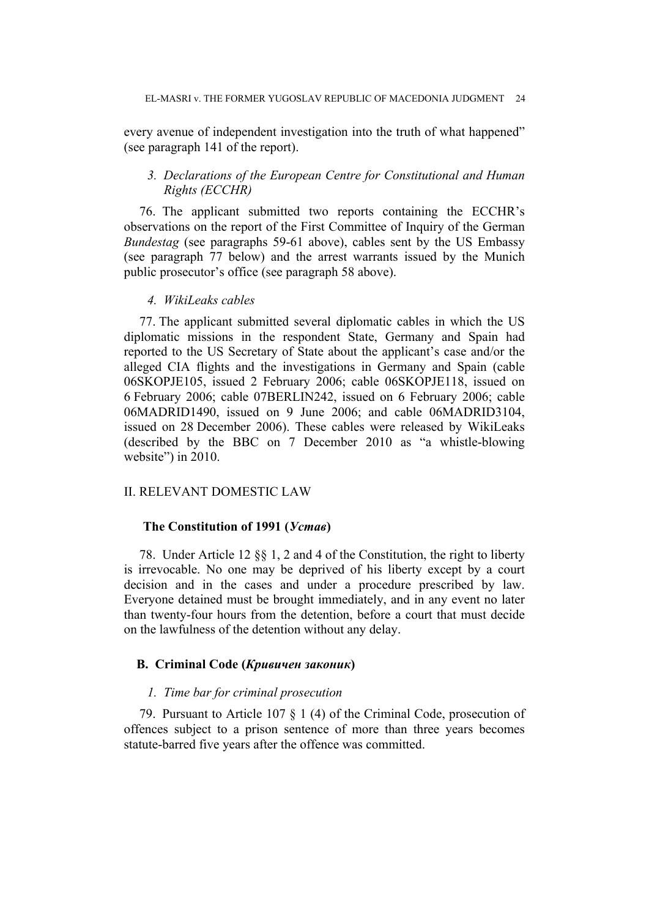every avenue of independent investigation into the truth of what happened" (see paragraph 141 of the report).

### *3. Declarations of the European Centre for Constitutional and Human Rights (ECCHR)*

76. The applicant submitted two reports containing the ECCHR's observations on the report of the First Committee of Inquiry of the German *Bundestag* (see paragraphs 59-61 above), cables sent by the US Embassy (see paragraph 77 below) and the arrest warrants issued by the Munich public prosecutor's office (see paragraph 58 above).

### *4. WikiLeaks cables*

77. The applicant submitted several diplomatic cables in which the US diplomatic missions in the respondent State, Germany and Spain had reported to the US Secretary of State about the applicant's case and/or the alleged CIA flights and the investigations in Germany and Spain (cable 06SKOPJE105, issued 2 February 2006; cable 06SKOPJE118, issued on 6 February 2006; cable 07BERLIN242, issued on 6 February 2006; cable 06MADRID1490, issued on 9 June 2006; and cable 06MADRID3104, issued on 28 December 2006). These cables were released by WikiLeaks (described by the BBC on 7 December 2010 as "a whistle-blowing website") in 2010.

## II. RELEVANT DOMESTIC LAW

### The Constitution of 1991 (*Устав*)

78. Under Article 12 §§ 1, 2 and 4 of the Constitution, the right to liberty is irrevocable. No one may be deprived of his liberty except by a court decision and in the cases and under a procedure prescribed by law. Everyone detained must be brought immediately, and in any event no later than twenty-four hours from the detention, before a court that must decide on the lawfulness of the detention without any delay.

### B. Criminal Code (*Кривичен законик*)

#### *1. Time bar for criminal prosecution*

79. Pursuant to Article 107 § 1 (4) of the Criminal Code, prosecution of offences subject to a prison sentence of more than three years becomes statute-barred five years after the offence was committed.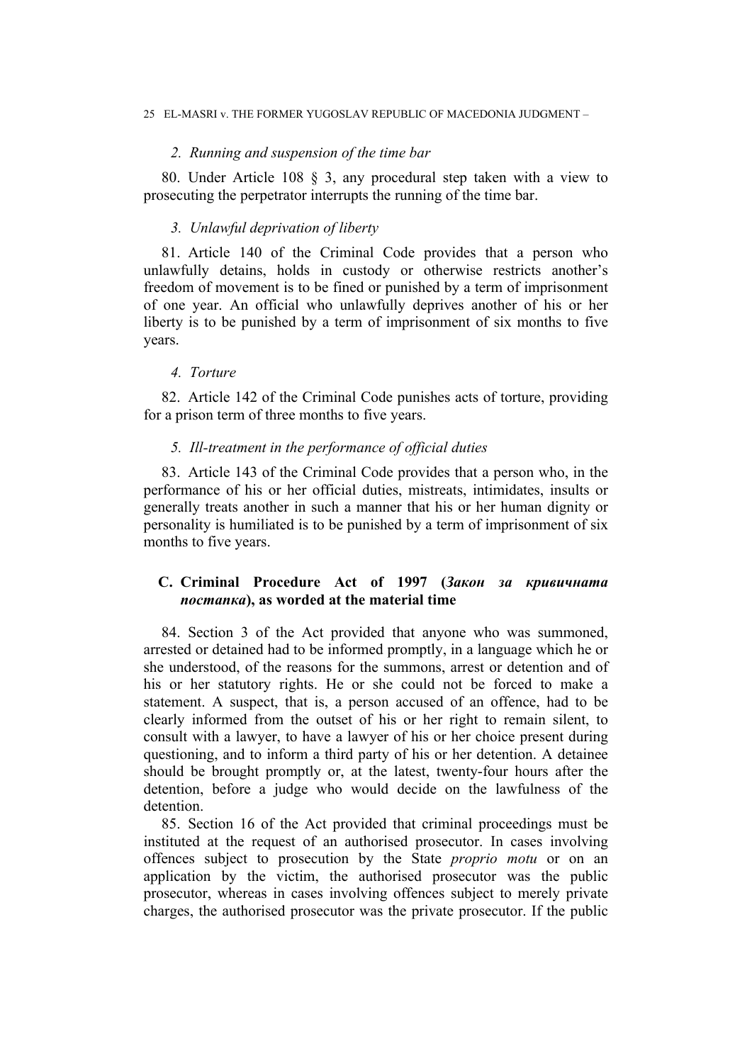### *2. Running and suspension of the time bar*

80. Under Article 108 § 3, any procedural step taken with a view to prosecuting the perpetrator interrupts the running of the time bar.

### *3. Unlawful deprivation of liberty*

81. Article 140 of the Criminal Code provides that a person who unlawfully detains, holds in custody or otherwise restricts another's freedom of movement is to be fined or punished by a term of imprisonment of one year. An official who unlawfully deprives another of his or her liberty is to be punished by a term of imprisonment of six months to five years.

### *4. Torture*

82. Article 142 of the Criminal Code punishes acts of torture, providing for a prison term of three months to five years.

### *5. Ill-treatment in the performance of official duties*

83. Article 143 of the Criminal Code provides that a person who, in the performance of his or her official duties, mistreats, intimidates, insults or generally treats another in such a manner that his or her human dignity or personality is humiliated is to be punished by a term of imprisonment of six months to five years.

## C. Criminal Procedure Act of 1997 (*Закон за кривичната постапка*), as worded at the material time

84. Section 3 of the Act provided that anyone who was summoned, arrested or detained had to be informed promptly, in a language which he or she understood, of the reasons for the summons, arrest or detention and of his or her statutory rights. He or she could not be forced to make a statement. A suspect, that is, a person accused of an offence, had to be clearly informed from the outset of his or her right to remain silent, to consult with a lawyer, to have a lawyer of his or her choice present during questioning, and to inform a third party of his or her detention. A detainee should be brought promptly or, at the latest, twenty-four hours after the detention, before a judge who would decide on the lawfulness of the detention.

85. Section 16 of the Act provided that criminal proceedings must be instituted at the request of an authorised prosecutor. In cases involving offences subject to prosecution by the State *proprio motu* or on an application by the victim, the authorised prosecutor was the public prosecutor, whereas in cases involving offences subject to merely private charges, the authorised prosecutor was the private prosecutor. If the public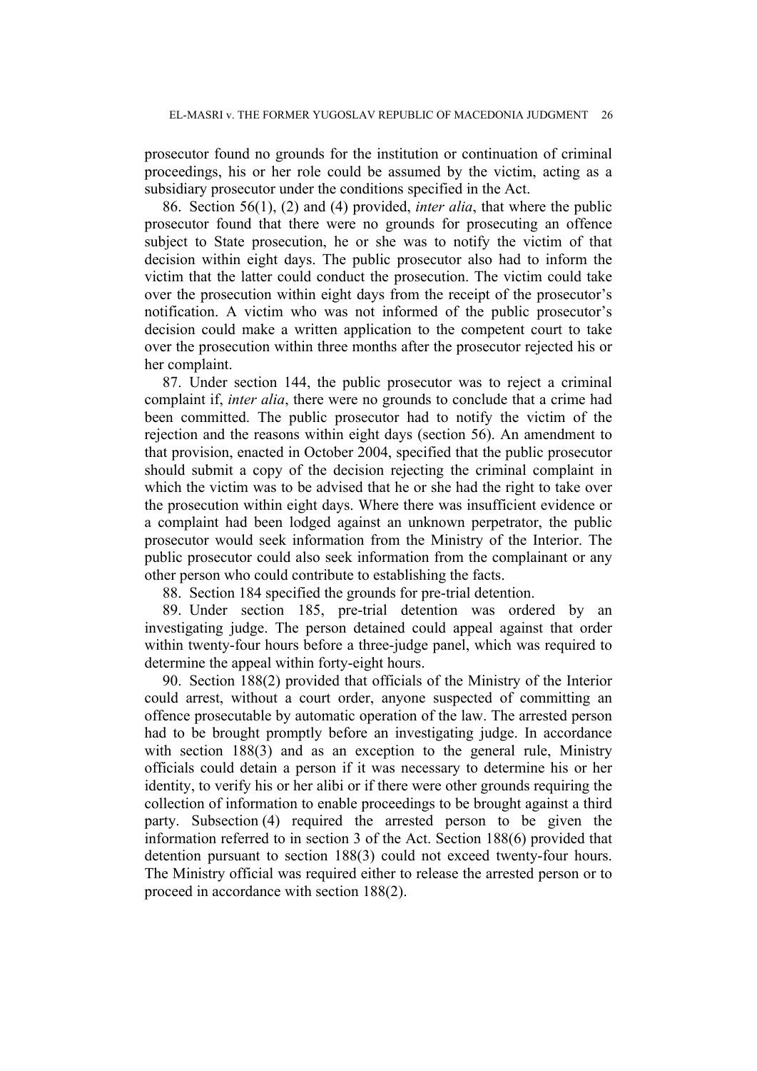prosecutor found no grounds for the institution or continuation of criminal proceedings, his or her role could be assumed by the victim, acting as a subsidiary prosecutor under the conditions specified in the Act.

86. Section 56(1), (2) and (4) provided, *inter alia*, that where the public prosecutor found that there were no grounds for prosecuting an offence subject to State prosecution, he or she was to notify the victim of that decision within eight days. The public prosecutor also had to inform the victim that the latter could conduct the prosecution. The victim could take over the prosecution within eight days from the receipt of the prosecutor's notification. A victim who was not informed of the public prosecutor's decision could make a written application to the competent court to take over the prosecution within three months after the prosecutor rejected his or her complaint.

87. Under section 144, the public prosecutor was to reject a criminal complaint if, *inter alia*, there were no grounds to conclude that a crime had been committed. The public prosecutor had to notify the victim of the rejection and the reasons within eight days (section 56). An amendment to that provision, enacted in October 2004, specified that the public prosecutor should submit a copy of the decision rejecting the criminal complaint in which the victim was to be advised that he or she had the right to take over the prosecution within eight days. Where there was insufficient evidence or a complaint had been lodged against an unknown perpetrator, the public prosecutor would seek information from the Ministry of the Interior. The public prosecutor could also seek information from the complainant or any other person who could contribute to establishing the facts.

88. Section 184 specified the grounds for pre-trial detention.

89. Under section 185, pre-trial detention was ordered by an investigating judge. The person detained could appeal against that order within twenty-four hours before a three-judge panel, which was required to determine the appeal within forty-eight hours.

90. Section 188(2) provided that officials of the Ministry of the Interior could arrest, without a court order, anyone suspected of committing an offence prosecutable by automatic operation of the law. The arrested person had to be brought promptly before an investigating judge. In accordance with section 188(3) and as an exception to the general rule, Ministry officials could detain a person if it was necessary to determine his or her identity, to verify his or her alibi or if there were other grounds requiring the collection of information to enable proceedings to be brought against a third party. Subsection (4) required the arrested person to be given the information referred to in section 3 of the Act. Section 188(6) provided that detention pursuant to section 188(3) could not exceed twenty-four hours. The Ministry official was required either to release the arrested person or to proceed in accordance with section 188(2).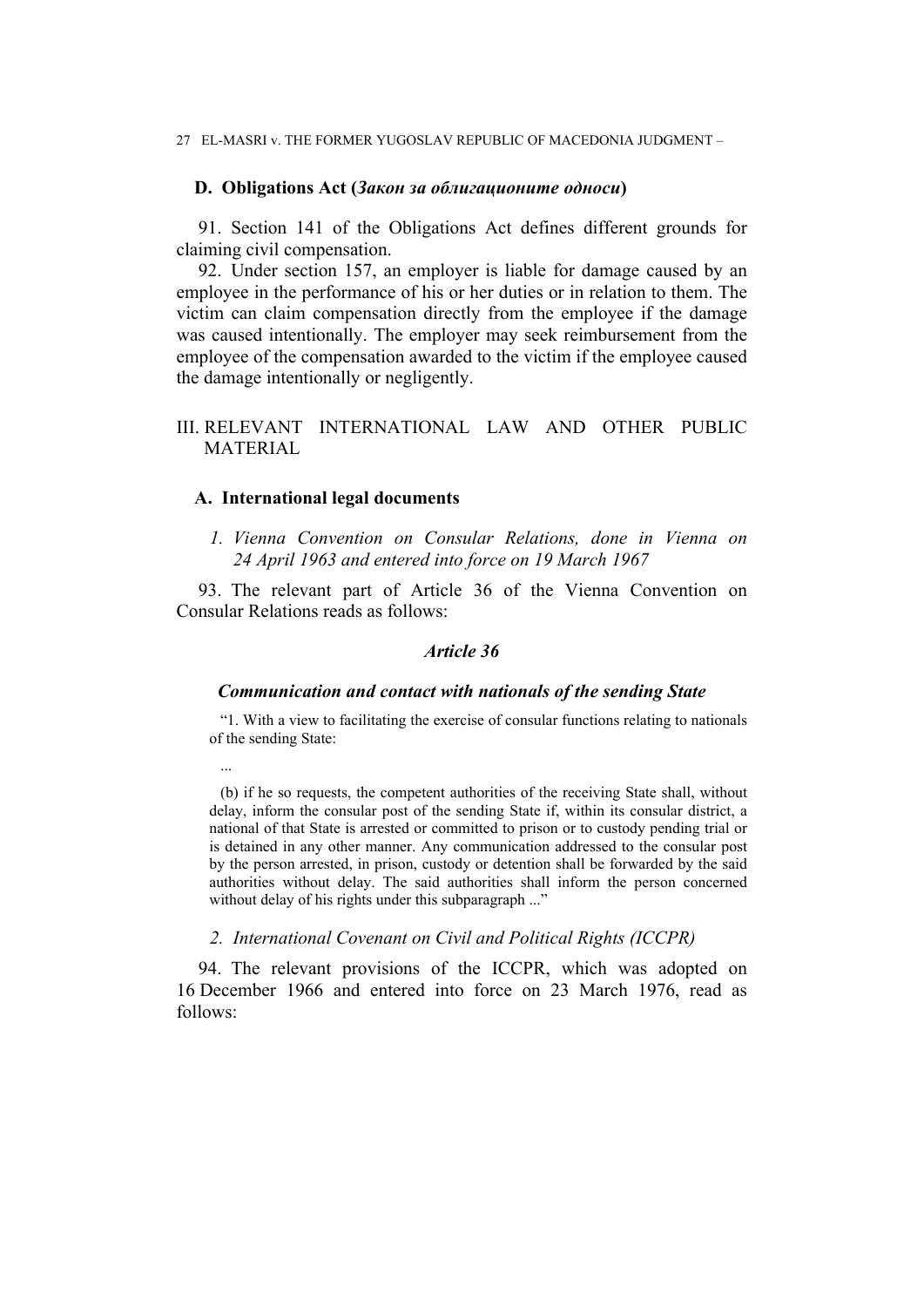### D. Obligations Act (*Закон за облигационите односи*)

91. Section 141 of the Obligations Act defines different grounds for claiming civil compensation.

92. Under section 157, an employer is liable for damage caused by an employee in the performance of his or her duties or in relation to them. The victim can claim compensation directly from the employee if the damage was caused intentionally. The employer may seek reimbursement from the employee of the compensation awarded to the victim if the employee caused the damage intentionally or negligently.

## III. RELEVANT INTERNATIONAL LAW AND OTHER PUBLIC MATERIAL

### A. International legal documents

#### *1. Vienna Convention on Consular Relations, done in Vienna on 24 April 1963 and entered into force on 19 March 1967*

93. The relevant part of Article 36 of the Vienna Convention on Consular Relations reads as follows:

***Article 36***

***Communication and contact with nationals of the sending State***

> "1. With a view to facilitating the exercise of consular functions relating to nationals of the sending State:
>
> ...
>
> (b) if he so requests, the competent authorities of the receiving State shall, without delay, inform the consular post of the sending State if, within its consular district, a national of that State is arrested or committed to prison or to custody pending trial or is detained in any other manner. Any communication addressed to the consular post by the person arrested, in prison, custody or detention shall be forwarded by the said authorities without delay. The said authorities shall inform the person concerned without delay of his rights under this subparagraph ..."

#### *2. International Covenant on Civil and Political Rights (ICCPR)*

94. The relevant provisions of the ICCPR, which was adopted on 16 December 1966 and entered into force on 23 March 1976, read as follows: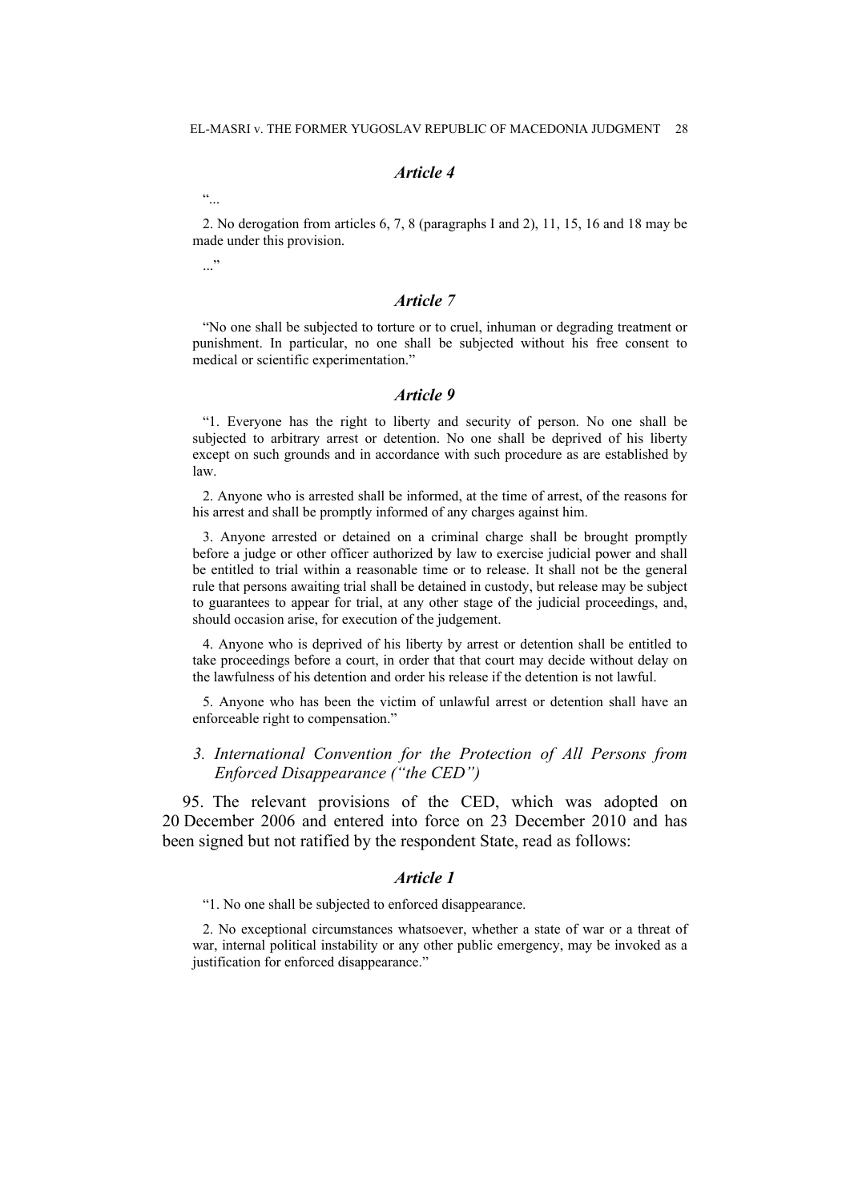### *Article 4*

“...

2. No derogation from articles 6, 7, 8 (paragraphs I and 2), 11, 15, 16 and 18 may be made under this provision.

...”

### *Article 7*

“No one shall be subjected to torture or to cruel, inhuman or degrading treatment or punishment. In particular, no one shall be subjected without his free consent to medical or scientific experimentation.”

### *Article 9*

“1. Everyone has the right to liberty and security of person. No one shall be subjected to arbitrary arrest or detention. No one shall be deprived of his liberty except on such grounds and in accordance with such procedure as are established by law.

2. Anyone who is arrested shall be informed, at the time of arrest, of the reasons for his arrest and shall be promptly informed of any charges against him.

3. Anyone arrested or detained on a criminal charge shall be brought promptly before a judge or other officer authorized by law to exercise judicial power and shall be entitled to trial within a reasonable time or to release. It shall not be the general rule that persons awaiting trial shall be detained in custody, but release may be subject to guarantees to appear for trial, at any other stage of the judicial proceedings, and, should occasion arise, for execution of the judgement.

4. Anyone who is deprived of his liberty by arrest or detention shall be entitled to take proceedings before a court, in order that that court may decide without delay on the lawfulness of his detention and order his release if the detention is not lawful.

5. Anyone who has been the victim of unlawful arrest or detention shall have an enforceable right to compensation.”

### *3. International Convention for the Protection of All Persons from Enforced Disappearance (“the CED”)*

95. The relevant provisions of the CED, which was adopted on 20 December 2006 and entered into force on 23 December 2010 and has been signed but not ratified by the respondent State, read as follows:

### *Article 1*

“1. No one shall be subjected to enforced disappearance.

2. No exceptional circumstances whatsoever, whether a state of war or a threat of war, internal political instability or any other public emergency, may be invoked as a justification for enforced disappearance.”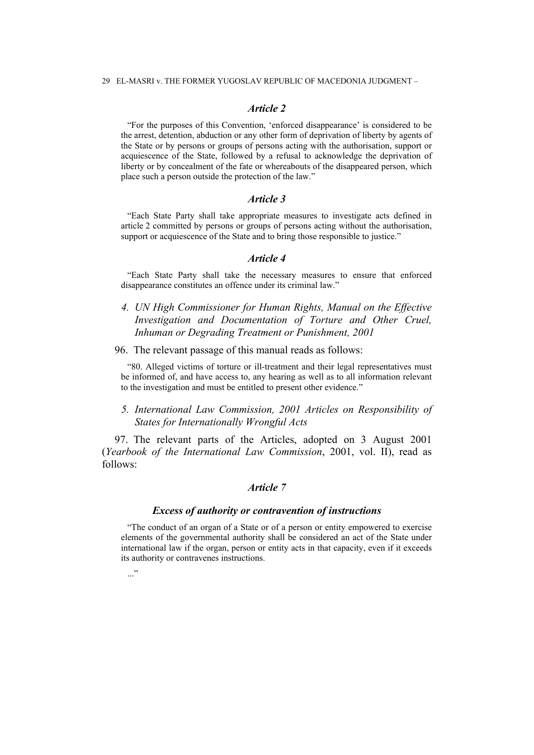### *Article 2*

> "For the purposes of this Convention, 'enforced disappearance' is considered to be the arrest, detention, abduction or any other form of deprivation of liberty by agents of the State or by persons or groups of persons acting with the authorisation, support or acquiescence of the State, followed by a refusal to acknowledge the deprivation of liberty or by concealment of the fate or whereabouts of the disappeared person, which place such a person outside the protection of the law."

### *Article 3*

> "Each State Party shall take appropriate measures to investigate acts defined in article 2 committed by persons or groups of persons acting without the authorisation, support or acquiescence of the State and to bring those responsible to justice."

### *Article 4*

> "Each State Party shall take the necessary measures to ensure that enforced disappearance constitutes an offence under its criminal law."

#### *4. UN High Commissioner for Human Rights, Manual on the Effective Investigation and Documentation of Torture and Other Cruel, Inhuman or Degrading Treatment or Punishment, 2001*

96. The relevant passage of this manual reads as follows:

> "80. Alleged victims of torture or ill-treatment and their legal representatives must be informed of, and have access to, any hearing as well as to all information relevant to the investigation and must be entitled to present other evidence."

#### *5. International Law Commission, 2001 Articles on Responsibility of States for Internationally Wrongful Acts*

97. The relevant parts of the Articles, adopted on 3 August 2001 (*Yearbook of the International Law Commission*, 2001, vol. II), read as follows:

### *Article 7*

#### ***Excess of authority or contravention of instructions***

> "The conduct of an organ of a State or of a person or entity empowered to exercise elements of the governmental authority shall be considered an act of the State under international law if the organ, person or entity acts in that capacity, even if it exceeds its authority or contravenes instructions.
>
> ..."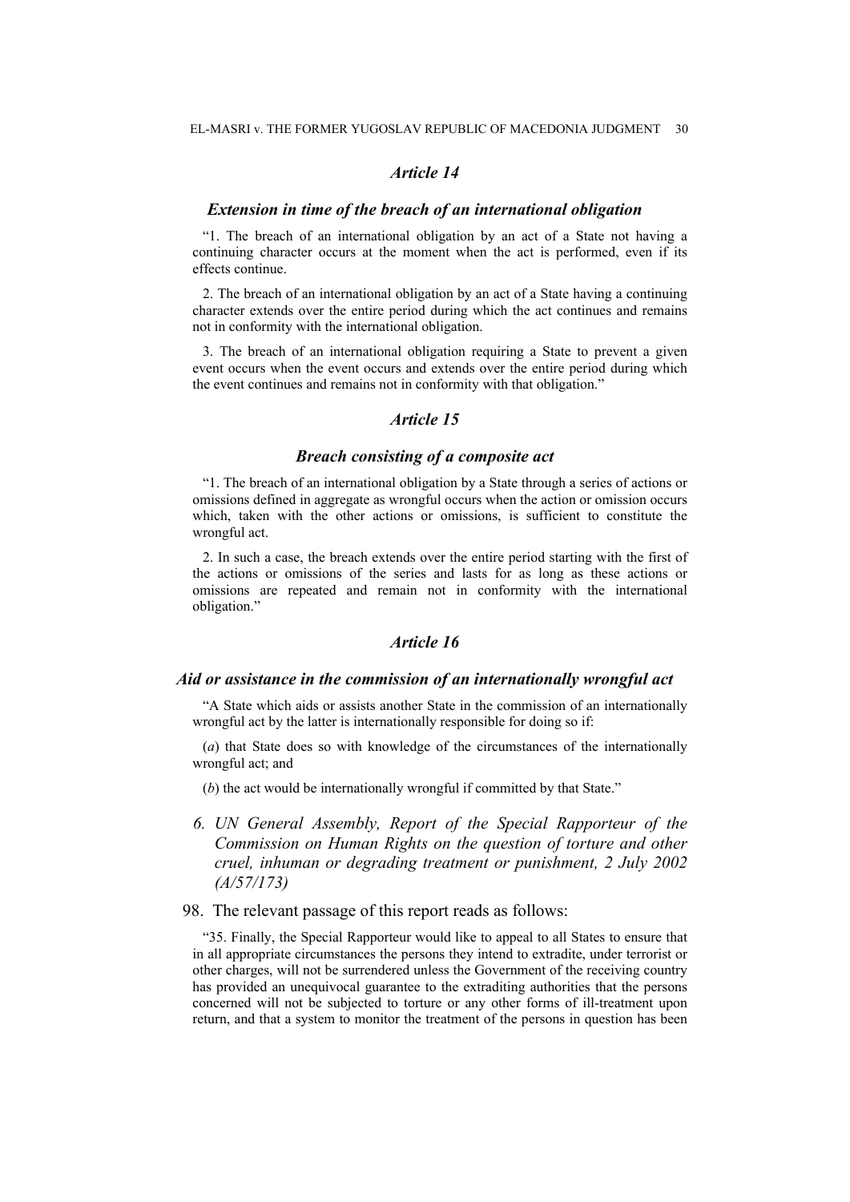### *Article 14*

#### *Extension in time of the breach of an international obligation*

"1. The breach of an international obligation by an act of a State not having a continuing character occurs at the moment when the act is performed, even if its effects continue.

2. The breach of an international obligation by an act of a State having a continuing character extends over the entire period during which the act continues and remains not in conformity with the international obligation.

3. The breach of an international obligation requiring a State to prevent a given event occurs when the event occurs and extends over the entire period during which the event continues and remains not in conformity with that obligation."

### *Article 15*

#### *Breach consisting of a composite act*

"1. The breach of an international obligation by a State through a series of actions or omissions defined in aggregate as wrongful occurs when the action or omission occurs which, taken with the other actions or omissions, is sufficient to constitute the wrongful act.

2. In such a case, the breach extends over the entire period starting with the first of the actions or omissions of the series and lasts for as long as these actions or omissions are repeated and remain not in conformity with the international obligation."

### *Article 16*

#### *Aid or assistance in the commission of an internationally wrongful act*

"A State which aids or assists another State in the commission of an internationally wrongful act by the latter is internationally responsible for doing so if:

(*a*) that State does so with knowledge of the circumstances of the internationally wrongful act; and

(*b*) the act would be internationally wrongful if committed by that State."

### *6. UN General Assembly, Report of the Special Rapporteur of the Commission on Human Rights on the question of torture and other cruel, inhuman or degrading treatment or punishment, 2 July 2002 (A/57/173)*

98. The relevant passage of this report reads as follows:

"35. Finally, the Special Rapporteur would like to appeal to all States to ensure that in all appropriate circumstances the persons they intend to extradite, under terrorist or other charges, will not be surrendered unless the Government of the receiving country has provided an unequivocal guarantee to the extraditing authorities that the persons concerned will not be subjected to torture or any other forms of ill-treatment upon return, and that a system to monitor the treatment of the persons in question has been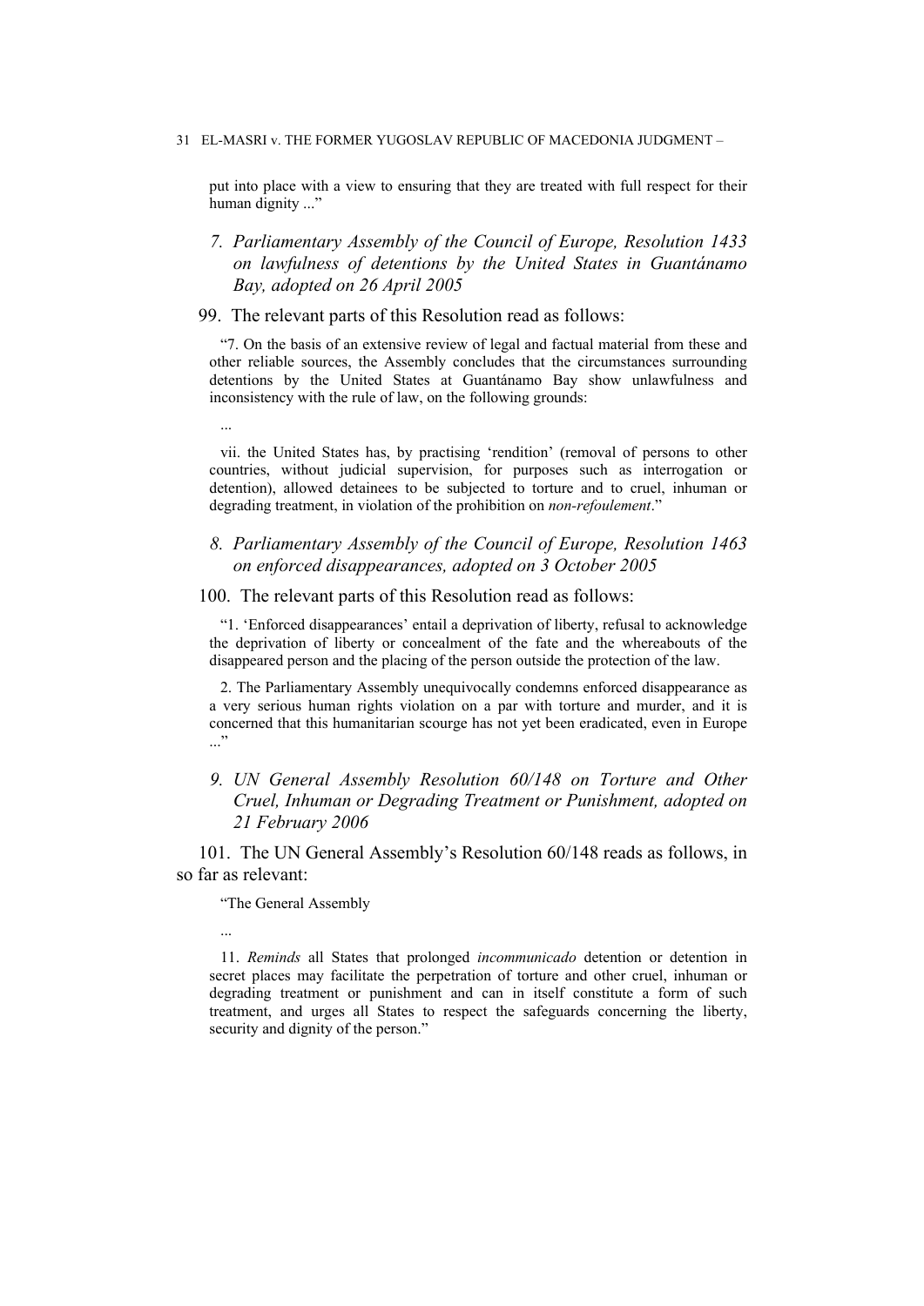put into place with a view to ensuring that they are treated with full respect for their human dignity ...”

### *7. Parliamentary Assembly of the Council of Europe, Resolution 1433 on lawfulness of detentions by the United States in Guantánamo Bay, adopted on 26 April 2005*

99. The relevant parts of this Resolution read as follows:

“7. On the basis of an extensive review of legal and factual material from these and other reliable sources, the Assembly concludes that the circumstances surrounding detentions by the United States at Guantánamo Bay show unlawfulness and inconsistency with the rule of law, on the following grounds:

...

vii. the United States has, by practising ‘rendition’ (removal of persons to other countries, without judicial supervision, for purposes such as interrogation or detention), allowed detainees to be subjected to torture and to cruel, inhuman or degrading treatment, in violation of the prohibition on *non-refoulement*.”

### *8. Parliamentary Assembly of the Council of Europe, Resolution 1463 on enforced disappearances, adopted on 3 October 2005*

100. The relevant parts of this Resolution read as follows:

“1. ‘Enforced disappearances’ entail a deprivation of liberty, refusal to acknowledge the deprivation of liberty or concealment of the fate and the whereabouts of the disappeared person and the placing of the person outside the protection of the law.

2. The Parliamentary Assembly unequivocally condemns enforced disappearance as a very serious human rights violation on a par with torture and murder, and it is concerned that this humanitarian scourge has not yet been eradicated, even in Europe ...”

### *9. UN General Assembly Resolution 60/148 on Torture and Other Cruel, Inhuman or Degrading Treatment or Punishment, adopted on 21 February 2006*

101. The UN General Assembly’s Resolution 60/148 reads as follows, in so far as relevant:

“The General Assembly

...

11. *Reminds* all States that prolonged *incommunicado* detention or detention in secret places may facilitate the perpetration of torture and other cruel, inhuman or degrading treatment or punishment and can in itself constitute a form of such treatment, and urges all States to respect the safeguards concerning the liberty, security and dignity of the person.”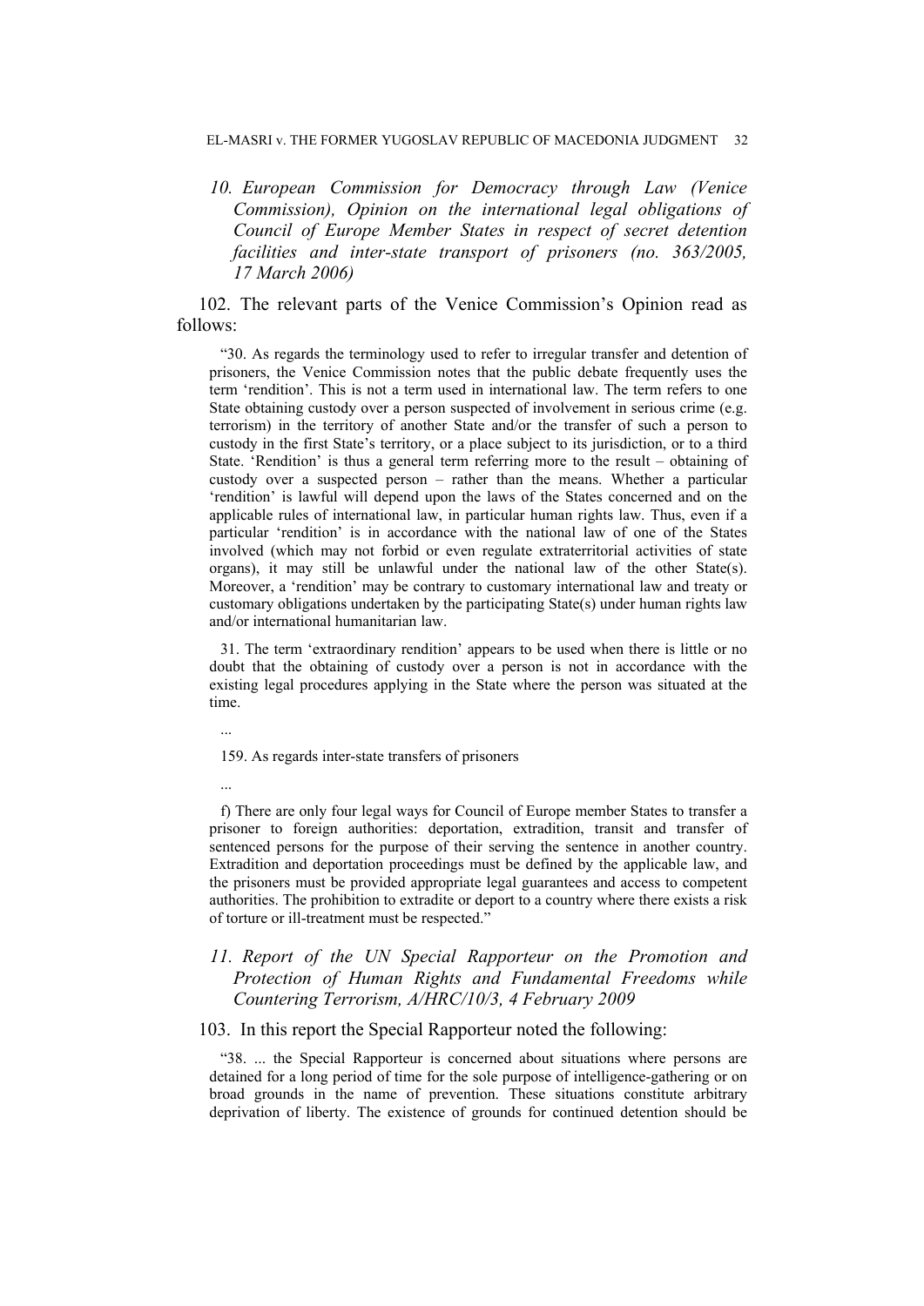### *10. European Commission for Democracy through Law (Venice Commission), Opinion on the international legal obligations of Council of Europe Member States in respect of secret detention facilities and inter-state transport of prisoners (no. 363/2005, 17 March 2006)*

102. The relevant parts of the Venice Commission's Opinion read as follows:

> "30. As regards the terminology used to refer to irregular transfer and detention of prisoners, the Venice Commission notes that the public debate frequently uses the term 'rendition'. This is not a term used in international law. The term refers to one State obtaining custody over a person suspected of involvement in serious crime (e.g. terrorism) in the territory of another State and/or the transfer of such a person to custody in the first State's territory, or a place subject to its jurisdiction, or to a third State. 'Rendition' is thus a general term referring more to the result – obtaining of custody over a suspected person – rather than the means. Whether a particular 'rendition' is lawful will depend upon the laws of the States concerned and on the applicable rules of international law, in particular human rights law. Thus, even if a particular 'rendition' is in accordance with the national law of one of the States involved (which may not forbid or even regulate extraterritorial activities of state organs), it may still be unlawful under the national law of the other State(s). Moreover, a 'rendition' may be contrary to customary international law and treaty or customary obligations undertaken by the participating State(s) under human rights law and/or international humanitarian law.
>
> 31. The term 'extraordinary rendition' appears to be used when there is little or no doubt that the obtaining of custody over a person is not in accordance with the existing legal procedures applying in the State where the person was situated at the time.
>
> ...
>
> 159. As regards inter-state transfers of prisoners
>
> ...
>
> f) There are only four legal ways for Council of Europe member States to transfer a prisoner to foreign authorities: deportation, extradition, transit and transfer of sentenced persons for the purpose of their serving the sentence in another country. Extradition and deportation proceedings must be defined by the applicable law, and the prisoners must be provided appropriate legal guarantees and access to competent authorities. The prohibition to extradite or deport to a country where there exists a risk of torture or ill-treatment must be respected."

### *11. Report of the UN Special Rapporteur on the Promotion and Protection of Human Rights and Fundamental Freedoms while Countering Terrorism, A/HRC/10/3, 4 February 2009*

103. In this report the Special Rapporteur noted the following:

> "38. ... the Special Rapporteur is concerned about situations where persons are detained for a long period of time for the sole purpose of intelligence-gathering or on broad grounds in the name of prevention. These situations constitute arbitrary deprivation of liberty. The existence of grounds for continued detention should be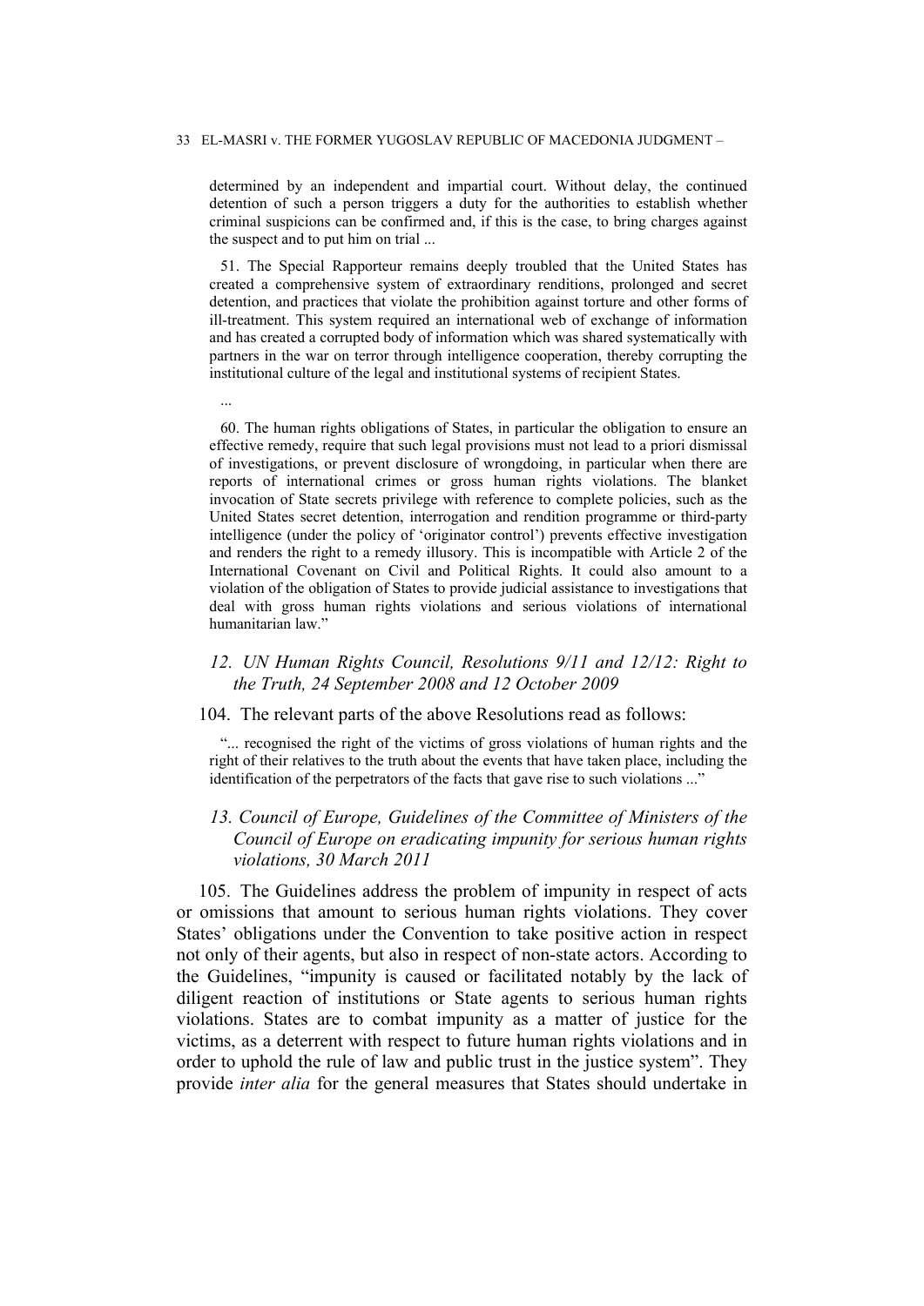determined by an independent and impartial court. Without delay, the continued detention of such a person triggers a duty for the authorities to establish whether criminal suspicions can be confirmed and, if this is the case, to bring charges against the suspect and to put him on trial ...

51. The Special Rapporteur remains deeply troubled that the United States has created a comprehensive system of extraordinary renditions, prolonged and secret detention, and practices that violate the prohibition against torture and other forms of ill-treatment. This system required an international web of exchange of information and has created a corrupted body of information which was shared systematically with partners in the war on terror through intelligence cooperation, thereby corrupting the institutional culture of the legal and institutional systems of recipient States.

...

60. The human rights obligations of States, in particular the obligation to ensure an effective remedy, require that such legal provisions must not lead to a priori dismissal of investigations, or prevent disclosure of wrongdoing, in particular when there are reports of international crimes or gross human rights violations. The blanket invocation of State secrets privilege with reference to complete policies, such as the United States secret detention, interrogation and rendition programme or third-party intelligence (under the policy of 'originator control') prevents effective investigation and renders the right to a remedy illusory. This is incompatible with Article 2 of the International Covenant on Civil and Political Rights. It could also amount to a violation of the obligation of States to provide judicial assistance to investigations that deal with gross human rights violations and serious violations of international humanitarian law."

### *12. UN Human Rights Council, Resolutions 9/11 and 12/12: Right to the Truth, 24 September 2008 and 12 October 2009*

104. The relevant parts of the above Resolutions read as follows:

"... recognised the right of the victims of gross violations of human rights and the right of their relatives to the truth about the events that have taken place, including the identification of the perpetrators of the facts that gave rise to such violations ..."

### *13. Council of Europe, Guidelines of the Committee of Ministers of the Council of Europe on eradicating impunity for serious human rights violations, 30 March 2011*

105. The Guidelines address the problem of impunity in respect of acts or omissions that amount to serious human rights violations. They cover States' obligations under the Convention to take positive action in respect not only of their agents, but also in respect of non-state actors. According to the Guidelines, "impunity is caused or facilitated notably by the lack of diligent reaction of institutions or State agents to serious human rights violations. States are to combat impunity as a matter of justice for the victims, as a deterrent with respect to future human rights violations and in order to uphold the rule of law and public trust in the justice system". They provide *inter alia* for the general measures that States should undertake in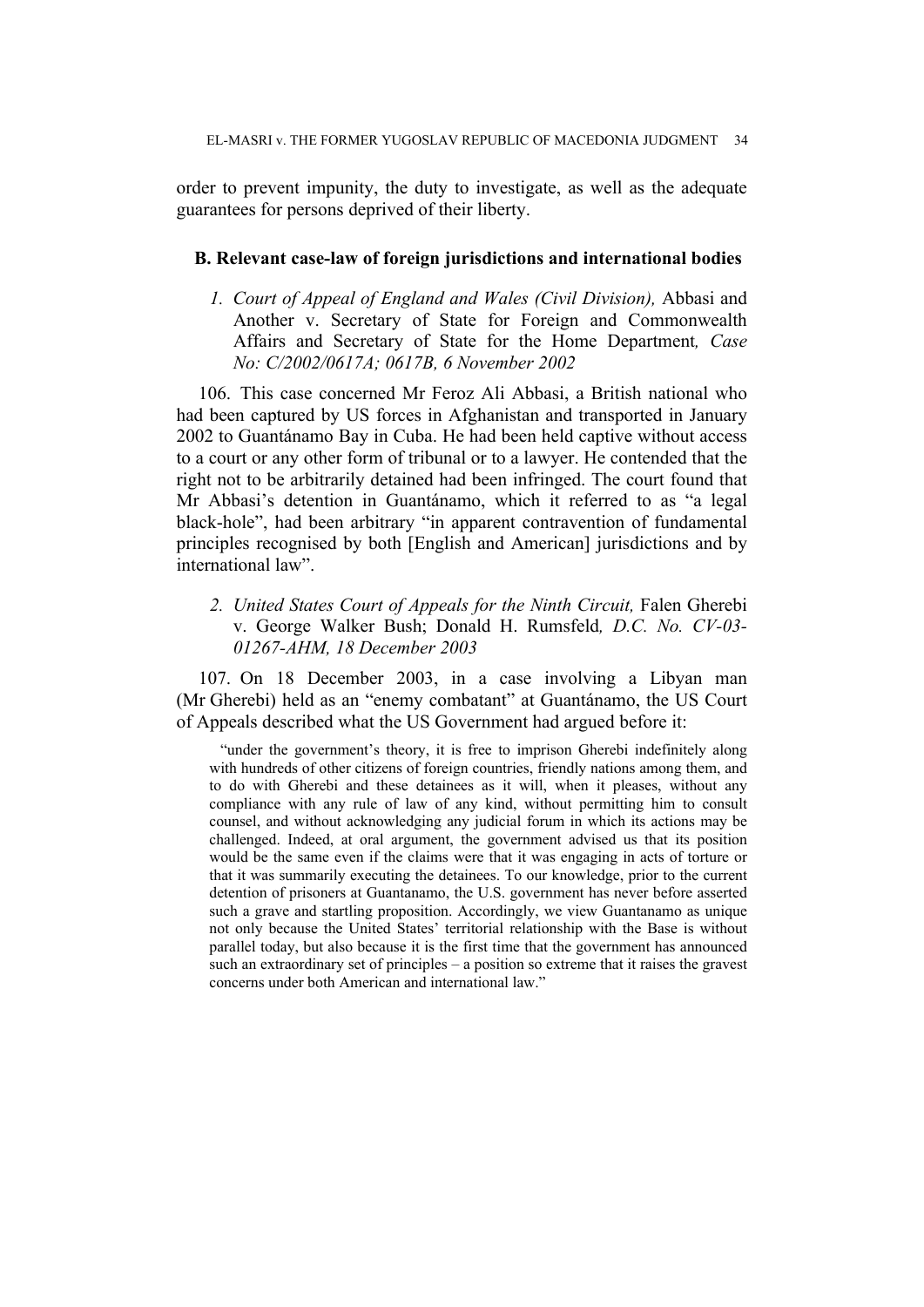order to prevent impunity, the duty to investigate, as well as the adequate guarantees for persons deprived of their liberty.

### B. Relevant case-law of foreign jurisdictions and international bodies

*1. Court of Appeal of England and Wales (Civil Division),* Abbasi and Another v. Secretary of State for Foreign and Commonwealth Affairs and Secretary of State for the Home Department*, Case No: C/2002/0617A; 0617B, 6 November 2002*

106. This case concerned Mr Feroz Ali Abbasi, a British national who had been captured by US forces in Afghanistan and transported in January 2002 to Guantánamo Bay in Cuba. He had been held captive without access to a court or any other form of tribunal or to a lawyer. He contended that the right not to be arbitrarily detained had been infringed. The court found that Mr Abbasi's detention in Guantánamo, which it referred to as "a legal black-hole", had been arbitrary "in apparent contravention of fundamental principles recognised by both [English and American] jurisdictions and by international law".

*2. United States Court of Appeals for the Ninth Circuit,* Falen Gherebi v. George Walker Bush; Donald H. Rumsfeld*, D.C. No. CV-03-01267-AHM, 18 December 2003*

107. On 18 December 2003, in a case involving a Libyan man (Mr Gherebi) held as an "enemy combatant" at Guantánamo, the US Court of Appeals described what the US Government had argued before it:

> "under the government's theory, it is free to imprison Gherebi indefinitely along with hundreds of other citizens of foreign countries, friendly nations among them, and to do with Gherebi and these detainees as it will, when it pleases, without any compliance with any rule of law of any kind, without permitting him to consult counsel, and without acknowledging any judicial forum in which its actions may be challenged. Indeed, at oral argument, the government advised us that its position would be the same even if the claims were that it was engaging in acts of torture or that it was summarily executing the detainees. To our knowledge, prior to the current detention of prisoners at Guantanamo, the U.S. government has never before asserted such a grave and startling proposition. Accordingly, we view Guantanamo as unique not only because the United States' territorial relationship with the Base is without parallel today, but also because it is the first time that the government has announced such an extraordinary set of principles – a position so extreme that it raises the gravest concerns under both American and international law."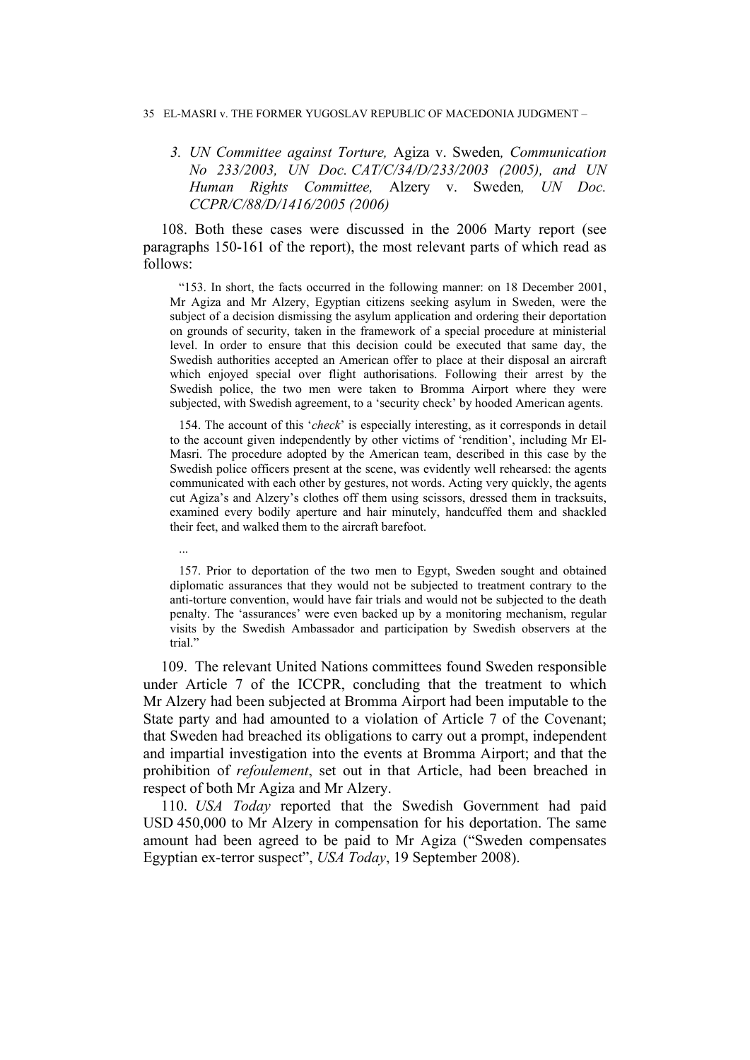### *3. UN Committee against Torture,* Agiza v. Sweden*, Communication No 233/2003, UN Doc. CAT/C/34/D/233/2003 (2005), and UN Human Rights Committee,* Alzery v. Sweden*, UN Doc. CCPR/C/88/D/1416/2005 (2006)*

108. Both these cases were discussed in the 2006 Marty report (see paragraphs 150-161 of the report), the most relevant parts of which read as follows:

> "153. In short, the facts occurred in the following manner: on 18 December 2001, Mr Agiza and Mr Alzery, Egyptian citizens seeking asylum in Sweden, were the subject of a decision dismissing the asylum application and ordering their deportation on grounds of security, taken in the framework of a special procedure at ministerial level. In order to ensure that this decision could be executed that same day, the Swedish authorities accepted an American offer to place at their disposal an aircraft which enjoyed special over flight authorisations. Following their arrest by the Swedish police, the two men were taken to Bromma Airport where they were subjected, with Swedish agreement, to a 'security check' by hooded American agents.
>
> 154. The account of this '*check*' is especially interesting, as it corresponds in detail to the account given independently by other victims of 'rendition', including Mr El-Masri. The procedure adopted by the American team, described in this case by the Swedish police officers present at the scene, was evidently well rehearsed: the agents communicated with each other by gestures, not words. Acting very quickly, the agents cut Agiza's and Alzery's clothes off them using scissors, dressed them in tracksuits, examined every bodily aperture and hair minutely, handcuffed them and shackled their feet, and walked them to the aircraft barefoot.
>
> ...
>
> 157. Prior to deportation of the two men to Egypt, Sweden sought and obtained diplomatic assurances that they would not be subjected to treatment contrary to the anti-torture convention, would have fair trials and would not be subjected to the death penalty. The 'assurances' were even backed up by a monitoring mechanism, regular visits by the Swedish Ambassador and participation by Swedish observers at the trial."

109. The relevant United Nations committees found Sweden responsible under Article 7 of the ICCPR, concluding that the treatment to which Mr Alzery had been subjected at Bromma Airport had been imputable to the State party and had amounted to a violation of Article 7 of the Covenant; that Sweden had breached its obligations to carry out a prompt, independent and impartial investigation into the events at Bromma Airport; and that the prohibition of *refoulement*, set out in that Article, had been breached in respect of both Mr Agiza and Mr Alzery.

110. *USA Today* reported that the Swedish Government had paid USD 450,000 to Mr Alzery in compensation for his deportation. The same amount had been agreed to be paid to Mr Agiza ("Sweden compensates Egyptian ex-terror suspect", *USA Today*, 19 September 2008).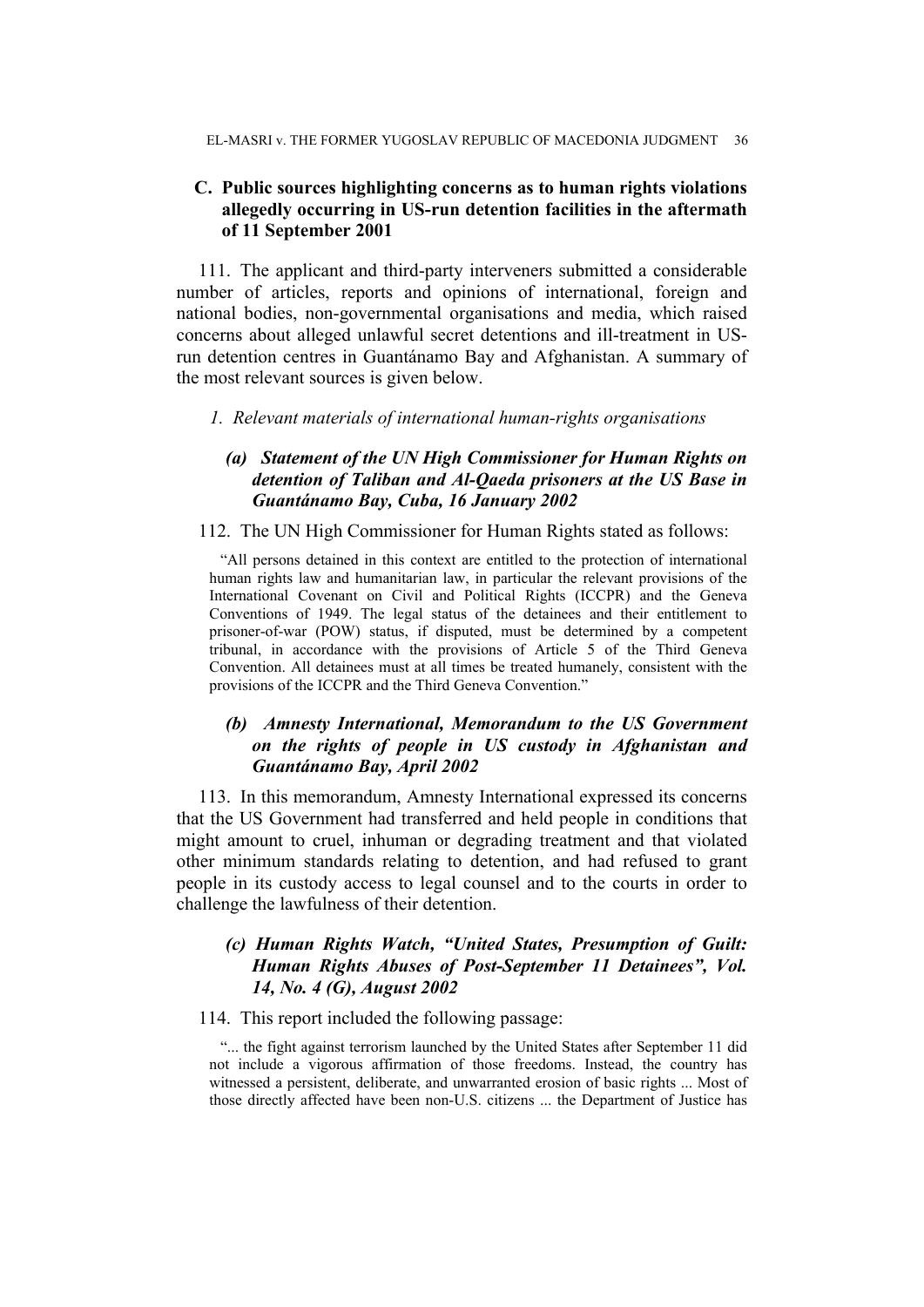## C. Public sources highlighting concerns as to human rights violations allegedly occurring in US-run detention facilities in the aftermath of 11 September 2001

111. The applicant and third-party interveners submitted a considerable number of articles, reports and opinions of international, foreign and national bodies, non-governmental organisations and media, which raised concerns about alleged unlawful secret detentions and ill-treatment in US-run detention centres in Guantánamo Bay and Afghanistan. A summary of the most relevant sources is given below.

### *1. Relevant materials of international human-rights organisations*

#### *(a) Statement of the UN High Commissioner for Human Rights on detention of Taliban and Al-Qaeda prisoners at the US Base in Guantánamo Bay, Cuba, 16 January 2002*

112. The UN High Commissioner for Human Rights stated as follows:

> "All persons detained in this context are entitled to the protection of international human rights law and humanitarian law, in particular the relevant provisions of the International Covenant on Civil and Political Rights (ICCPR) and the Geneva Conventions of 1949. The legal status of the detainees and their entitlement to prisoner-of-war (POW) status, if disputed, must be determined by a competent tribunal, in accordance with the provisions of Article 5 of the Third Geneva Convention. All detainees must at all times be treated humanely, consistent with the provisions of the ICCPR and the Third Geneva Convention."

#### *(b) Amnesty International, Memorandum to the US Government on the rights of people in US custody in Afghanistan and Guantánamo Bay, April 2002*

113. In this memorandum, Amnesty International expressed its concerns that the US Government had transferred and held people in conditions that might amount to cruel, inhuman or degrading treatment and that violated other minimum standards relating to detention, and had refused to grant people in its custody access to legal counsel and to the courts in order to challenge the lawfulness of their detention.

#### *(c) Human Rights Watch, "United States, Presumption of Guilt: Human Rights Abuses of Post-September 11 Detainees", Vol. 14, No. 4 (G), August 2002*

114. This report included the following passage:

> "... the fight against terrorism launched by the United States after September 11 did not include a vigorous affirmation of those freedoms. Instead, the country has witnessed a persistent, deliberate, and unwarranted erosion of basic rights ... Most of those directly affected have been non-U.S. citizens ... the Department of Justice has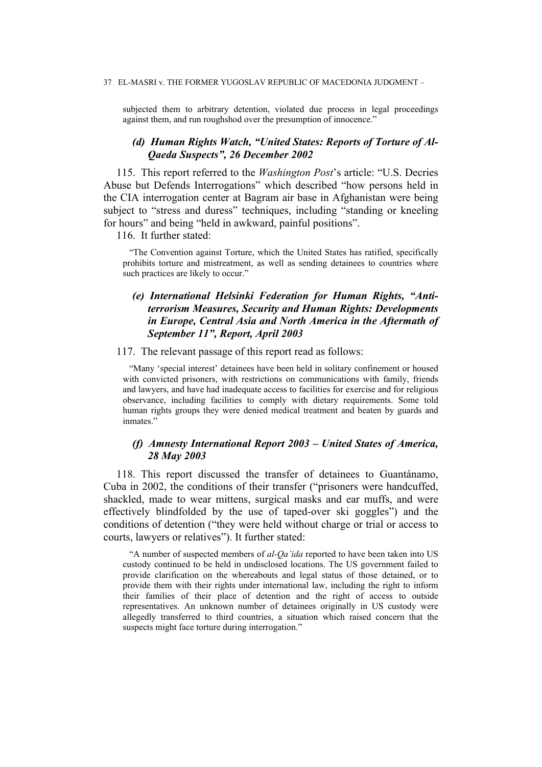subjected them to arbitrary detention, violated due process in legal proceedings against them, and run roughshod over the presumption of innocence."

### *(d) Human Rights Watch, "United States: Reports of Torture of Al-Qaeda Suspects", 26 December 2002*

115. This report referred to the *Washington Post*'s article: "U.S. Decries Abuse but Defends Interrogations" which described "how persons held in the CIA interrogation center at Bagram air base in Afghanistan were being subject to "stress and duress" techniques, including "standing or kneeling for hours" and being "held in awkward, painful positions".

116. It further stated:

> "The Convention against Torture, which the United States has ratified, specifically prohibits torture and mistreatment, as well as sending detainees to countries where such practices are likely to occur."

### *(e) International Helsinki Federation for Human Rights, "Anti-terrorism Measures, Security and Human Rights: Developments in Europe, Central Asia and North America in the Aftermath of September 11", Report, April 2003*

117. The relevant passage of this report read as follows:

> "Many 'special interest' detainees have been held in solitary confinement or housed with convicted prisoners, with restrictions on communications with family, friends and lawyers, and have had inadequate access to facilities for exercise and for religious observance, including facilities to comply with dietary requirements. Some told human rights groups they were denied medical treatment and beaten by guards and inmates."

### *(f) Amnesty International Report 2003 – United States of America, 28 May 2003*

118. This report discussed the transfer of detainees to Guantánamo, Cuba in 2002, the conditions of their transfer ("prisoners were handcuffed, shackled, made to wear mittens, surgical masks and ear muffs, and were effectively blindfolded by the use of taped-over ski goggles") and the conditions of detention ("they were held without charge or trial or access to courts, lawyers or relatives"). It further stated:

> "A number of suspected members of *al-Qa'ida* reported to have been taken into US custody continued to be held in undisclosed locations. The US government failed to provide clarification on the whereabouts and legal status of those detained, or to provide them with their rights under international law, including the right to inform their families of their place of detention and the right of access to outside representatives. An unknown number of detainees originally in US custody were allegedly transferred to third countries, a situation which raised concern that the suspects might face torture during interrogation."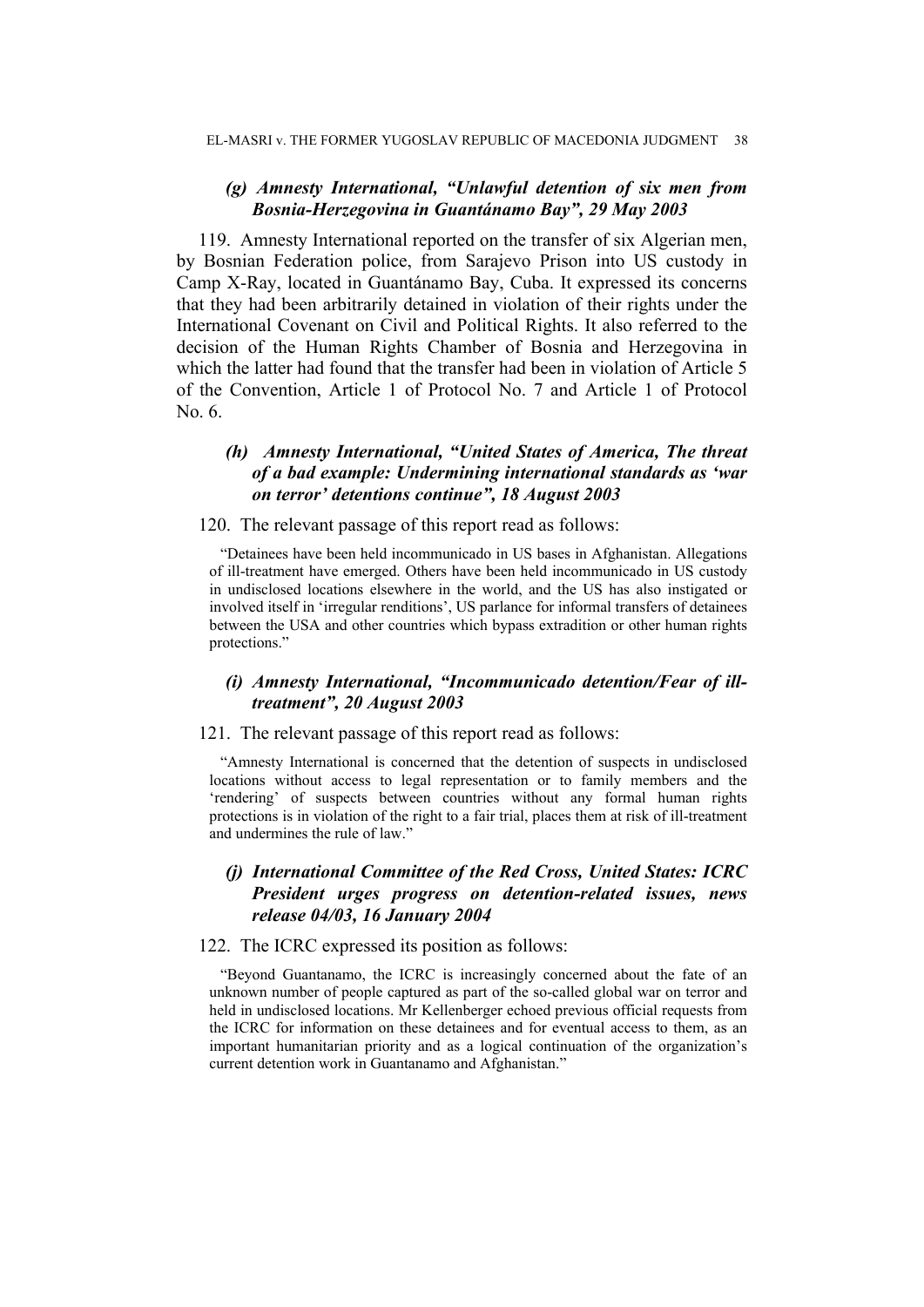### *(g) Amnesty International, "Unlawful detention of six men from Bosnia-Herzegovina in Guantánamo Bay", 29 May 2003*

119. Amnesty International reported on the transfer of six Algerian men, by Bosnian Federation police, from Sarajevo Prison into US custody in Camp X-Ray, located in Guantánamo Bay, Cuba. It expressed its concerns that they had been arbitrarily detained in violation of their rights under the International Covenant on Civil and Political Rights. It also referred to the decision of the Human Rights Chamber of Bosnia and Herzegovina in which the latter had found that the transfer had been in violation of Article 5 of the Convention, Article 1 of Protocol No. 7 and Article 1 of Protocol No. 6.

### *(h) Amnesty International, "United States of America, The threat of a bad example: Undermining international standards as 'war on terror' detentions continue", 18 August 2003*

120. The relevant passage of this report read as follows:

> "Detainees have been held incommunicado in US bases in Afghanistan. Allegations of ill-treatment have emerged. Others have been held incommunicado in US custody in undisclosed locations elsewhere in the world, and the US has also instigated or involved itself in 'irregular renditions', US parlance for informal transfers of detainees between the USA and other countries which bypass extradition or other human rights protections."

### *(i) Amnesty International, "Incommunicado detention/Fear of ill-treatment", 20 August 2003*

121. The relevant passage of this report read as follows:

> "Amnesty International is concerned that the detention of suspects in undisclosed locations without access to legal representation or to family members and the 'rendering' of suspects between countries without any formal human rights protections is in violation of the right to a fair trial, places them at risk of ill-treatment and undermines the rule of law."

### *(j) International Committee of the Red Cross, United States: ICRC President urges progress on detention-related issues, news release 04/03, 16 January 2004*

122. The ICRC expressed its position as follows:

> "Beyond Guantanamo, the ICRC is increasingly concerned about the fate of an unknown number of people captured as part of the so-called global war on terror and held in undisclosed locations. Mr Kellenberger echoed previous official requests from the ICRC for information on these detainees and for eventual access to them, as an important humanitarian priority and as a logical continuation of the organization's current detention work in Guantanamo and Afghanistan."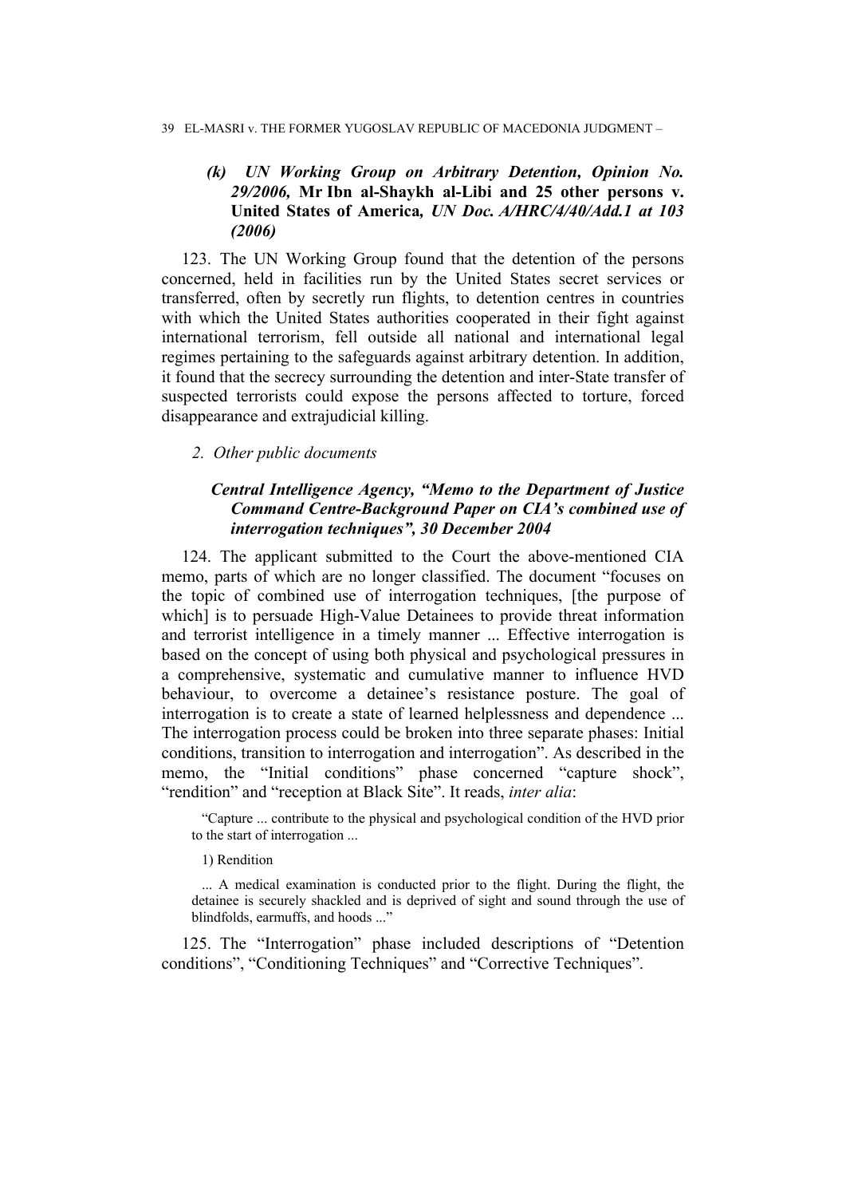### *(k) UN Working Group on Arbitrary Detention, Opinion No. 29/2006,* **Mr Ibn al-Shaykh al-Libi and 25 other persons v. United States of America***, UN Doc. A/HRC/4/40/Add.1 at 103 (2006)*

123. The UN Working Group found that the detention of the persons concerned, held in facilities run by the United States secret services or transferred, often by secretly run flights, to detention centres in countries with which the United States authorities cooperated in their fight against international terrorism, fell outside all national and international legal regimes pertaining to the safeguards against arbitrary detention. In addition, it found that the secrecy surrounding the detention and inter-State transfer of suspected terrorists could expose the persons affected to torture, forced disappearance and extrajudicial killing.

## *2. Other public documents*

### *Central Intelligence Agency, "Memo to the Department of Justice Command Centre-Background Paper on CIA's combined use of interrogation techniques", 30 December 2004*

124. The applicant submitted to the Court the above-mentioned CIA memo, parts of which are no longer classified. The document "focuses on the topic of combined use of interrogation techniques, [the purpose of which] is to persuade High-Value Detainees to provide threat information and terrorist intelligence in a timely manner ... Effective interrogation is based on the concept of using both physical and psychological pressures in a comprehensive, systematic and cumulative manner to influence HVD behaviour, to overcome a detainee's resistance posture. The goal of interrogation is to create a state of learned helplessness and dependence ... The interrogation process could be broken into three separate phases: Initial conditions, transition to interrogation and interrogation". As described in the memo, the "Initial conditions" phase concerned "capture shock", "rendition" and "reception at Black Site". It reads, *inter alia*:

> "Capture ... contribute to the physical and psychological condition of the HVD prior to the start of interrogation ...
>
> 1) Rendition
>
> ... A medical examination is conducted prior to the flight. During the flight, the detainee is securely shackled and is deprived of sight and sound through the use of blindfolds, earmuffs, and hoods ..."

125. The "Interrogation" phase included descriptions of "Detention conditions", "Conditioning Techniques" and "Corrective Techniques".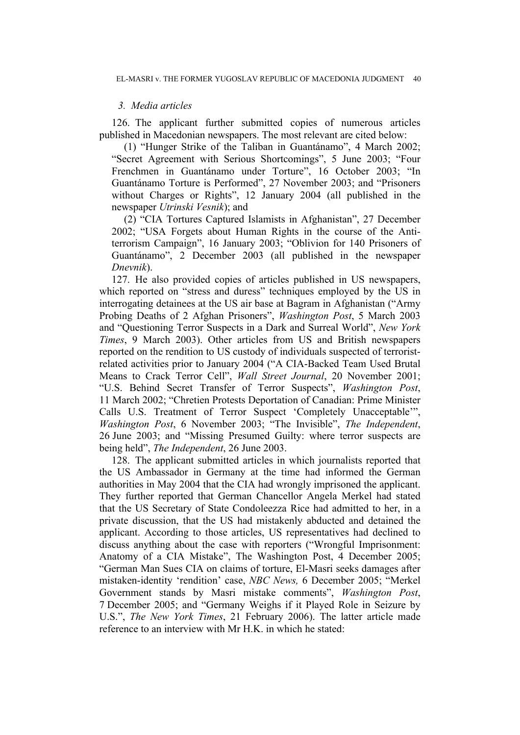### 3. Media articles

126. The applicant further submitted copies of numerous articles published in Macedonian newspapers. The most relevant are cited below:

(1) "Hunger Strike of the Taliban in Guantánamo", 4 March 2002; "Secret Agreement with Serious Shortcomings", 5 June 2003; "Four Frenchmen in Guantánamo under Torture", 16 October 2003; "In Guantánamo Torture is Performed", 27 November 2003; and "Prisoners without Charges or Rights", 12 January 2004 (all published in the newspaper *Utrinski Vesnik*); and

(2) "CIA Tortures Captured Islamists in Afghanistan", 27 December 2002; "USA Forgets about Human Rights in the course of the Anti-terrorism Campaign", 16 January 2003; "Oblivion for 140 Prisoners of Guantánamo", 2 December 2003 (all published in the newspaper *Dnevnik*).

127. He also provided copies of articles published in US newspapers, which reported on "stress and duress" techniques employed by the US in interrogating detainees at the US air base at Bagram in Afghanistan ("Army Probing Deaths of 2 Afghan Prisoners", *Washington Post*, 5 March 2003 and "Questioning Terror Suspects in a Dark and Surreal World", *New York Times*, 9 March 2003). Other articles from US and British newspapers reported on the rendition to US custody of individuals suspected of terrorist-related activities prior to January 2004 ("A CIA-Backed Team Used Brutal Means to Crack Terror Cell", *Wall Street Journal*, 20 November 2001; "U.S. Behind Secret Transfer of Terror Suspects", *Washington Post*, 11 March 2002; "Chretien Protests Deportation of Canadian: Prime Minister Calls U.S. Treatment of Terror Suspect 'Completely Unacceptable'", *Washington Post*, 6 November 2003; "The Invisible", *The Independent*, 26 June 2003; and "Missing Presumed Guilty: where terror suspects are being held", *The Independent*, 26 June 2003.

128. The applicant submitted articles in which journalists reported that the US Ambassador in Germany at the time had informed the German authorities in May 2004 that the CIA had wrongly imprisoned the applicant. They further reported that German Chancellor Angela Merkel had stated that the US Secretary of State Condoleezza Rice had admitted to her, in a private discussion, that the US had mistakenly abducted and detained the applicant. According to those articles, US representatives had declined to discuss anything about the case with reporters ("Wrongful Imprisonment: Anatomy of a CIA Mistake", The Washington Post, 4 December 2005; "German Man Sues CIA on claims of torture, El-Masri seeks damages after mistaken-identity 'rendition' case, *NBC News,* 6 December 2005; "Merkel Government stands by Masri mistake comments", *Washington Post*, 7 December 2005; and "Germany Weighs if it Played Role in Seizure by U.S.", *The New York Times*, 21 February 2006). The latter article made reference to an interview with Mr H.K. in which he stated: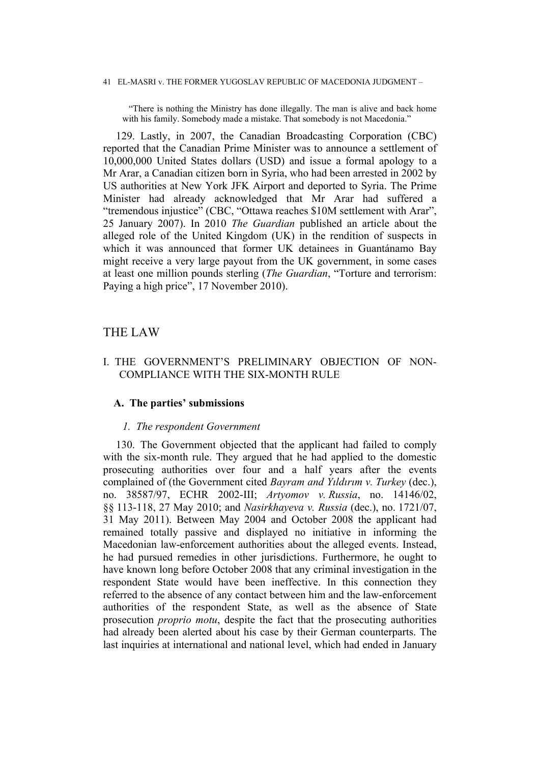> "There is nothing the Ministry has done illegally. The man is alive and back home with his family. Somebody made a mistake. That somebody is not Macedonia."

129. Lastly, in 2007, the Canadian Broadcasting Corporation (CBC) reported that the Canadian Prime Minister was to announce a settlement of 10,000,000 United States dollars (USD) and issue a formal apology to a Mr Arar, a Canadian citizen born in Syria, who had been arrested in 2002 by US authorities at New York JFK Airport and deported to Syria. The Prime Minister had already acknowledged that Mr Arar had suffered a "tremendous injustice" (CBC, "Ottawa reaches $10M settlement with Arar", 25 January 2007). In 2010 *The Guardian* published an article about the alleged role of the United Kingdom (UK) in the rendition of suspects in which it was announced that former UK detainees in Guantánamo Bay might receive a very large payout from the UK government, in some cases at least one million pounds sterling (*The Guardian*, "Torture and terrorism: Paying a high price", 17 November 2010).

# THE LAW

## I. THE GOVERNMENT'S PRELIMINARY OBJECTION OF NON-COMPLIANCE WITH THE SIX-MONTH RULE

### A. The parties' submissions

#### *1. The respondent Government*

130. The Government objected that the applicant had failed to comply with the six-month rule. They argued that he had applied to the domestic prosecuting authorities over four and a half years after the events complained of (the Government cited *Bayram and Yıldırım v. Turkey* (dec.), no. 38587/97, ECHR 2002-III; *Artyomov v. Russia*, no. 14146/02, §§ 113-118, 27 May 2010; and *Nasirkhayeva v. Russia* (dec.), no. 1721/07, 31 May 2011). Between May 2004 and October 2008 the applicant had remained totally passive and displayed no initiative in informing the Macedonian law-enforcement authorities about the alleged events. Instead, he had pursued remedies in other jurisdictions. Furthermore, he ought to have known long before October 2008 that any criminal investigation in the respondent State would have been ineffective. In this connection they referred to the absence of any contact between him and the law-enforcement authorities of the respondent State, as well as the absence of State prosecution *proprio motu*, despite the fact that the prosecuting authorities had already been alerted about his case by their German counterparts. The last inquiries at international and national level, which had ended in January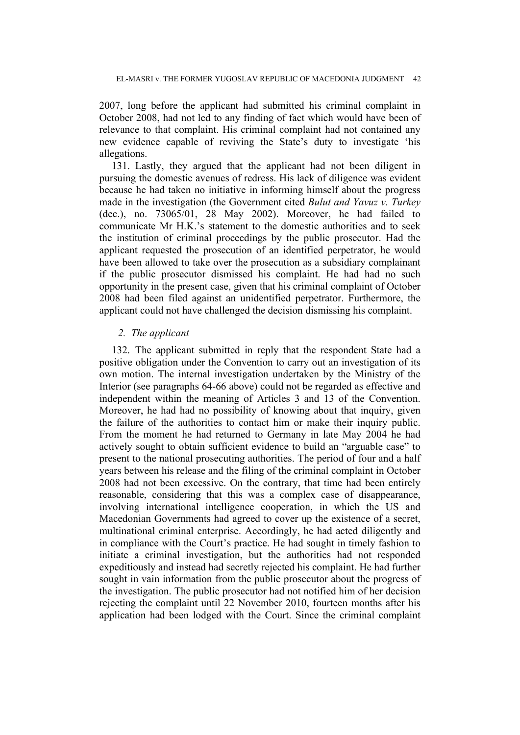2007, long before the applicant had submitted his criminal complaint in October 2008, had not led to any finding of fact which would have been of relevance to that complaint. His criminal complaint had not contained any new evidence capable of reviving the State's duty to investigate 'his allegations.

131. Lastly, they argued that the applicant had not been diligent in pursuing the domestic avenues of redress. His lack of diligence was evident because he had taken no initiative in informing himself about the progress made in the investigation (the Government cited *Bulut and Yavuz v. Turkey* (dec.), no. 73065/01, 28 May 2002). Moreover, he had failed to communicate Mr H.K.'s statement to the domestic authorities and to seek the institution of criminal proceedings by the public prosecutor. Had the applicant requested the prosecution of an identified perpetrator, he would have been allowed to take over the prosecution as a subsidiary complainant if the public prosecutor dismissed his complaint. He had had no such opportunity in the present case, given that his criminal complaint of October 2008 had been filed against an unidentified perpetrator. Furthermore, the applicant could not have challenged the decision dismissing his complaint.

### *2. The applicant*

132. The applicant submitted in reply that the respondent State had a positive obligation under the Convention to carry out an investigation of its own motion. The internal investigation undertaken by the Ministry of the Interior (see paragraphs 64-66 above) could not be regarded as effective and independent within the meaning of Articles 3 and 13 of the Convention. Moreover, he had had no possibility of knowing about that inquiry, given the failure of the authorities to contact him or make their inquiry public. From the moment he had returned to Germany in late May 2004 he had actively sought to obtain sufficient evidence to build an "arguable case" to present to the national prosecuting authorities. The period of four and a half years between his release and the filing of the criminal complaint in October 2008 had not been excessive. On the contrary, that time had been entirely reasonable, considering that this was a complex case of disappearance, involving international intelligence cooperation, in which the US and Macedonian Governments had agreed to cover up the existence of a secret, multinational criminal enterprise. Accordingly, he had acted diligently and in compliance with the Court's practice. He had sought in timely fashion to initiate a criminal investigation, but the authorities had not responded expeditiously and instead had secretly rejected his complaint. He had further sought in vain information from the public prosecutor about the progress of the investigation. The public prosecutor had not notified him of her decision rejecting the complaint until 22 November 2010, fourteen months after his application had been lodged with the Court. Since the criminal complaint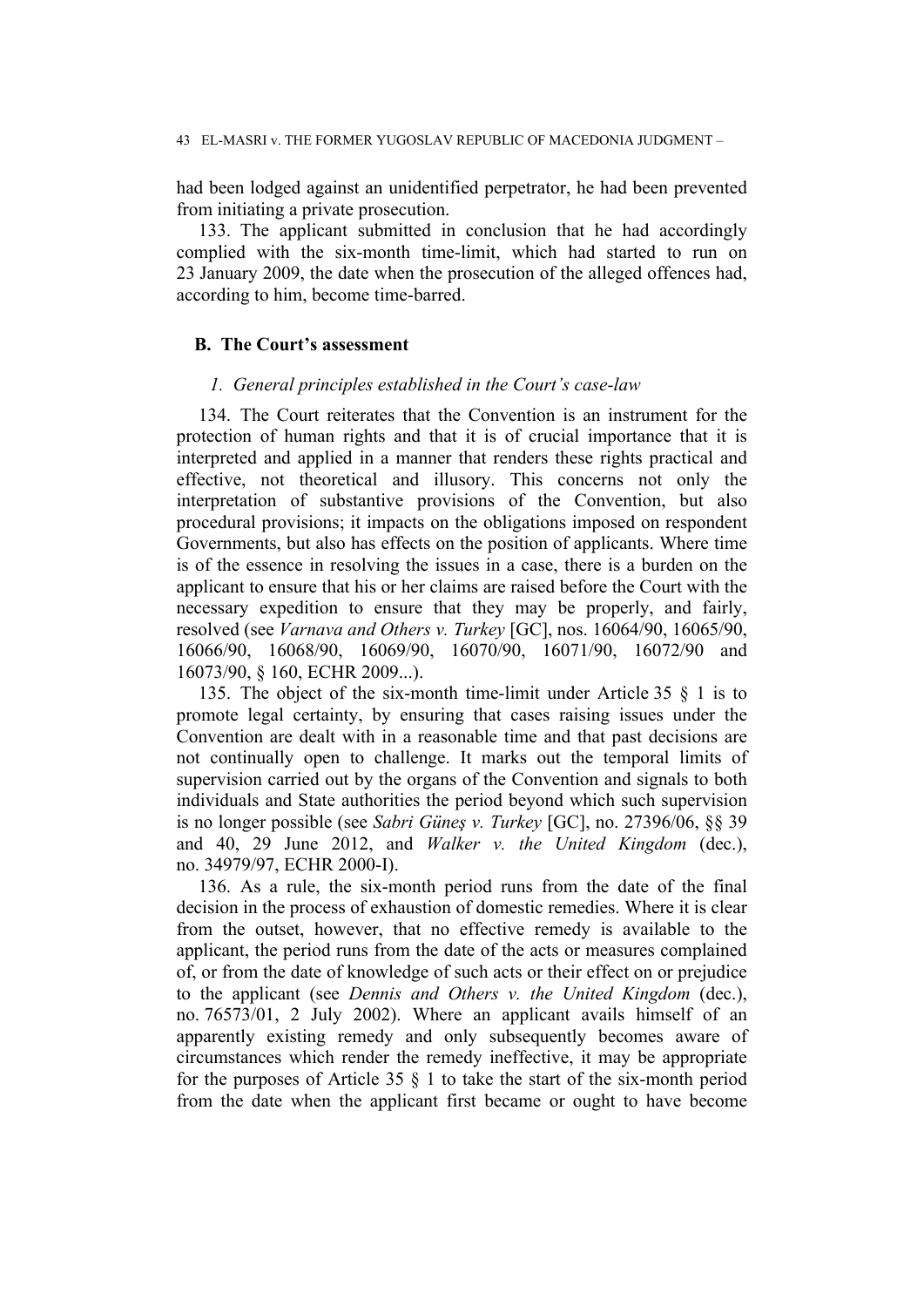had been lodged against an unidentified perpetrator, he had been prevented from initiating a private prosecution.

133. The applicant submitted in conclusion that he had accordingly complied with the six-month time-limit, which had started to run on 23 January 2009, the date when the prosecution of the alleged offences had, according to him, become time-barred.

## B. The Court's assessment

### *1. General principles established in the Court's case-law*

134. The Court reiterates that the Convention is an instrument for the protection of human rights and that it is of crucial importance that it is interpreted and applied in a manner that renders these rights practical and effective, not theoretical and illusory. This concerns not only the interpretation of substantive provisions of the Convention, but also procedural provisions; it impacts on the obligations imposed on respondent Governments, but also has effects on the position of applicants. Where time is of the essence in resolving the issues in a case, there is a burden on the applicant to ensure that his or her claims are raised before the Court with the necessary expedition to ensure that they may be properly, and fairly, resolved (see *Varnava and Others v. Turkey* [GC], nos. 16064/90, 16065/90, 16066/90, 16068/90, 16069/90, 16070/90, 16071/90, 16072/90 and 16073/90, § 160, ECHR 2009...).

135. The object of the six-month time-limit under Article 35 § 1 is to promote legal certainty, by ensuring that cases raising issues under the Convention are dealt with in a reasonable time and that past decisions are not continually open to challenge. It marks out the temporal limits of supervision carried out by the organs of the Convention and signals to both individuals and State authorities the period beyond which such supervision is no longer possible (see *Sabri Güneş v. Turkey* [GC], no. 27396/06, §§ 39 and 40, 29 June 2012, and *Walker v. the United Kingdom* (dec.), no. 34979/97, ECHR 2000-I).

136. As a rule, the six-month period runs from the date of the final decision in the process of exhaustion of domestic remedies. Where it is clear from the outset, however, that no effective remedy is available to the applicant, the period runs from the date of the acts or measures complained of, or from the date of knowledge of such acts or their effect on or prejudice to the applicant (see *Dennis and Others v. the United Kingdom* (dec.), no. 76573/01, 2 July 2002). Where an applicant avails himself of an apparently existing remedy and only subsequently becomes aware of circumstances which render the remedy ineffective, it may be appropriate for the purposes of Article 35 § 1 to take the start of the six-month period from the date when the applicant first became or ought to have become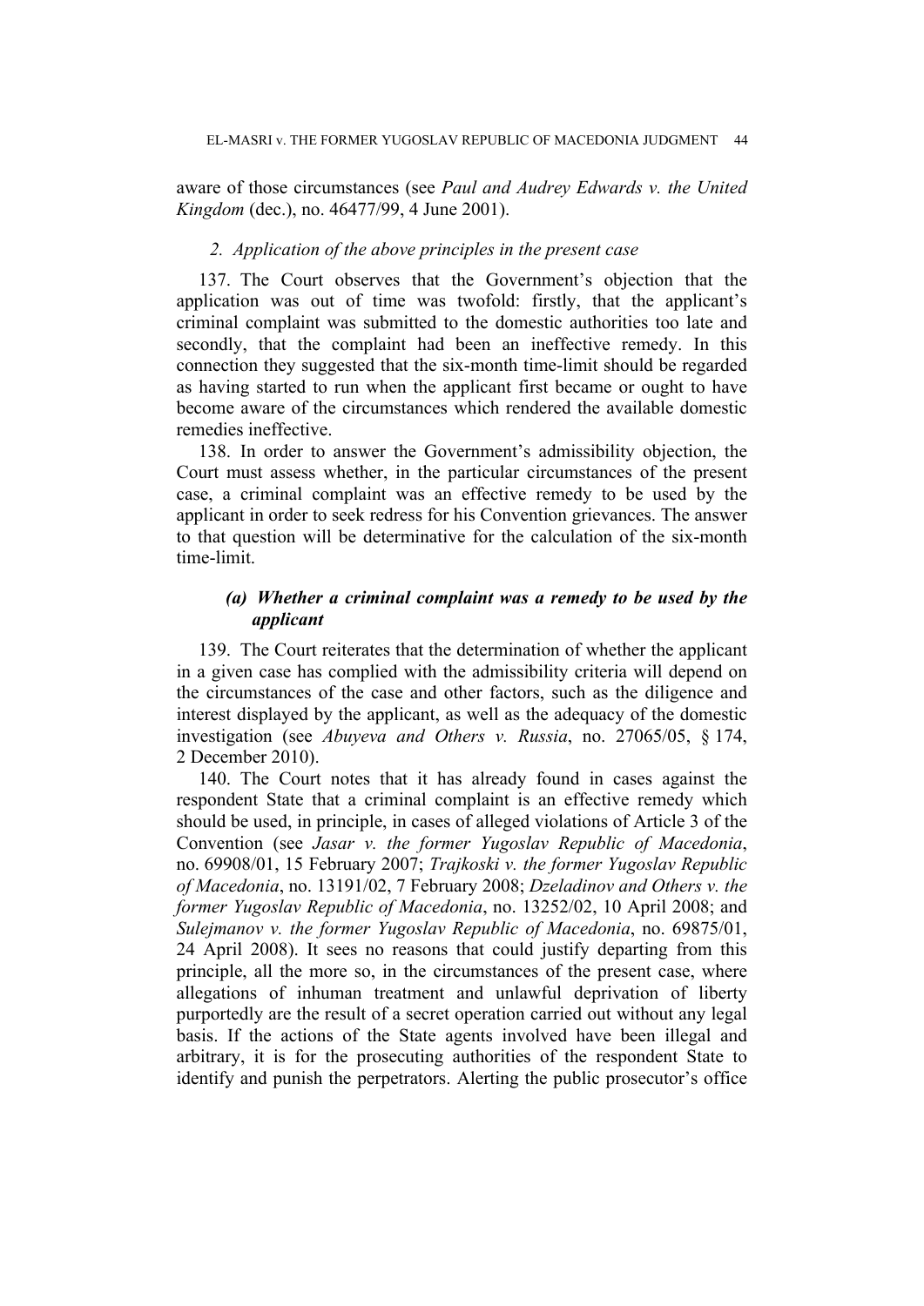aware of those circumstances (see *Paul and Audrey Edwards v. the United Kingdom* (dec.), no. 46477/99, 4 June 2001).

### *2. Application of the above principles in the present case*

137. The Court observes that the Government's objection that the application was out of time was twofold: firstly, that the applicant's criminal complaint was submitted to the domestic authorities too late and secondly, that the complaint had been an ineffective remedy. In this connection they suggested that the six-month time-limit should be regarded as having started to run when the applicant first became or ought to have become aware of the circumstances which rendered the available domestic remedies ineffective.

138. In order to answer the Government's admissibility objection, the Court must assess whether, in the particular circumstances of the present case, a criminal complaint was an effective remedy to be used by the applicant in order to seek redress for his Convention grievances. The answer to that question will be determinative for the calculation of the six-month time-limit.

#### ***(a) Whether a criminal complaint was a remedy to be used by the applicant***

139. The Court reiterates that the determination of whether the applicant in a given case has complied with the admissibility criteria will depend on the circumstances of the case and other factors, such as the diligence and interest displayed by the applicant, as well as the adequacy of the domestic investigation (see *Abuyeva and Others v. Russia*, no. 27065/05, § 174, 2 December 2010).

140. The Court notes that it has already found in cases against the respondent State that a criminal complaint is an effective remedy which should be used, in principle, in cases of alleged violations of Article 3 of the Convention (see *Jasar v. the former Yugoslav Republic of Macedonia*, no. 69908/01, 15 February 2007; *Trajkoski v. the former Yugoslav Republic of Macedonia*, no. 13191/02, 7 February 2008; *Dzeladinov and Others v. the former Yugoslav Republic of Macedonia*, no. 13252/02, 10 April 2008; and *Sulejmanov v. the former Yugoslav Republic of Macedonia*, no. 69875/01, 24 April 2008). It sees no reasons that could justify departing from this principle, all the more so, in the circumstances of the present case, where allegations of inhuman treatment and unlawful deprivation of liberty purportedly are the result of a secret operation carried out without any legal basis. If the actions of the State agents involved have been illegal and arbitrary, it is for the prosecuting authorities of the respondent State to identify and punish the perpetrators. Alerting the public prosecutor's office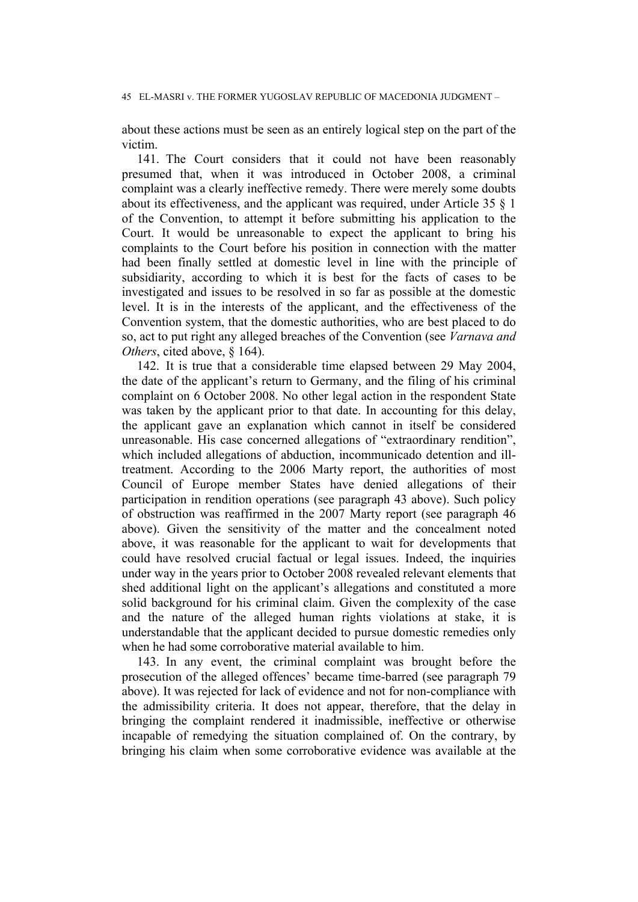about these actions must be seen as an entirely logical step on the part of the victim.

141. The Court considers that it could not have been reasonably presumed that, when it was introduced in October 2008, a criminal complaint was a clearly ineffective remedy. There were merely some doubts about its effectiveness, and the applicant was required, under Article 35 § 1 of the Convention, to attempt it before submitting his application to the Court. It would be unreasonable to expect the applicant to bring his complaints to the Court before his position in connection with the matter had been finally settled at domestic level in line with the principle of subsidiarity, according to which it is best for the facts of cases to be investigated and issues to be resolved in so far as possible at the domestic level. It is in the interests of the applicant, and the effectiveness of the Convention system, that the domestic authorities, who are best placed to do so, act to put right any alleged breaches of the Convention (see *Varnava and Others*, cited above, § 164).

142. It is true that a considerable time elapsed between 29 May 2004, the date of the applicant's return to Germany, and the filing of his criminal complaint on 6 October 2008. No other legal action in the respondent State was taken by the applicant prior to that date. In accounting for this delay, the applicant gave an explanation which cannot in itself be considered unreasonable. His case concerned allegations of "extraordinary rendition", which included allegations of abduction, incommunicado detention and ill-treatment. According to the 2006 Marty report, the authorities of most Council of Europe member States have denied allegations of their participation in rendition operations (see paragraph 43 above). Such policy of obstruction was reaffirmed in the 2007 Marty report (see paragraph 46 above). Given the sensitivity of the matter and the concealment noted above, it was reasonable for the applicant to wait for developments that could have resolved crucial factual or legal issues. Indeed, the inquiries under way in the years prior to October 2008 revealed relevant elements that shed additional light on the applicant's allegations and constituted a more solid background for his criminal claim. Given the complexity of the case and the nature of the alleged human rights violations at stake, it is understandable that the applicant decided to pursue domestic remedies only when he had some corroborative material available to him.

143. In any event, the criminal complaint was brought before the prosecution of the alleged offences' became time-barred (see paragraph 79 above). It was rejected for lack of evidence and not for non-compliance with the admissibility criteria. It does not appear, therefore, that the delay in bringing the complaint rendered it inadmissible, ineffective or otherwise incapable of remedying the situation complained of. On the contrary, by bringing his claim when some corroborative evidence was available at the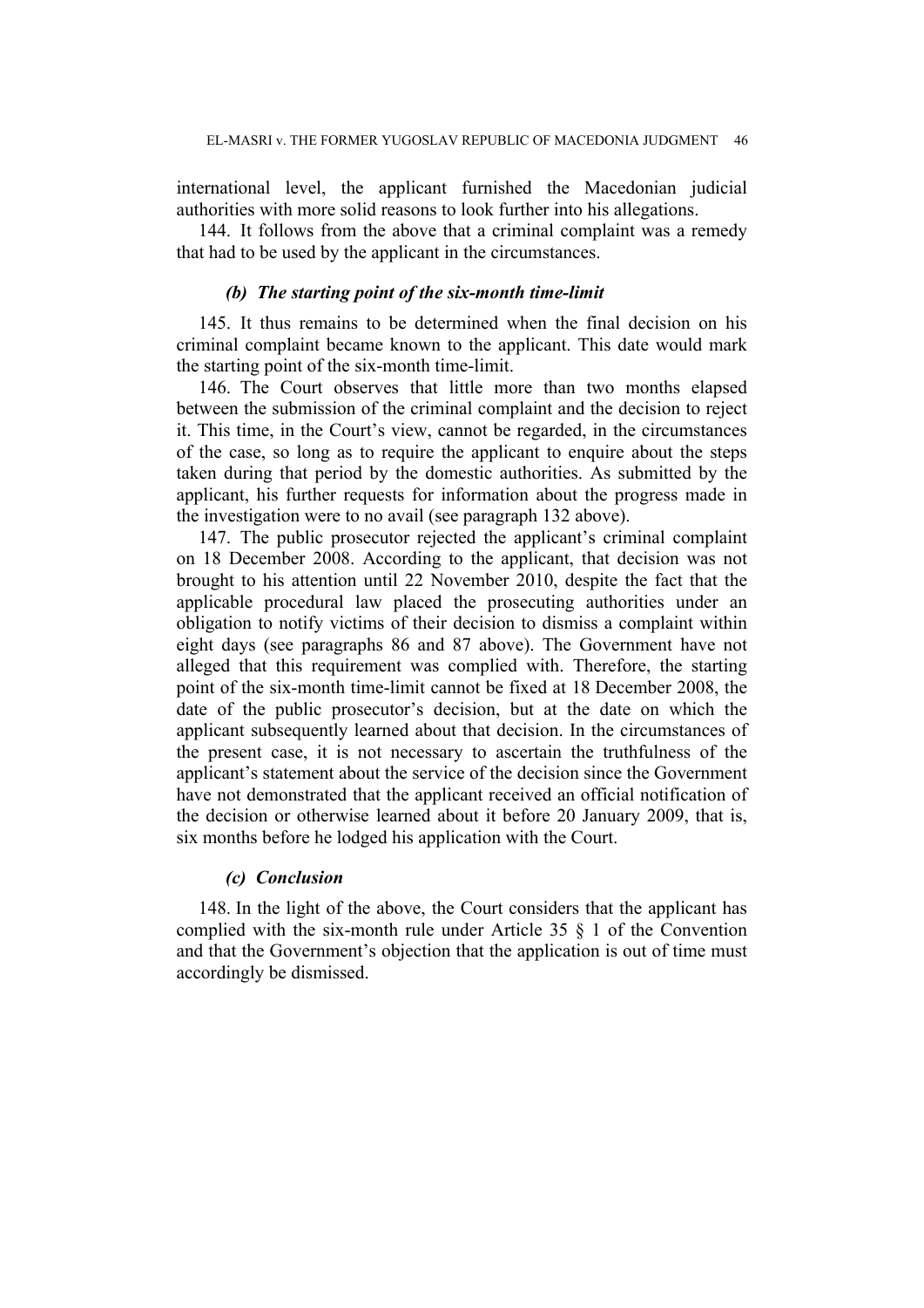international level, the applicant furnished the Macedonian judicial authorities with more solid reasons to look further into his allegations.

144. It follows from the above that a criminal complaint was a remedy that had to be used by the applicant in the circumstances.

#### *(b) The starting point of the six-month time-limit*

145. It thus remains to be determined when the final decision on his criminal complaint became known to the applicant. This date would mark the starting point of the six-month time-limit.

146. The Court observes that little more than two months elapsed between the submission of the criminal complaint and the decision to reject it. This time, in the Court's view, cannot be regarded, in the circumstances of the case, so long as to require the applicant to enquire about the steps taken during that period by the domestic authorities. As submitted by the applicant, his further requests for information about the progress made in the investigation were to no avail (see paragraph 132 above).

147. The public prosecutor rejected the applicant's criminal complaint on 18 December 2008. According to the applicant, that decision was not brought to his attention until 22 November 2010, despite the fact that the applicable procedural law placed the prosecuting authorities under an obligation to notify victims of their decision to dismiss a complaint within eight days (see paragraphs 86 and 87 above). The Government have not alleged that this requirement was complied with. Therefore, the starting point of the six-month time-limit cannot be fixed at 18 December 2008, the date of the public prosecutor's decision, but at the date on which the applicant subsequently learned about that decision. In the circumstances of the present case, it is not necessary to ascertain the truthfulness of the applicant's statement about the service of the decision since the Government have not demonstrated that the applicant received an official notification of the decision or otherwise learned about it before 20 January 2009, that is, six months before he lodged his application with the Court.

#### *(c) Conclusion*

148. In the light of the above, the Court considers that the applicant has complied with the six-month rule under Article 35 § 1 of the Convention and that the Government's objection that the application is out of time must accordingly be dismissed.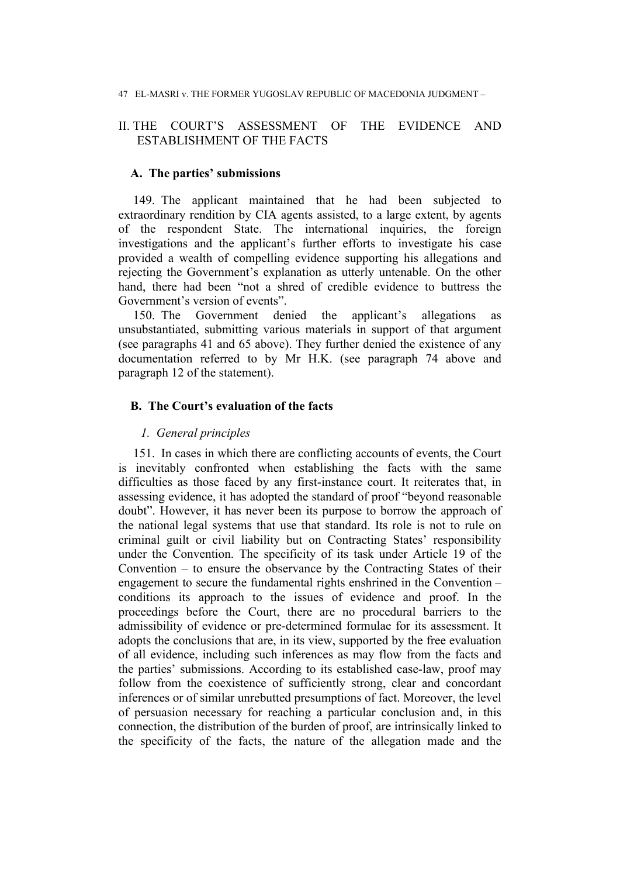## II. THE COURT'S ASSESSMENT OF THE EVIDENCE AND ESTABLISHMENT OF THE FACTS

### A. The parties' submissions

149. The applicant maintained that he had been subjected to extraordinary rendition by CIA agents assisted, to a large extent, by agents of the respondent State. The international inquiries, the foreign investigations and the applicant's further efforts to investigate his case provided a wealth of compelling evidence supporting his allegations and rejecting the Government's explanation as utterly untenable. On the other hand, there had been "not a shred of credible evidence to buttress the Government's version of events".

150. The Government denied the applicant's allegations as unsubstantiated, submitting various materials in support of that argument (see paragraphs 41 and 65 above). They further denied the existence of any documentation referred to by Mr H.K. (see paragraph 74 above and paragraph 12 of the statement).

### B. The Court's evaluation of the facts

#### *1. General principles*

151. In cases in which there are conflicting accounts of events, the Court is inevitably confronted when establishing the facts with the same difficulties as those faced by any first-instance court. It reiterates that, in assessing evidence, it has adopted the standard of proof "beyond reasonable doubt". However, it has never been its purpose to borrow the approach of the national legal systems that use that standard. Its role is not to rule on criminal guilt or civil liability but on Contracting States' responsibility under the Convention. The specificity of its task under Article 19 of the Convention – to ensure the observance by the Contracting States of their engagement to secure the fundamental rights enshrined in the Convention – conditions its approach to the issues of evidence and proof. In the proceedings before the Court, there are no procedural barriers to the admissibility of evidence or pre-determined formulae for its assessment. It adopts the conclusions that are, in its view, supported by the free evaluation of all evidence, including such inferences as may flow from the facts and the parties' submissions. According to its established case-law, proof may follow from the coexistence of sufficiently strong, clear and concordant inferences or of similar unrebutted presumptions of fact. Moreover, the level of persuasion necessary for reaching a particular conclusion and, in this connection, the distribution of the burden of proof, are intrinsically linked to the specificity of the facts, the nature of the allegation made and the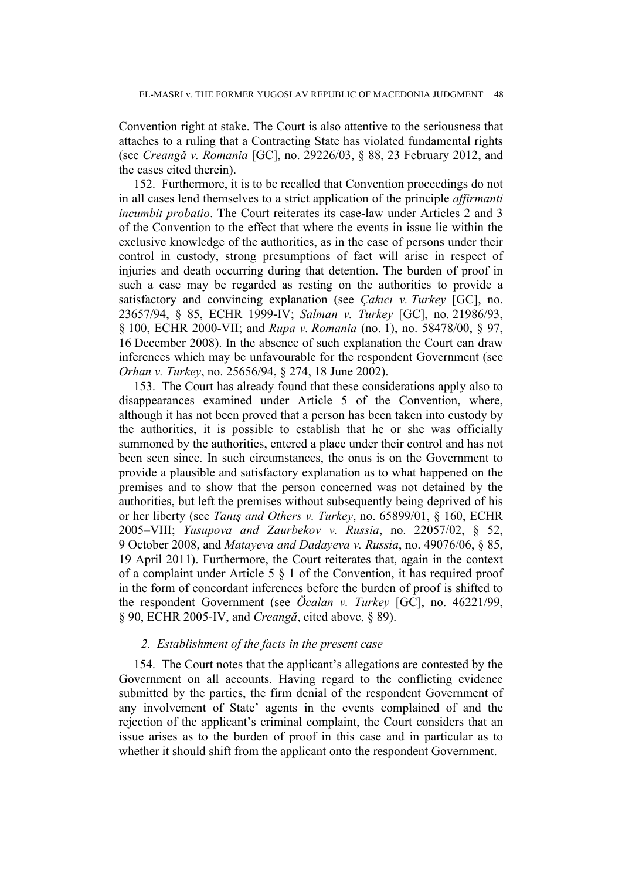Convention right at stake. The Court is also attentive to the seriousness that attaches to a ruling that a Contracting State has violated fundamental rights (see *Creangă v. Romania* [GC], no. 29226/03, § 88, 23 February 2012, and the cases cited therein).

152. Furthermore, it is to be recalled that Convention proceedings do not in all cases lend themselves to a strict application of the principle *affirmanti incumbit probatio*. The Court reiterates its case-law under Articles 2 and 3 of the Convention to the effect that where the events in issue lie within the exclusive knowledge of the authorities, as in the case of persons under their control in custody, strong presumptions of fact will arise in respect of injuries and death occurring during that detention. The burden of proof in such a case may be regarded as resting on the authorities to provide a satisfactory and convincing explanation (see *Çakıcı v. Turkey* [GC], no. 23657/94, § 85, ECHR 1999-IV; *Salman v. Turkey* [GC], no. 21986/93, § 100, ECHR 2000-VII; and *Rupa v. Romania* (no. 1), no. 58478/00, § 97, 16 December 2008). In the absence of such explanation the Court can draw inferences which may be unfavourable for the respondent Government (see *Orhan v. Turkey*, no. 25656/94, § 274, 18 June 2002).

153. The Court has already found that these considerations apply also to disappearances examined under Article 5 of the Convention, where, although it has not been proved that a person has been taken into custody by the authorities, it is possible to establish that he or she was officially summoned by the authorities, entered a place under their control and has not been seen since. In such circumstances, the onus is on the Government to provide a plausible and satisfactory explanation as to what happened on the premises and to show that the person concerned was not detained by the authorities, but left the premises without subsequently being deprived of his or her liberty (see *Tanış and Others v. Turkey*, no. 65899/01, § 160, ECHR 2005–VIII; *Yusupova and Zaurbekov v. Russia*, no. 22057/02, § 52, 9 October 2008, and *Matayeva and Dadayeva v. Russia*, no. 49076/06, § 85, 19 April 2011). Furthermore, the Court reiterates that, again in the context of a complaint under Article 5 § 1 of the Convention, it has required proof in the form of concordant inferences before the burden of proof is shifted to the respondent Government (see *Öcalan v. Turkey* [GC], no. 46221/99, § 90, ECHR 2005-IV, and *Creangă*, cited above, § 89).

### *2. Establishment of the facts in the present case*

154. The Court notes that the applicant's allegations are contested by the Government on all accounts. Having regard to the conflicting evidence submitted by the parties, the firm denial of the respondent Government of any involvement of State' agents in the events complained of and the rejection of the applicant's criminal complaint, the Court considers that an issue arises as to the burden of proof in this case and in particular as to whether it should shift from the applicant onto the respondent Government.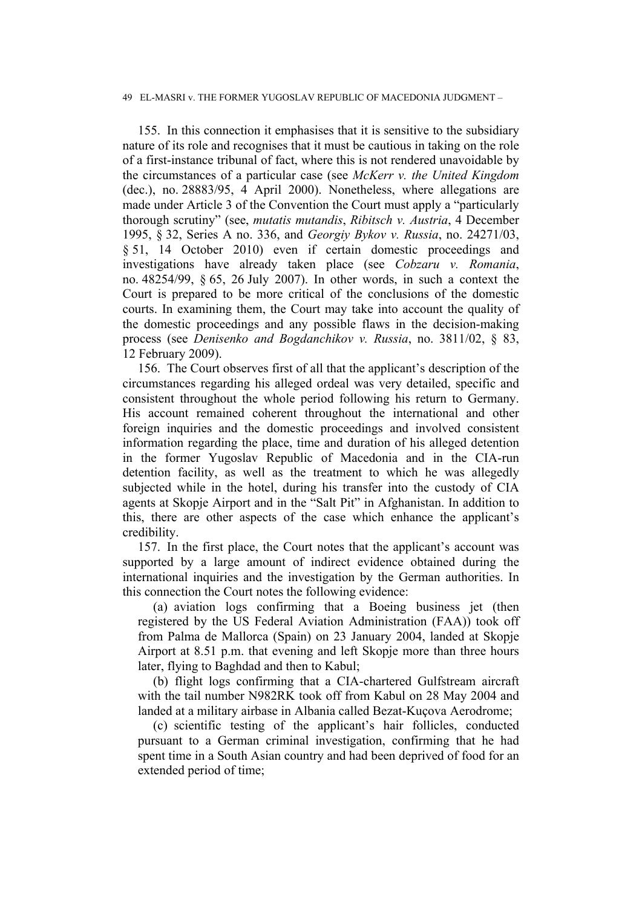155.  In this connection it emphasises that it is sensitive to the subsidiary nature of its role and recognises that it must be cautious in taking on the role of a first-instance tribunal of fact, where this is not rendered unavoidable by the circumstances of a particular case (see *McKerr v. the United Kingdom* (dec.), no. 28883/95, 4 April 2000). Nonetheless, where allegations are made under Article 3 of the Convention the Court must apply a "particularly thorough scrutiny" (see, *mutatis mutandis*, *Ribitsch v. Austria*, 4 December 1995, § 32, Series A no. 336, and *Georgiy Bykov v. Russia*, no. 24271/03, § 51, 14 October 2010) even if certain domestic proceedings and investigations have already taken place (see *Cobzaru v. Romania*, no. 48254/99, § 65, 26 July 2007). In other words, in such a context the Court is prepared to be more critical of the conclusions of the domestic courts. In examining them, the Court may take into account the quality of the domestic proceedings and any possible flaws in the decision-making process (see *Denisenko and Bogdanchikov v. Russia*, no. 3811/02, § 83, 12 February 2009).

156.  The Court observes first of all that the applicant's description of the circumstances regarding his alleged ordeal was very detailed, specific and consistent throughout the whole period following his return to Germany. His account remained coherent throughout the international and other foreign inquiries and the domestic proceedings and involved consistent information regarding the place, time and duration of his alleged detention in the former Yugoslav Republic of Macedonia and in the CIA-run detention facility, as well as the treatment to which he was allegedly subjected while in the hotel, during his transfer into the custody of CIA agents at Skopje Airport and in the "Salt Pit" in Afghanistan. In addition to this, there are other aspects of the case which enhance the applicant's credibility.

157.  In the first place, the Court notes that the applicant's account was supported by a large amount of indirect evidence obtained during the international inquiries and the investigation by the German authorities. In this connection the Court notes the following evidence:

(a) aviation logs confirming that a Boeing business jet (then registered by the US Federal Aviation Administration (FAA)) took off from Palma de Mallorca (Spain) on 23 January 2004, landed at Skopje Airport at 8.51 p.m. that evening and left Skopje more than three hours later, flying to Baghdad and then to Kabul;

(b) flight logs confirming that a CIA-chartered Gulfstream aircraft with the tail number N982RK took off from Kabul on 28 May 2004 and landed at a military airbase in Albania called Bezat-Kuçova Aerodrome;

(c) scientific testing of the applicant's hair follicles, conducted pursuant to a German criminal investigation, confirming that he had spent time in a South Asian country and had been deprived of food for an extended period of time;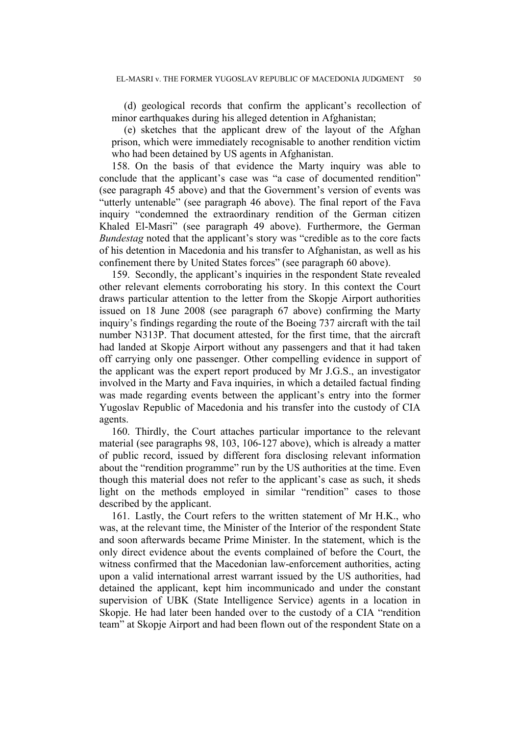(d) geological records that confirm the applicant's recollection of minor earthquakes during his alleged detention in Afghanistan;

(e) sketches that the applicant drew of the layout of the Afghan prison, which were immediately recognisable to another rendition victim who had been detained by US agents in Afghanistan.

158. On the basis of that evidence the Marty inquiry was able to conclude that the applicant's case was "a case of documented rendition" (see paragraph 45 above) and that the Government's version of events was "utterly untenable" (see paragraph 46 above). The final report of the Fava inquiry "condemned the extraordinary rendition of the German citizen Khaled El-Masri" (see paragraph 49 above). Furthermore, the German *Bundestag* noted that the applicant's story was "credible as to the core facts of his detention in Macedonia and his transfer to Afghanistan, as well as his confinement there by United States forces" (see paragraph 60 above).

159. Secondly, the applicant's inquiries in the respondent State revealed other relevant elements corroborating his story. In this context the Court draws particular attention to the letter from the Skopje Airport authorities issued on 18 June 2008 (see paragraph 67 above) confirming the Marty inquiry's findings regarding the route of the Boeing 737 aircraft with the tail number N313P. That document attested, for the first time, that the aircraft had landed at Skopje Airport without any passengers and that it had taken off carrying only one passenger. Other compelling evidence in support of the applicant was the expert report produced by Mr J.G.S., an investigator involved in the Marty and Fava inquiries, in which a detailed factual finding was made regarding events between the applicant's entry into the former Yugoslav Republic of Macedonia and his transfer into the custody of CIA agents.

160. Thirdly, the Court attaches particular importance to the relevant material (see paragraphs 98, 103, 106-127 above), which is already a matter of public record, issued by different fora disclosing relevant information about the "rendition programme" run by the US authorities at the time. Even though this material does not refer to the applicant's case as such, it sheds light on the methods employed in similar "rendition" cases to those described by the applicant.

161. Lastly, the Court refers to the written statement of Mr H.K., who was, at the relevant time, the Minister of the Interior of the respondent State and soon afterwards became Prime Minister. In the statement, which is the only direct evidence about the events complained of before the Court, the witness confirmed that the Macedonian law-enforcement authorities, acting upon a valid international arrest warrant issued by the US authorities, had detained the applicant, kept him incommunicado and under the constant supervision of UBK (State Intelligence Service) agents in a location in Skopje. He had later been handed over to the custody of a CIA "rendition team" at Skopje Airport and had been flown out of the respondent State on a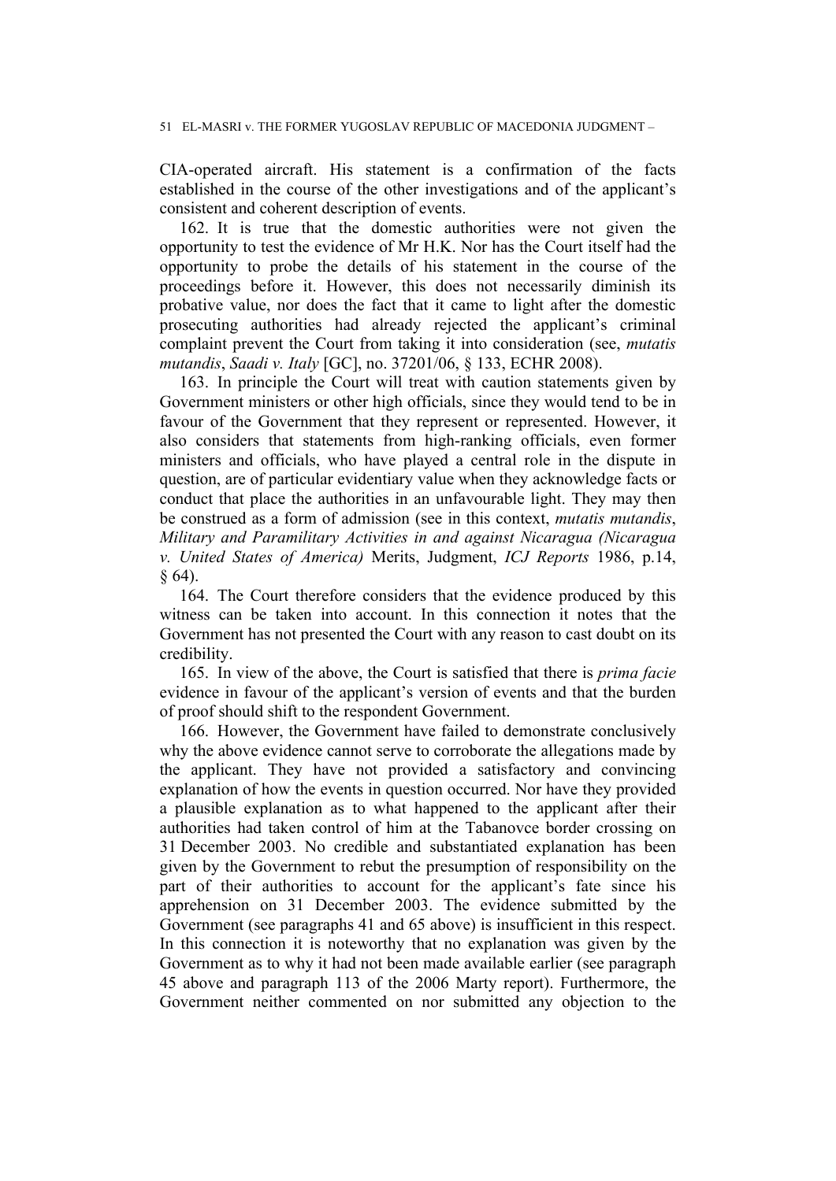CIA-operated aircraft. His statement is a confirmation of the facts established in the course of the other investigations and of the applicant's consistent and coherent description of events.

162. It is true that the domestic authorities were not given the opportunity to test the evidence of Mr H.K. Nor has the Court itself had the opportunity to probe the details of his statement in the course of the proceedings before it. However, this does not necessarily diminish its probative value, nor does the fact that it came to light after the domestic prosecuting authorities had already rejected the applicant's criminal complaint prevent the Court from taking it into consideration (see, *mutatis mutandis*, *Saadi v. Italy* [GC], no. 37201/06, § 133, ECHR 2008).

163. In principle the Court will treat with caution statements given by Government ministers or other high officials, since they would tend to be in favour of the Government that they represent or represented. However, it also considers that statements from high-ranking officials, even former ministers and officials, who have played a central role in the dispute in question, are of particular evidentiary value when they acknowledge facts or conduct that place the authorities in an unfavourable light. They may then be construed as a form of admission (see in this context, *mutatis mutandis*, *Military and Paramilitary Activities in and against Nicaragua (Nicaragua v. United States of America)* Merits, Judgment, *ICJ Reports* 1986, p.14, § 64).

164. The Court therefore considers that the evidence produced by this witness can be taken into account. In this connection it notes that the Government has not presented the Court with any reason to cast doubt on its credibility.

165. In view of the above, the Court is satisfied that there is *prima facie* evidence in favour of the applicant's version of events and that the burden of proof should shift to the respondent Government.

166. However, the Government have failed to demonstrate conclusively why the above evidence cannot serve to corroborate the allegations made by the applicant. They have not provided a satisfactory and convincing explanation of how the events in question occurred. Nor have they provided a plausible explanation as to what happened to the applicant after their authorities had taken control of him at the Tabanovce border crossing on 31 December 2003. No credible and substantiated explanation has been given by the Government to rebut the presumption of responsibility on the part of their authorities to account for the applicant's fate since his apprehension on 31 December 2003. The evidence submitted by the Government (see paragraphs 41 and 65 above) is insufficient in this respect. In this connection it is noteworthy that no explanation was given by the Government as to why it had not been made available earlier (see paragraph 45 above and paragraph 113 of the 2006 Marty report). Furthermore, the Government neither commented on nor submitted any objection to the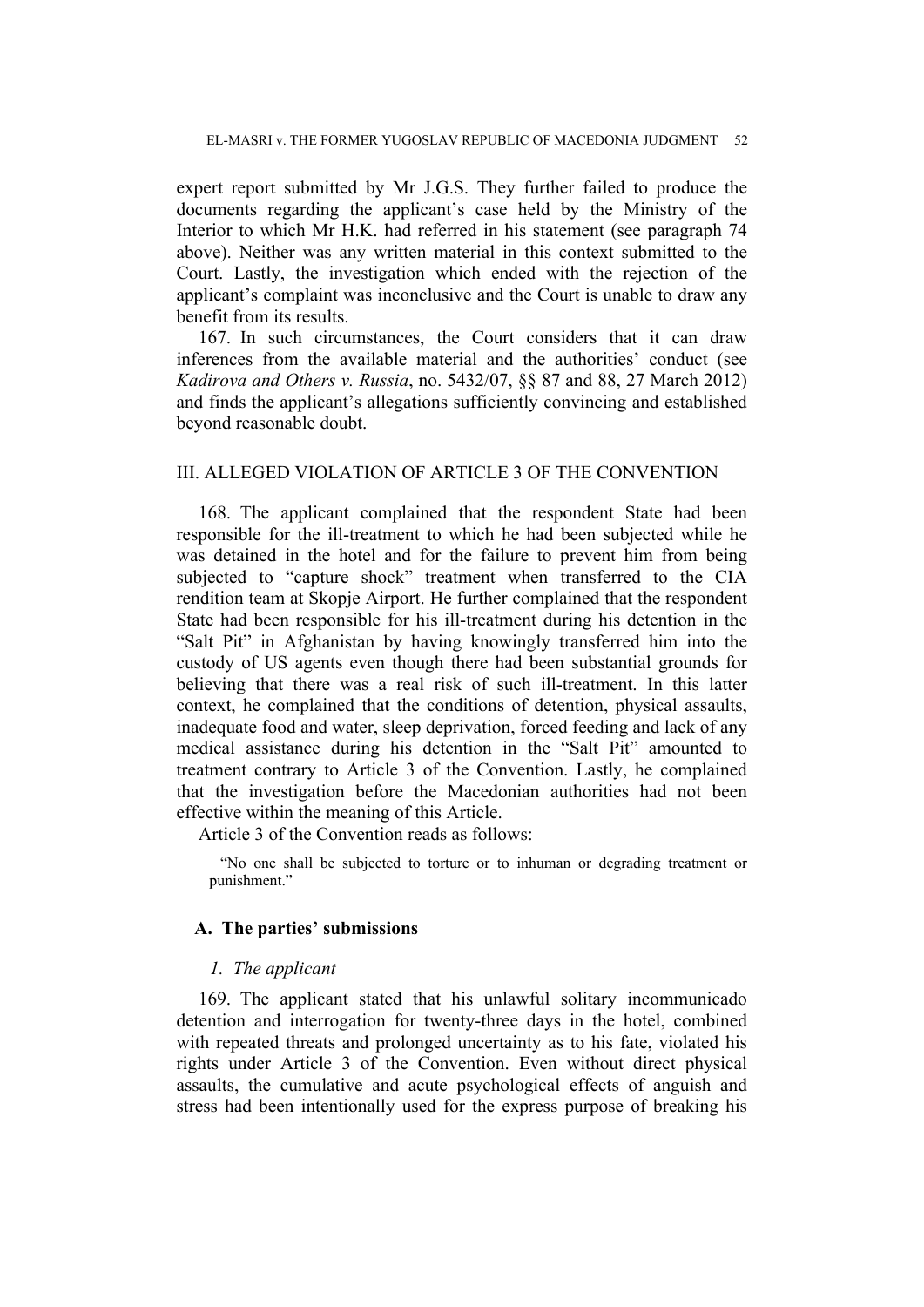expert report submitted by Mr J.G.S. They further failed to produce the documents regarding the applicant's case held by the Ministry of the Interior to which Mr H.K. had referred in his statement (see paragraph 74 above). Neither was any written material in this context submitted to the Court. Lastly, the investigation which ended with the rejection of the applicant's complaint was inconclusive and the Court is unable to draw any benefit from its results.

167. In such circumstances, the Court considers that it can draw inferences from the available material and the authorities' conduct (see *Kadirova and Others v. Russia*, no. 5432/07, §§ 87 and 88, 27 March 2012) and finds the applicant's allegations sufficiently convincing and established beyond reasonable doubt.

## III. ALLEGED VIOLATION OF ARTICLE 3 OF THE CONVENTION

168. The applicant complained that the respondent State had been responsible for the ill-treatment to which he had been subjected while he was detained in the hotel and for the failure to prevent him from being subjected to "capture shock" treatment when transferred to the CIA rendition team at Skopje Airport. He further complained that the respondent State had been responsible for his ill-treatment during his detention in the "Salt Pit" in Afghanistan by having knowingly transferred him into the custody of US agents even though there had been substantial grounds for believing that there was a real risk of such ill-treatment. In this latter context, he complained that the conditions of detention, physical assaults, inadequate food and water, sleep deprivation, forced feeding and lack of any medical assistance during his detention in the "Salt Pit" amounted to treatment contrary to Article 3 of the Convention. Lastly, he complained that the investigation before the Macedonian authorities had not been effective within the meaning of this Article.

Article 3 of the Convention reads as follows:

> "No one shall be subjected to torture or to inhuman or degrading treatment or punishment."

### A. The parties' submissions

#### *1. The applicant*

169. The applicant stated that his unlawful solitary incommunicado detention and interrogation for twenty-three days in the hotel, combined with repeated threats and prolonged uncertainty as to his fate, violated his rights under Article 3 of the Convention. Even without direct physical assaults, the cumulative and acute psychological effects of anguish and stress had been intentionally used for the express purpose of breaking his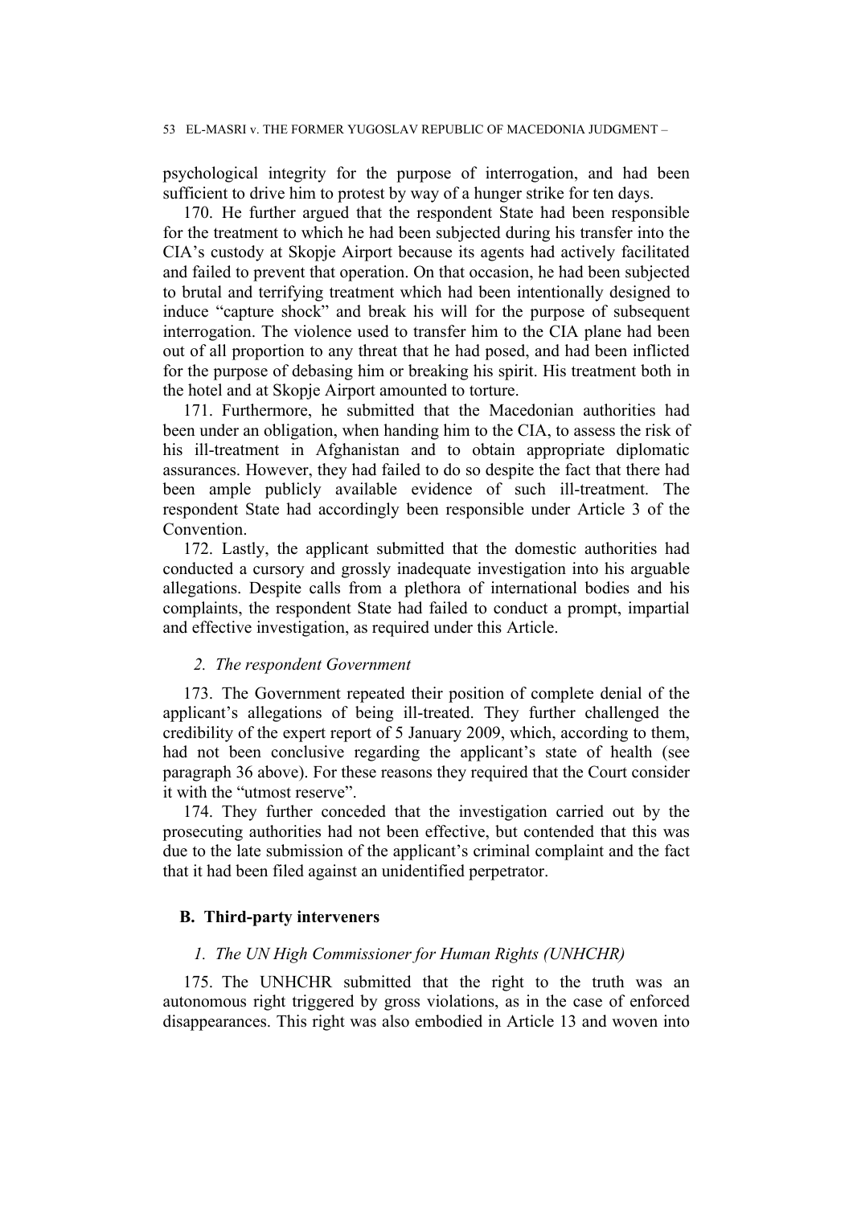psychological integrity for the purpose of interrogation, and had been sufficient to drive him to protest by way of a hunger strike for ten days.

170. He further argued that the respondent State had been responsible for the treatment to which he had been subjected during his transfer into the CIA's custody at Skopje Airport because its agents had actively facilitated and failed to prevent that operation. On that occasion, he had been subjected to brutal and terrifying treatment which had been intentionally designed to induce "capture shock" and break his will for the purpose of subsequent interrogation. The violence used to transfer him to the CIA plane had been out of all proportion to any threat that he had posed, and had been inflicted for the purpose of debasing him or breaking his spirit. His treatment both in the hotel and at Skopje Airport amounted to torture.

171. Furthermore, he submitted that the Macedonian authorities had been under an obligation, when handing him to the CIA, to assess the risk of his ill-treatment in Afghanistan and to obtain appropriate diplomatic assurances. However, they had failed to do so despite the fact that there had been ample publicly available evidence of such ill-treatment. The respondent State had accordingly been responsible under Article 3 of the Convention.

172. Lastly, the applicant submitted that the domestic authorities had conducted a cursory and grossly inadequate investigation into his arguable allegations. Despite calls from a plethora of international bodies and his complaints, the respondent State had failed to conduct a prompt, impartial and effective investigation, as required under this Article.

#### *2. The respondent Government*

173. The Government repeated their position of complete denial of the applicant's allegations of being ill-treated. They further challenged the credibility of the expert report of 5 January 2009, which, according to them, had not been conclusive regarding the applicant's state of health (see paragraph 36 above). For these reasons they required that the Court consider it with the "utmost reserve".

174. They further conceded that the investigation carried out by the prosecuting authorities had not been effective, but contended that this was due to the late submission of the applicant's criminal complaint and the fact that it had been filed against an unidentified perpetrator.

### **B. Third-party interveners**

#### *1. The UN High Commissioner for Human Rights (UNHCHR)*

175. The UNHCHR submitted that the right to the truth was an autonomous right triggered by gross violations, as in the case of enforced disappearances. This right was also embodied in Article 13 and woven into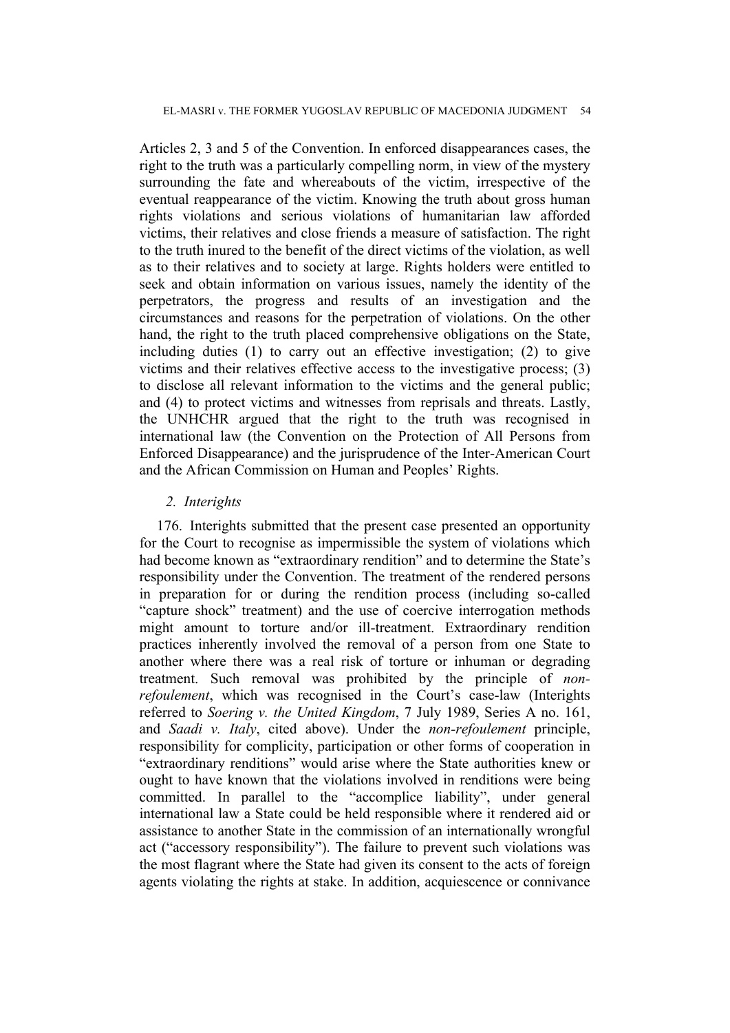Articles 2, 3 and 5 of the Convention. In enforced disappearances cases, the right to the truth was a particularly compelling norm, in view of the mystery surrounding the fate and whereabouts of the victim, irrespective of the eventual reappearance of the victim. Knowing the truth about gross human rights violations and serious violations of humanitarian law afforded victims, their relatives and close friends a measure of satisfaction. The right to the truth inured to the benefit of the direct victims of the violation, as well as to their relatives and to society at large. Rights holders were entitled to seek and obtain information on various issues, namely the identity of the perpetrators, the progress and results of an investigation and the circumstances and reasons for the perpetration of violations. On the other hand, the right to the truth placed comprehensive obligations on the State, including duties (1) to carry out an effective investigation; (2) to give victims and their relatives effective access to the investigative process; (3) to disclose all relevant information to the victims and the general public; and (4) to protect victims and witnesses from reprisals and threats. Lastly, the UNHCHR argued that the right to the truth was recognised in international law (the Convention on the Protection of All Persons from Enforced Disappearance) and the jurisprudence of the Inter-American Court and the African Commission on Human and Peoples' Rights.

*2. Interights*

176. Interights submitted that the present case presented an opportunity for the Court to recognise as impermissible the system of violations which had become known as "extraordinary rendition" and to determine the State's responsibility under the Convention. The treatment of the rendered persons in preparation for or during the rendition process (including so-called "capture shock" treatment) and the use of coercive interrogation methods might amount to torture and/or ill-treatment. Extraordinary rendition practices inherently involved the removal of a person from one State to another where there was a real risk of torture or inhuman or degrading treatment. Such removal was prohibited by the principle of *non-refoulement*, which was recognised in the Court's case-law (Interights referred to *Soering v. the United Kingdom*, 7 July 1989, Series A no. 161, and *Saadi v. Italy*, cited above). Under the *non-refoulement* principle, responsibility for complicity, participation or other forms of cooperation in "extraordinary renditions" would arise where the State authorities knew or ought to have known that the violations involved in renditions were being committed. In parallel to the "accomplice liability", under general international law a State could be held responsible where it rendered aid or assistance to another State in the commission of an internationally wrongful act ("accessory responsibility"). The failure to prevent such violations was the most flagrant where the State had given its consent to the acts of foreign agents violating the rights at stake. In addition, acquiescence or connivance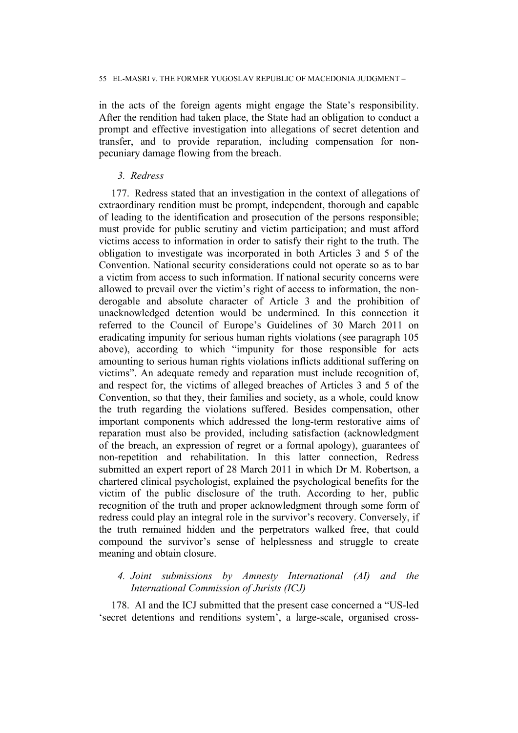in the acts of the foreign agents might engage the State's responsibility. After the rendition had taken place, the State had an obligation to conduct a prompt and effective investigation into allegations of secret detention and transfer, and to provide reparation, including compensation for non-pecuniary damage flowing from the breach.

### *3. Redress*

177. Redress stated that an investigation in the context of allegations of extraordinary rendition must be prompt, independent, thorough and capable of leading to the identification and prosecution of the persons responsible; must provide for public scrutiny and victim participation; and must afford victims access to information in order to satisfy their right to the truth. The obligation to investigate was incorporated in both Articles 3 and 5 of the Convention. National security considerations could not operate so as to bar a victim from access to such information. If national security concerns were allowed to prevail over the victim's right of access to information, the non-derogable and absolute character of Article 3 and the prohibition of unacknowledged detention would be undermined. In this connection it referred to the Council of Europe's Guidelines of 30 March 2011 on eradicating impunity for serious human rights violations (see paragraph 105 above), according to which "impunity for those responsible for acts amounting to serious human rights violations inflicts additional suffering on victims". An adequate remedy and reparation must include recognition of, and respect for, the victims of alleged breaches of Articles 3 and 5 of the Convention, so that they, their families and society, as a whole, could know the truth regarding the violations suffered. Besides compensation, other important components which addressed the long-term restorative aims of reparation must also be provided, including satisfaction (acknowledgment of the breach, an expression of regret or a formal apology), guarantees of non-repetition and rehabilitation. In this latter connection, Redress submitted an expert report of 28 March 2011 in which Dr M. Robertson, a chartered clinical psychologist, explained the psychological benefits for the victim of the public disclosure of the truth. According to her, public recognition of the truth and proper acknowledgment through some form of redress could play an integral role in the survivor's recovery. Conversely, if the truth remained hidden and the perpetrators walked free, that could compound the survivor's sense of helplessness and struggle to create meaning and obtain closure.

### *4. Joint submissions by Amnesty International (AI) and the International Commission of Jurists (ICJ)*

178. AI and the ICJ submitted that the present case concerned a "US-led 'secret detentions and renditions system', a large-scale, organised cross-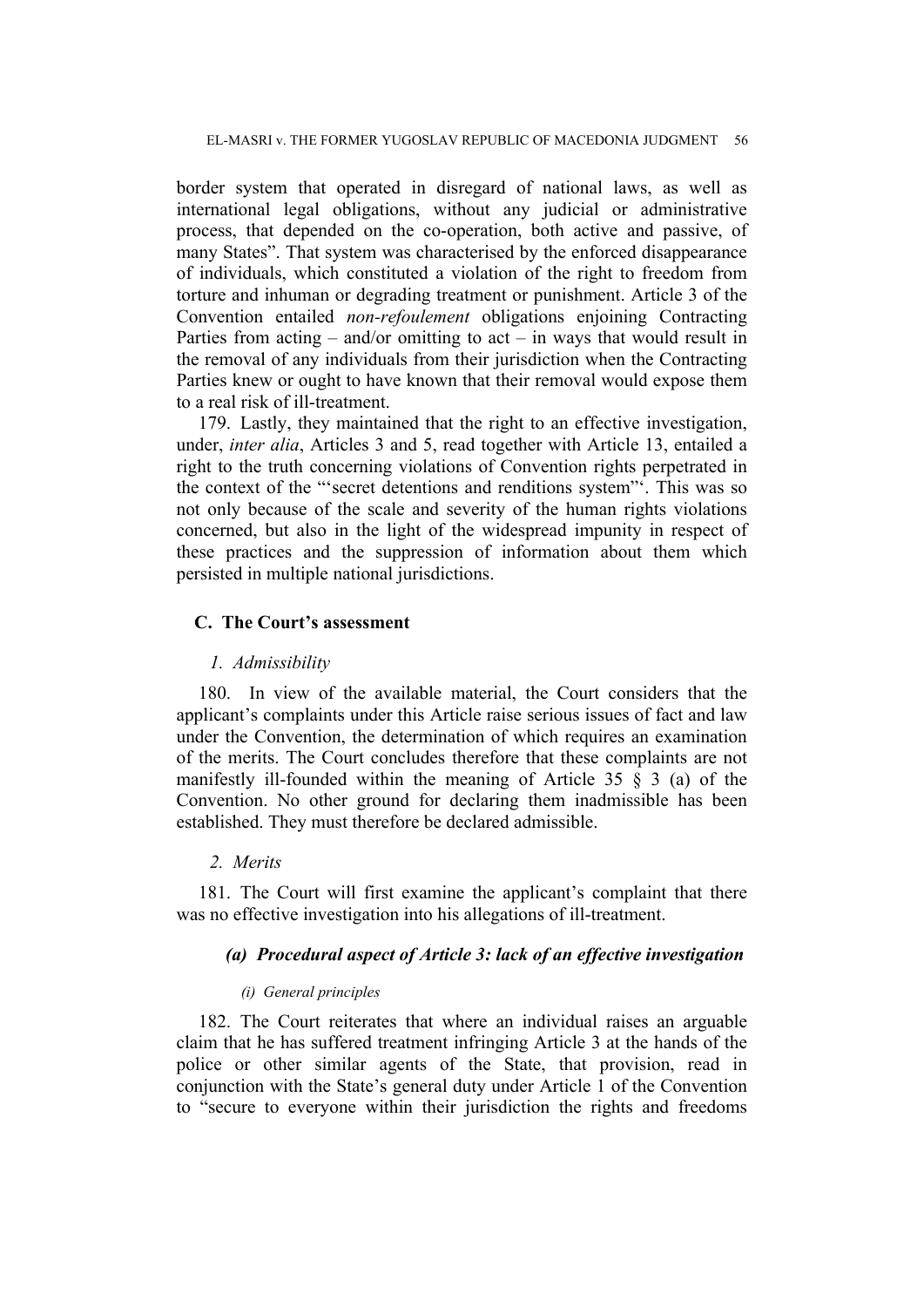border system that operated in disregard of national laws, as well as international legal obligations, without any judicial or administrative process, that depended on the co-operation, both active and passive, of many States". That system was characterised by the enforced disappearance of individuals, which constituted a violation of the right to freedom from torture and inhuman or degrading treatment or punishment. Article 3 of the Convention entailed *non-refoulement* obligations enjoining Contracting Parties from acting – and/or omitting to act – in ways that would result in the removal of any individuals from their jurisdiction when the Contracting Parties knew or ought to have known that their removal would expose them to a real risk of ill-treatment.

179. Lastly, they maintained that the right to an effective investigation, under, *inter alia*, Articles 3 and 5, read together with Article 13, entailed a right to the truth concerning violations of Convention rights perpetrated in the context of the "'secret detentions and renditions system"'. This was so not only because of the scale and severity of the human rights violations concerned, but also in the light of the widespread impunity in respect of these practices and the suppression of information about them which persisted in multiple national jurisdictions.

### C. The Court's assessment

#### *1. Admissibility*

180. In view of the available material, the Court considers that the applicant's complaints under this Article raise serious issues of fact and law under the Convention, the determination of which requires an examination of the merits. The Court concludes therefore that these complaints are not manifestly ill-founded within the meaning of Article 35 § 3 (a) of the Convention. No other ground for declaring them inadmissible has been established. They must therefore be declared admissible.

#### *2. Merits*

181. The Court will first examine the applicant's complaint that there was no effective investigation into his allegations of ill-treatment.

##### *(a) Procedural aspect of Article 3: lack of an effective investigation*

###### *(i) General principles*

182. The Court reiterates that where an individual raises an arguable claim that he has suffered treatment infringing Article 3 at the hands of the police or other similar agents of the State, that provision, read in conjunction with the State's general duty under Article 1 of the Convention to "secure to everyone within their jurisdiction the rights and freedoms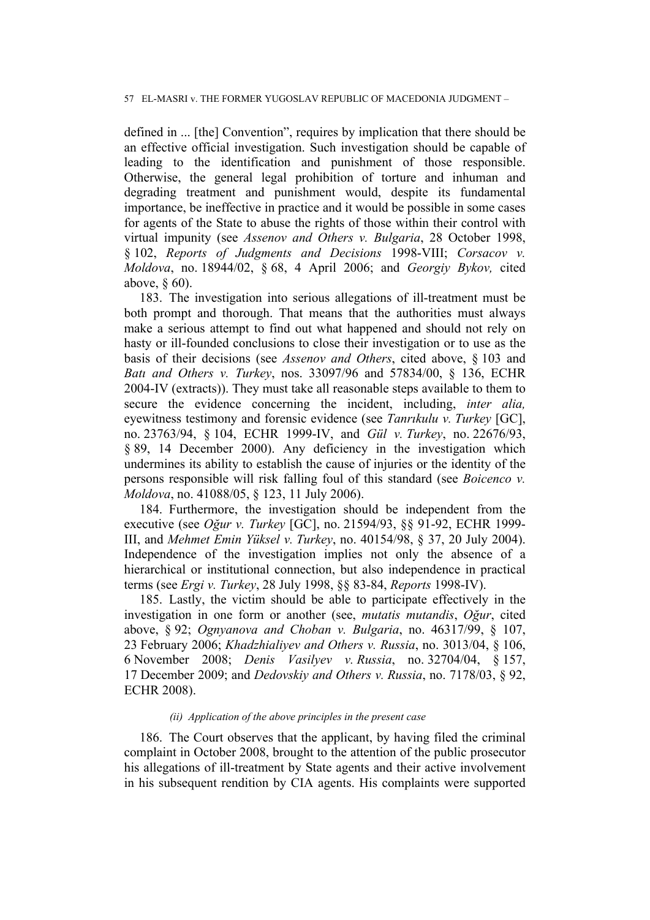defined in ... [the] Convention", requires by implication that there should be an effective official investigation. Such investigation should be capable of leading to the identification and punishment of those responsible. Otherwise, the general legal prohibition of torture and inhuman and degrading treatment and punishment would, despite its fundamental importance, be ineffective in practice and it would be possible in some cases for agents of the State to abuse the rights of those within their control with virtual impunity (see *Assenov and Others v. Bulgaria*, 28 October 1998, § 102, *Reports of Judgments and Decisions* 1998-VIII; *Corsacov v. Moldova*, no. 18944/02, § 68, 4 April 2006; and *Georgiy Bykov,* cited above, § 60).

183. The investigation into serious allegations of ill-treatment must be both prompt and thorough. That means that the authorities must always make a serious attempt to find out what happened and should not rely on hasty or ill-founded conclusions to close their investigation or to use as the basis of their decisions (see *Assenov and Others*, cited above, § 103 and *Batı and Others v. Turkey*, nos. 33097/96 and 57834/00, § 136, ECHR 2004-IV (extracts)). They must take all reasonable steps available to them to secure the evidence concerning the incident, including, *inter alia,* eyewitness testimony and forensic evidence (see *Tanrıkulu v. Turkey* [GC], no. 23763/94, § 104, ECHR 1999-IV, and *Gül v. Turkey*, no. 22676/93, § 89, 14 December 2000). Any deficiency in the investigation which undermines its ability to establish the cause of injuries or the identity of the persons responsible will risk falling foul of this standard (see *Boicenco v. Moldova*, no. 41088/05, § 123, 11 July 2006).

184. Furthermore, the investigation should be independent from the executive (see *Oğur v. Turkey* [GC], no. 21594/93, §§ 91-92, ECHR 1999-III, and *Mehmet Emin Yüksel v. Turkey*, no. 40154/98, § 37, 20 July 2004). Independence of the investigation implies not only the absence of a hierarchical or institutional connection, but also independence in practical terms (see *Ergi v. Turkey*, 28 July 1998, §§ 83-84, *Reports* 1998-IV).

185. Lastly, the victim should be able to participate effectively in the investigation in one form or another (see, *mutatis mutandis*, *Oğur*, cited above, § 92; *Ognyanova and Choban v. Bulgaria*, no. 46317/99, § 107, 23 February 2006; *Khadzhialiyev and Others v. Russia*, no. 3013/04, § 106, 6 November 2008; *Denis Vasilyev v. Russia*, no. 32704/04, § 157, 17 December 2009; and *Dedovskiy and Others v. Russia*, no. 7178/03, § 92, ECHR 2008).

*(ii) Application of the above principles in the present case*

186. The Court observes that the applicant, by having filed the criminal complaint in October 2008, brought to the attention of the public prosecutor his allegations of ill-treatment by State agents and their active involvement in his subsequent rendition by CIA agents. His complaints were supported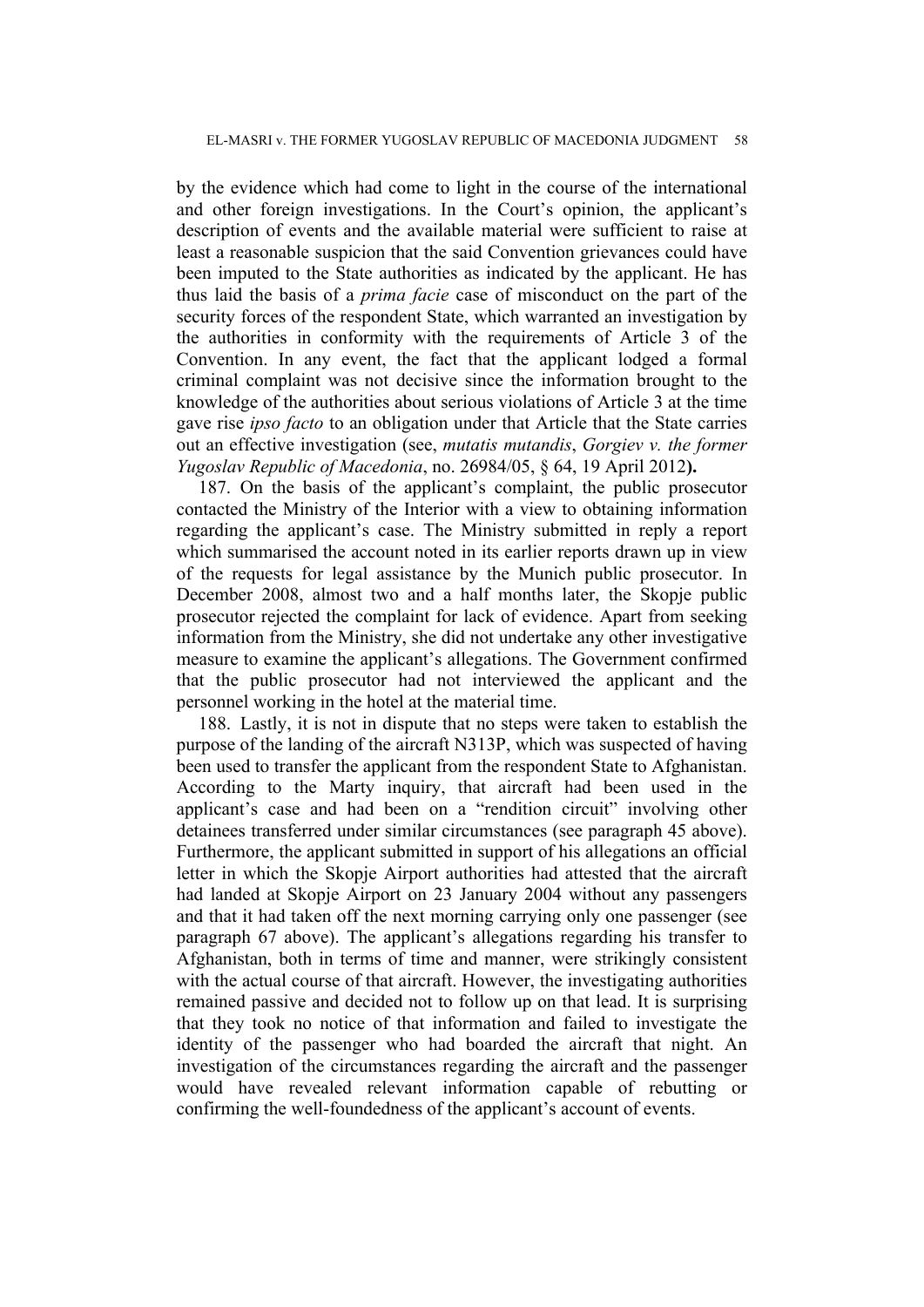by the evidence which had come to light in the course of the international and other foreign investigations. In the Court's opinion, the applicant's description of events and the available material were sufficient to raise at least a reasonable suspicion that the said Convention grievances could have been imputed to the State authorities as indicated by the applicant. He has thus laid the basis of a *prima facie* case of misconduct on the part of the security forces of the respondent State, which warranted an investigation by the authorities in conformity with the requirements of Article 3 of the Convention. In any event, the fact that the applicant lodged a formal criminal complaint was not decisive since the information brought to the knowledge of the authorities about serious violations of Article 3 at the time gave rise *ipso facto* to an obligation under that Article that the State carries out an effective investigation (see, *mutatis mutandis*, *Gorgiev v. the former Yugoslav Republic of Macedonia*, no. 26984/05, § 64, 19 April 2012**).**

187. On the basis of the applicant's complaint, the public prosecutor contacted the Ministry of the Interior with a view to obtaining information regarding the applicant's case. The Ministry submitted in reply a report which summarised the account noted in its earlier reports drawn up in view of the requests for legal assistance by the Munich public prosecutor. In December 2008, almost two and a half months later, the Skopje public prosecutor rejected the complaint for lack of evidence. Apart from seeking information from the Ministry, she did not undertake any other investigative measure to examine the applicant's allegations. The Government confirmed that the public prosecutor had not interviewed the applicant and the personnel working in the hotel at the material time.

188. Lastly, it is not in dispute that no steps were taken to establish the purpose of the landing of the aircraft N313P, which was suspected of having been used to transfer the applicant from the respondent State to Afghanistan. According to the Marty inquiry, that aircraft had been used in the applicant's case and had been on a "rendition circuit" involving other detainees transferred under similar circumstances (see paragraph 45 above). Furthermore, the applicant submitted in support of his allegations an official letter in which the Skopje Airport authorities had attested that the aircraft had landed at Skopje Airport on 23 January 2004 without any passengers and that it had taken off the next morning carrying only one passenger (see paragraph 67 above). The applicant's allegations regarding his transfer to Afghanistan, both in terms of time and manner, were strikingly consistent with the actual course of that aircraft. However, the investigating authorities remained passive and decided not to follow up on that lead. It is surprising that they took no notice of that information and failed to investigate the identity of the passenger who had boarded the aircraft that night. An investigation of the circumstances regarding the aircraft and the passenger would have revealed relevant information capable of rebutting or confirming the well-foundedness of the applicant's account of events.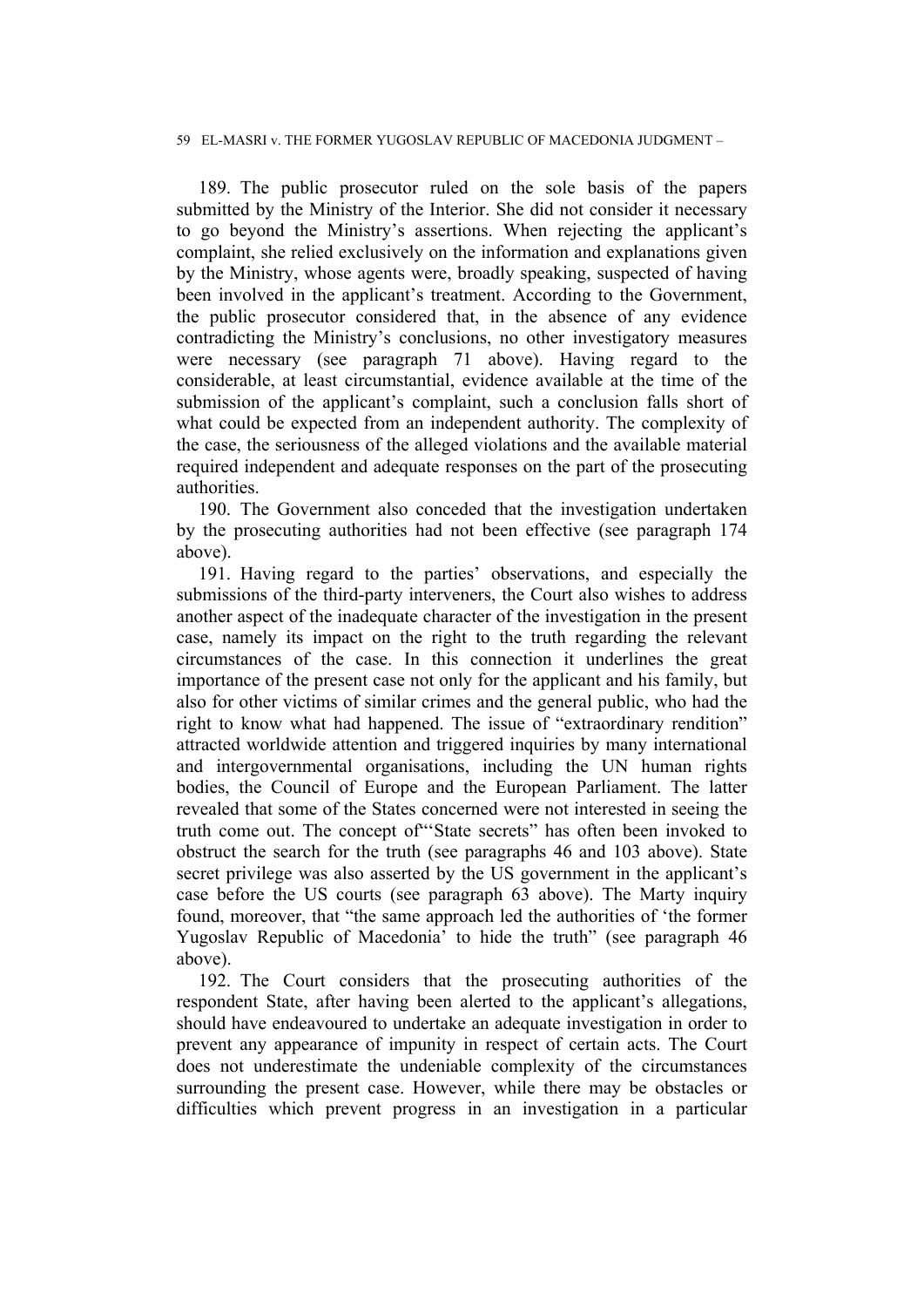189. The public prosecutor ruled on the sole basis of the papers submitted by the Ministry of the Interior. She did not consider it necessary to go beyond the Ministry's assertions. When rejecting the applicant's complaint, she relied exclusively on the information and explanations given by the Ministry, whose agents were, broadly speaking, suspected of having been involved in the applicant's treatment. According to the Government, the public prosecutor considered that, in the absence of any evidence contradicting the Ministry's conclusions, no other investigatory measures were necessary (see paragraph 71 above). Having regard to the considerable, at least circumstantial, evidence available at the time of the submission of the applicant's complaint, such a conclusion falls short of what could be expected from an independent authority. The complexity of the case, the seriousness of the alleged violations and the available material required independent and adequate responses on the part of the prosecuting authorities.

190. The Government also conceded that the investigation undertaken by the prosecuting authorities had not been effective (see paragraph 174 above).

191. Having regard to the parties' observations, and especially the submissions of the third-party interveners, the Court also wishes to address another aspect of the inadequate character of the investigation in the present case, namely its impact on the right to the truth regarding the relevant circumstances of the case. In this connection it underlines the great importance of the present case not only for the applicant and his family, but also for other victims of similar crimes and the general public, who had the right to know what had happened. The issue of "extraordinary rendition" attracted worldwide attention and triggered inquiries by many international and intergovernmental organisations, including the UN human rights bodies, the Council of Europe and the European Parliament. The latter revealed that some of the States concerned were not interested in seeing the truth come out. The concept of"'State secrets" has often been invoked to obstruct the search for the truth (see paragraphs 46 and 103 above). State secret privilege was also asserted by the US government in the applicant's case before the US courts (see paragraph 63 above). The Marty inquiry found, moreover, that "the same approach led the authorities of 'the former Yugoslav Republic of Macedonia' to hide the truth" (see paragraph 46 above).

192. The Court considers that the prosecuting authorities of the respondent State, after having been alerted to the applicant's allegations, should have endeavoured to undertake an adequate investigation in order to prevent any appearance of impunity in respect of certain acts. The Court does not underestimate the undeniable complexity of the circumstances surrounding the present case. However, while there may be obstacles or difficulties which prevent progress in an investigation in a particular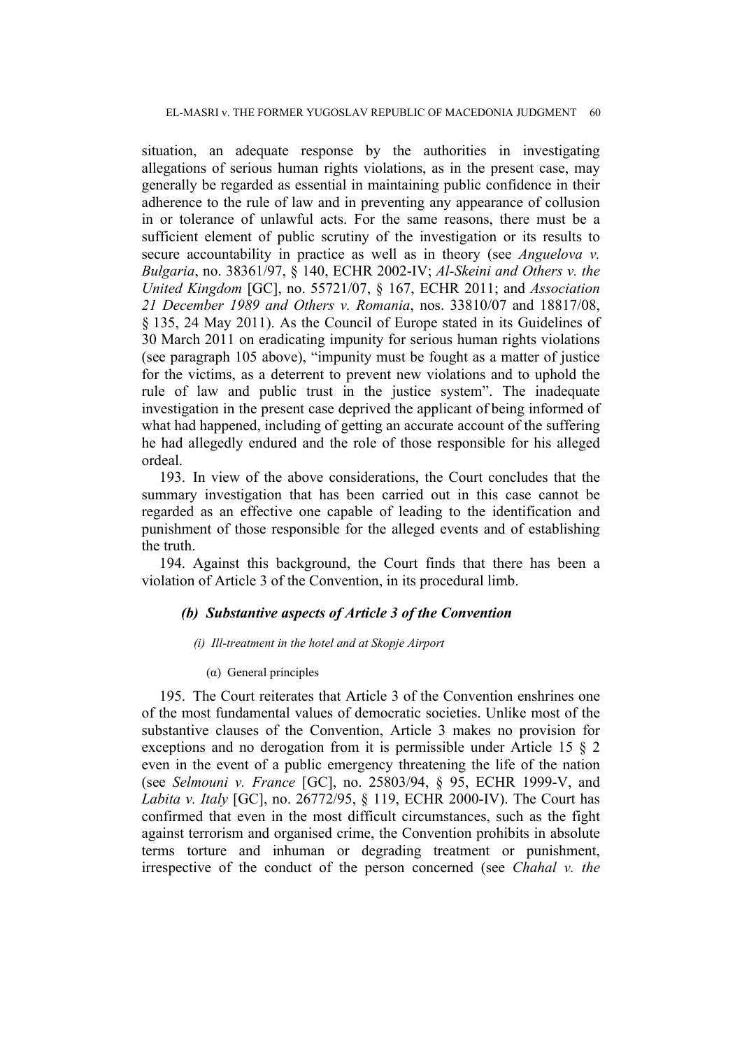situation, an adequate response by the authorities in investigating allegations of serious human rights violations, as in the present case, may generally be regarded as essential in maintaining public confidence in their adherence to the rule of law and in preventing any appearance of collusion in or tolerance of unlawful acts. For the same reasons, there must be a sufficient element of public scrutiny of the investigation or its results to secure accountability in practice as well as in theory (see *Anguelova v. Bulgaria*, no. 38361/97, § 140, ECHR 2002-IV; *Al-Skeini and Others v. the United Kingdom* [GC], no. 55721/07, § 167, ECHR 2011; and *Association 21 December 1989 and Others v. Romania*, nos. 33810/07 and 18817/08, § 135, 24 May 2011). As the Council of Europe stated in its Guidelines of 30 March 2011 on eradicating impunity for serious human rights violations (see paragraph 105 above), "impunity must be fought as a matter of justice for the victims, as a deterrent to prevent new violations and to uphold the rule of law and public trust in the justice system". The inadequate investigation in the present case deprived the applicant of being informed of what had happened, including of getting an accurate account of the suffering he had allegedly endured and the role of those responsible for his alleged ordeal.

193. In view of the above considerations, the Court concludes that the summary investigation that has been carried out in this case cannot be regarded as an effective one capable of leading to the identification and punishment of those responsible for the alleged events and of establishing the truth.

194. Against this background, the Court finds that there has been a violation of Article 3 of the Convention, in its procedural limb.

#### *(b) Substantive aspects of Article 3 of the Convention*

##### *(i) Ill-treatment in the hotel and at Skopje Airport*

(α) General principles

195. The Court reiterates that Article 3 of the Convention enshrines one of the most fundamental values of democratic societies. Unlike most of the substantive clauses of the Convention, Article 3 makes no provision for exceptions and no derogation from it is permissible under Article 15 § 2 even in the event of a public emergency threatening the life of the nation (see *Selmouni v. France* [GC], no. 25803/94, § 95, ECHR 1999-V, and *Labita v. Italy* [GC], no. 26772/95, § 119, ECHR 2000-IV). The Court has confirmed that even in the most difficult circumstances, such as the fight against terrorism and organised crime, the Convention prohibits in absolute terms torture and inhuman or degrading treatment or punishment, irrespective of the conduct of the person concerned (see *Chahal v. the*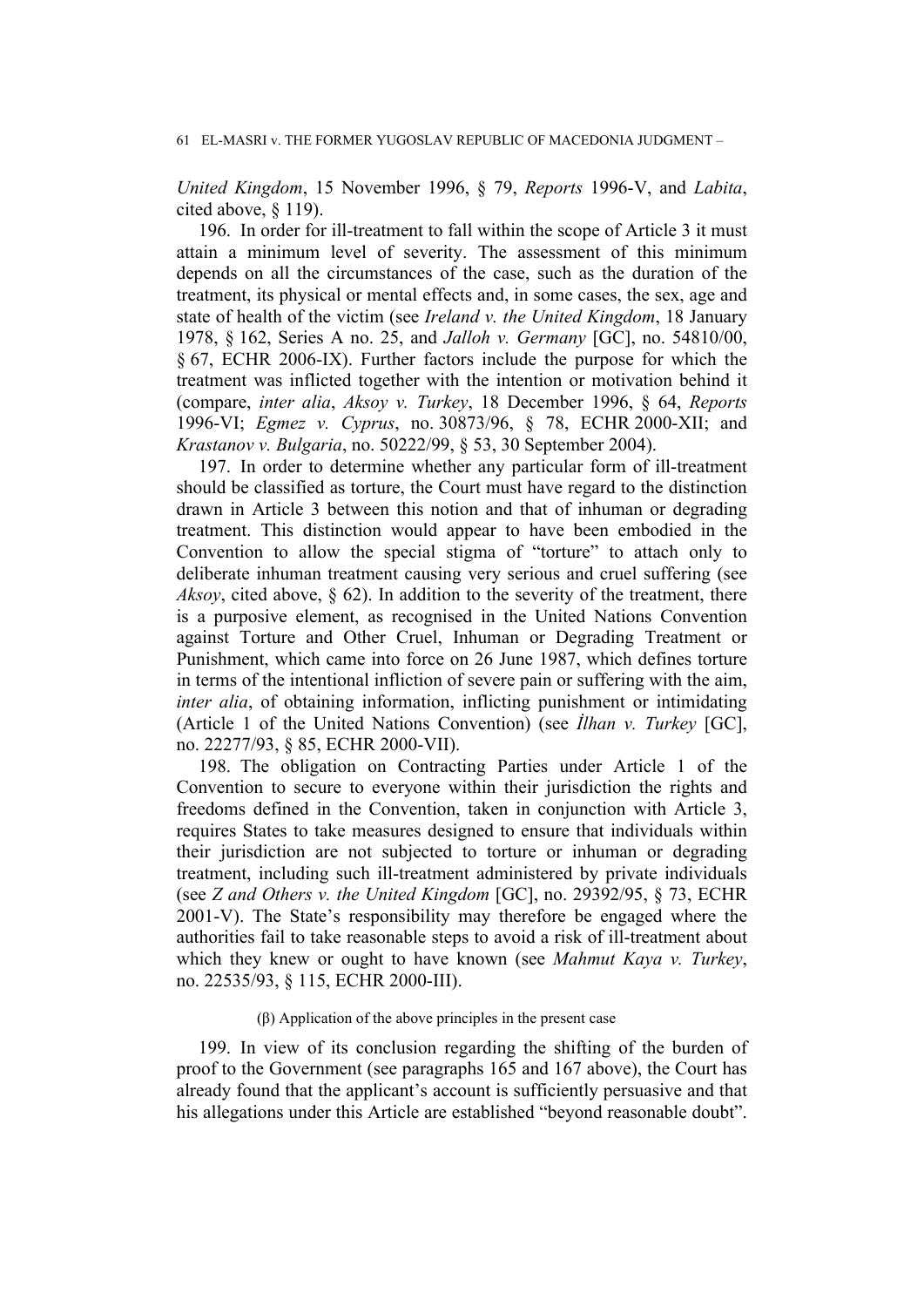*United Kingdom*, 15 November 1996, § 79, *Reports* 1996-V, and *Labita*, cited above, § 119).

196. In order for ill-treatment to fall within the scope of Article 3 it must attain a minimum level of severity. The assessment of this minimum depends on all the circumstances of the case, such as the duration of the treatment, its physical or mental effects and, in some cases, the sex, age and state of health of the victim (see *Ireland v. the United Kingdom*, 18 January 1978, § 162, Series A no. 25, and *Jalloh v. Germany* [GC], no. 54810/00, § 67, ECHR 2006-IX). Further factors include the purpose for which the treatment was inflicted together with the intention or motivation behind it (compare, *inter alia*, *Aksoy v. Turkey*, 18 December 1996, § 64, *Reports* 1996-VI; *Egmez v. Cyprus*, no. 30873/96, § 78, ECHR 2000-XII; and *Krastanov v. Bulgaria*, no. 50222/99, § 53, 30 September 2004).

197. In order to determine whether any particular form of ill-treatment should be classified as torture, the Court must have regard to the distinction drawn in Article 3 between this notion and that of inhuman or degrading treatment. This distinction would appear to have been embodied in the Convention to allow the special stigma of "torture" to attach only to deliberate inhuman treatment causing very serious and cruel suffering (see *Aksoy*, cited above, § 62). In addition to the severity of the treatment, there is a purposive element, as recognised in the United Nations Convention against Torture and Other Cruel, Inhuman or Degrading Treatment or Punishment, which came into force on 26 June 1987, which defines torture in terms of the intentional infliction of severe pain or suffering with the aim, *inter alia*, of obtaining information, inflicting punishment or intimidating (Article 1 of the United Nations Convention) (see *İlhan v. Turkey* [GC], no. 22277/93, § 85, ECHR 2000-VII).

198. The obligation on Contracting Parties under Article 1 of the Convention to secure to everyone within their jurisdiction the rights and freedoms defined in the Convention, taken in conjunction with Article 3, requires States to take measures designed to ensure that individuals within their jurisdiction are not subjected to torture or inhuman or degrading treatment, including such ill-treatment administered by private individuals (see *Z and Others v. the United Kingdom* [GC], no. 29392/95, § 73, ECHR 2001-V). The State's responsibility may therefore be engaged where the authorities fail to take reasonable steps to avoid a risk of ill-treatment about which they knew or ought to have known (see *Mahmut Kaya v. Turkey*, no. 22535/93, § 115, ECHR 2000-III).

(β) Application of the above principles in the present case

199. In view of its conclusion regarding the shifting of the burden of proof to the Government (see paragraphs 165 and 167 above), the Court has already found that the applicant's account is sufficiently persuasive and that his allegations under this Article are established "beyond reasonable doubt".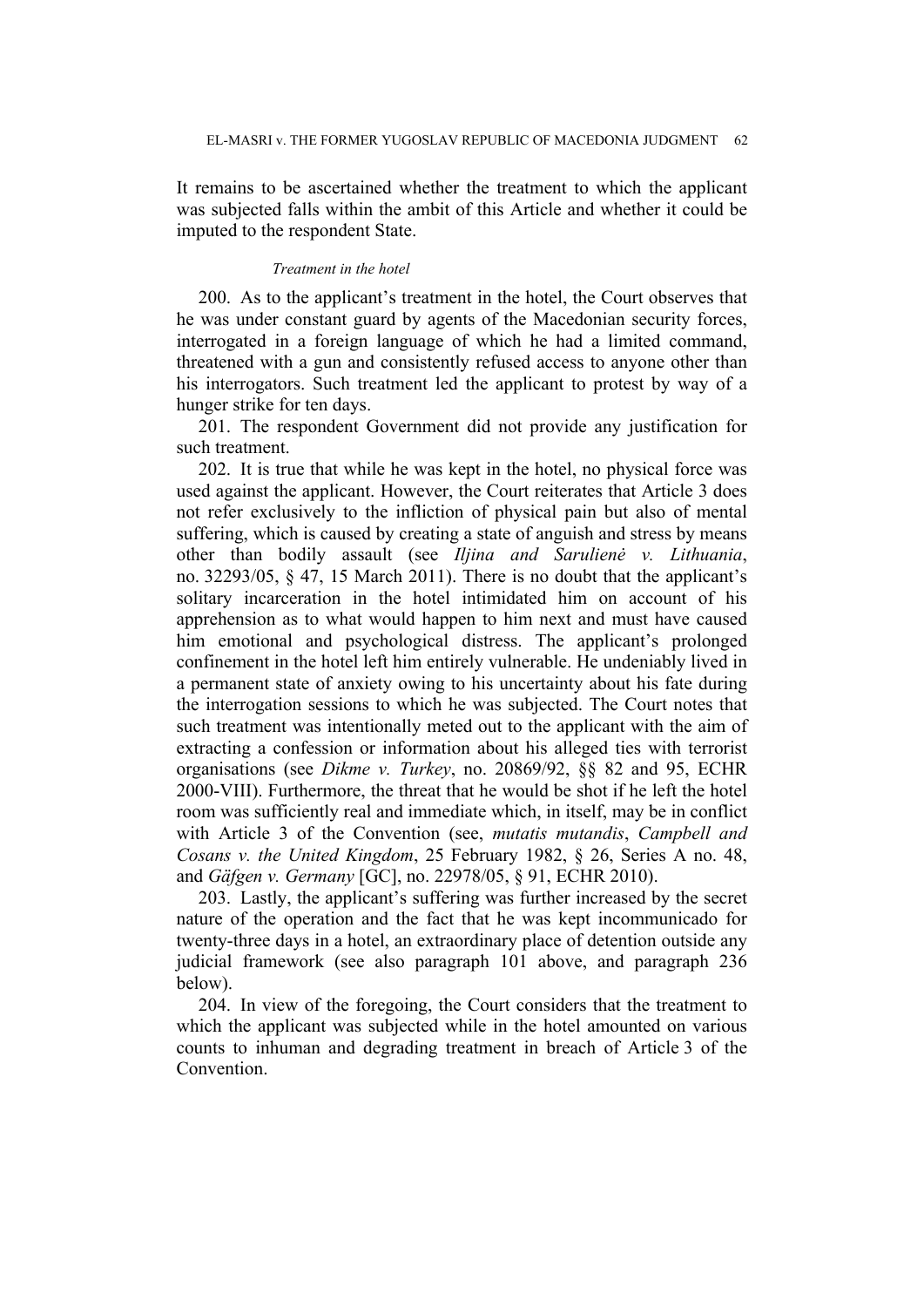It remains to be ascertained whether the treatment to which the applicant was subjected falls within the ambit of this Article and whether it could be imputed to the respondent State.

*Treatment in the hotel*

200. As to the applicant's treatment in the hotel, the Court observes that he was under constant guard by agents of the Macedonian security forces, interrogated in a foreign language of which he had a limited command, threatened with a gun and consistently refused access to anyone other than his interrogators. Such treatment led the applicant to protest by way of a hunger strike for ten days.

201. The respondent Government did not provide any justification for such treatment.

202. It is true that while he was kept in the hotel, no physical force was used against the applicant. However, the Court reiterates that Article 3 does not refer exclusively to the infliction of physical pain but also of mental suffering, which is caused by creating a state of anguish and stress by means other than bodily assault (see *Iljina and Sarulienė v. Lithuania*, no. 32293/05, § 47, 15 March 2011). There is no doubt that the applicant's solitary incarceration in the hotel intimidated him on account of his apprehension as to what would happen to him next and must have caused him emotional and psychological distress. The applicant's prolonged confinement in the hotel left him entirely vulnerable. He undeniably lived in a permanent state of anxiety owing to his uncertainty about his fate during the interrogation sessions to which he was subjected. The Court notes that such treatment was intentionally meted out to the applicant with the aim of extracting a confession or information about his alleged ties with terrorist organisations (see *Dikme v. Turkey*, no. 20869/92, §§ 82 and 95, ECHR 2000-VIII). Furthermore, the threat that he would be shot if he left the hotel room was sufficiently real and immediate which, in itself, may be in conflict with Article 3 of the Convention (see, *mutatis mutandis*, *Campbell and Cosans v. the United Kingdom*, 25 February 1982, § 26, Series A no. 48, and *Gäfgen v. Germany* [GC], no. 22978/05, § 91, ECHR 2010).

203. Lastly, the applicant's suffering was further increased by the secret nature of the operation and the fact that he was kept incommunicado for twenty-three days in a hotel, an extraordinary place of detention outside any judicial framework (see also paragraph 101 above, and paragraph 236 below).

204. In view of the foregoing, the Court considers that the treatment to which the applicant was subjected while in the hotel amounted on various counts to inhuman and degrading treatment in breach of Article 3 of the Convention.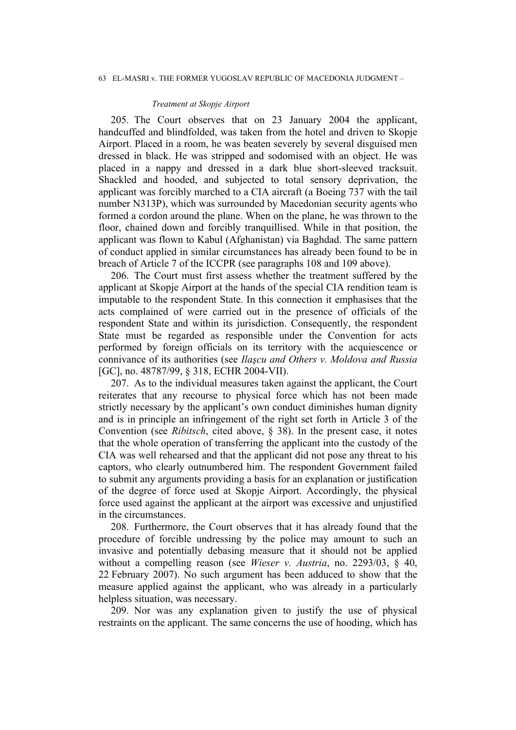*Treatment at Skopje Airport*

205. The Court observes that on 23 January 2004 the applicant, handcuffed and blindfolded, was taken from the hotel and driven to Skopje Airport. Placed in a room, he was beaten severely by several disguised men dressed in black. He was stripped and sodomised with an object. He was placed in a nappy and dressed in a dark blue short-sleeved tracksuit. Shackled and hooded, and subjected to total sensory deprivation, the applicant was forcibly marched to a CIA aircraft (a Boeing 737 with the tail number N313P), which was surrounded by Macedonian security agents who formed a cordon around the plane. When on the plane, he was thrown to the floor, chained down and forcibly tranquillised. While in that position, the applicant was flown to Kabul (Afghanistan) via Baghdad. The same pattern of conduct applied in similar circumstances has already been found to be in breach of Article 7 of the ICCPR (see paragraphs 108 and 109 above).

206. The Court must first assess whether the treatment suffered by the applicant at Skopje Airport at the hands of the special CIA rendition team is imputable to the respondent State. In this connection it emphasises that the acts complained of were carried out in the presence of officials of the respondent State and within its jurisdiction. Consequently, the respondent State must be regarded as responsible under the Convention for acts performed by foreign officials on its territory with the acquiescence or connivance of its authorities (see *Ilaşcu and Others v. Moldova and Russia* [GC], no. 48787/99, § 318, ECHR 2004-VII).

207. As to the individual measures taken against the applicant, the Court reiterates that any recourse to physical force which has not been made strictly necessary by the applicant's own conduct diminishes human dignity and is in principle an infringement of the right set forth in Article 3 of the Convention (see *Ribitsch*, cited above, § 38). In the present case, it notes that the whole operation of transferring the applicant into the custody of the CIA was well rehearsed and that the applicant did not pose any threat to his captors, who clearly outnumbered him. The respondent Government failed to submit any arguments providing a basis for an explanation or justification of the degree of force used at Skopje Airport. Accordingly, the physical force used against the applicant at the airport was excessive and unjustified in the circumstances.

208. Furthermore, the Court observes that it has already found that the procedure of forcible undressing by the police may amount to such an invasive and potentially debasing measure that it should not be applied without a compelling reason (see *Wieser v. Austria*, no. 2293/03, § 40, 22 February 2007). No such argument has been adduced to show that the measure applied against the applicant, who was already in a particularly helpless situation, was necessary.

209. Nor was any explanation given to justify the use of physical restraints on the applicant. The same concerns the use of hooding, which has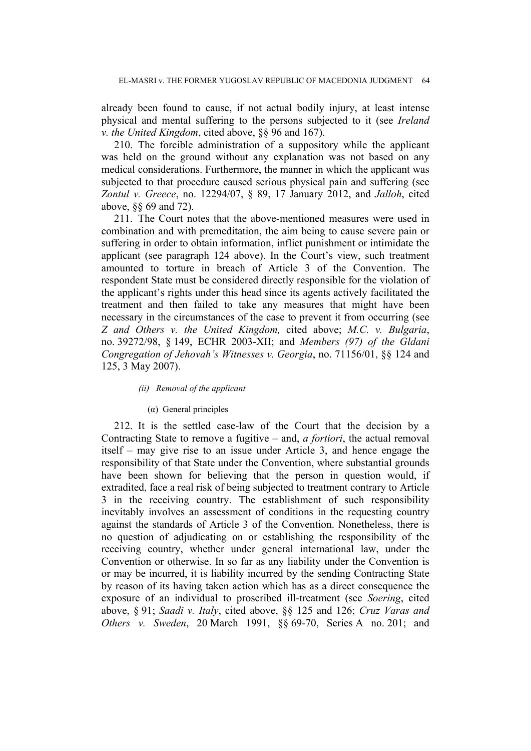already been found to cause, if not actual bodily injury, at least intense physical and mental suffering to the persons subjected to it (see *Ireland v. the United Kingdom*, cited above, §§ 96 and 167).

210. The forcible administration of a suppository while the applicant was held on the ground without any explanation was not based on any medical considerations. Furthermore, the manner in which the applicant was subjected to that procedure caused serious physical pain and suffering (see *Zontul v. Greece*, no. 12294/07, § 89, 17 January 2012, and *Jalloh*, cited above, §§ 69 and 72).

211. The Court notes that the above-mentioned measures were used in combination and with premeditation, the aim being to cause severe pain or suffering in order to obtain information, inflict punishment or intimidate the applicant (see paragraph 124 above). In the Court's view, such treatment amounted to torture in breach of Article 3 of the Convention. The respondent State must be considered directly responsible for the violation of the applicant's rights under this head since its agents actively facilitated the treatment and then failed to take any measures that might have been necessary in the circumstances of the case to prevent it from occurring (see *Z and Others v. the United Kingdom,* cited above; *M.C. v. Bulgaria*, no. 39272/98, § 149, ECHR 2003-XII; and *Members (97) of the Gldani Congregation of Jehovah's Witnesses v. Georgia*, no. 71156/01, §§ 124 and 125, 3 May 2007).

##### *(ii) Removal of the applicant*

###### (α) General principles

212. It is the settled case-law of the Court that the decision by a Contracting State to remove a fugitive – and, *a fortiori*, the actual removal itself – may give rise to an issue under Article 3, and hence engage the responsibility of that State under the Convention, where substantial grounds have been shown for believing that the person in question would, if extradited, face a real risk of being subjected to treatment contrary to Article 3 in the receiving country. The establishment of such responsibility inevitably involves an assessment of conditions in the requesting country against the standards of Article 3 of the Convention. Nonetheless, there is no question of adjudicating on or establishing the responsibility of the receiving country, whether under general international law, under the Convention or otherwise. In so far as any liability under the Convention is or may be incurred, it is liability incurred by the sending Contracting State by reason of its having taken action which has as a direct consequence the exposure of an individual to proscribed ill-treatment (see *Soering*, cited above, § 91; *Saadi v. Italy*, cited above, §§ 125 and 126; *Cruz Varas and Others v. Sweden*, 20 March 1991, §§ 69-70, Series A no. 201; and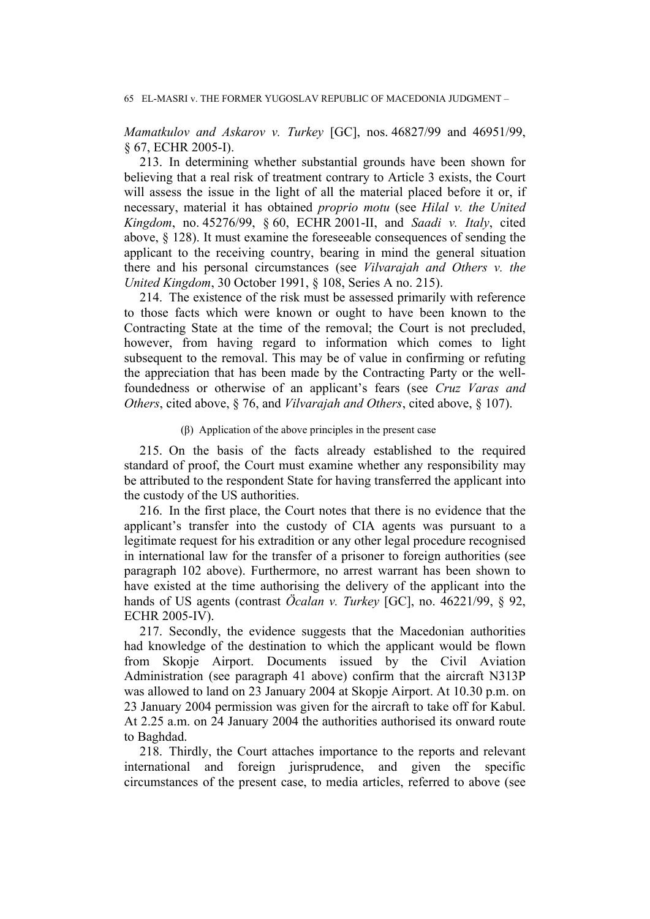*Mamatkulov and Askarov v. Turkey* [GC], nos. 46827/99 and 46951/99, § 67, ECHR 2005-I).

213. In determining whether substantial grounds have been shown for believing that a real risk of treatment contrary to Article 3 exists, the Court will assess the issue in the light of all the material placed before it or, if necessary, material it has obtained *proprio motu* (see *Hilal v. the United Kingdom*, no. 45276/99, § 60, ECHR 2001-II, and *Saadi v. Italy*, cited above, § 128). It must examine the foreseeable consequences of sending the applicant to the receiving country, bearing in mind the general situation there and his personal circumstances (see *Vilvarajah and Others v. the United Kingdom*, 30 October 1991, § 108, Series A no. 215).

214. The existence of the risk must be assessed primarily with reference to those facts which were known or ought to have been known to the Contracting State at the time of the removal; the Court is not precluded, however, from having regard to information which comes to light subsequent to the removal. This may be of value in confirming or refuting the appreciation that has been made by the Contracting Party or the well-foundedness or otherwise of an applicant's fears (see *Cruz Varas and Others*, cited above, § 76, and *Vilvarajah and Others*, cited above, § 107).

(β) Application of the above principles in the present case

215. On the basis of the facts already established to the required standard of proof, the Court must examine whether any responsibility may be attributed to the respondent State for having transferred the applicant into the custody of the US authorities.

216. In the first place, the Court notes that there is no evidence that the applicant's transfer into the custody of CIA agents was pursuant to a legitimate request for his extradition or any other legal procedure recognised in international law for the transfer of a prisoner to foreign authorities (see paragraph 102 above). Furthermore, no arrest warrant has been shown to have existed at the time authorising the delivery of the applicant into the hands of US agents (contrast *Öcalan v. Turkey* [GC], no. 46221/99, § 92, ECHR 2005-IV).

217. Secondly, the evidence suggests that the Macedonian authorities had knowledge of the destination to which the applicant would be flown from Skopje Airport. Documents issued by the Civil Aviation Administration (see paragraph 41 above) confirm that the aircraft N313P was allowed to land on 23 January 2004 at Skopje Airport. At 10.30 p.m. on 23 January 2004 permission was given for the aircraft to take off for Kabul. At 2.25 a.m. on 24 January 2004 the authorities authorised its onward route to Baghdad.

218. Thirdly, the Court attaches importance to the reports and relevant international and foreign jurisprudence, and given the specific circumstances of the present case, to media articles, referred to above (see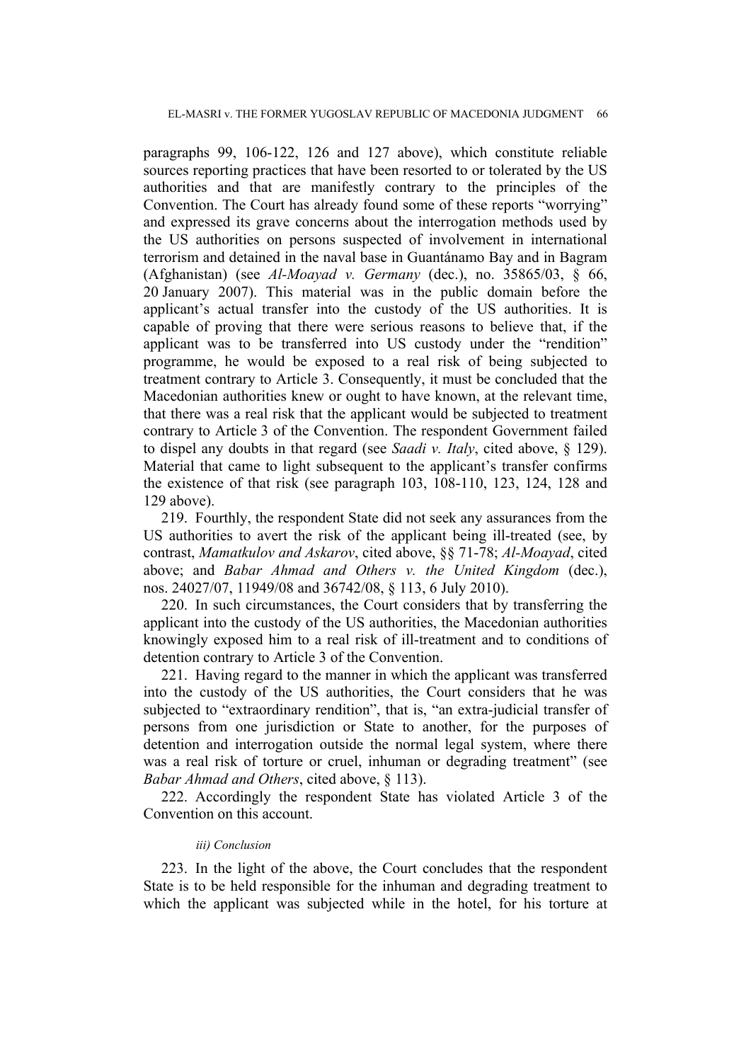paragraphs 99, 106-122, 126 and 127 above), which constitute reliable sources reporting practices that have been resorted to or tolerated by the US authorities and that are manifestly contrary to the principles of the Convention. The Court has already found some of these reports "worrying" and expressed its grave concerns about the interrogation methods used by the US authorities on persons suspected of involvement in international terrorism and detained in the naval base in Guantánamo Bay and in Bagram (Afghanistan) (see *Al-Moayad v. Germany* (dec.), no. 35865/03, § 66, 20 January 2007). This material was in the public domain before the applicant's actual transfer into the custody of the US authorities. It is capable of proving that there were serious reasons to believe that, if the applicant was to be transferred into US custody under the "rendition" programme, he would be exposed to a real risk of being subjected to treatment contrary to Article 3. Consequently, it must be concluded that the Macedonian authorities knew or ought to have known, at the relevant time, that there was a real risk that the applicant would be subjected to treatment contrary to Article 3 of the Convention. The respondent Government failed to dispel any doubts in that regard (see *Saadi v. Italy*, cited above, § 129). Material that came to light subsequent to the applicant's transfer confirms the existence of that risk (see paragraph 103, 108-110, 123, 124, 128 and 129 above).

219. Fourthly, the respondent State did not seek any assurances from the US authorities to avert the risk of the applicant being ill-treated (see, by contrast, *Mamatkulov and Askarov*, cited above, §§ 71-78; *Al-Moayad*, cited above; and *Babar Ahmad and Others v. the United Kingdom* (dec.), nos. 24027/07, 11949/08 and 36742/08, § 113, 6 July 2010).

220. In such circumstances, the Court considers that by transferring the applicant into the custody of the US authorities, the Macedonian authorities knowingly exposed him to a real risk of ill-treatment and to conditions of detention contrary to Article 3 of the Convention.

221. Having regard to the manner in which the applicant was transferred into the custody of the US authorities, the Court considers that he was subjected to "extraordinary rendition", that is, "an extra-judicial transfer of persons from one jurisdiction or State to another, for the purposes of detention and interrogation outside the normal legal system, where there was a real risk of torture or cruel, inhuman or degrading treatment" (see *Babar Ahmad and Others*, cited above, § 113).

222. Accordingly the respondent State has violated Article 3 of the Convention on this account.

*iii) Conclusion*

223. In the light of the above, the Court concludes that the respondent State is to be held responsible for the inhuman and degrading treatment to which the applicant was subjected while in the hotel, for his torture at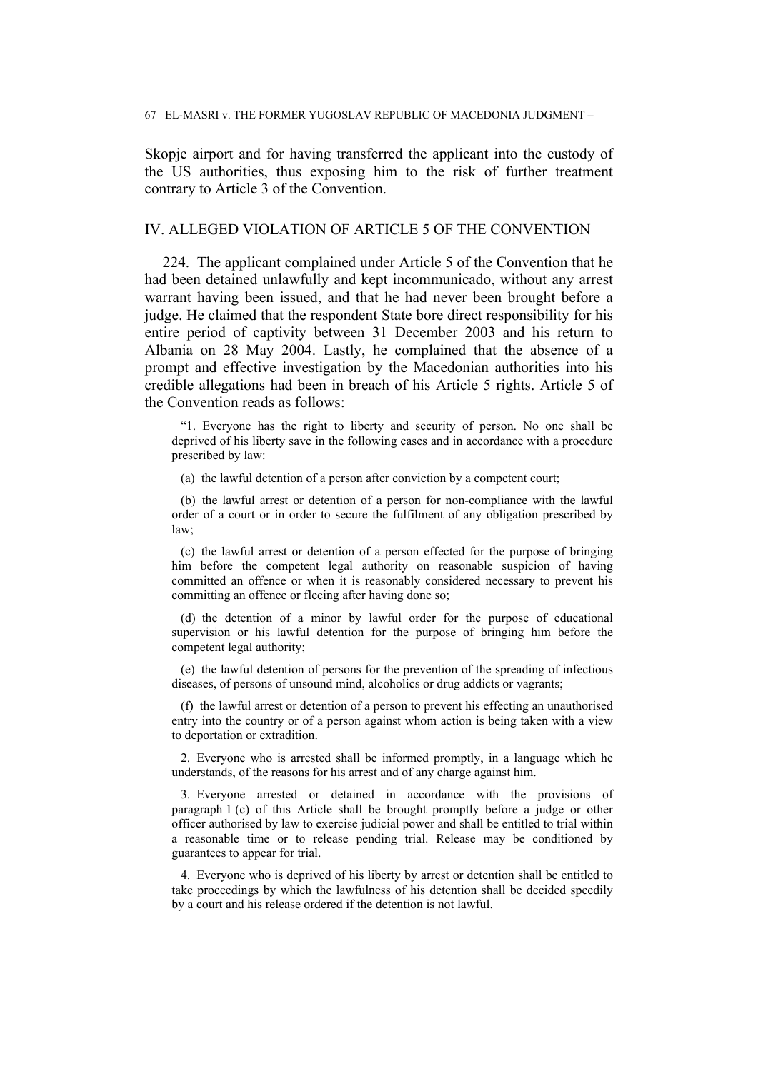Skopje airport and for having transferred the applicant into the custody of the US authorities, thus exposing him to the risk of further treatment contrary to Article 3 of the Convention.

## IV. ALLEGED VIOLATION OF ARTICLE 5 OF THE CONVENTION

224. The applicant complained under Article 5 of the Convention that he had been detained unlawfully and kept incommunicado, without any arrest warrant having been issued, and that he had never been brought before a judge. He claimed that the respondent State bore direct responsibility for his entire period of captivity between 31 December 2003 and his return to Albania on 28 May 2004. Lastly, he complained that the absence of a prompt and effective investigation by the Macedonian authorities into his credible allegations had been in breach of his Article 5 rights. Article 5 of the Convention reads as follows:

> "1. Everyone has the right to liberty and security of person. No one shall be deprived of his liberty save in the following cases and in accordance with a procedure prescribed by law:
>
> (a) the lawful detention of a person after conviction by a competent court;
>
> (b) the lawful arrest or detention of a person for non-compliance with the lawful order of a court or in order to secure the fulfilment of any obligation prescribed by law;
>
> (c) the lawful arrest or detention of a person effected for the purpose of bringing him before the competent legal authority on reasonable suspicion of having committed an offence or when it is reasonably considered necessary to prevent his committing an offence or fleeing after having done so;
>
> (d) the detention of a minor by lawful order for the purpose of educational supervision or his lawful detention for the purpose of bringing him before the competent legal authority;
>
> (e) the lawful detention of persons for the prevention of the spreading of infectious diseases, of persons of unsound mind, alcoholics or drug addicts or vagrants;
>
> (f) the lawful arrest or detention of a person to prevent his effecting an unauthorised entry into the country or of a person against whom action is being taken with a view to deportation or extradition.
>
> 2. Everyone who is arrested shall be informed promptly, in a language which he understands, of the reasons for his arrest and of any charge against him.
>
> 3. Everyone arrested or detained in accordance with the provisions of paragraph 1 (c) of this Article shall be brought promptly before a judge or other officer authorised by law to exercise judicial power and shall be entitled to trial within a reasonable time or to release pending trial. Release may be conditioned by guarantees to appear for trial.
>
> 4. Everyone who is deprived of his liberty by arrest or detention shall be entitled to take proceedings by which the lawfulness of his detention shall be decided speedily by a court and his release ordered if the detention is not lawful.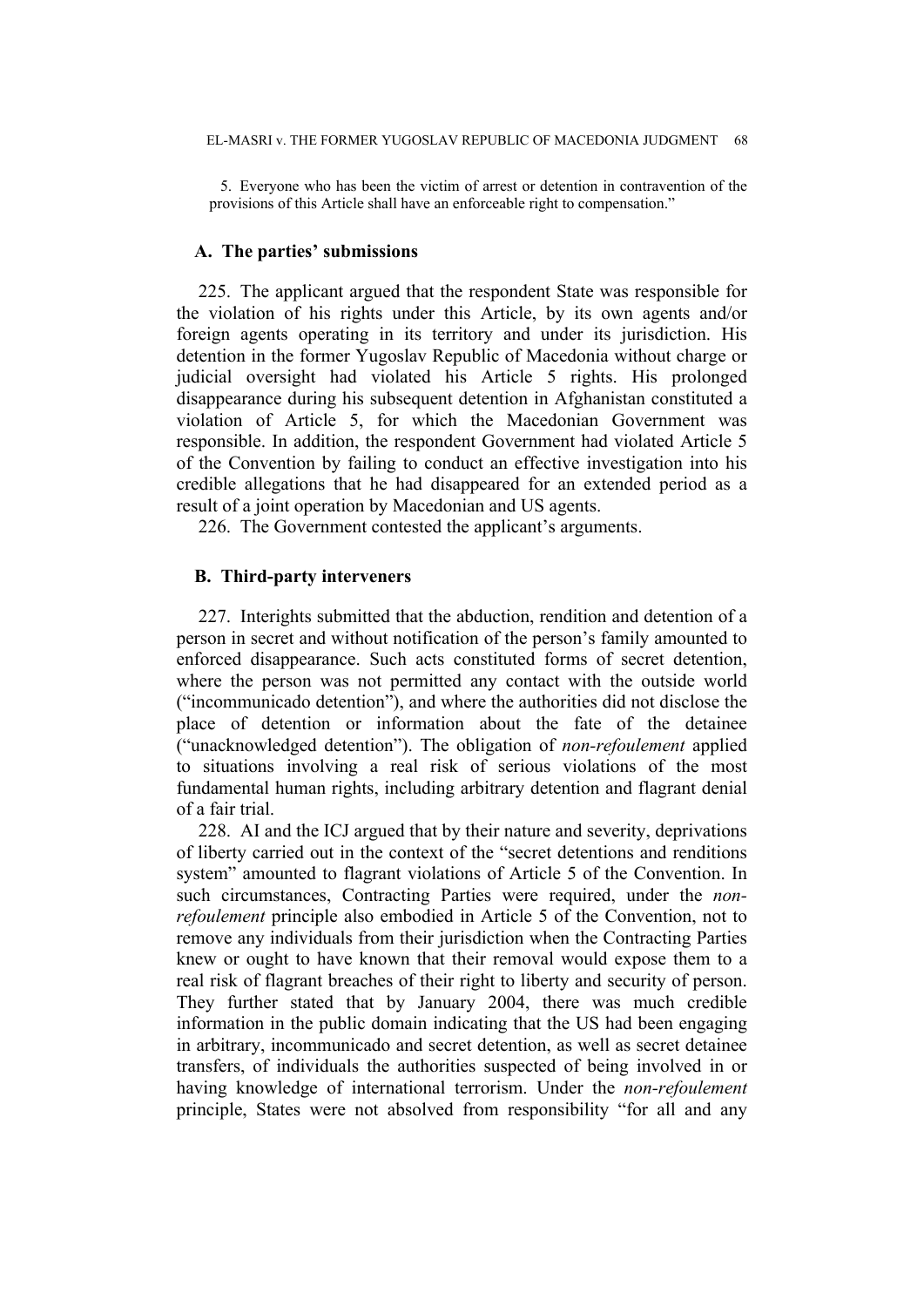5. Everyone who has been the victim of arrest or detention in contravention of the provisions of this Article shall have an enforceable right to compensation."

## A. The parties' submissions

225. The applicant argued that the respondent State was responsible for the violation of his rights under this Article, by its own agents and/or foreign agents operating in its territory and under its jurisdiction. His detention in the former Yugoslav Republic of Macedonia without charge or judicial oversight had violated his Article 5 rights. His prolonged disappearance during his subsequent detention in Afghanistan constituted a violation of Article 5, for which the Macedonian Government was responsible. In addition, the respondent Government had violated Article 5 of the Convention by failing to conduct an effective investigation into his credible allegations that he had disappeared for an extended period as a result of a joint operation by Macedonian and US agents.

226. The Government contested the applicant's arguments.

## B. Third-party interveners

227. Interights submitted that the abduction, rendition and detention of a person in secret and without notification of the person's family amounted to enforced disappearance. Such acts constituted forms of secret detention, where the person was not permitted any contact with the outside world ("incommunicado detention"), and where the authorities did not disclose the place of detention or information about the fate of the detainee ("unacknowledged detention"). The obligation of *non-refoulement* applied to situations involving a real risk of serious violations of the most fundamental human rights, including arbitrary detention and flagrant denial of a fair trial.

228. AI and the ICJ argued that by their nature and severity, deprivations of liberty carried out in the context of the "secret detentions and renditions system" amounted to flagrant violations of Article 5 of the Convention. In such circumstances, Contracting Parties were required, under the *non-refoulement* principle also embodied in Article 5 of the Convention, not to remove any individuals from their jurisdiction when the Contracting Parties knew or ought to have known that their removal would expose them to a real risk of flagrant breaches of their right to liberty and security of person. They further stated that by January 2004, there was much credible information in the public domain indicating that the US had been engaging in arbitrary, incommunicado and secret detention, as well as secret detainee transfers, of individuals the authorities suspected of being involved in or having knowledge of international terrorism. Under the *non-refoulement* principle, States were not absolved from responsibility "for all and any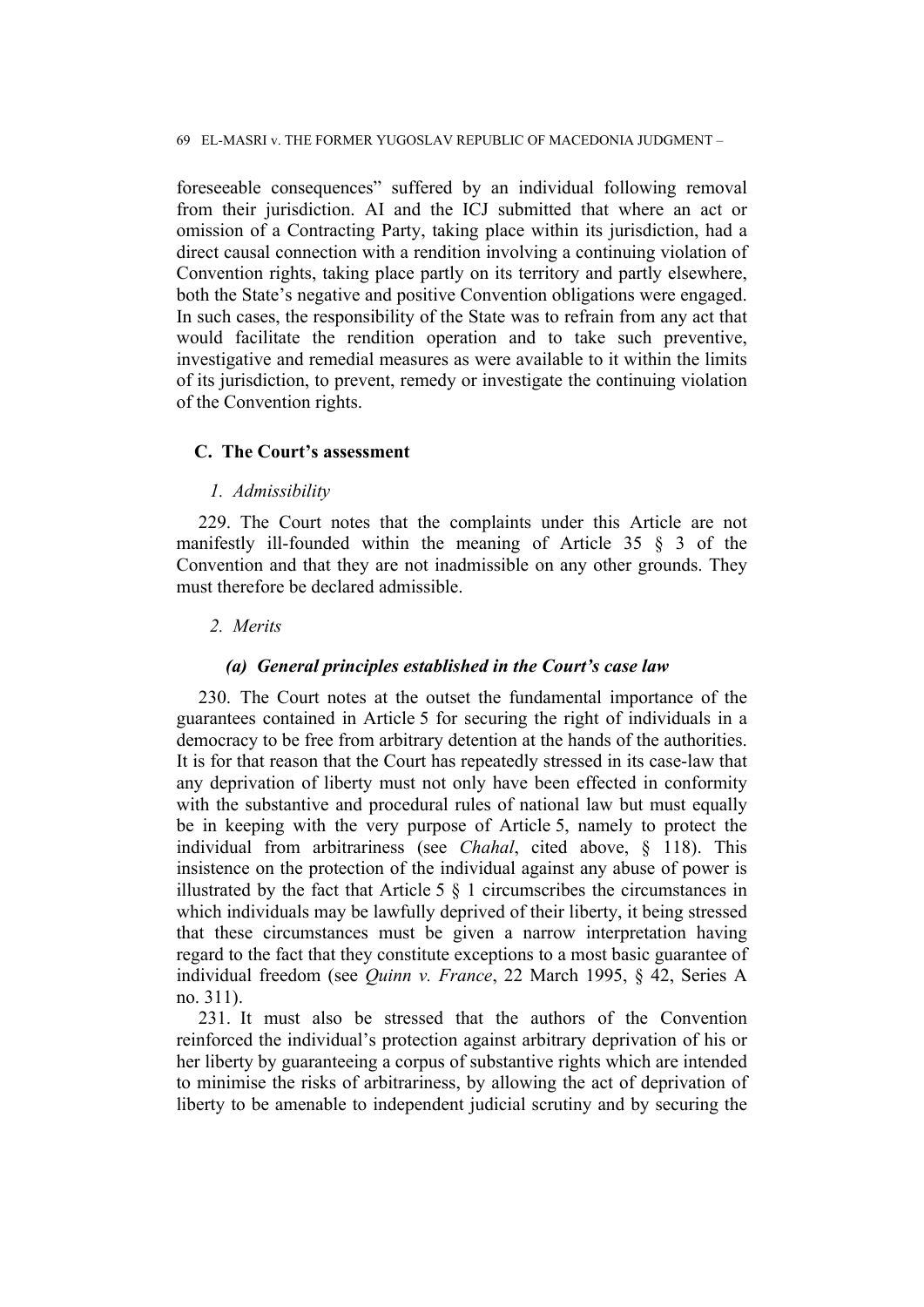foreseeable consequences" suffered by an individual following removal from their jurisdiction. AI and the ICJ submitted that where an act or omission of a Contracting Party, taking place within its jurisdiction, had a direct causal connection with a rendition involving a continuing violation of Convention rights, taking place partly on its territory and partly elsewhere, both the State's negative and positive Convention obligations were engaged. In such cases, the responsibility of the State was to refrain from any act that would facilitate the rendition operation and to take such preventive, investigative and remedial measures as were available to it within the limits of its jurisdiction, to prevent, remedy or investigate the continuing violation of the Convention rights.

### C. The Court's assessment

#### *1. Admissibility*

229. The Court notes that the complaints under this Article are not manifestly ill-founded within the meaning of Article 35 § 3 of the Convention and that they are not inadmissible on any other grounds. They must therefore be declared admissible.

#### *2. Merits*

##### ***(a) General principles established in the Court's case law***

230. The Court notes at the outset the fundamental importance of the guarantees contained in Article 5 for securing the right of individuals in a democracy to be free from arbitrary detention at the hands of the authorities. It is for that reason that the Court has repeatedly stressed in its case-law that any deprivation of liberty must not only have been effected in conformity with the substantive and procedural rules of national law but must equally be in keeping with the very purpose of Article 5, namely to protect the individual from arbitrariness (see *Chahal*, cited above, § 118). This insistence on the protection of the individual against any abuse of power is illustrated by the fact that Article 5 § 1 circumscribes the circumstances in which individuals may be lawfully deprived of their liberty, it being stressed that these circumstances must be given a narrow interpretation having regard to the fact that they constitute exceptions to a most basic guarantee of individual freedom (see *Quinn v. France*, 22 March 1995, § 42, Series A no. 311).

231. It must also be stressed that the authors of the Convention reinforced the individual's protection against arbitrary deprivation of his or her liberty by guaranteeing a corpus of substantive rights which are intended to minimise the risks of arbitrariness, by allowing the act of deprivation of liberty to be amenable to independent judicial scrutiny and by securing the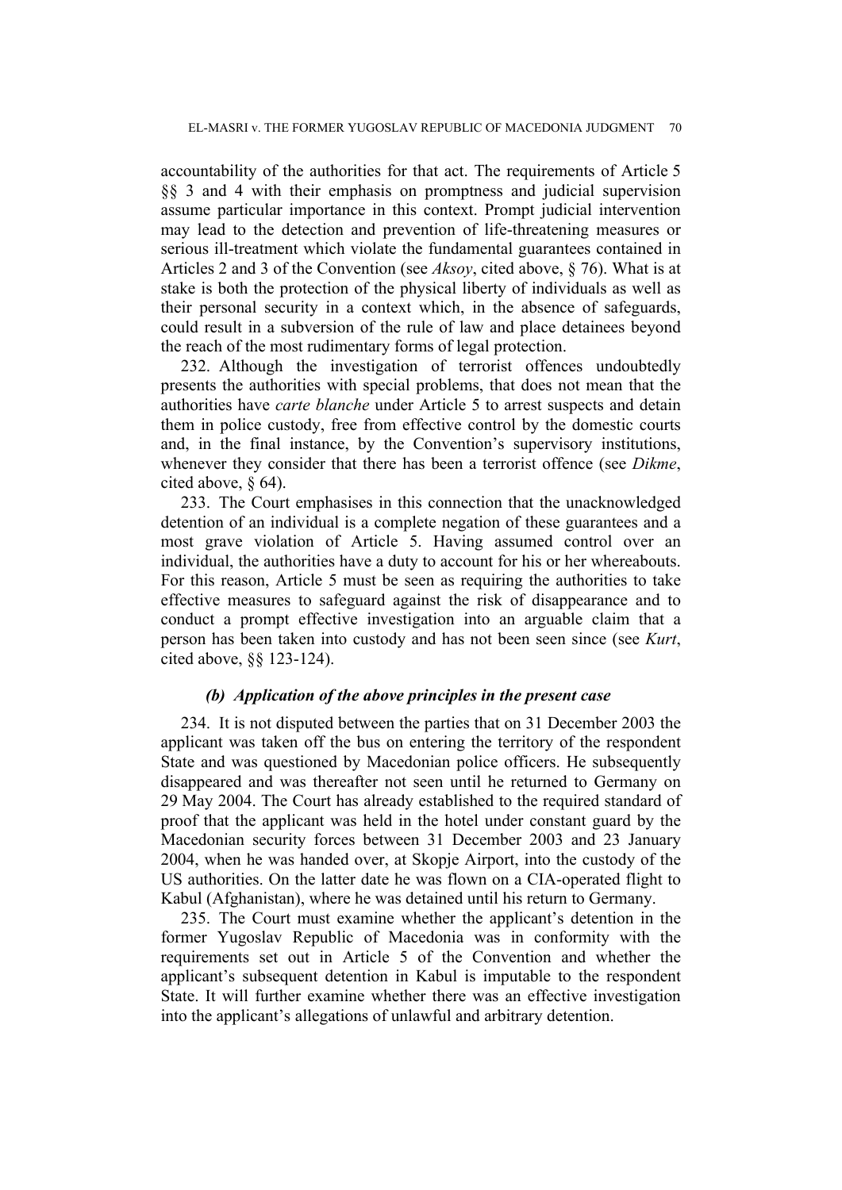accountability of the authorities for that act. The requirements of Article 5 §§ 3 and 4 with their emphasis on promptness and judicial supervision assume particular importance in this context. Prompt judicial intervention may lead to the detection and prevention of life-threatening measures or serious ill-treatment which violate the fundamental guarantees contained in Articles 2 and 3 of the Convention (see *Aksoy*, cited above, § 76). What is at stake is both the protection of the physical liberty of individuals as well as their personal security in a context which, in the absence of safeguards, could result in a subversion of the rule of law and place detainees beyond the reach of the most rudimentary forms of legal protection.

232. Although the investigation of terrorist offences undoubtedly presents the authorities with special problems, that does not mean that the authorities have *carte blanche* under Article 5 to arrest suspects and detain them in police custody, free from effective control by the domestic courts and, in the final instance, by the Convention's supervisory institutions, whenever they consider that there has been a terrorist offence (see *Dikme*, cited above, § 64).

233. The Court emphasises in this connection that the unacknowledged detention of an individual is a complete negation of these guarantees and a most grave violation of Article 5. Having assumed control over an individual, the authorities have a duty to account for his or her whereabouts. For this reason, Article 5 must be seen as requiring the authorities to take effective measures to safeguard against the risk of disappearance and to conduct a prompt effective investigation into an arguable claim that a person has been taken into custody and has not been seen since (see *Kurt*, cited above, §§ 123-124).

#### *(b) Application of the above principles in the present case*

234. It is not disputed between the parties that on 31 December 2003 the applicant was taken off the bus on entering the territory of the respondent State and was questioned by Macedonian police officers. He subsequently disappeared and was thereafter not seen until he returned to Germany on 29 May 2004. The Court has already established to the required standard of proof that the applicant was held in the hotel under constant guard by the Macedonian security forces between 31 December 2003 and 23 January 2004, when he was handed over, at Skopje Airport, into the custody of the US authorities. On the latter date he was flown on a CIA-operated flight to Kabul (Afghanistan), where he was detained until his return to Germany.

235. The Court must examine whether the applicant's detention in the former Yugoslav Republic of Macedonia was in conformity with the requirements set out in Article 5 of the Convention and whether the applicant's subsequent detention in Kabul is imputable to the respondent State. It will further examine whether there was an effective investigation into the applicant's allegations of unlawful and arbitrary detention.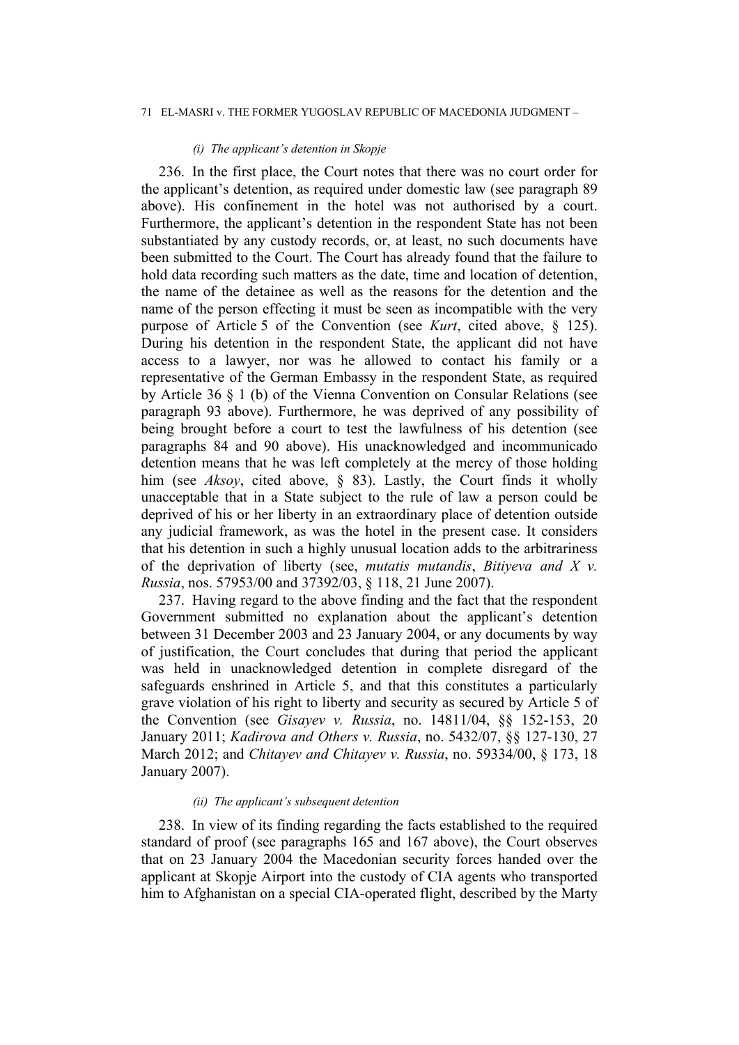*(i) The applicant's detention in Skopje*

236. In the first place, the Court notes that there was no court order for the applicant's detention, as required under domestic law (see paragraph 89 above). His confinement in the hotel was not authorised by a court. Furthermore, the applicant's detention in the respondent State has not been substantiated by any custody records, or, at least, no such documents have been submitted to the Court. The Court has already found that the failure to hold data recording such matters as the date, time and location of detention, the name of the detainee as well as the reasons for the detention and the name of the person effecting it must be seen as incompatible with the very purpose of Article 5 of the Convention (see *Kurt*, cited above, § 125). During his detention in the respondent State, the applicant did not have access to a lawyer, nor was he allowed to contact his family or a representative of the German Embassy in the respondent State, as required by Article 36 § 1 (b) of the Vienna Convention on Consular Relations (see paragraph 93 above). Furthermore, he was deprived of any possibility of being brought before a court to test the lawfulness of his detention (see paragraphs 84 and 90 above). His unacknowledged and incommunicado detention means that he was left completely at the mercy of those holding him (see *Aksoy*, cited above, § 83). Lastly, the Court finds it wholly unacceptable that in a State subject to the rule of law a person could be deprived of his or her liberty in an extraordinary place of detention outside any judicial framework, as was the hotel in the present case. It considers that his detention in such a highly unusual location adds to the arbitrariness of the deprivation of liberty (see, *mutatis mutandis*, *Bitiyeva and X v. Russia*, nos. 57953/00 and 37392/03, § 118, 21 June 2007).

237. Having regard to the above finding and the fact that the respondent Government submitted no explanation about the applicant's detention between 31 December 2003 and 23 January 2004, or any documents by way of justification, the Court concludes that during that period the applicant was held in unacknowledged detention in complete disregard of the safeguards enshrined in Article 5, and that this constitutes a particularly grave violation of his right to liberty and security as secured by Article 5 of the Convention (see *Gisayev v. Russia*, no. 14811/04, §§ 152-153, 20 January 2011; *Kadirova and Others v. Russia*, no. 5432/07, §§ 127-130, 27 March 2012; and *Chitayev and Chitayev v. Russia*, no. 59334/00, § 173, 18 January 2007).

*(ii) The applicant's subsequent detention*

238. In view of its finding regarding the facts established to the required standard of proof (see paragraphs 165 and 167 above), the Court observes that on 23 January 2004 the Macedonian security forces handed over the applicant at Skopje Airport into the custody of CIA agents who transported him to Afghanistan on a special CIA-operated flight, described by the Marty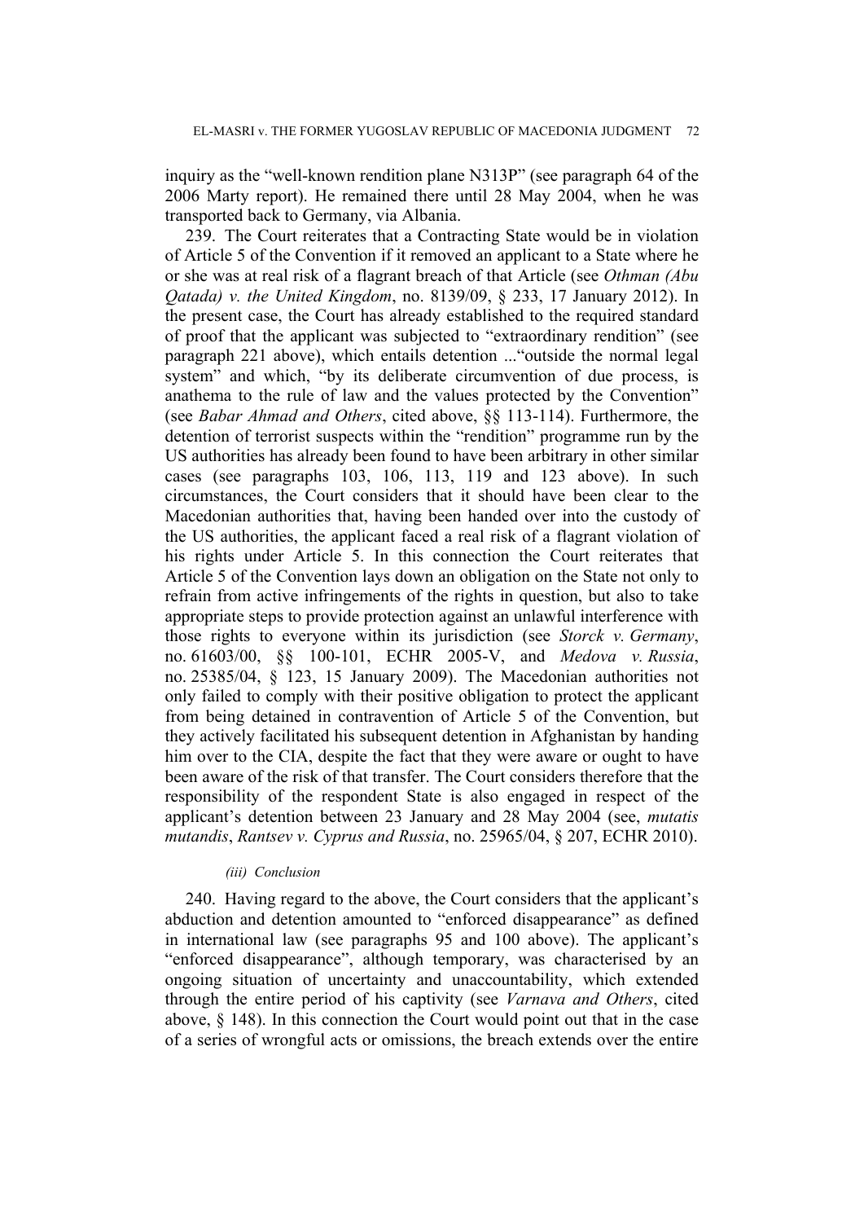inquiry as the "well-known rendition plane N313P" (see paragraph 64 of the 2006 Marty report). He remained there until 28 May 2004, when he was transported back to Germany, via Albania.

239. The Court reiterates that a Contracting State would be in violation of Article 5 of the Convention if it removed an applicant to a State where he or she was at real risk of a flagrant breach of that Article (see *Othman (Abu Qatada) v. the United Kingdom*, no. 8139/09, § 233, 17 January 2012). In the present case, the Court has already established to the required standard of proof that the applicant was subjected to "extraordinary rendition" (see paragraph 221 above), which entails detention ..."outside the normal legal system" and which, "by its deliberate circumvention of due process, is anathema to the rule of law and the values protected by the Convention" (see *Babar Ahmad and Others*, cited above, §§ 113-114). Furthermore, the detention of terrorist suspects within the "rendition" programme run by the US authorities has already been found to have been arbitrary in other similar cases (see paragraphs 103, 106, 113, 119 and 123 above). In such circumstances, the Court considers that it should have been clear to the Macedonian authorities that, having been handed over into the custody of the US authorities, the applicant faced a real risk of a flagrant violation of his rights under Article 5. In this connection the Court reiterates that Article 5 of the Convention lays down an obligation on the State not only to refrain from active infringements of the rights in question, but also to take appropriate steps to provide protection against an unlawful interference with those rights to everyone within its jurisdiction (see *Storck v. Germany*, no. 61603/00, §§ 100-101, ECHR 2005-V, and *Medova v. Russia*, no. 25385/04, § 123, 15 January 2009). The Macedonian authorities not only failed to comply with their positive obligation to protect the applicant from being detained in contravention of Article 5 of the Convention, but they actively facilitated his subsequent detention in Afghanistan by handing him over to the CIA, despite the fact that they were aware or ought to have been aware of the risk of that transfer. The Court considers therefore that the responsibility of the respondent State is also engaged in respect of the applicant's detention between 23 January and 28 May 2004 (see, *mutatis mutandis*, *Rantsev v. Cyprus and Russia*, no. 25965/04, § 207, ECHR 2010).

*(iii) Conclusion*

240. Having regard to the above, the Court considers that the applicant's abduction and detention amounted to "enforced disappearance" as defined in international law (see paragraphs 95 and 100 above). The applicant's "enforced disappearance", although temporary, was characterised by an ongoing situation of uncertainty and unaccountability, which extended through the entire period of his captivity (see *Varnava and Others*, cited above, § 148). In this connection the Court would point out that in the case of a series of wrongful acts or omissions, the breach extends over the entire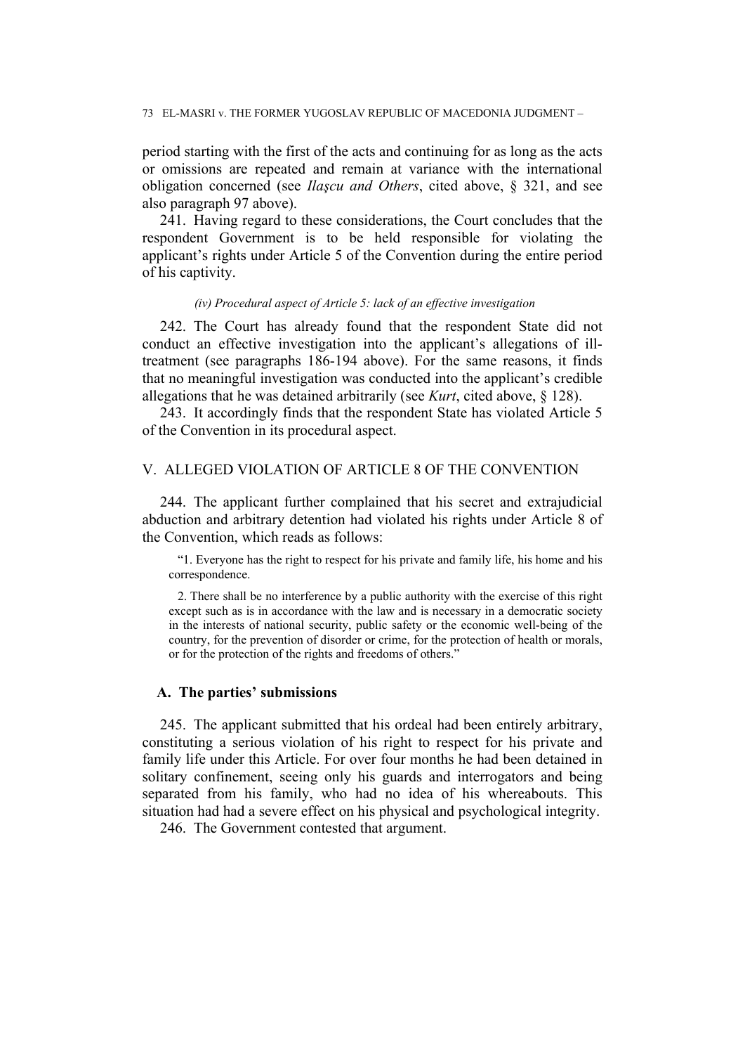period starting with the first of the acts and continuing for as long as the acts or omissions are repeated and remain at variance with the international obligation concerned (see *Ilaşcu and Others*, cited above, § 321, and see also paragraph 97 above).

241. Having regard to these considerations, the Court concludes that the respondent Government is to be held responsible for violating the applicant's rights under Article 5 of the Convention during the entire period of his captivity.

*(iv) Procedural aspect of Article 5: lack of an effective investigation*

242. The Court has already found that the respondent State did not conduct an effective investigation into the applicant's allegations of ill-treatment (see paragraphs 186-194 above). For the same reasons, it finds that no meaningful investigation was conducted into the applicant's credible allegations that he was detained arbitrarily (see *Kurt*, cited above, § 128).

243. It accordingly finds that the respondent State has violated Article 5 of the Convention in its procedural aspect.

## V. ALLEGED VIOLATION OF ARTICLE 8 OF THE CONVENTION

244. The applicant further complained that his secret and extrajudicial abduction and arbitrary detention had violated his rights under Article 8 of the Convention, which reads as follows:

> "1. Everyone has the right to respect for his private and family life, his home and his correspondence.
>
> 2. There shall be no interference by a public authority with the exercise of this right except such as is in accordance with the law and is necessary in a democratic society in the interests of national security, public safety or the economic well-being of the country, for the prevention of disorder or crime, for the protection of health or morals, or for the protection of the rights and freedoms of others."

### A. The parties' submissions

245. The applicant submitted that his ordeal had been entirely arbitrary, constituting a serious violation of his right to respect for his private and family life under this Article. For over four months he had been detained in solitary confinement, seeing only his guards and interrogators and being separated from his family, who had no idea of his whereabouts. This situation had had a severe effect on his physical and psychological integrity.

246. The Government contested that argument.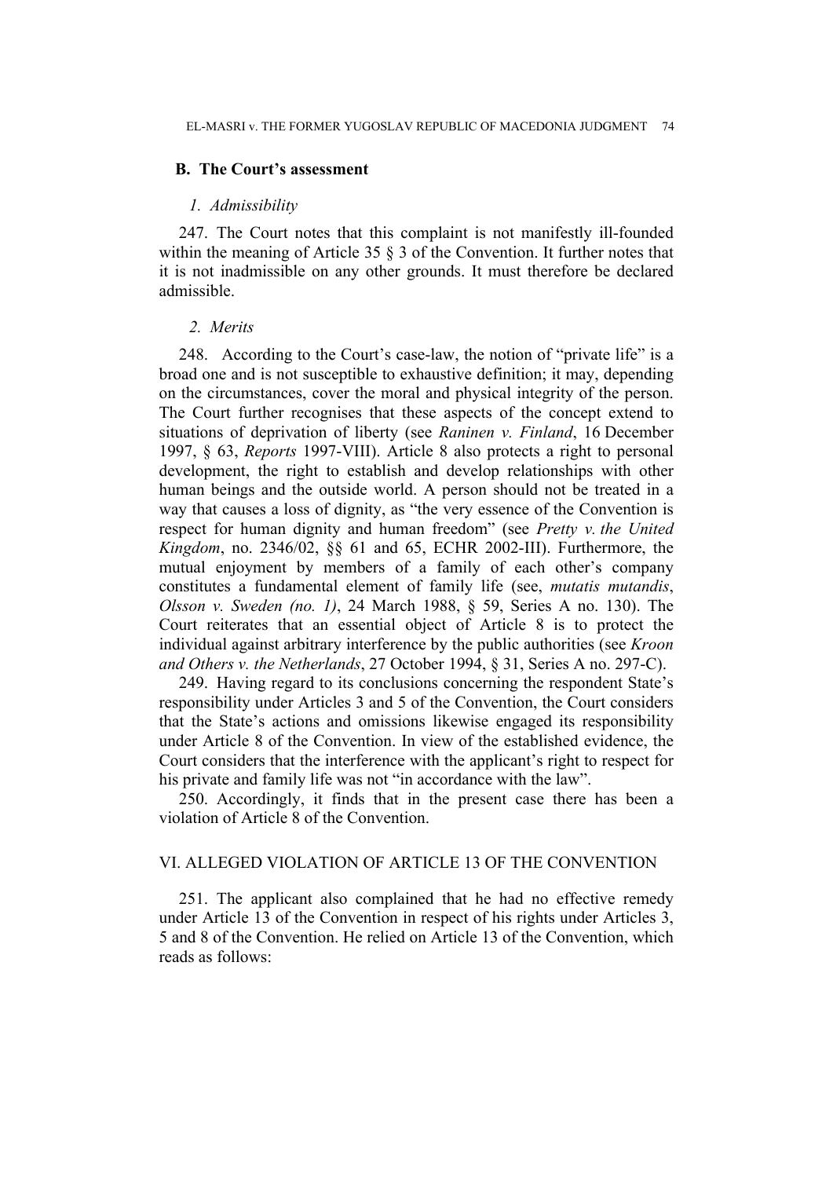## B. The Court's assessment

### *1. Admissibility*

247. The Court notes that this complaint is not manifestly ill-founded within the meaning of Article 35 § 3 of the Convention. It further notes that it is not inadmissible on any other grounds. It must therefore be declared admissible.

### *2. Merits*

248. According to the Court's case-law, the notion of "private life" is a broad one and is not susceptible to exhaustive definition; it may, depending on the circumstances, cover the moral and physical integrity of the person. The Court further recognises that these aspects of the concept extend to situations of deprivation of liberty (see *Raninen v. Finland*, 16 December 1997, § 63, *Reports* 1997-VIII). Article 8 also protects a right to personal development, the right to establish and develop relationships with other human beings and the outside world. A person should not be treated in a way that causes a loss of dignity, as "the very essence of the Convention is respect for human dignity and human freedom" (see *Pretty v. the United Kingdom*, no. 2346/02, §§ 61 and 65, ECHR 2002-III). Furthermore, the mutual enjoyment by members of a family of each other's company constitutes a fundamental element of family life (see, *mutatis mutandis*, *Olsson v. Sweden (no. 1)*, 24 March 1988, § 59, Series A no. 130). The Court reiterates that an essential object of Article 8 is to protect the individual against arbitrary interference by the public authorities (see *Kroon and Others v. the Netherlands*, 27 October 1994, § 31, Series A no. 297-C).

249. Having regard to its conclusions concerning the respondent State's responsibility under Articles 3 and 5 of the Convention, the Court considers that the State's actions and omissions likewise engaged its responsibility under Article 8 of the Convention. In view of the established evidence, the Court considers that the interference with the applicant's right to respect for his private and family life was not "in accordance with the law".

250. Accordingly, it finds that in the present case there has been a violation of Article 8 of the Convention.

## VI. ALLEGED VIOLATION OF ARTICLE 13 OF THE CONVENTION

251. The applicant also complained that he had no effective remedy under Article 13 of the Convention in respect of his rights under Articles 3, 5 and 8 of the Convention. He relied on Article 13 of the Convention, which reads as follows: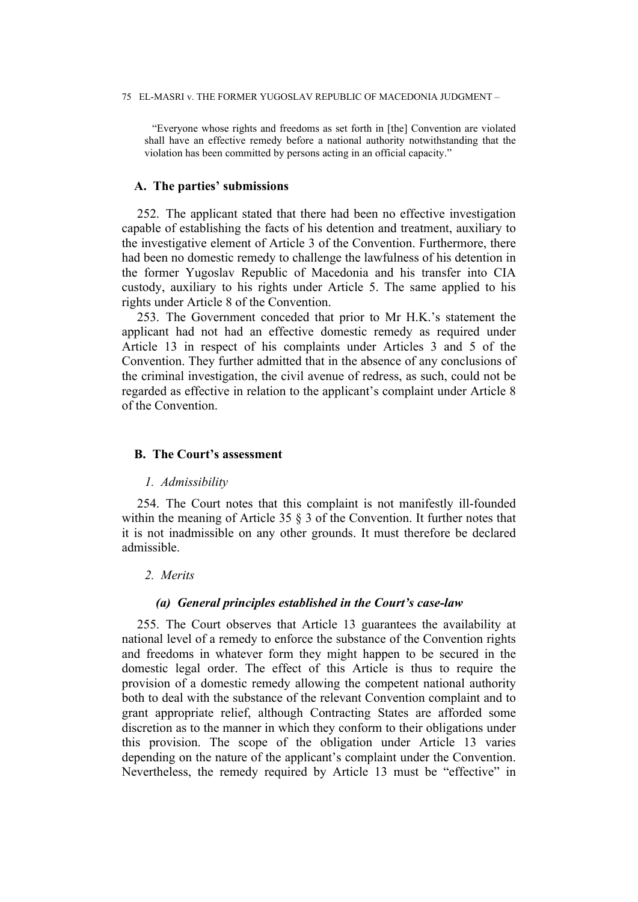"Everyone whose rights and freedoms as set forth in [the] Convention are violated shall have an effective remedy before a national authority notwithstanding that the violation has been committed by persons acting in an official capacity."

### A. The parties' submissions

252. The applicant stated that there had been no effective investigation capable of establishing the facts of his detention and treatment, auxiliary to the investigative element of Article 3 of the Convention. Furthermore, there had been no domestic remedy to challenge the lawfulness of his detention in the former Yugoslav Republic of Macedonia and his transfer into CIA custody, auxiliary to his rights under Article 5. The same applied to his rights under Article 8 of the Convention.

253. The Government conceded that prior to Mr H.K.'s statement the applicant had not had an effective domestic remedy as required under Article 13 in respect of his complaints under Articles 3 and 5 of the Convention. They further admitted that in the absence of any conclusions of the criminal investigation, the civil avenue of redress, as such, could not be regarded as effective in relation to the applicant's complaint under Article 8 of the Convention.

### B. The Court's assessment

#### *1. Admissibility*

254. The Court notes that this complaint is not manifestly ill-founded within the meaning of Article 35 § 3 of the Convention. It further notes that it is not inadmissible on any other grounds. It must therefore be declared admissible.

#### *2. Merits*

##### *(a) General principles established in the Court's case-law*

255. The Court observes that Article 13 guarantees the availability at national level of a remedy to enforce the substance of the Convention rights and freedoms in whatever form they might happen to be secured in the domestic legal order. The effect of this Article is thus to require the provision of a domestic remedy allowing the competent national authority both to deal with the substance of the relevant Convention complaint and to grant appropriate relief, although Contracting States are afforded some discretion as to the manner in which they conform to their obligations under this provision. The scope of the obligation under Article 13 varies depending on the nature of the applicant's complaint under the Convention. Nevertheless, the remedy required by Article 13 must be "effective" in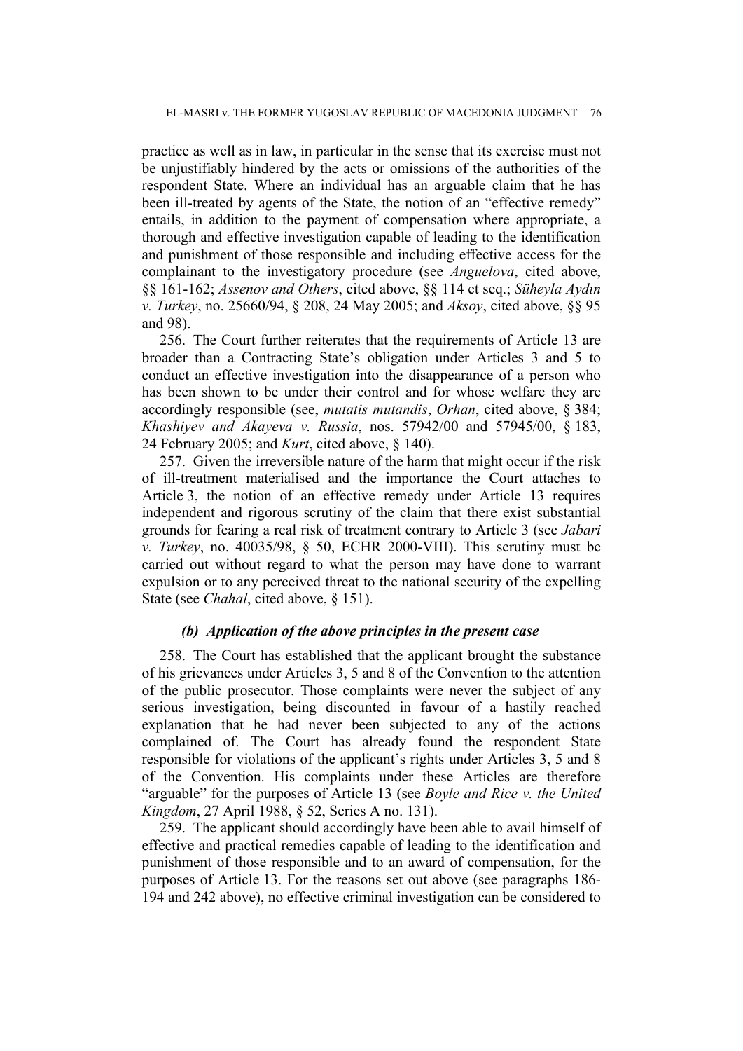practice as well as in law, in particular in the sense that its exercise must not be unjustifiably hindered by the acts or omissions of the authorities of the respondent State. Where an individual has an arguable claim that he has been ill-treated by agents of the State, the notion of an "effective remedy" entails, in addition to the payment of compensation where appropriate, a thorough and effective investigation capable of leading to the identification and punishment of those responsible and including effective access for the complainant to the investigatory procedure (see *Anguelova*, cited above, §§ 161-162; *Assenov and Others*, cited above, §§ 114 et seq.; *Süheyla Aydın v. Turkey*, no. 25660/94, § 208, 24 May 2005; and *Aksoy*, cited above, §§ 95 and 98).

256. The Court further reiterates that the requirements of Article 13 are broader than a Contracting State's obligation under Articles 3 and 5 to conduct an effective investigation into the disappearance of a person who has been shown to be under their control and for whose welfare they are accordingly responsible (see, *mutatis mutandis*, *Orhan*, cited above, § 384; *Khashiyev and Akayeva v. Russia*, nos. 57942/00 and 57945/00, § 183, 24 February 2005; and *Kurt*, cited above, § 140).

257. Given the irreversible nature of the harm that might occur if the risk of ill-treatment materialised and the importance the Court attaches to Article 3, the notion of an effective remedy under Article 13 requires independent and rigorous scrutiny of the claim that there exist substantial grounds for fearing a real risk of treatment contrary to Article 3 (see *Jabari v. Turkey*, no. 40035/98, § 50, ECHR 2000-VIII). This scrutiny must be carried out without regard to what the person may have done to warrant expulsion or to any perceived threat to the national security of the expelling State (see *Chahal*, cited above, § 151).

#### *(b) Application of the above principles in the present case*

258. The Court has established that the applicant brought the substance of his grievances under Articles 3, 5 and 8 of the Convention to the attention of the public prosecutor. Those complaints were never the subject of any serious investigation, being discounted in favour of a hastily reached explanation that he had never been subjected to any of the actions complained of. The Court has already found the respondent State responsible for violations of the applicant's rights under Articles 3, 5 and 8 of the Convention. His complaints under these Articles are therefore "arguable" for the purposes of Article 13 (see *Boyle and Rice v. the United Kingdom*, 27 April 1988, § 52, Series A no. 131).

259. The applicant should accordingly have been able to avail himself of effective and practical remedies capable of leading to the identification and punishment of those responsible and to an award of compensation, for the purposes of Article 13. For the reasons set out above (see paragraphs 186-194 and 242 above), no effective criminal investigation can be considered to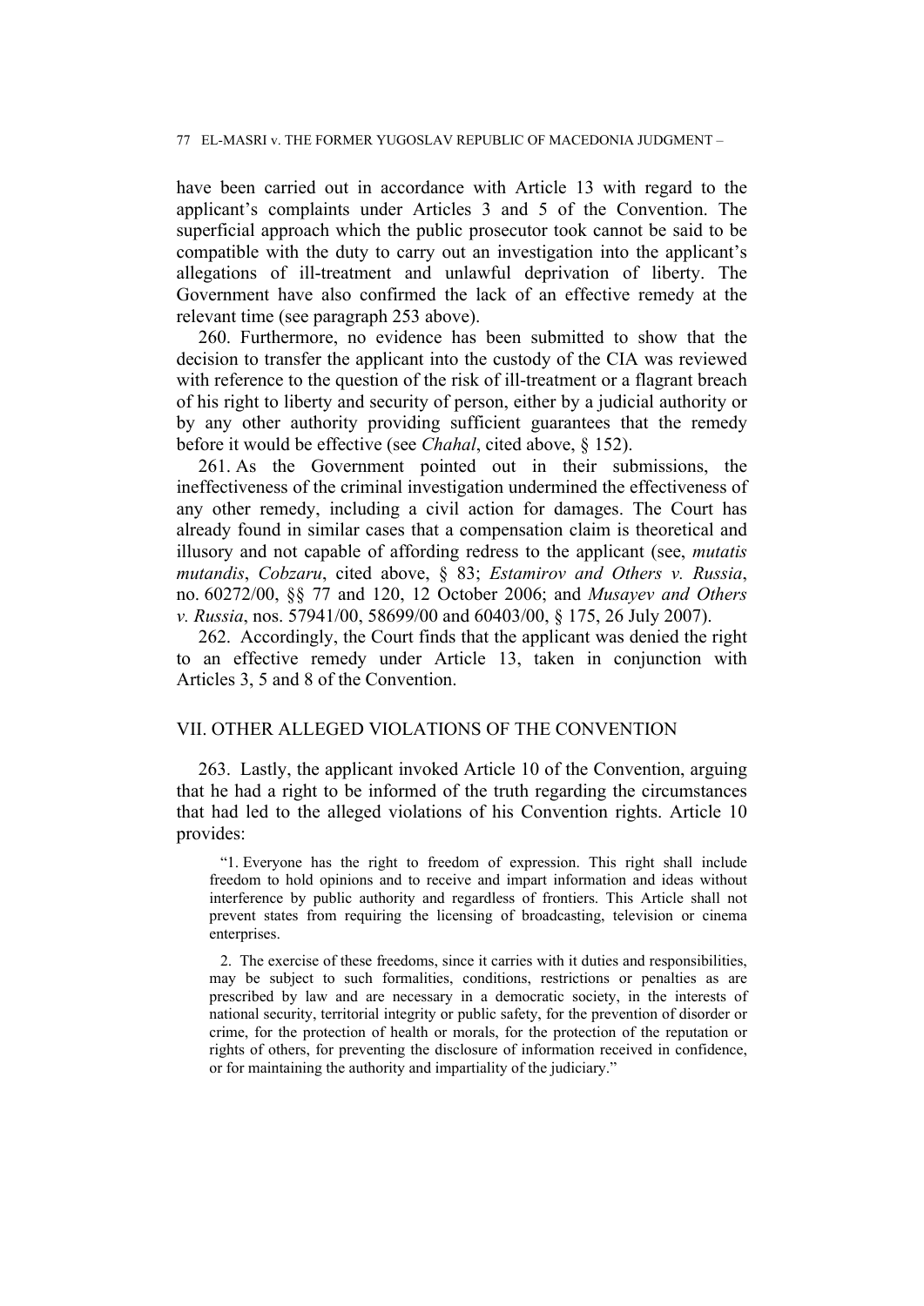have been carried out in accordance with Article 13 with regard to the applicant's complaints under Articles 3 and 5 of the Convention. The superficial approach which the public prosecutor took cannot be said to be compatible with the duty to carry out an investigation into the applicant's allegations of ill-treatment and unlawful deprivation of liberty. The Government have also confirmed the lack of an effective remedy at the relevant time (see paragraph 253 above).

260. Furthermore, no evidence has been submitted to show that the decision to transfer the applicant into the custody of the CIA was reviewed with reference to the question of the risk of ill-treatment or a flagrant breach of his right to liberty and security of person, either by a judicial authority or by any other authority providing sufficient guarantees that the remedy before it would be effective (see *Chahal*, cited above, § 152).

261. As the Government pointed out in their submissions, the ineffectiveness of the criminal investigation undermined the effectiveness of any other remedy, including a civil action for damages. The Court has already found in similar cases that a compensation claim is theoretical and illusory and not capable of affording redress to the applicant (see, *mutatis mutandis*, *Cobzaru*, cited above, § 83; *Estamirov and Others v. Russia*, no. 60272/00, §§ 77 and 120, 12 October 2006; and *Musayev and Others v. Russia*, nos. 57941/00, 58699/00 and 60403/00, § 175, 26 July 2007).

262. Accordingly, the Court finds that the applicant was denied the right to an effective remedy under Article 13, taken in conjunction with Articles 3, 5 and 8 of the Convention.

## VII. OTHER ALLEGED VIOLATIONS OF THE CONVENTION

263. Lastly, the applicant invoked Article 10 of the Convention, arguing that he had a right to be informed of the truth regarding the circumstances that had led to the alleged violations of his Convention rights. Article 10 provides:

> "1. Everyone has the right to freedom of expression. This right shall include freedom to hold opinions and to receive and impart information and ideas without interference by public authority and regardless of frontiers. This Article shall not prevent states from requiring the licensing of broadcasting, television or cinema enterprises.
>
> 2. The exercise of these freedoms, since it carries with it duties and responsibilities, may be subject to such formalities, conditions, restrictions or penalties as are prescribed by law and are necessary in a democratic society, in the interests of national security, territorial integrity or public safety, for the prevention of disorder or crime, for the protection of health or morals, for the protection of the reputation or rights of others, for preventing the disclosure of information received in confidence, or for maintaining the authority and impartiality of the judiciary."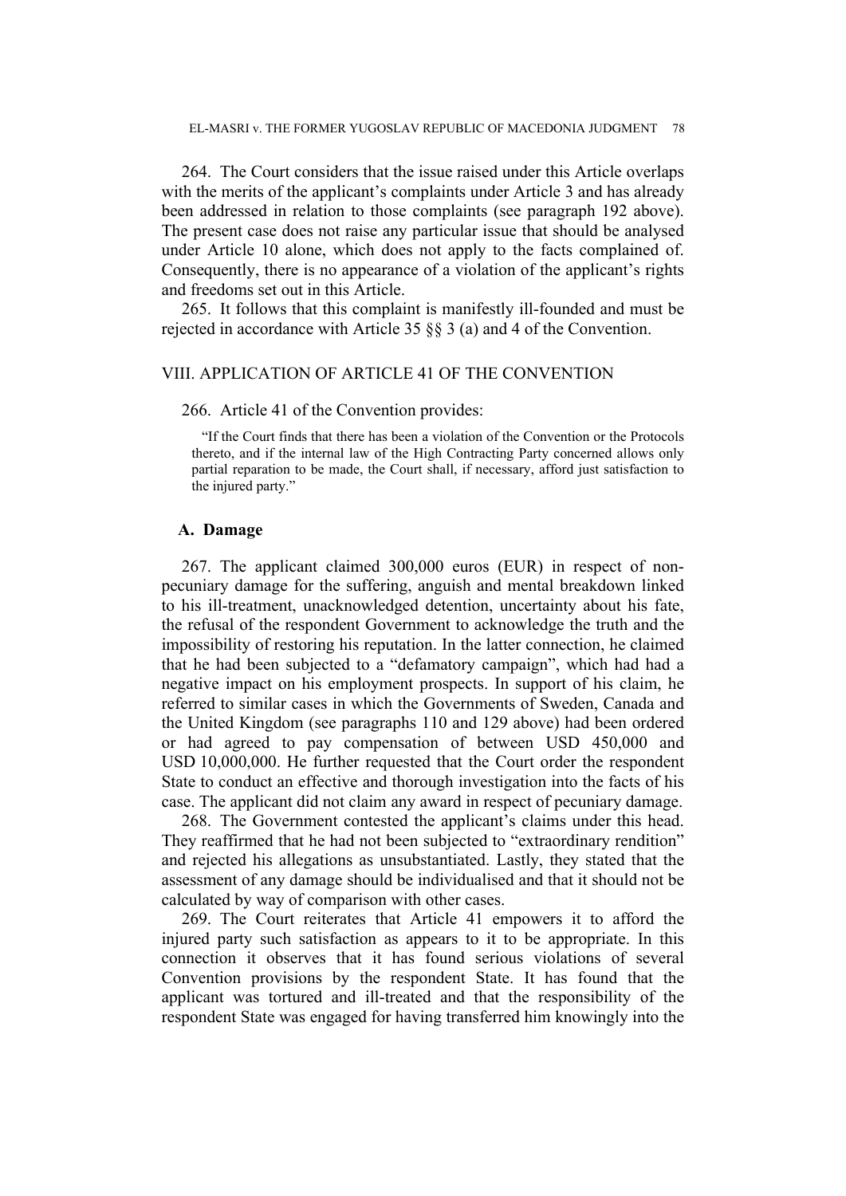264. The Court considers that the issue raised under this Article overlaps with the merits of the applicant's complaints under Article 3 and has already been addressed in relation to those complaints (see paragraph 192 above). The present case does not raise any particular issue that should be analysed under Article 10 alone, which does not apply to the facts complained of. Consequently, there is no appearance of a violation of the applicant's rights and freedoms set out in this Article.

265. It follows that this complaint is manifestly ill-founded and must be rejected in accordance with Article 35 §§ 3 (a) and 4 of the Convention.

## VIII. APPLICATION OF ARTICLE 41 OF THE CONVENTION

266. Article 41 of the Convention provides:

> "If the Court finds that there has been a violation of the Convention or the Protocols thereto, and if the internal law of the High Contracting Party concerned allows only partial reparation to be made, the Court shall, if necessary, afford just satisfaction to the injured party."

### A. Damage

267. The applicant claimed 300,000 euros (EUR) in respect of non-pecuniary damage for the suffering, anguish and mental breakdown linked to his ill-treatment, unacknowledged detention, uncertainty about his fate, the refusal of the respondent Government to acknowledge the truth and the impossibility of restoring his reputation. In the latter connection, he claimed that he had been subjected to a "defamatory campaign", which had had a negative impact on his employment prospects. In support of his claim, he referred to similar cases in which the Governments of Sweden, Canada and the United Kingdom (see paragraphs 110 and 129 above) had been ordered or had agreed to pay compensation of between USD 450,000 and USD 10,000,000. He further requested that the Court order the respondent State to conduct an effective and thorough investigation into the facts of his case. The applicant did not claim any award in respect of pecuniary damage.

268. The Government contested the applicant's claims under this head. They reaffirmed that he had not been subjected to "extraordinary rendition" and rejected his allegations as unsubstantiated. Lastly, they stated that the assessment of any damage should be individualised and that it should not be calculated by way of comparison with other cases.

269. The Court reiterates that Article 41 empowers it to afford the injured party such satisfaction as appears to it to be appropriate. In this connection it observes that it has found serious violations of several Convention provisions by the respondent State. It has found that the applicant was tortured and ill-treated and that the responsibility of the respondent State was engaged for having transferred him knowingly into the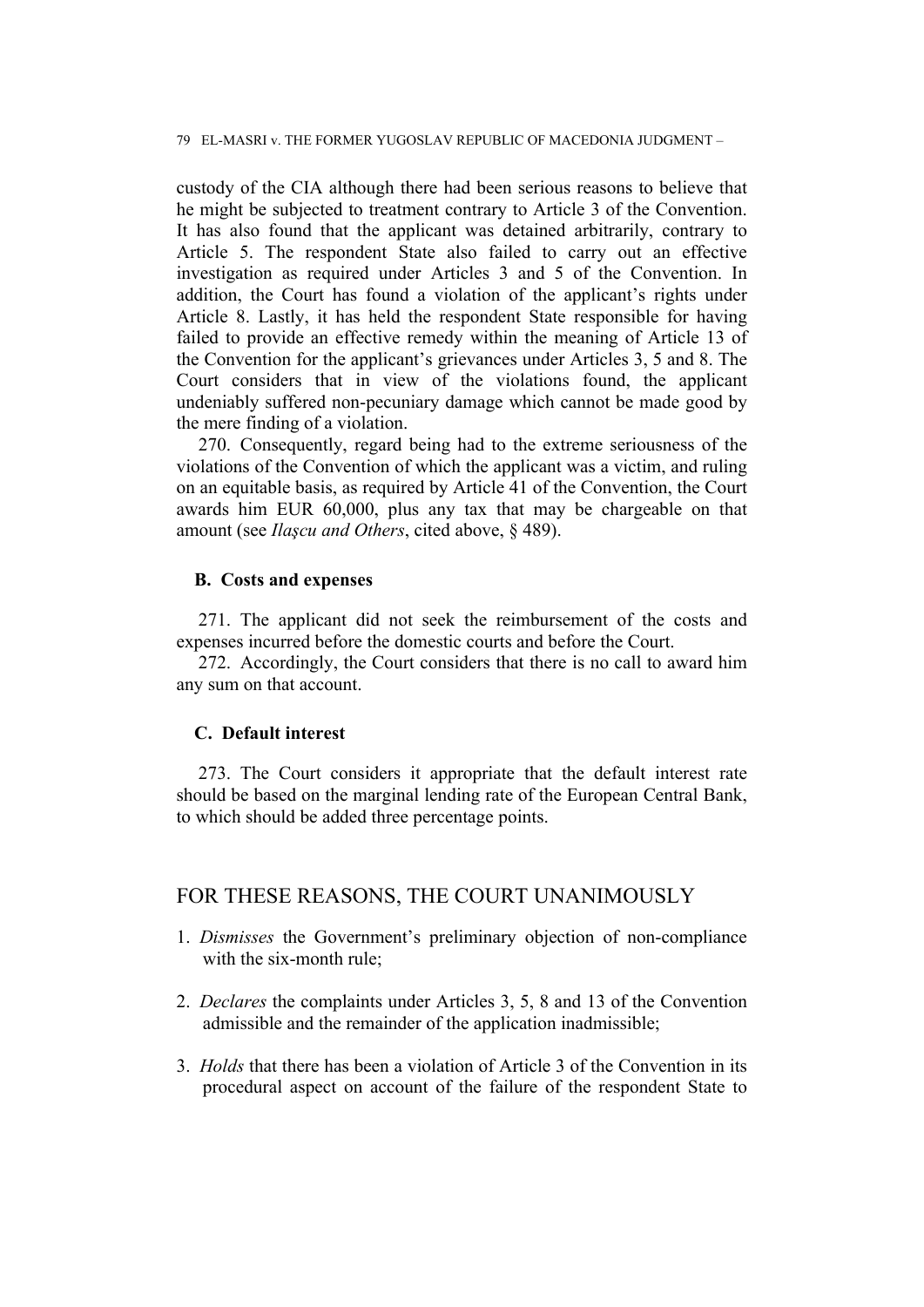custody of the CIA although there had been serious reasons to believe that he might be subjected to treatment contrary to Article 3 of the Convention. It has also found that the applicant was detained arbitrarily, contrary to Article 5. The respondent State also failed to carry out an effective investigation as required under Articles 3 and 5 of the Convention. In addition, the Court has found a violation of the applicant's rights under Article 8. Lastly, it has held the respondent State responsible for having failed to provide an effective remedy within the meaning of Article 13 of the Convention for the applicant's grievances under Articles 3, 5 and 8. The Court considers that in view of the violations found, the applicant undeniably suffered non-pecuniary damage which cannot be made good by the mere finding of a violation.

270. Consequently, regard being had to the extreme seriousness of the violations of the Convention of which the applicant was a victim, and ruling on an equitable basis, as required by Article 41 of the Convention, the Court awards him EUR 60,000, plus any tax that may be chargeable on that amount (see *Ilaşcu and Others*, cited above, § 489).

### B. Costs and expenses

271. The applicant did not seek the reimbursement of the costs and expenses incurred before the domestic courts and before the Court.

272. Accordingly, the Court considers that there is no call to award him any sum on that account.

### C. Default interest

273. The Court considers it appropriate that the default interest rate should be based on the marginal lending rate of the European Central Bank, to which should be added three percentage points.

## FOR THESE REASONS, THE COURT UNANIMOUSLY

1. *Dismisses* the Government's preliminary objection of non-compliance with the six-month rule;

2. *Declares* the complaints under Articles 3, 5, 8 and 13 of the Convention admissible and the remainder of the application inadmissible;

3. *Holds* that there has been a violation of Article 3 of the Convention in its procedural aspect on account of the failure of the respondent State to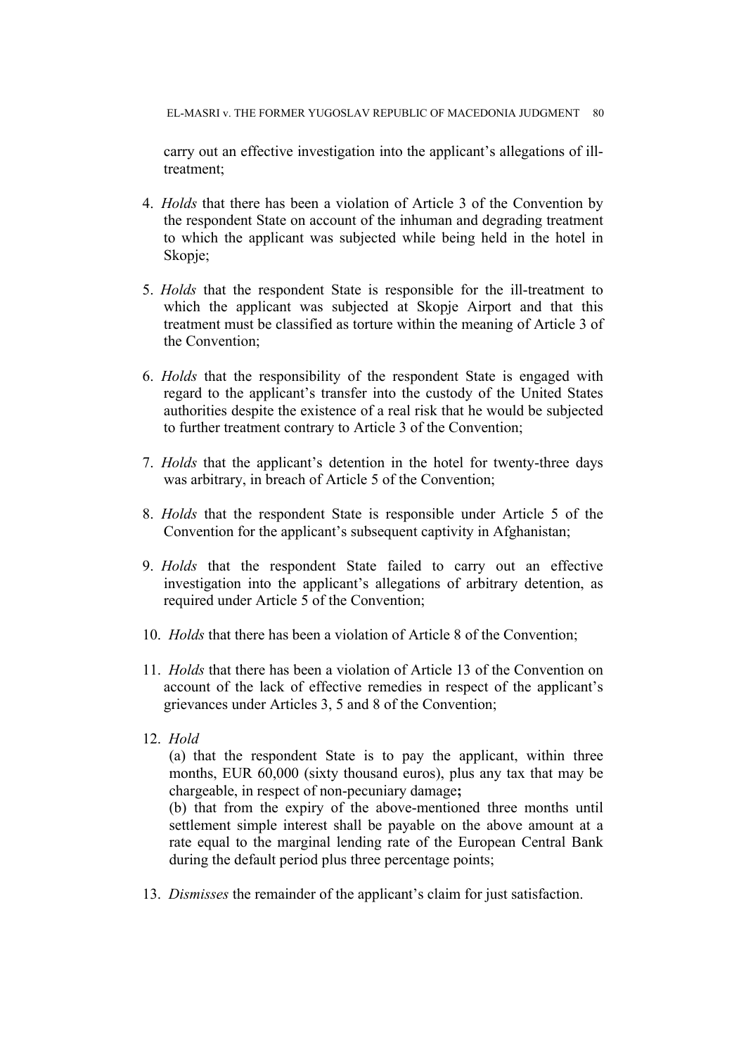carry out an effective investigation into the applicant's allegations of ill-treatment;

4. *Holds* that there has been a violation of Article 3 of the Convention by the respondent State on account of the inhuman and degrading treatment to which the applicant was subjected while being held in the hotel in Skopje;

5. *Holds* that the respondent State is responsible for the ill-treatment to which the applicant was subjected at Skopje Airport and that this treatment must be classified as torture within the meaning of Article 3 of the Convention;

6. *Holds* that the responsibility of the respondent State is engaged with regard to the applicant's transfer into the custody of the United States authorities despite the existence of a real risk that he would be subjected to further treatment contrary to Article 3 of the Convention;

7. *Holds* that the applicant's detention in the hotel for twenty-three days was arbitrary, in breach of Article 5 of the Convention;

8. *Holds* that the respondent State is responsible under Article 5 of the Convention for the applicant's subsequent captivity in Afghanistan;

9. *Holds* that the respondent State failed to carry out an effective investigation into the applicant's allegations of arbitrary detention, as required under Article 5 of the Convention;

10. *Holds* that there has been a violation of Article 8 of the Convention;

11. *Holds* that there has been a violation of Article 13 of the Convention on account of the lack of effective remedies in respect of the applicant's grievances under Articles 3, 5 and 8 of the Convention;

12. *Hold*

    (a) that the respondent State is to pay the applicant, within three months, EUR 60,000 (sixty thousand euros), plus any tax that may be chargeable, in respect of non-pecuniary damage**;**

    (b) that from the expiry of the above-mentioned three months until settlement simple interest shall be payable on the above amount at a rate equal to the marginal lending rate of the European Central Bank during the default period plus three percentage points;

13. *Dismisses* the remainder of the applicant's claim for just satisfaction.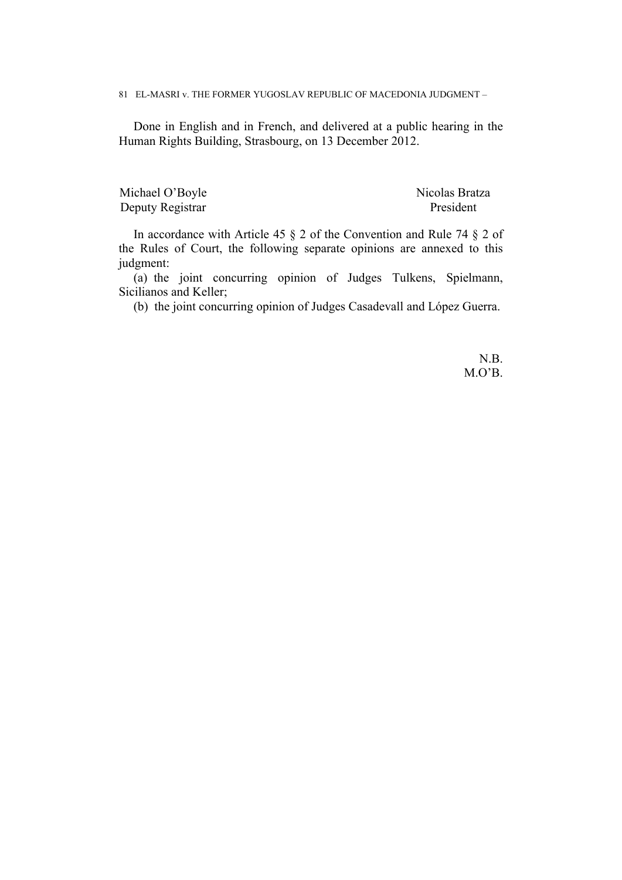Done in English and in French, and delivered at a public hearing in the Human Rights Building, Strasbourg, on 13 December 2012.

Michael O'Boyle
Deputy Registrar

Nicolas Bratza
President

In accordance with Article 45 § 2 of the Convention and Rule 74 § 2 of the Rules of Court, the following separate opinions are annexed to this judgment:

(a) the joint concurring opinion of Judges Tulkens, Spielmann, Sicilianos and Keller;

(b) the joint concurring opinion of Judges Casadevall and López Guerra.

N.B.
M.O'B.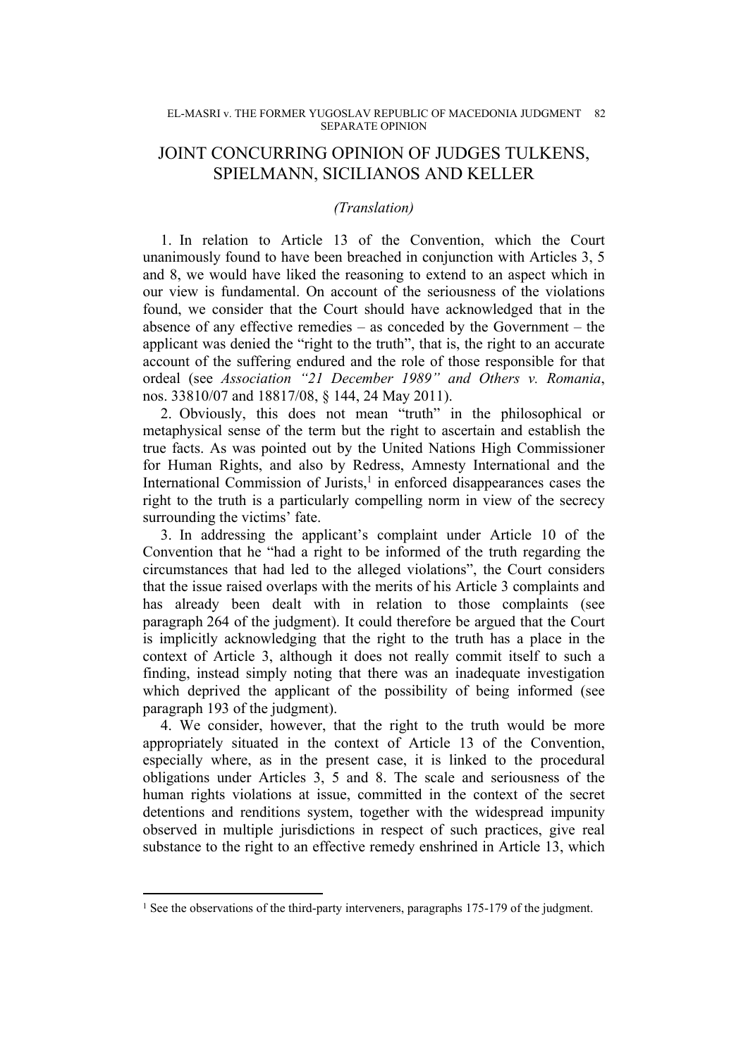# JOINT CONCURRING OPINION OF JUDGES TULKENS, SPIELMANN, SICILIANOS AND KELLER

*(Translation)*

1. In relation to Article 13 of the Convention, which the Court unanimously found to have been breached in conjunction with Articles 3, 5 and 8, we would have liked the reasoning to extend to an aspect which in our view is fundamental. On account of the seriousness of the violations found, we consider that the Court should have acknowledged that in the absence of any effective remedies – as conceded by the Government – the applicant was denied the "right to the truth", that is, the right to an accurate account of the suffering endured and the role of those responsible for that ordeal (see *Association "21 December 1989" and Others v. Romania*, nos. 33810/07 and 18817/08, § 144, 24 May 2011).

2. Obviously, this does not mean "truth" in the philosophical or metaphysical sense of the term but the right to ascertain and establish the true facts. As was pointed out by the United Nations High Commissioner for Human Rights, and also by Redress, Amnesty International and the International Commission of Jurists,[1] in enforced disappearances cases the right to the truth is a particularly compelling norm in view of the secrecy surrounding the victims' fate.

3. In addressing the applicant's complaint under Article 10 of the Convention that he "had a right to be informed of the truth regarding the circumstances that had led to the alleged violations", the Court considers that the issue raised overlaps with the merits of his Article 3 complaints and has already been dealt with in relation to those complaints (see paragraph 264 of the judgment). It could therefore be argued that the Court is implicitly acknowledging that the right to the truth has a place in the context of Article 3, although it does not really commit itself to such a finding, instead simply noting that there was an inadequate investigation which deprived the applicant of the possibility of being informed (see paragraph 193 of the judgment).

4. We consider, however, that the right to the truth would be more appropriately situated in the context of Article 13 of the Convention, especially where, as in the present case, it is linked to the procedural obligations under Articles 3, 5 and 8. The scale and seriousness of the human rights violations at issue, committed in the context of the secret detentions and renditions system, together with the widespread impunity observed in multiple jurisdictions in respect of such practices, give real substance to the right to an effective remedy enshrined in Article 13, which

[1] See the observations of the third-party interveners, paragraphs 175-179 of the judgment.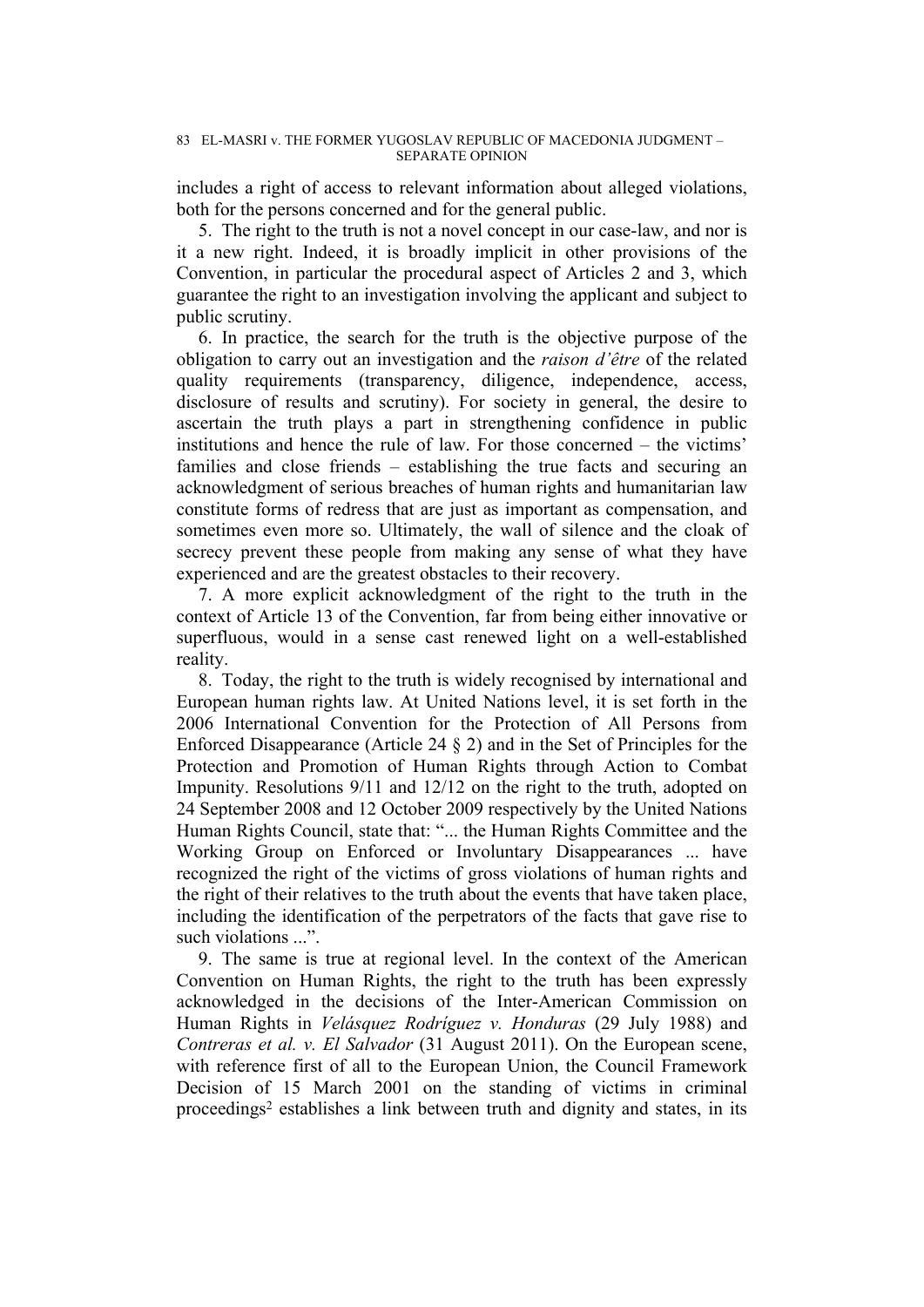includes a right of access to relevant information about alleged violations, both for the persons concerned and for the general public.

5. The right to the truth is not a novel concept in our case-law, and nor is it a new right. Indeed, it is broadly implicit in other provisions of the Convention, in particular the procedural aspect of Articles 2 and 3, which guarantee the right to an investigation involving the applicant and subject to public scrutiny.

6. In practice, the search for the truth is the objective purpose of the obligation to carry out an investigation and the *raison d'être* of the related quality requirements (transparency, diligence, independence, access, disclosure of results and scrutiny). For society in general, the desire to ascertain the truth plays a part in strengthening confidence in public institutions and hence the rule of law. For those concerned – the victims' families and close friends – establishing the true facts and securing an acknowledgment of serious breaches of human rights and humanitarian law constitute forms of redress that are just as important as compensation, and sometimes even more so. Ultimately, the wall of silence and the cloak of secrecy prevent these people from making any sense of what they have experienced and are the greatest obstacles to their recovery.

7. A more explicit acknowledgment of the right to the truth in the context of Article 13 of the Convention, far from being either innovative or superfluous, would in a sense cast renewed light on a well-established reality.

8. Today, the right to the truth is widely recognised by international and European human rights law. At United Nations level, it is set forth in the 2006 International Convention for the Protection of All Persons from Enforced Disappearance (Article 24 § 2) and in the Set of Principles for the Protection and Promotion of Human Rights through Action to Combat Impunity. Resolutions 9/11 and 12/12 on the right to the truth, adopted on 24 September 2008 and 12 October 2009 respectively by the United Nations Human Rights Council, state that: "... the Human Rights Committee and the Working Group on Enforced or Involuntary Disappearances ... have recognized the right of the victims of gross violations of human rights and the right of their relatives to the truth about the events that have taken place, including the identification of the perpetrators of the facts that gave rise to such violations ...".

9. The same is true at regional level. In the context of the American Convention on Human Rights, the right to the truth has been expressly acknowledged in the decisions of the Inter-American Commission on Human Rights in *Velásquez Rodríguez v. Honduras* (29 July 1988) and *Contreras et al. v. El Salvador* (31 August 2011). On the European scene, with reference first of all to the European Union, the Council Framework Decision of 15 March 2001 on the standing of victims in criminal proceedings[2] establishes a link between truth and dignity and states, in its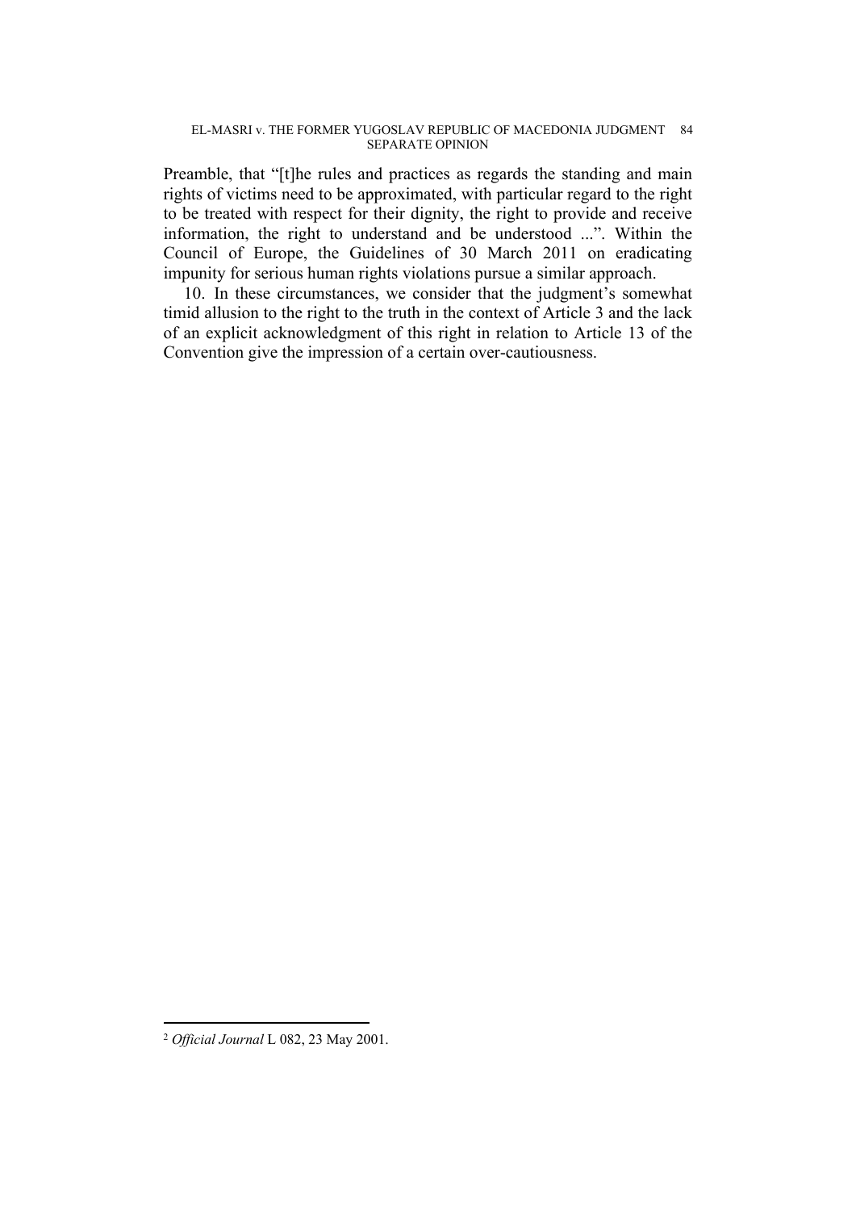Preamble, that "[t]he rules and practices as regards the standing and main rights of victims need to be approximated, with particular regard to the right to be treated with respect for their dignity, the right to provide and receive information, the right to understand and be understood ...". Within the Council of Europe, the Guidelines of 30 March 2011 on eradicating impunity for serious human rights violations pursue a similar approach.

10. In these circumstances, we consider that the judgment's somewhat timid allusion to the right to the truth in the context of Article 3 and the lack of an explicit acknowledgment of this right in relation to Article 13 of the Convention give the impression of a certain over-cautiousness.

---

[2] *Official Journal* L 082, 23 May 2001.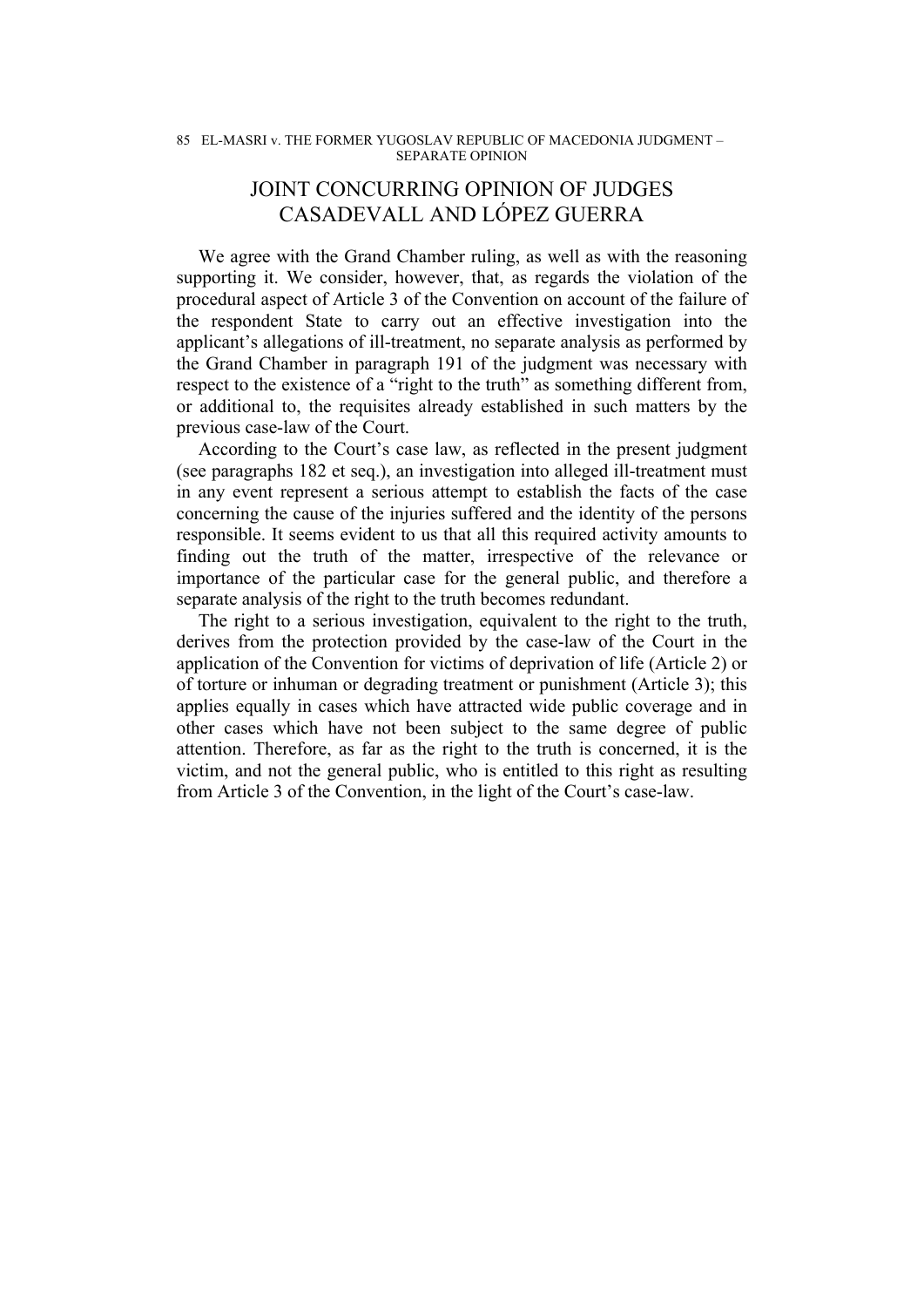# JOINT CONCURRING OPINION OF JUDGES CASADEVALL AND LÓPEZ GUERRA

We agree with the Grand Chamber ruling, as well as with the reasoning supporting it. We consider, however, that, as regards the violation of the procedural aspect of Article 3 of the Convention on account of the failure of the respondent State to carry out an effective investigation into the applicant's allegations of ill-treatment, no separate analysis as performed by the Grand Chamber in paragraph 191 of the judgment was necessary with respect to the existence of a "right to the truth" as something different from, or additional to, the requisites already established in such matters by the previous case-law of the Court.

According to the Court's case law, as reflected in the present judgment (see paragraphs 182 et seq.), an investigation into alleged ill-treatment must in any event represent a serious attempt to establish the facts of the case concerning the cause of the injuries suffered and the identity of the persons responsible. It seems evident to us that all this required activity amounts to finding out the truth of the matter, irrespective of the relevance or importance of the particular case for the general public, and therefore a separate analysis of the right to the truth becomes redundant.

The right to a serious investigation, equivalent to the right to the truth, derives from the protection provided by the case-law of the Court in the application of the Convention for victims of deprivation of life (Article 2) or of torture or inhuman or degrading treatment or punishment (Article 3); this applies equally in cases which have attracted wide public coverage and in other cases which have not been subject to the same degree of public attention. Therefore, as far as the right to the truth is concerned, it is the victim, and not the general public, who is entitled to this right as resulting from Article 3 of the Convention, in the light of the Court's case-law.